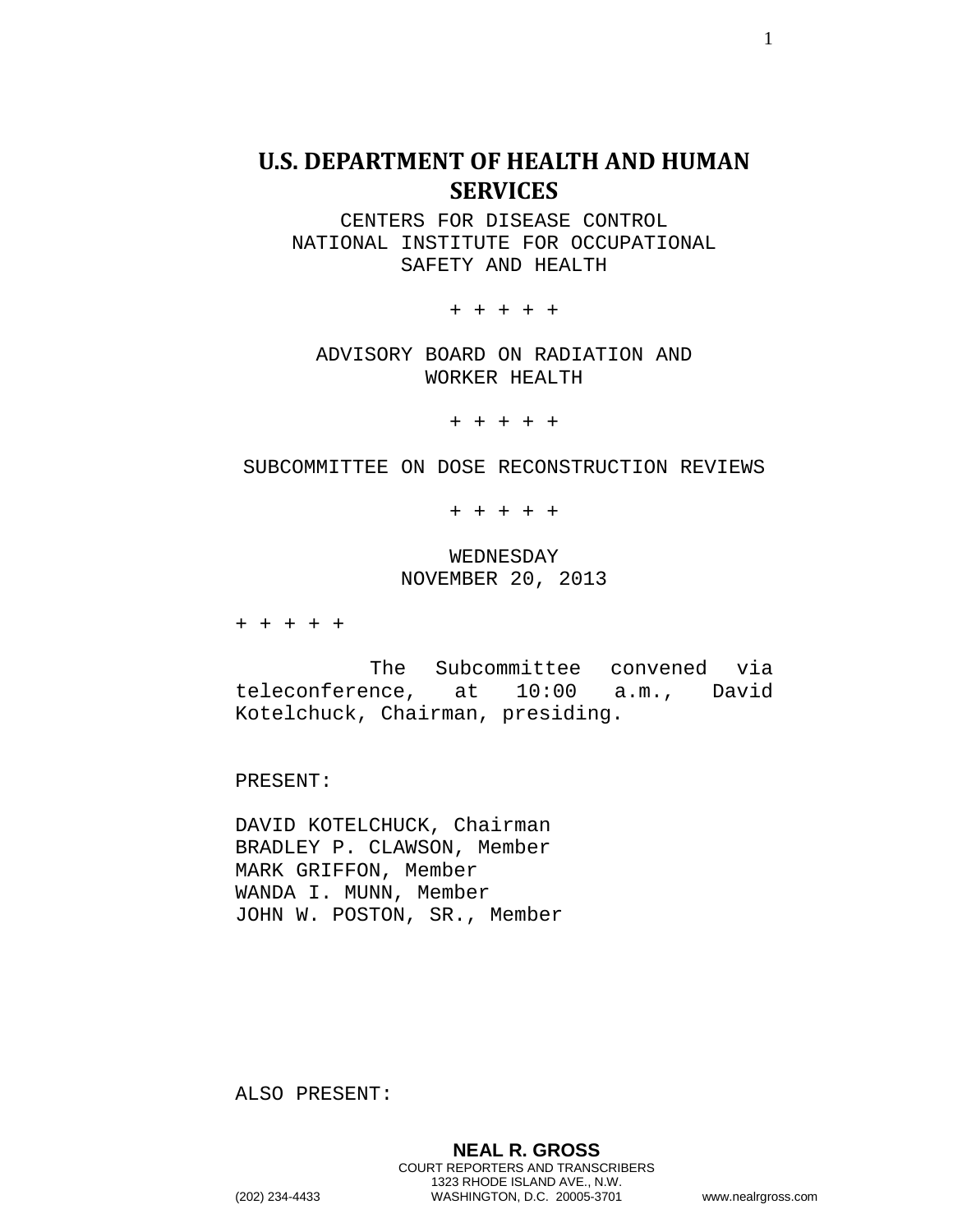# U.S. DEPARTMENT OF HEALTH AND HUMAN SERVICES

CENTERS FOR DISEASE CONTROL
NATIONAL INSTITUTE FOR OCCUPATIONAL SAFETY AND HEALTH

+ + + + +

ADVISORY BOARD ON RADIATION AND WORKER HEALTH

+ + + + +

SUBCOMMITTEE ON DOSE RECONSTRUCTION REVIEWS

+ + + + +

WEDNESDAY
NOVEMBER 20, 2013

+ + + + +

The Subcommittee convened via teleconference, at 10:00 a.m., David Kotelchuck, Chairman, presiding.

PRESENT:

DAVID KOTELCHUCK, Chairman
BRADLEY P. CLAWSON, Member
MARK GRIFFON, Member
WANDA I. MUNN, Member
JOHN W. POSTON, SR., Member

ALSO PRESENT: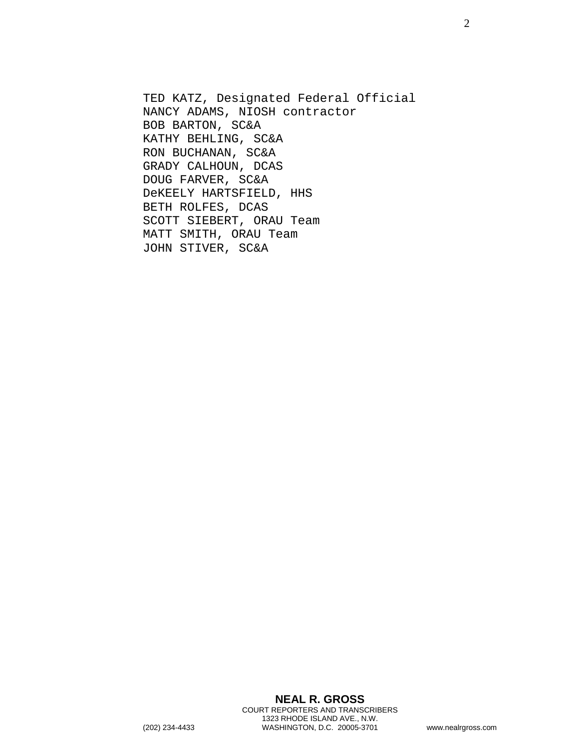TED KATZ, Designated Federal Official
NANCY ADAMS, NIOSH contractor
BOB BARTON, SC&A
KATHY BEHLING, SC&A
RON BUCHANAN, SC&A
GRADY CALHOUN, DCAS
DOUG FARVER, SC&A
DeKEELY HARTSFIELD, HHS
BETH ROLFES, DCAS
SCOTT SIEBERT, ORAU Team
MATT SMITH, ORAU Team
JOHN STIVER, SC&A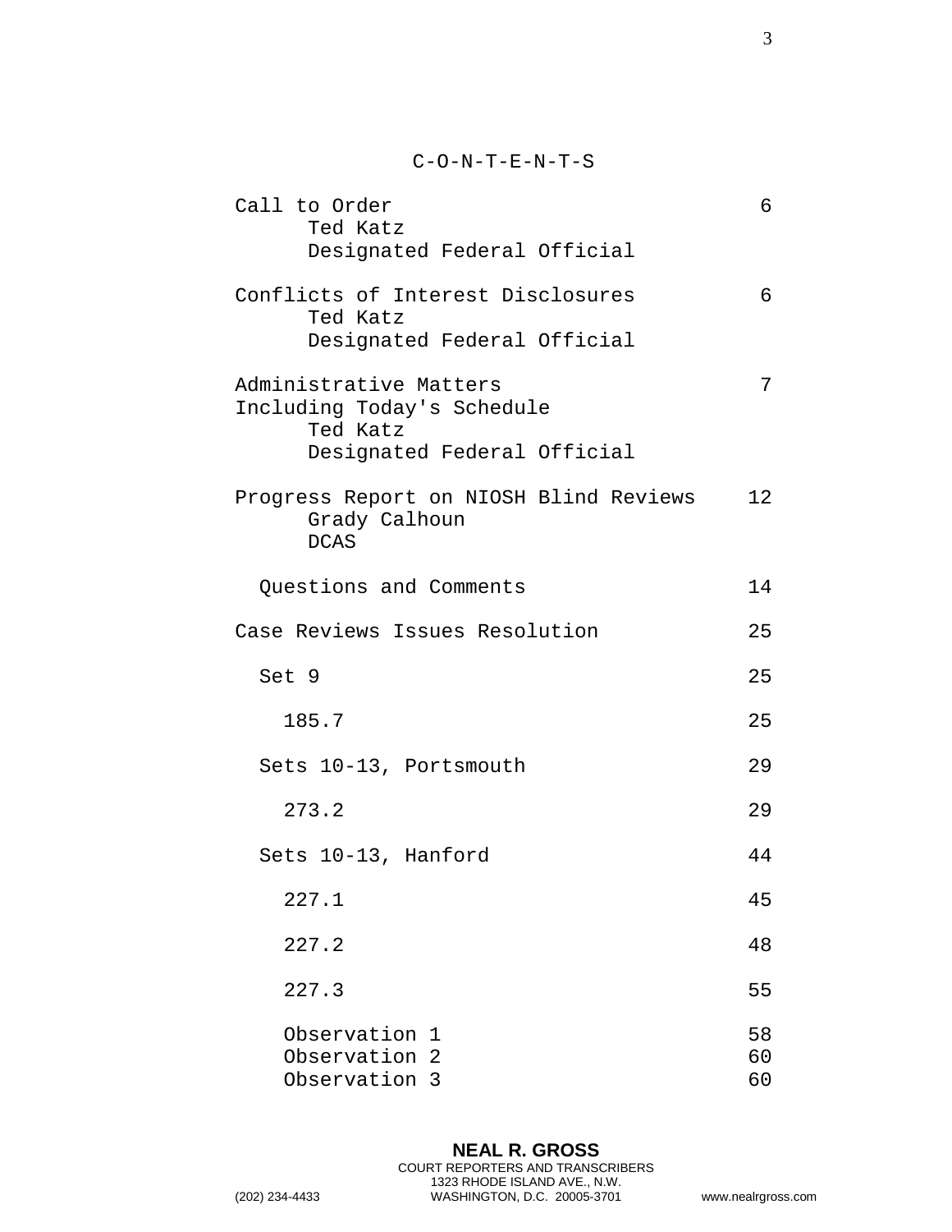# C-O-N-T-E-N-T-S

| | |
|---|---|
| Call to Order<br>Ted Katz<br>Designated Federal Official | 6 |
| Conflicts of Interest Disclosures<br>Ted Katz<br>Designated Federal Official | 6 |
| Administrative Matters<br>Including Today's Schedule<br>Ted Katz<br>Designated Federal Official | 7 |
| Progress Report on NIOSH Blind Reviews<br>Grady Calhoun<br>DCAS | 12 |
| Questions and Comments | 14 |
| Case Reviews Issues Resolution | 25 |
| Set 9 | 25 |
| 185.7 | 25 |
| Sets 10-13, Portsmouth | 29 |
| 273.2 | 29 |
| Sets 10-13, Hanford | 44 |
| 227.1 | 45 |
| 227.2 | 48 |
| 227.3 | 55 |
| Observation 1 | 58 |
| Observation 2 | 60 |
| Observation 3 | 60 |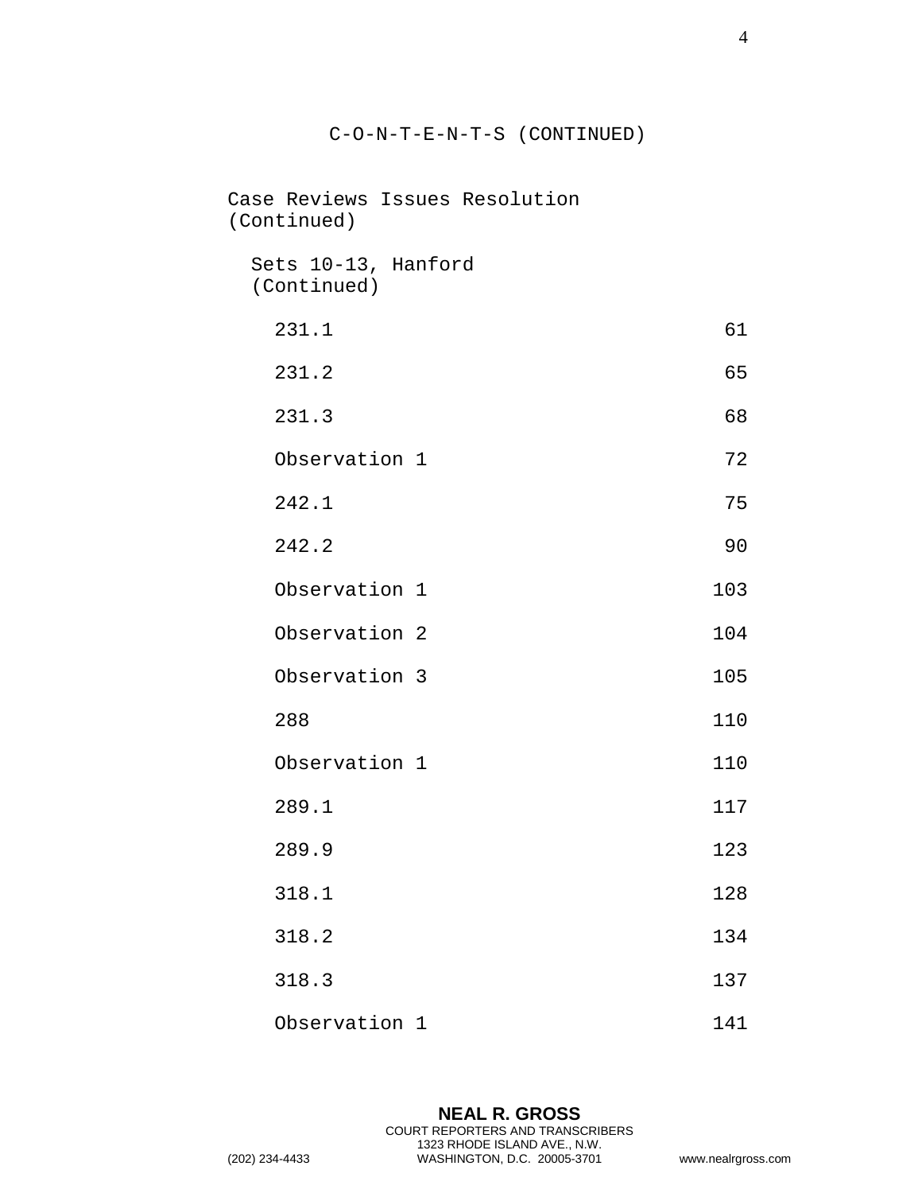# C-O-N-T-E-N-T-S (CONTINUED)

Case Reviews Issues Resolution (Continued)

Sets 10-13, Hanford (Continued)

| | |
|---|---|
| 231.1 | 61 |
| 231.2 | 65 |
| 231.3 | 68 |
| Observation 1 | 72 |
| 242.1 | 75 |
| 242.2 | 90 |
| Observation 1 | 103 |
| Observation 2 | 104 |
| Observation 3 | 105 |
| 288 | 110 |
| Observation 1 | 110 |
| 289.1 | 117 |
| 289.9 | 123 |
| 318.1 | 128 |
| 318.2 | 134 |
| 318.3 | 137 |
| Observation 1 | 141 |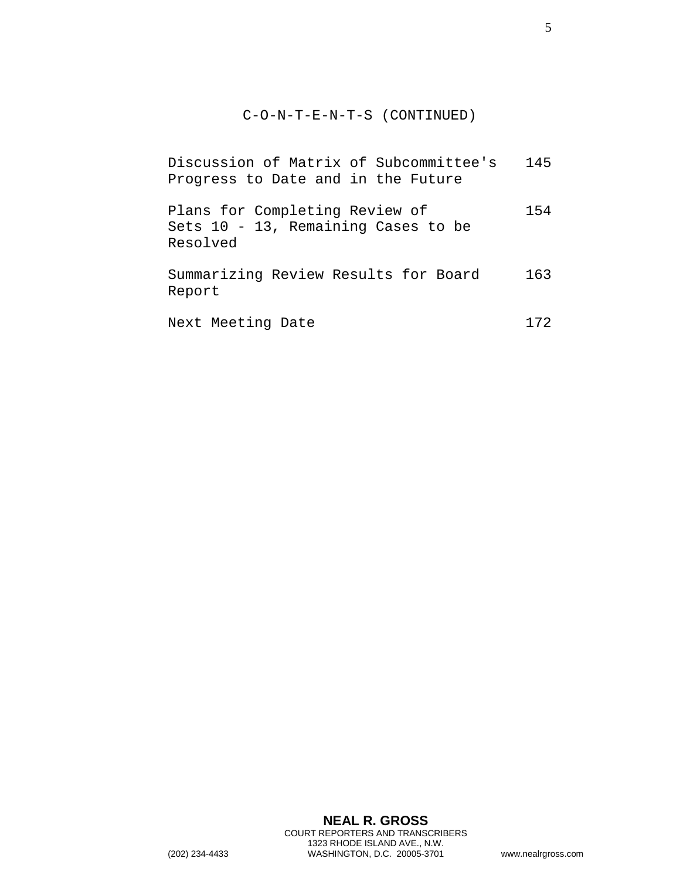## C-O-N-T-E-N-T-S (CONTINUED)

| | |
|---|---|
| Discussion of Matrix of Subcommittee's Progress to Date and in the Future | 145 |
| Plans for Completing Review of Sets 10 - 13, Remaining Cases to be Resolved | 154 |
| Summarizing Review Results for Board Report | 163 |
| Next Meeting Date | 172 |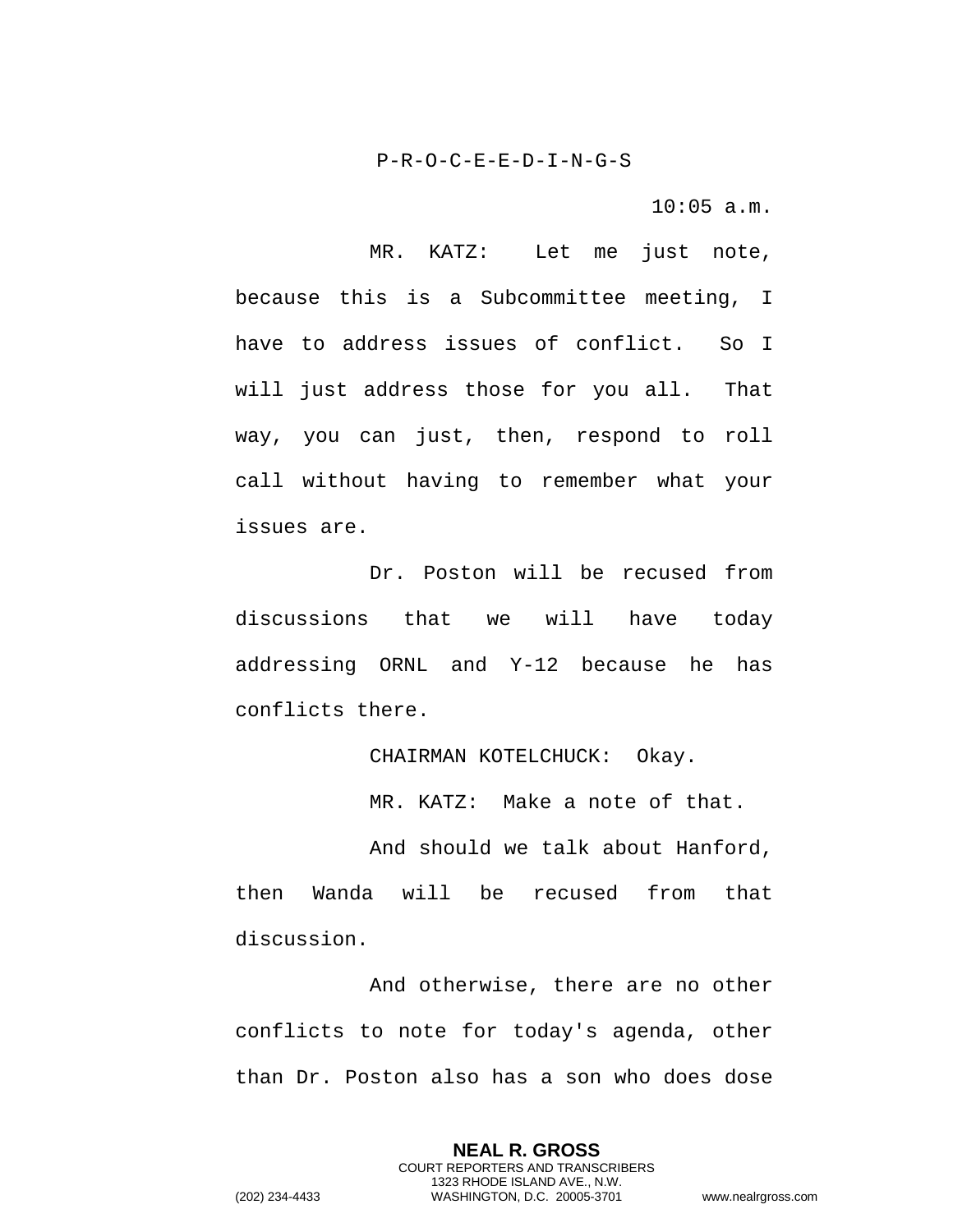P-R-O-C-E-E-D-I-N-G-S

10:05 a.m.

MR. KATZ: Let me just note, because this is a Subcommittee meeting, I have to address issues of conflict. So I will just address those for you all. That way, you can just, then, respond to roll call without having to remember what your issues are.

Dr. Poston will be recused from discussions that we will have today addressing ORNL and Y-12 because he has conflicts there.

CHAIRMAN KOTELCHUCK: Okay.

MR. KATZ: Make a note of that.

And should we talk about Hanford, then Wanda will be recused from that discussion.

And otherwise, there are no other conflicts to note for today's agenda, other than Dr. Poston also has a son who does dose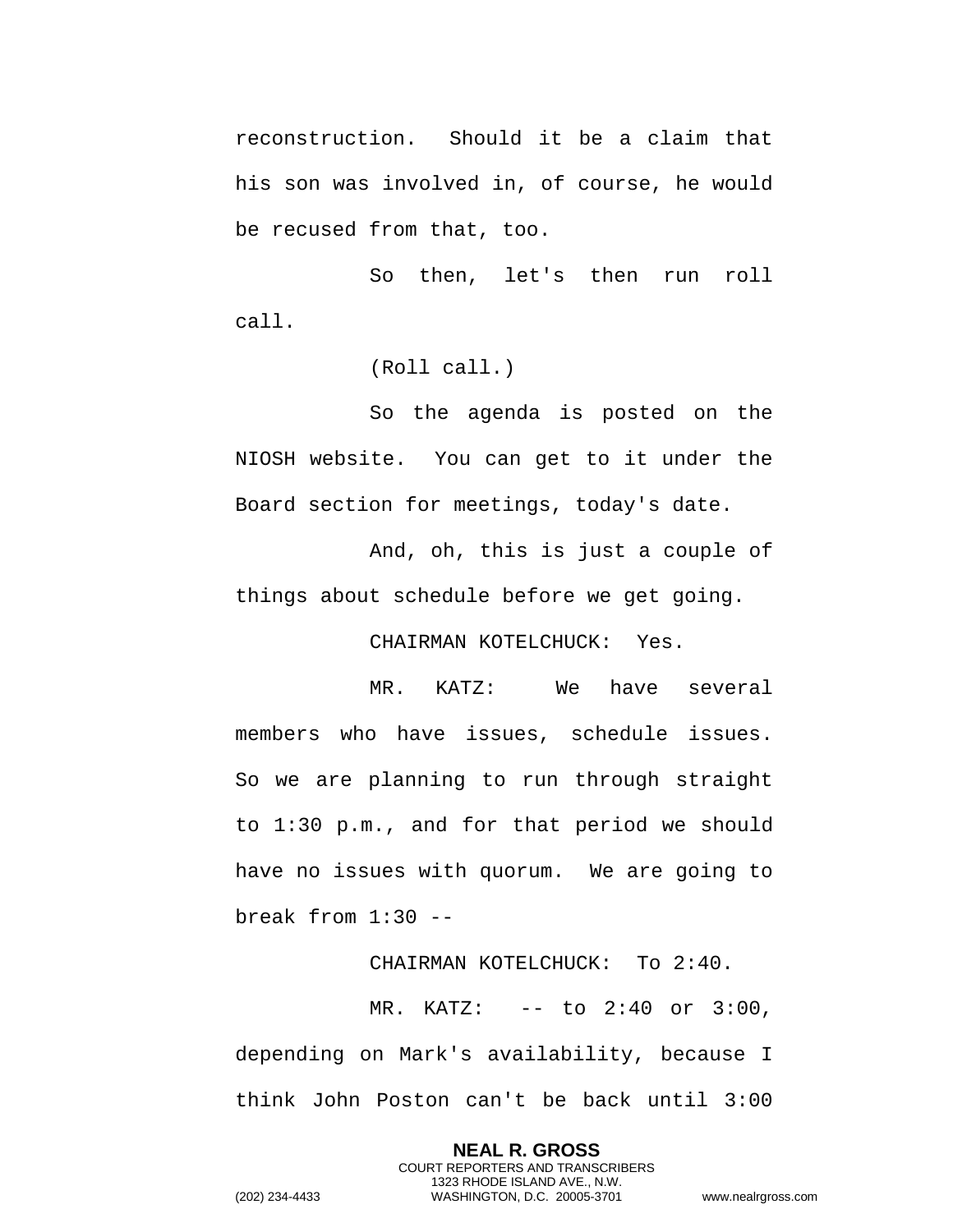reconstruction. Should it be a claim that his son was involved in, of course, he would be recused from that, too.

So then, let's then run roll call.

(Roll call.)

So the agenda is posted on the NIOSH website. You can get to it under the Board section for meetings, today's date.

And, oh, this is just a couple of things about schedule before we get going.

CHAIRMAN KOTELCHUCK: Yes.

MR. KATZ: We have several members who have issues, schedule issues. So we are planning to run through straight to 1:30 p.m., and for that period we should have no issues with quorum. We are going to break from 1:30 --

CHAIRMAN KOTELCHUCK: To 2:40.

MR. KATZ: -- to 2:40 or 3:00, depending on Mark's availability, because I think John Poston can't be back until 3:00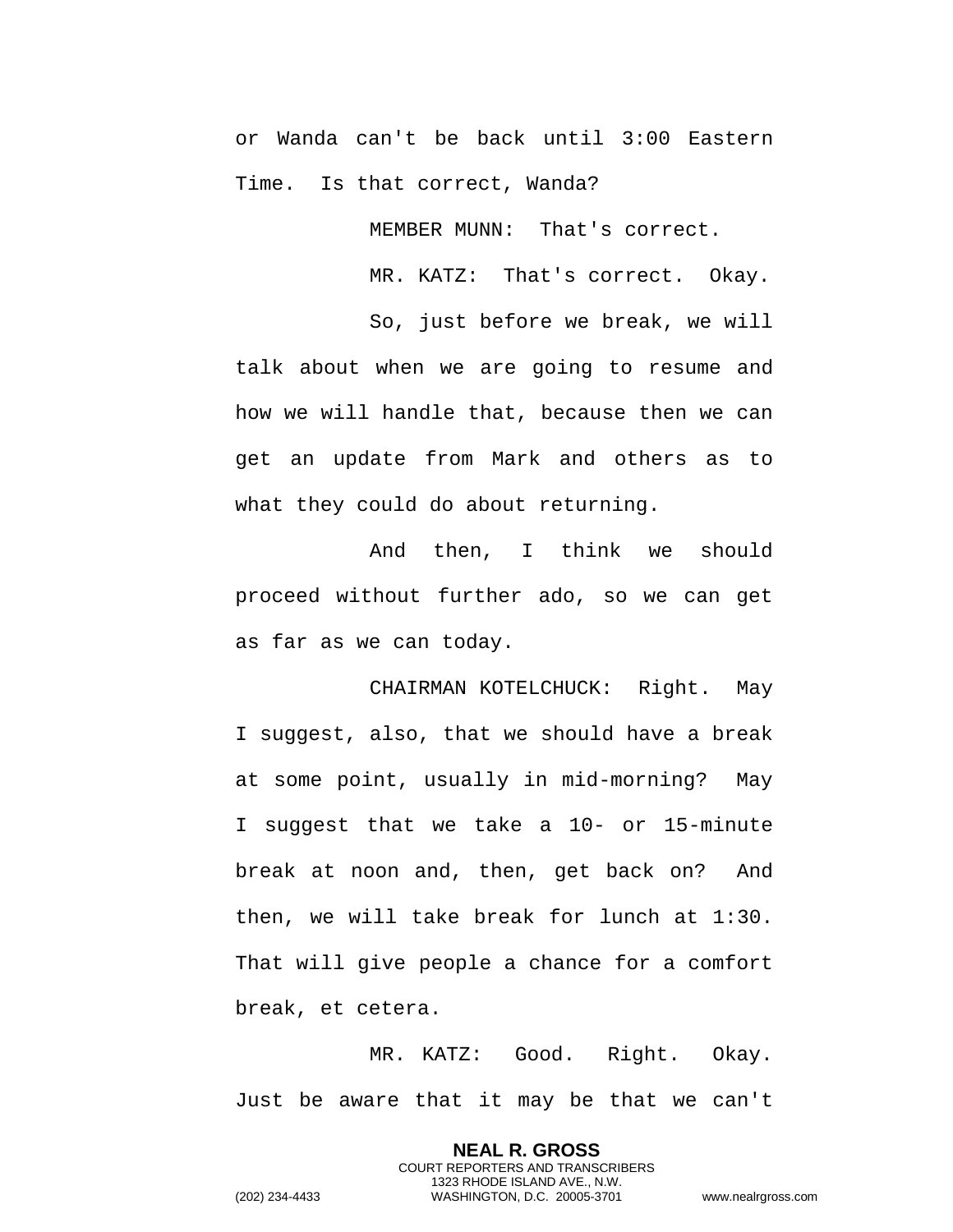or Wanda can't be back until 3:00 Eastern Time. Is that correct, Wanda?

MEMBER MUNN: That's correct.

MR. KATZ: That's correct. Okay.

So, just before we break, we will talk about when we are going to resume and how we will handle that, because then we can get an update from Mark and others as to what they could do about returning.

And then, I think we should proceed without further ado, so we can get as far as we can today.

CHAIRMAN KOTELCHUCK: Right. May I suggest, also, that we should have a break at some point, usually in mid-morning? May I suggest that we take a 10- or 15-minute break at noon and, then, get back on? And then, we will take break for lunch at 1:30. That will give people a chance for a comfort break, et cetera.

MR. KATZ: Good. Right. Okay. Just be aware that it may be that we can't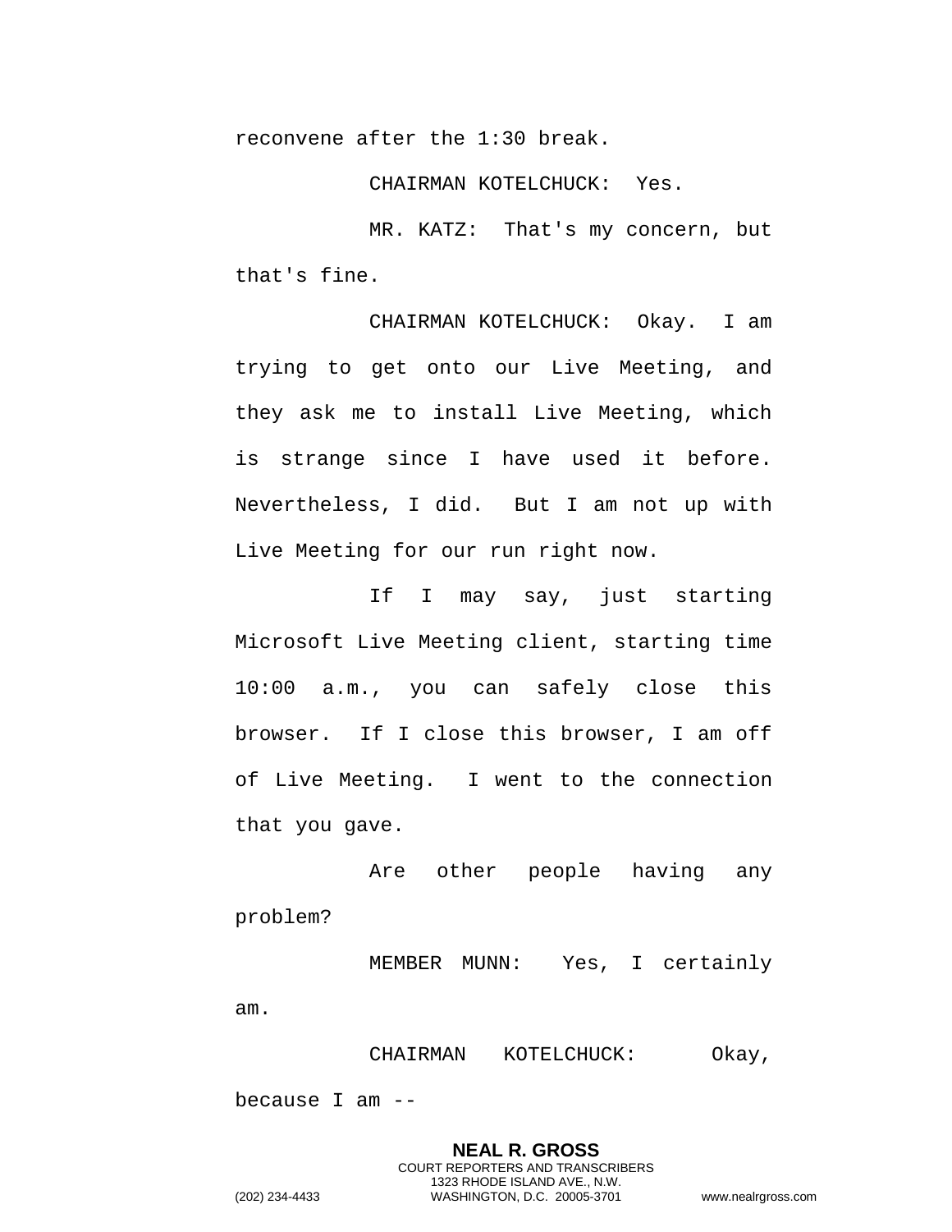reconvene after the 1:30 break.

CHAIRMAN KOTELCHUCK: Yes.

MR. KATZ: That's my concern, but that's fine.

CHAIRMAN KOTELCHUCK: Okay. I am trying to get onto our Live Meeting, and they ask me to install Live Meeting, which is strange since I have used it before. Nevertheless, I did. But I am not up with Live Meeting for our run right now.

If I may say, just starting Microsoft Live Meeting client, starting time 10:00 a.m., you can safely close this browser. If I close this browser, I am off of Live Meeting. I went to the connection that you gave.

Are other people having any problem?

MEMBER MUNN: Yes, I certainly am.

CHAIRMAN KOTELCHUCK: Okay, because I am --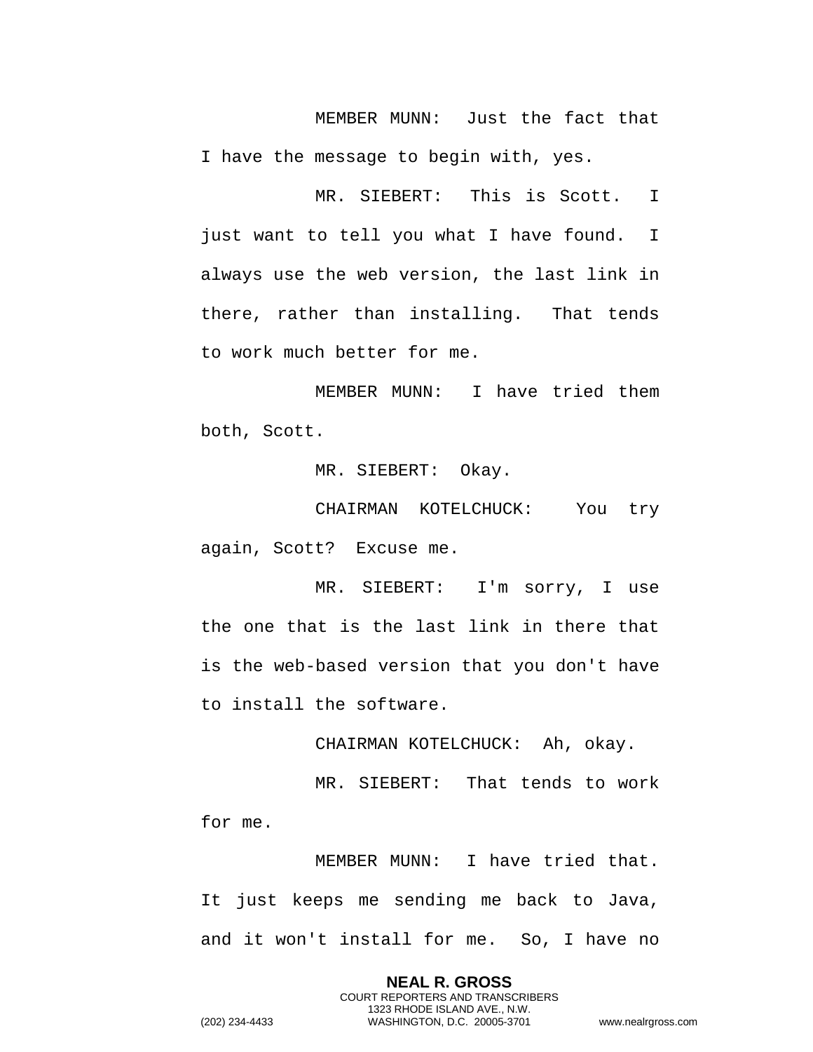MEMBER MUNN: Just the fact that I have the message to begin with, yes.

MR. SIEBERT: This is Scott. I just want to tell you what I have found. I always use the web version, the last link in there, rather than installing. That tends to work much better for me.

MEMBER MUNN: I have tried them both, Scott.

MR. SIEBERT: Okay.

CHAIRMAN KOTELCHUCK: You try again, Scott? Excuse me.

MR. SIEBERT: I'm sorry, I use the one that is the last link in there that is the web-based version that you don't have to install the software.

CHAIRMAN KOTELCHUCK: Ah, okay.

MR. SIEBERT: That tends to work for me.

MEMBER MUNN: I have tried that. It just keeps me sending me back to Java, and it won't install for me. So, I have no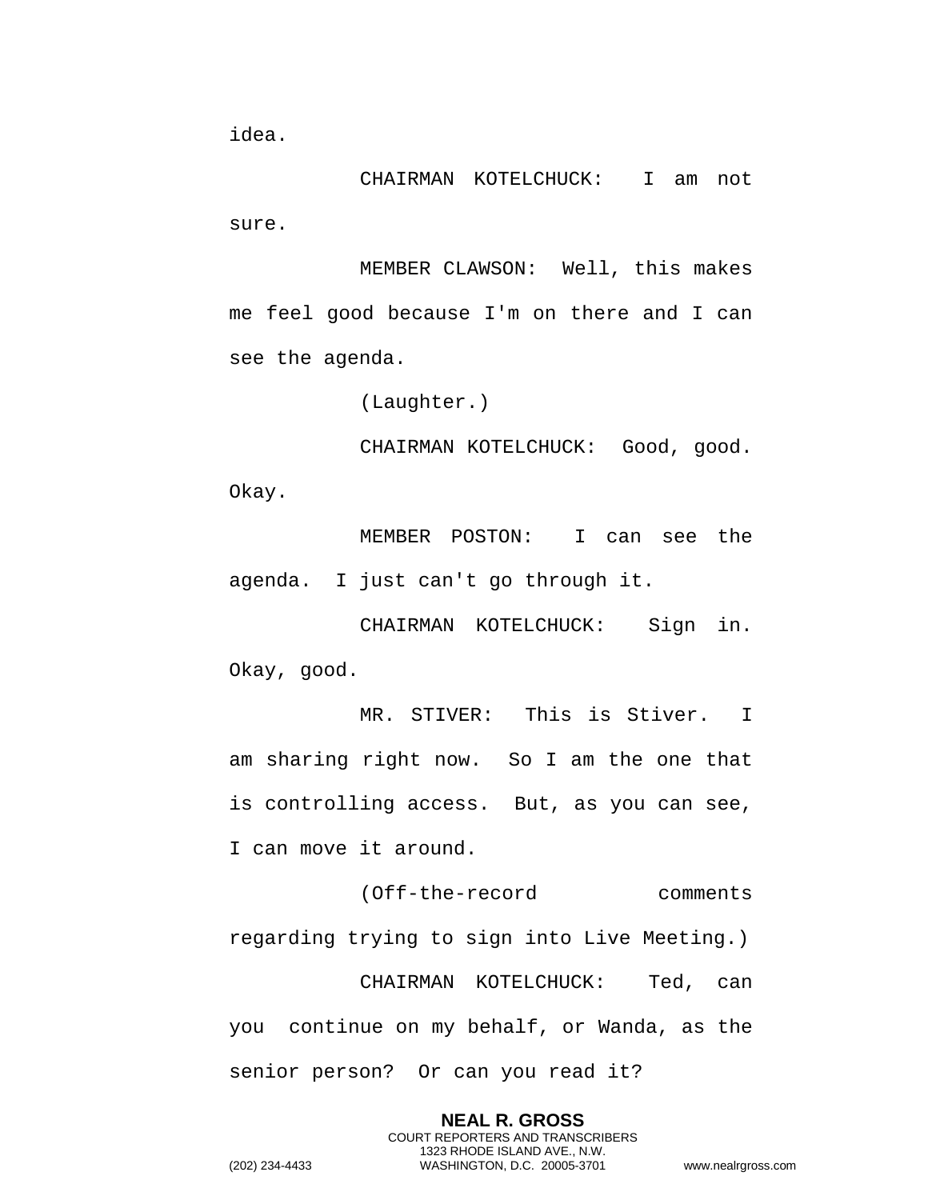idea.

CHAIRMAN KOTELCHUCK: I am not sure.

MEMBER CLAWSON: Well, this makes me feel good because I'm on there and I can see the agenda.

(Laughter.)

CHAIRMAN KOTELCHUCK: Good, good. Okay.

MEMBER POSTON: I can see the agenda. I just can't go through it.

CHAIRMAN KOTELCHUCK: Sign in. Okay, good.

MR. STIVER: This is Stiver. I am sharing right now. So I am the one that is controlling access. But, as you can see, I can move it around.

(Off-the-record comments regarding trying to sign into Live Meeting.)

CHAIRMAN KOTELCHUCK: Ted, can you continue on my behalf, or Wanda, as the senior person? Or can you read it?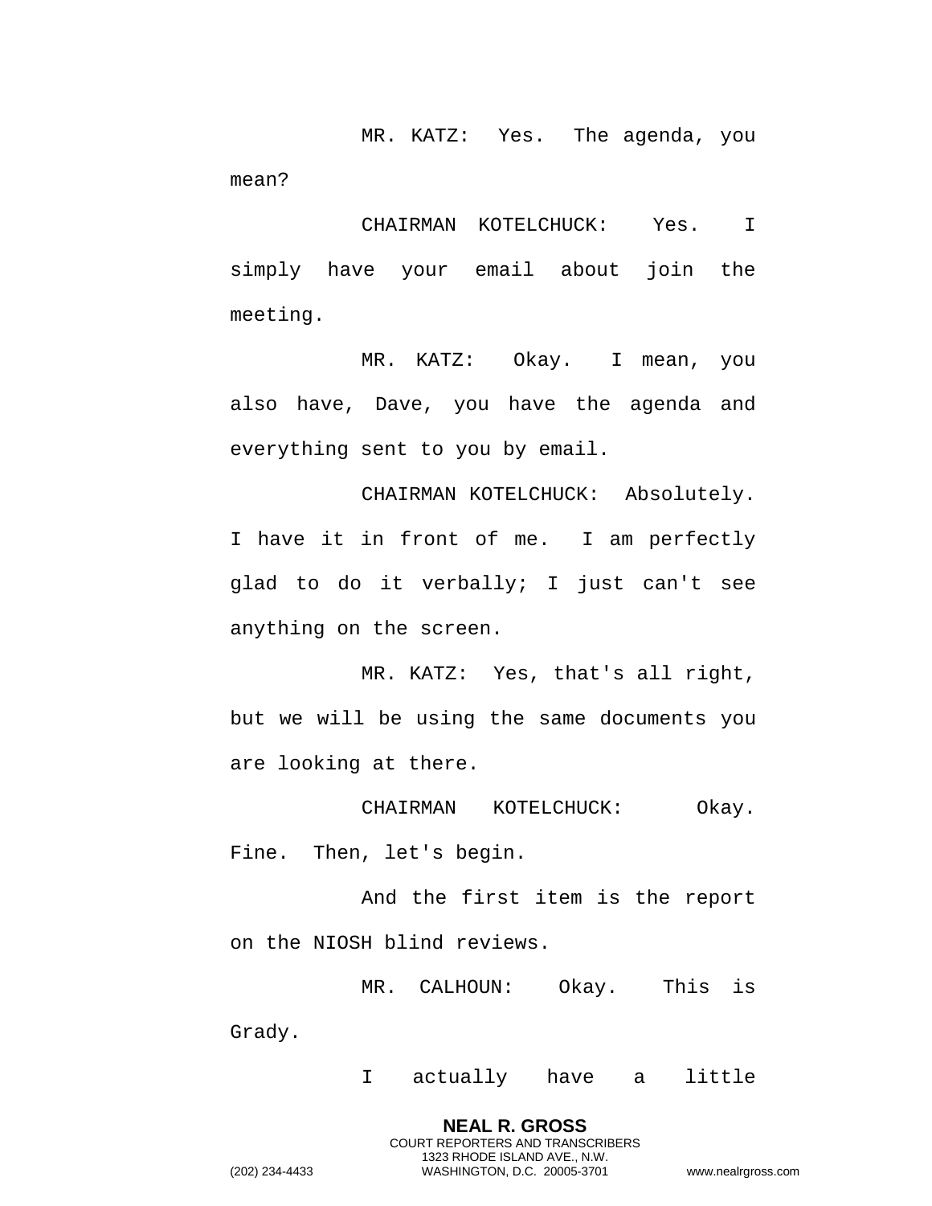MR. KATZ: Yes. The agenda, you mean?

CHAIRMAN KOTELCHUCK: Yes. I simply have your email about join the meeting.

MR. KATZ: Okay. I mean, you also have, Dave, you have the agenda and everything sent to you by email.

CHAIRMAN KOTELCHUCK: Absolutely. I have it in front of me. I am perfectly glad to do it verbally; I just can't see anything on the screen.

MR. KATZ: Yes, that's all right, but we will be using the same documents you are looking at there.

CHAIRMAN KOTELCHUCK: Okay. Fine. Then, let's begin.

And the first item is the report on the NIOSH blind reviews.

MR. CALHOUN: Okay. This is Grady.

I actually have a little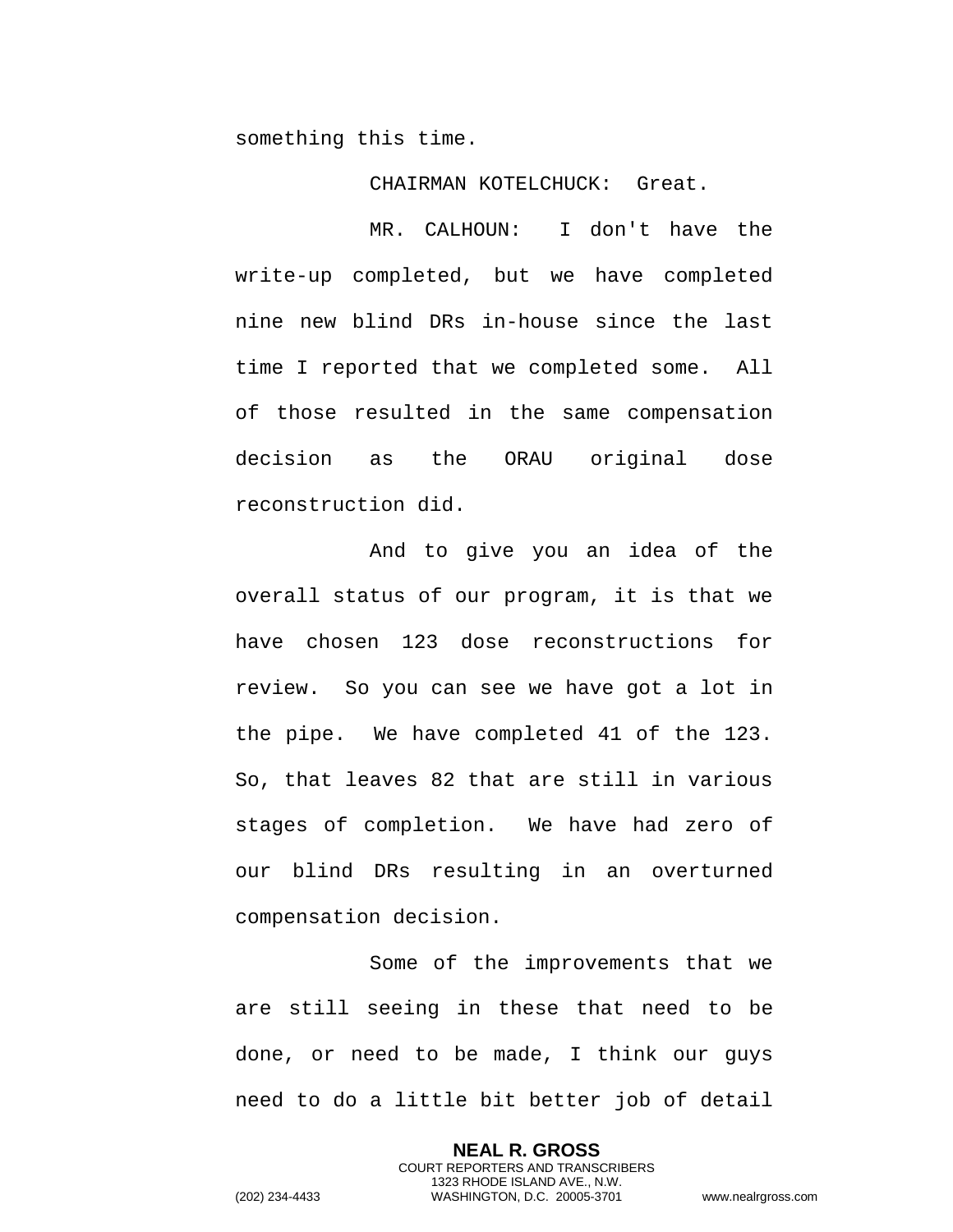something this time.

CHAIRMAN KOTELCHUCK: Great.

MR. CALHOUN: I don't have the write-up completed, but we have completed nine new blind DRs in-house since the last time I reported that we completed some. All of those resulted in the same compensation decision as the ORAU original dose reconstruction did.

And to give you an idea of the overall status of our program, it is that we have chosen 123 dose reconstructions for review. So you can see we have got a lot in the pipe. We have completed 41 of the 123. So, that leaves 82 that are still in various stages of completion. We have had zero of our blind DRs resulting in an overturned compensation decision.

Some of the improvements that we are still seeing in these that need to be done, or need to be made, I think our guys need to do a little bit better job of detail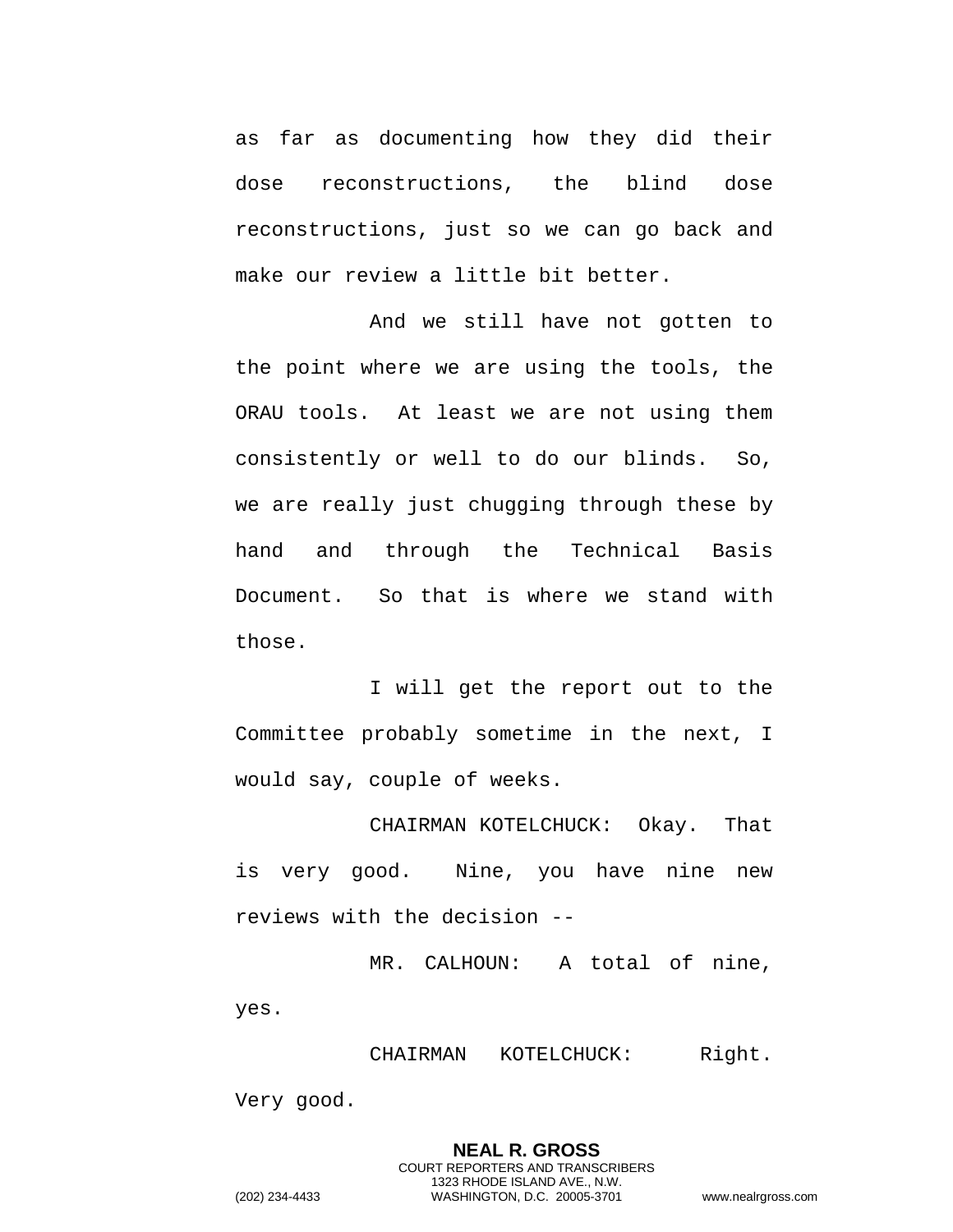as far as documenting how they did their dose reconstructions, the blind dose reconstructions, just so we can go back and make our review a little bit better.

And we still have not gotten to the point where we are using the tools, the ORAU tools. At least we are not using them consistently or well to do our blinds. So, we are really just chugging through these by hand and through the Technical Basis Document. So that is where we stand with those.

I will get the report out to the Committee probably sometime in the next, I would say, couple of weeks.

CHAIRMAN KOTELCHUCK: Okay. That is very good. Nine, you have nine new reviews with the decision --

MR. CALHOUN: A total of nine, yes.

CHAIRMAN KOTELCHUCK: Right. Very good.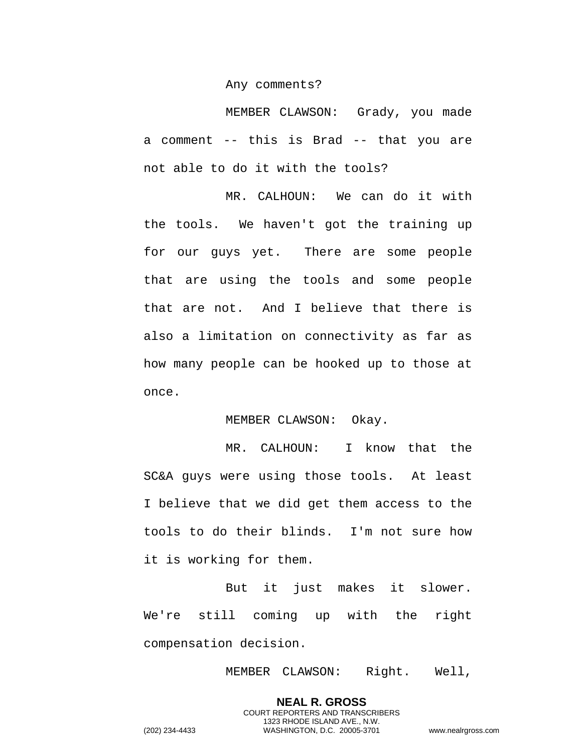Any comments?

MEMBER CLAWSON: Grady, you made a comment -- this is Brad -- that you are not able to do it with the tools?

MR. CALHOUN: We can do it with the tools. We haven't got the training up for our guys yet. There are some people that are using the tools and some people that are not. And I believe that there is also a limitation on connectivity as far as how many people can be hooked up to those at once.

MEMBER CLAWSON: Okay.

MR. CALHOUN: I know that the SC&A guys were using those tools. At least I believe that we did get them access to the tools to do their blinds. I'm not sure how it is working for them.

But it just makes it slower. We're still coming up with the right compensation decision.

MEMBER CLAWSON: Right. Well,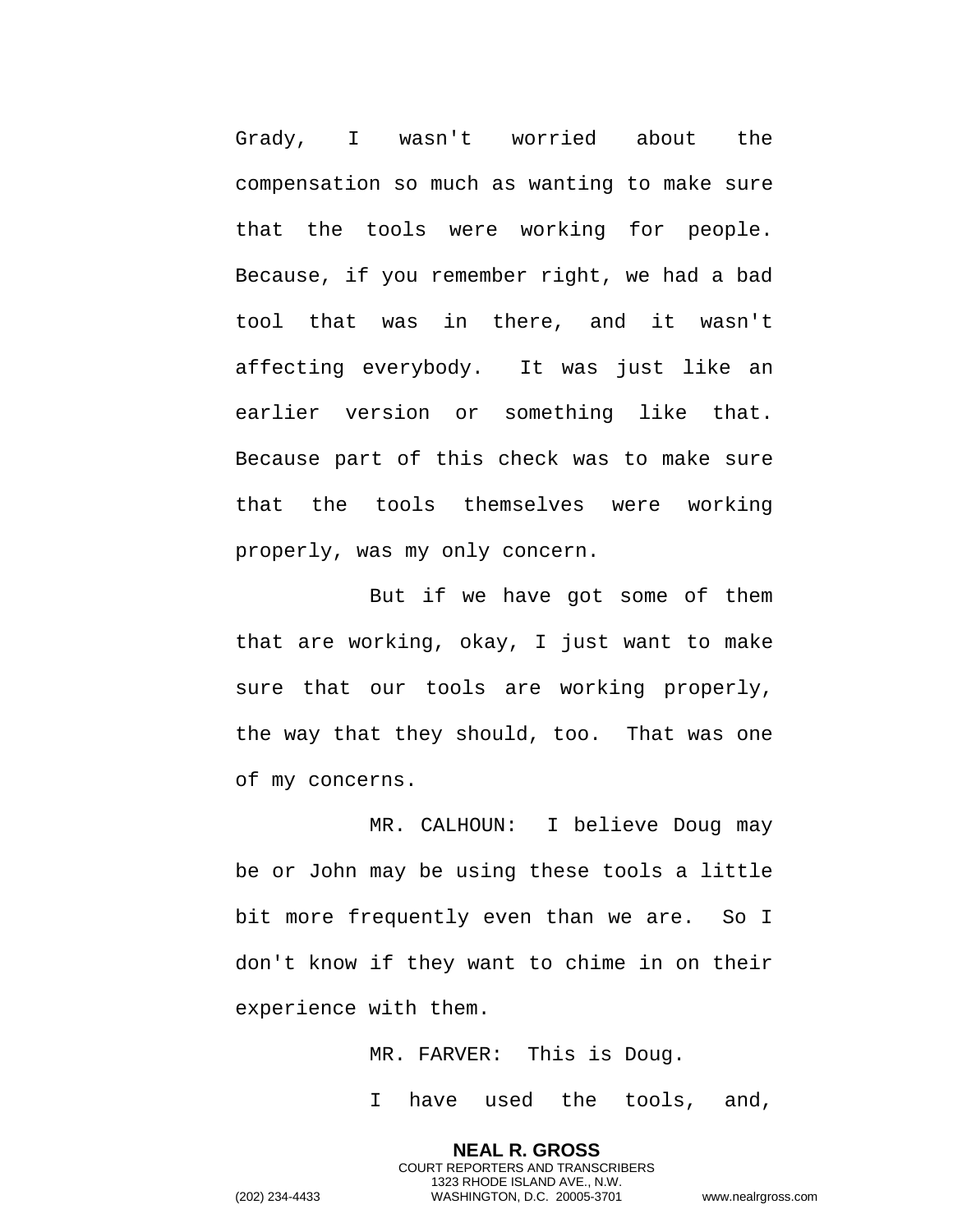Grady, I wasn't worried about the compensation so much as wanting to make sure that the tools were working for people. Because, if you remember right, we had a bad tool that was in there, and it wasn't affecting everybody. It was just like an earlier version or something like that. Because part of this check was to make sure that the tools themselves were working properly, was my only concern.

But if we have got some of them that are working, okay, I just want to make sure that our tools are working properly, the way that they should, too. That was one of my concerns.

MR. CALHOUN: I believe Doug may be or John may be using these tools a little bit more frequently even than we are. So I don't know if they want to chime in on their experience with them.

MR. FARVER: This is Doug.

I have used the tools, and,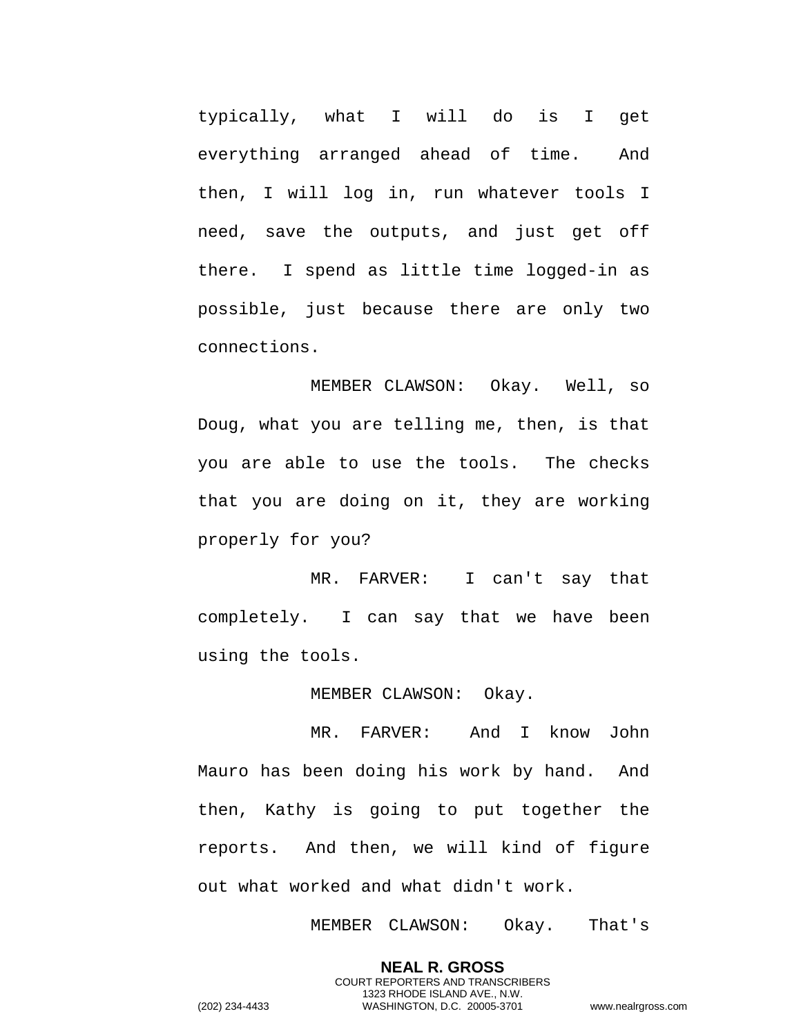typically, what I will do is I get everything arranged ahead of time. And then, I will log in, run whatever tools I need, save the outputs, and just get off there. I spend as little time logged-in as possible, just because there are only two connections.

MEMBER CLAWSON: Okay. Well, so Doug, what you are telling me, then, is that you are able to use the tools. The checks that you are doing on it, they are working properly for you?

MR. FARVER: I can't say that completely. I can say that we have been using the tools.

MEMBER CLAWSON: Okay.

MR. FARVER: And I know John Mauro has been doing his work by hand. And then, Kathy is going to put together the reports. And then, we will kind of figure out what worked and what didn't work.

MEMBER CLAWSON: Okay. That's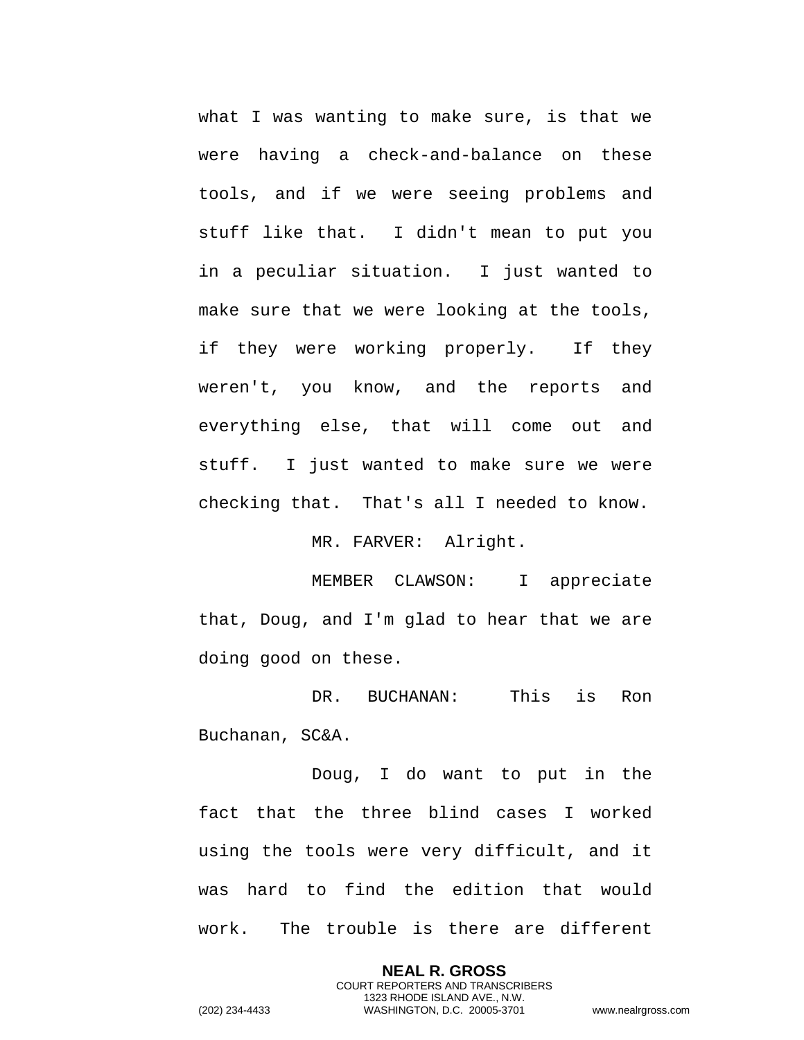what I was wanting to make sure, is that we were having a check-and-balance on these tools, and if we were seeing problems and stuff like that. I didn't mean to put you in a peculiar situation. I just wanted to make sure that we were looking at the tools, if they were working properly. If they weren't, you know, and the reports and everything else, that will come out and stuff. I just wanted to make sure we were checking that. That's all I needed to know.

MR. FARVER: Alright.

MEMBER CLAWSON: I appreciate that, Doug, and I'm glad to hear that we are doing good on these.

DR. BUCHANAN: This is Ron Buchanan, SC&A.

Doug, I do want to put in the fact that the three blind cases I worked using the tools were very difficult, and it was hard to find the edition that would work. The trouble is there are different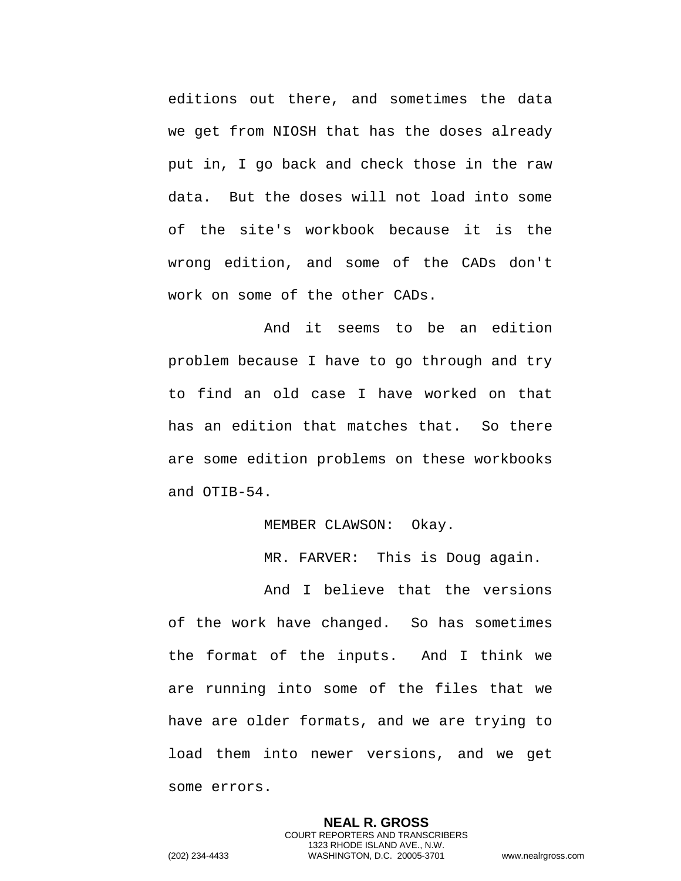editions out there, and sometimes the data we get from NIOSH that has the doses already put in, I go back and check those in the raw data. But the doses will not load into some of the site's workbook because it is the wrong edition, and some of the CADs don't work on some of the other CADs.

And it seems to be an edition problem because I have to go through and try to find an old case I have worked on that has an edition that matches that. So there are some edition problems on these workbooks and OTIB-54.

MEMBER CLAWSON: Okay.

MR. FARVER: This is Doug again.

And I believe that the versions of the work have changed. So has sometimes the format of the inputs. And I think we are running into some of the files that we have are older formats, and we are trying to load them into newer versions, and we get some errors.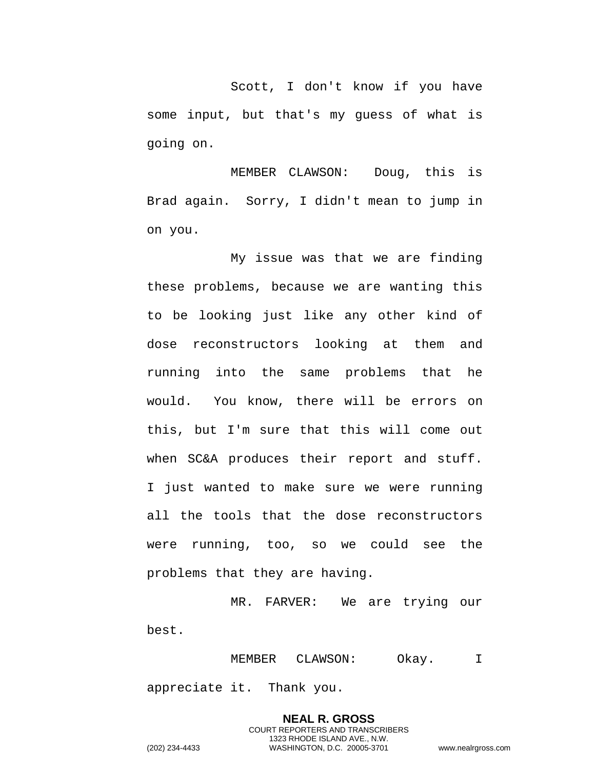Scott, I don't know if you have some input, but that's my guess of what is going on.

MEMBER CLAWSON: Doug, this is Brad again. Sorry, I didn't mean to jump in on you.

My issue was that we are finding these problems, because we are wanting this to be looking just like any other kind of dose reconstructors looking at them and running into the same problems that he would. You know, there will be errors on this, but I'm sure that this will come out when SC&A produces their report and stuff. I just wanted to make sure we were running all the tools that the dose reconstructors were running, too, so we could see the problems that they are having.

MR. FARVER: We are trying our best.

MEMBER CLAWSON: Okay. I appreciate it. Thank you.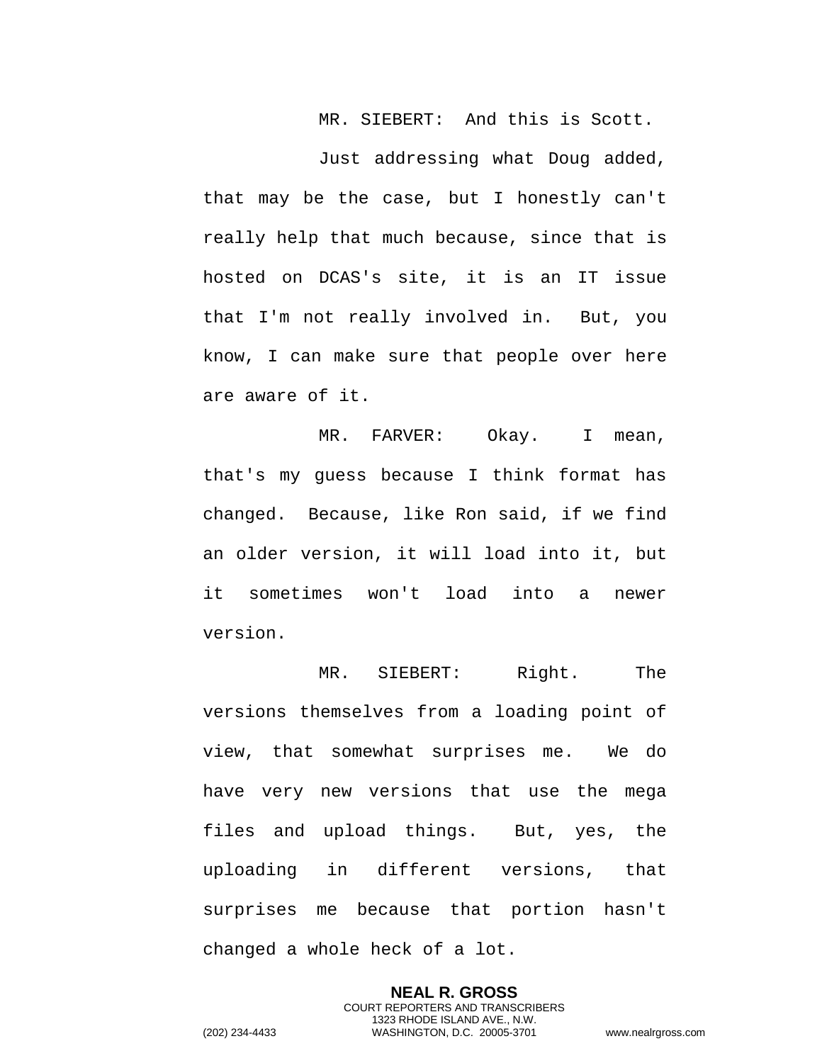MR. SIEBERT: And this is Scott.

Just addressing what Doug added, that may be the case, but I honestly can't really help that much because, since that is hosted on DCAS's site, it is an IT issue that I'm not really involved in. But, you know, I can make sure that people over here are aware of it.

MR. FARVER: Okay. I mean, that's my guess because I think format has changed. Because, like Ron said, if we find an older version, it will load into it, but it sometimes won't load into a newer version.

MR. SIEBERT: Right. The versions themselves from a loading point of view, that somewhat surprises me. We do have very new versions that use the mega files and upload things. But, yes, the uploading in different versions, that surprises me because that portion hasn't changed a whole heck of a lot.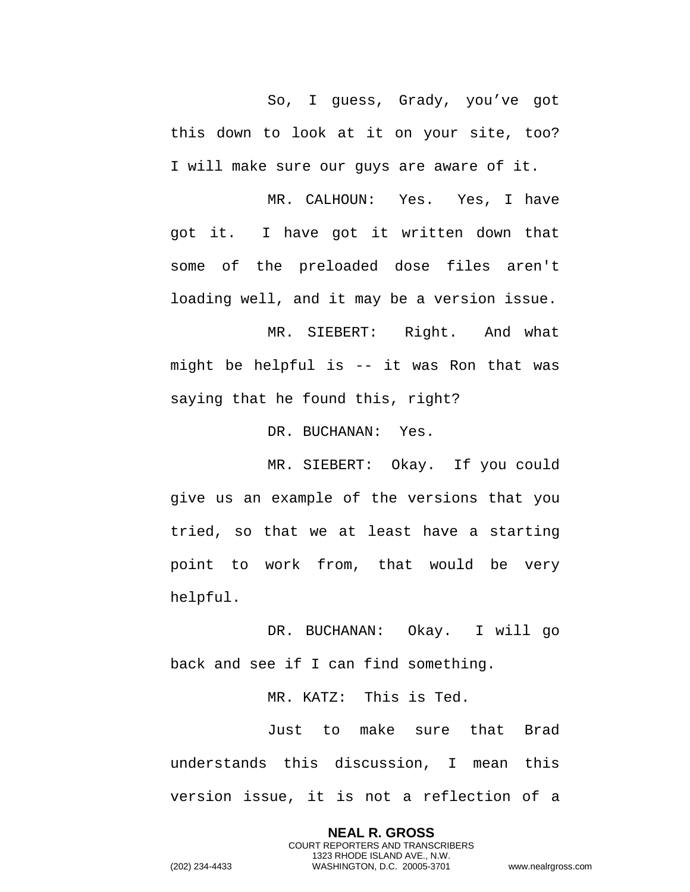So, I guess, Grady, you've got this down to look at it on your site, too? I will make sure our guys are aware of it.

MR. CALHOUN: Yes. Yes, I have got it. I have got it written down that some of the preloaded dose files aren't loading well, and it may be a version issue.

MR. SIEBERT: Right. And what might be helpful is -- it was Ron that was saying that he found this, right?

DR. BUCHANAN: Yes.

MR. SIEBERT: Okay. If you could give us an example of the versions that you tried, so that we at least have a starting point to work from, that would be very helpful.

DR. BUCHANAN: Okay. I will go back and see if I can find something.

MR. KATZ: This is Ted.

Just to make sure that Brad understands this discussion, I mean this version issue, it is not a reflection of a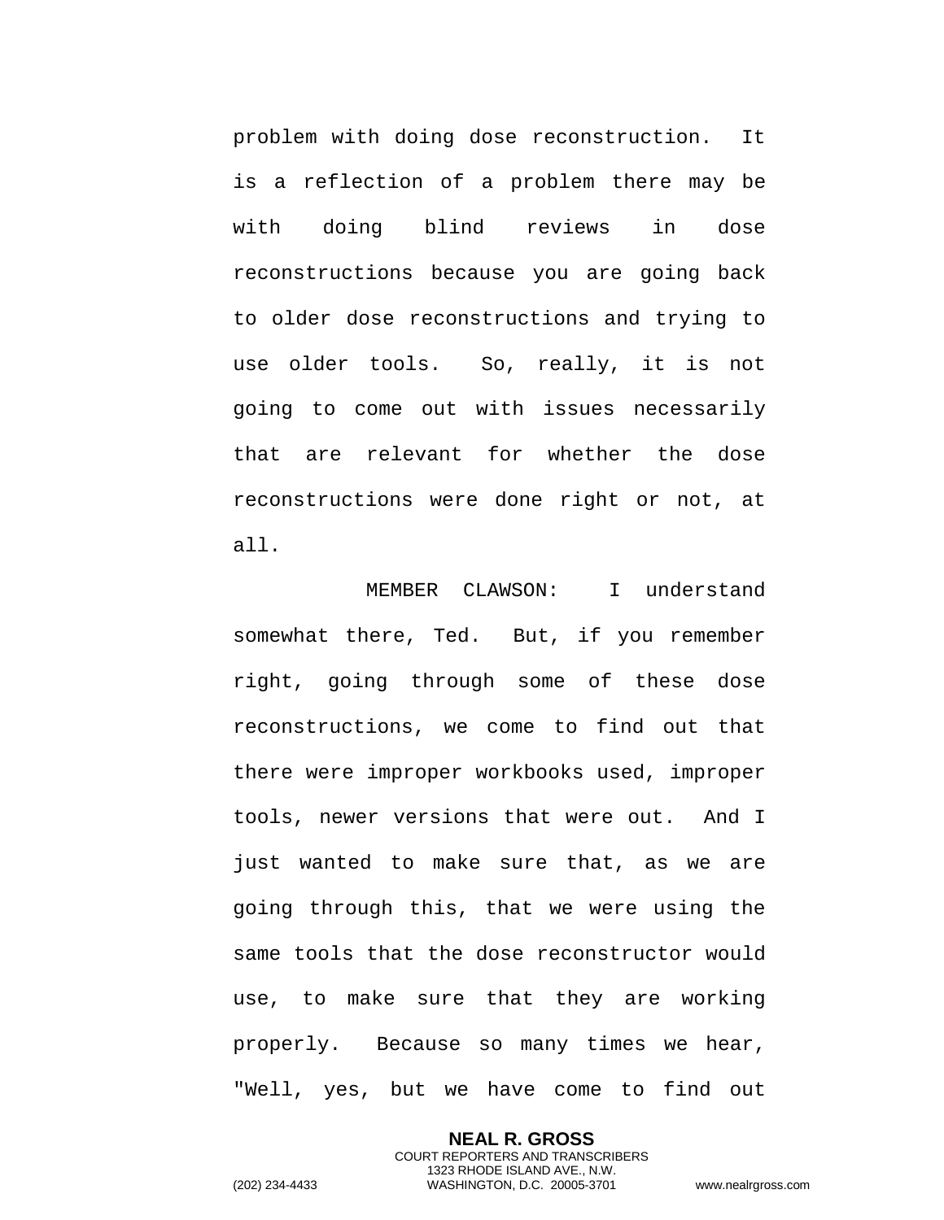problem with doing dose reconstruction. It is a reflection of a problem there may be with doing blind reviews in dose reconstructions because you are going back to older dose reconstructions and trying to use older tools. So, really, it is not going to come out with issues necessarily that are relevant for whether the dose reconstructions were done right or not, at all.

MEMBER CLAWSON: I understand somewhat there, Ted. But, if you remember right, going through some of these dose reconstructions, we come to find out that there were improper workbooks used, improper tools, newer versions that were out. And I just wanted to make sure that, as we are going through this, that we were using the same tools that the dose reconstructor would use, to make sure that they are working properly. Because so many times we hear, "Well, yes, but we have come to find out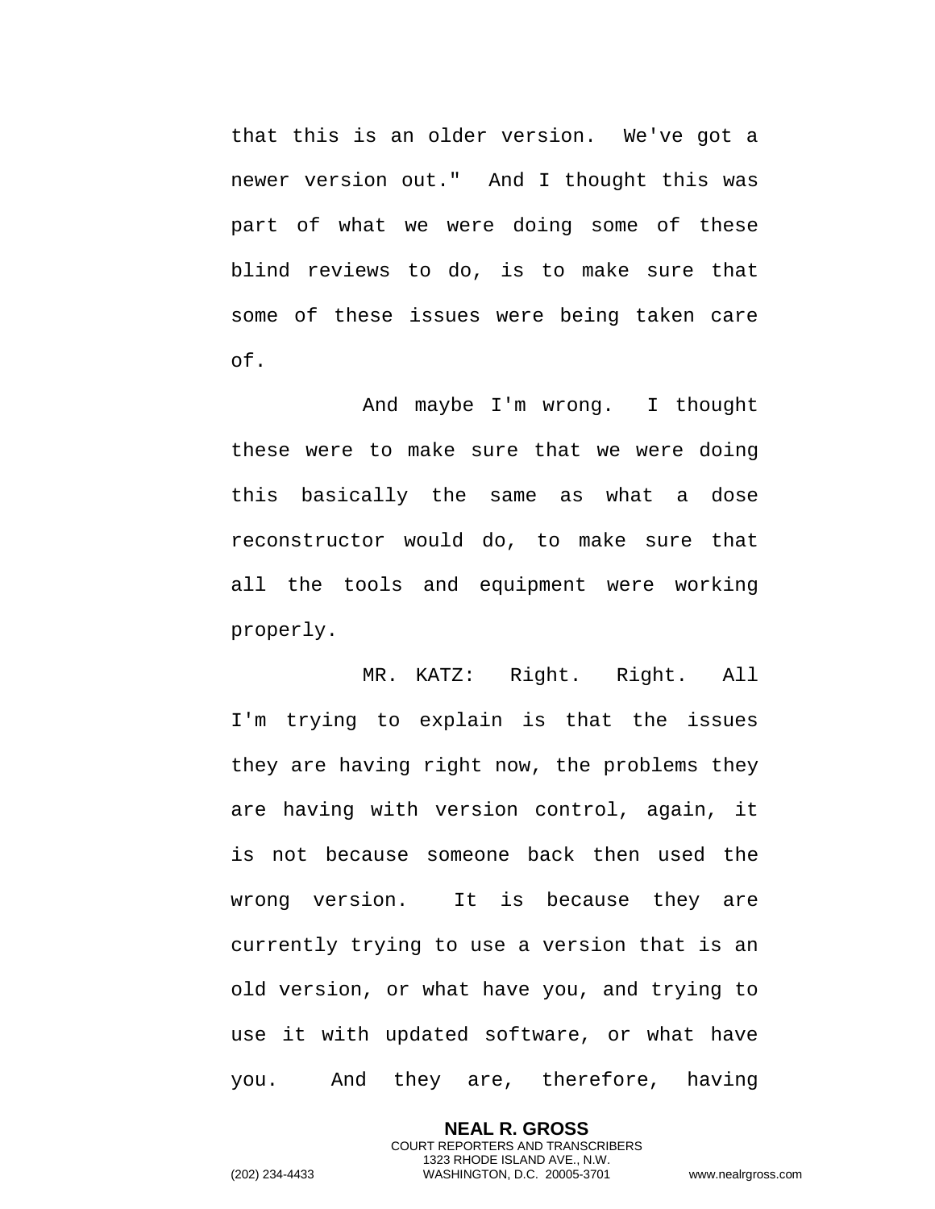that this is an older version. We've got a newer version out." And I thought this was part of what we were doing some of these blind reviews to do, is to make sure that some of these issues were being taken care of.

And maybe I'm wrong. I thought these were to make sure that we were doing this basically the same as what a dose reconstructor would do, to make sure that all the tools and equipment were working properly.

MR. KATZ: Right. Right. All I'm trying to explain is that the issues they are having right now, the problems they are having with version control, again, it is not because someone back then used the wrong version. It is because they are currently trying to use a version that is an old version, or what have you, and trying to use it with updated software, or what have you. And they are, therefore, having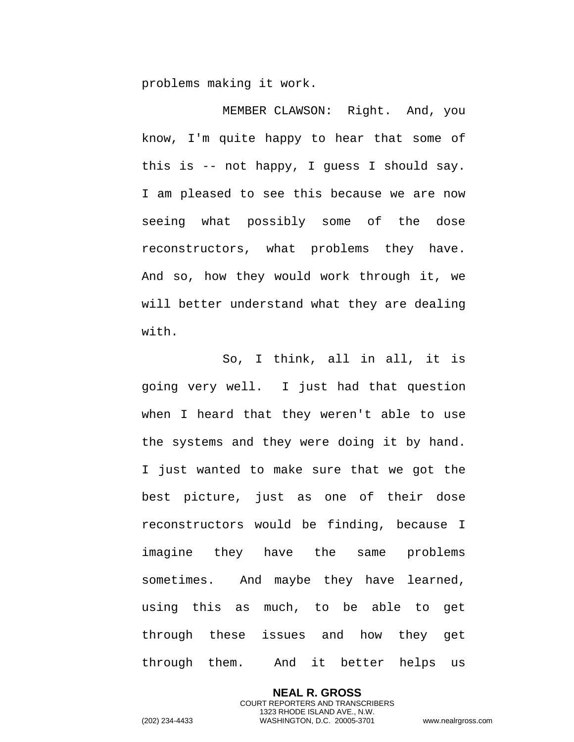problems making it work.

MEMBER CLAWSON: Right. And, you know, I'm quite happy to hear that some of this is -- not happy, I guess I should say. I am pleased to see this because we are now seeing what possibly some of the dose reconstructors, what problems they have. And so, how they would work through it, we will better understand what they are dealing with.

So, I think, all in all, it is going very well. I just had that question when I heard that they weren't able to use the systems and they were doing it by hand. I just wanted to make sure that we got the best picture, just as one of their dose reconstructors would be finding, because I imagine they have the same problems sometimes. And maybe they have learned, using this as much, to be able to get through these issues and how they get through them. And it better helps us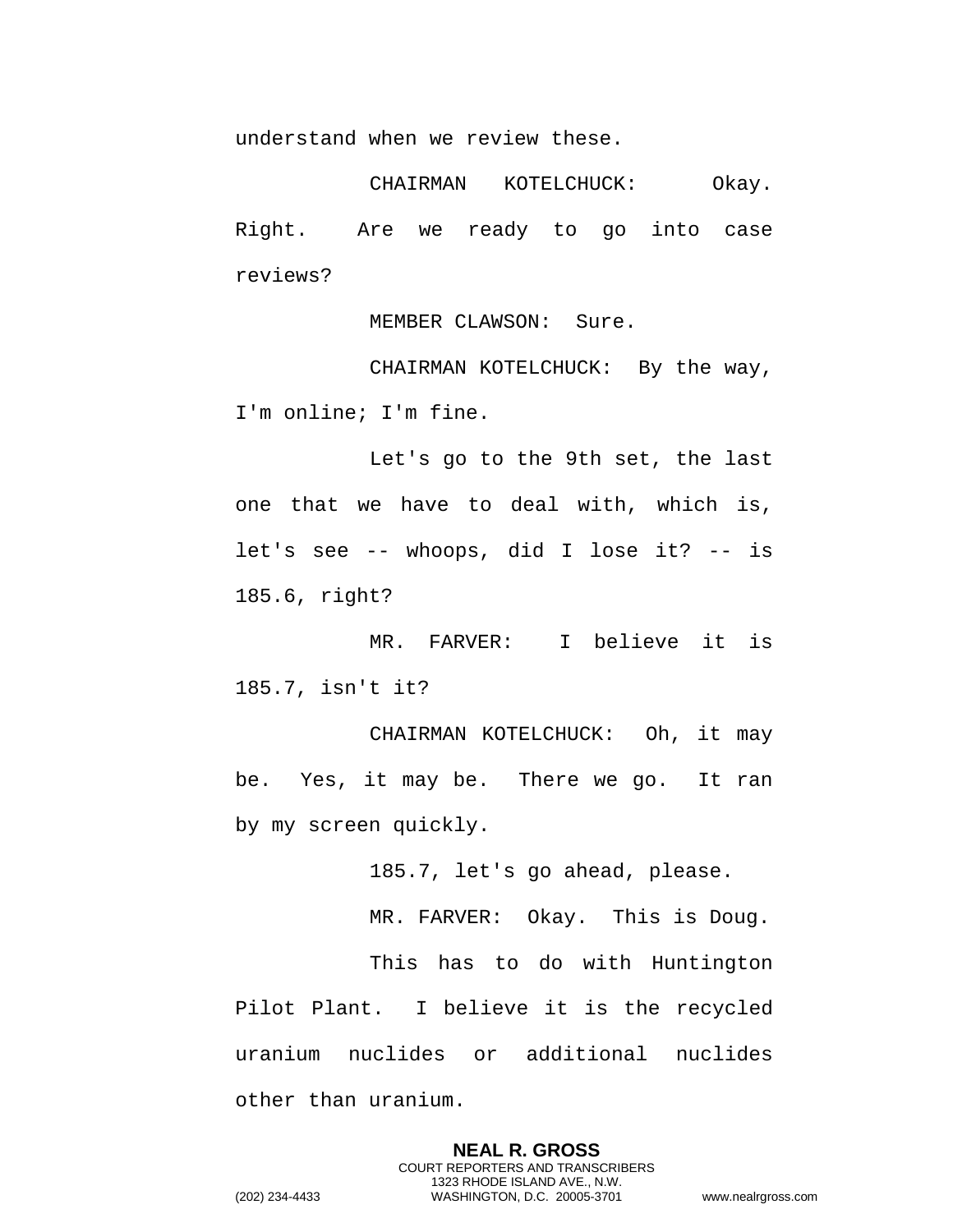understand when we review these.

CHAIRMAN KOTELCHUCK: Okay. Right. Are we ready to go into case reviews?

MEMBER CLAWSON: Sure.

CHAIRMAN KOTELCHUCK: By the way, I'm online; I'm fine.

Let's go to the 9th set, the last one that we have to deal with, which is, let's see -- whoops, did I lose it? -- is 185.6, right?

MR. FARVER: I believe it is 185.7, isn't it?

CHAIRMAN KOTELCHUCK: Oh, it may be. Yes, it may be. There we go. It ran by my screen quickly.

185.7, let's go ahead, please.

MR. FARVER: Okay. This is Doug.

This has to do with Huntington Pilot Plant. I believe it is the recycled uranium nuclides or additional nuclides other than uranium.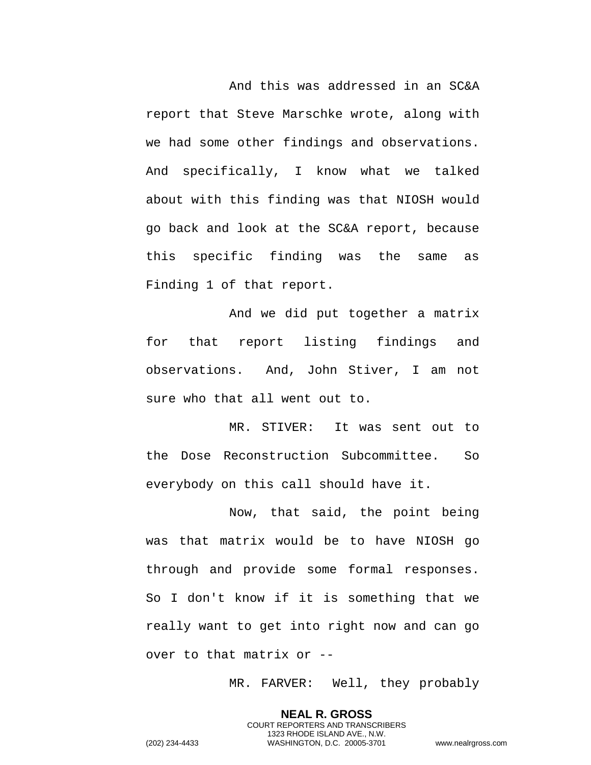And this was addressed in an SC&A report that Steve Marschke wrote, along with we had some other findings and observations. And specifically, I know what we talked about with this finding was that NIOSH would go back and look at the SC&A report, because this specific finding was the same as Finding 1 of that report.

And we did put together a matrix for that report listing findings and observations. And, John Stiver, I am not sure who that all went out to.

MR. STIVER: It was sent out to the Dose Reconstruction Subcommittee. So everybody on this call should have it.

Now, that said, the point being was that matrix would be to have NIOSH go through and provide some formal responses. So I don't know if it is something that we really want to get into right now and can go over to that matrix or --

MR. FARVER: Well, they probably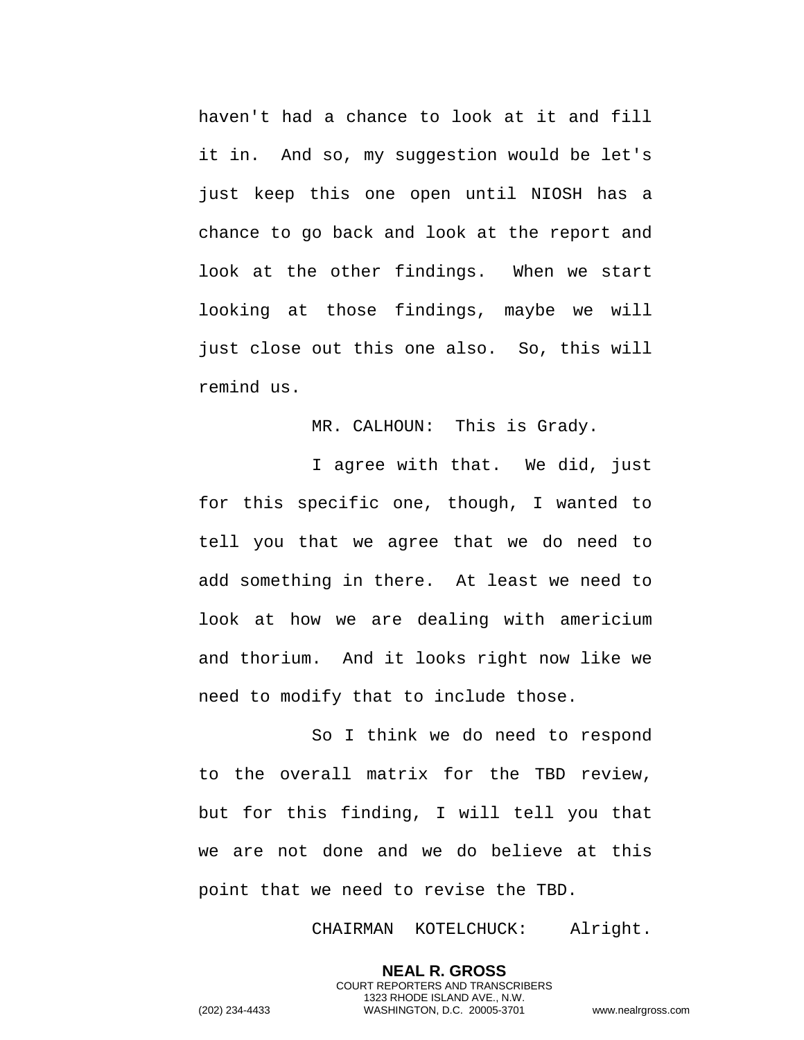haven't had a chance to look at it and fill it in. And so, my suggestion would be let's just keep this one open until NIOSH has a chance to go back and look at the report and look at the other findings. When we start looking at those findings, maybe we will just close out this one also. So, this will remind us.

MR. CALHOUN: This is Grady.

I agree with that. We did, just for this specific one, though, I wanted to tell you that we agree that we do need to add something in there. At least we need to look at how we are dealing with americium and thorium. And it looks right now like we need to modify that to include those.

So I think we do need to respond to the overall matrix for the TBD review, but for this finding, I will tell you that we are not done and we do believe at this point that we need to revise the TBD.

CHAIRMAN KOTELCHUCK: Alright.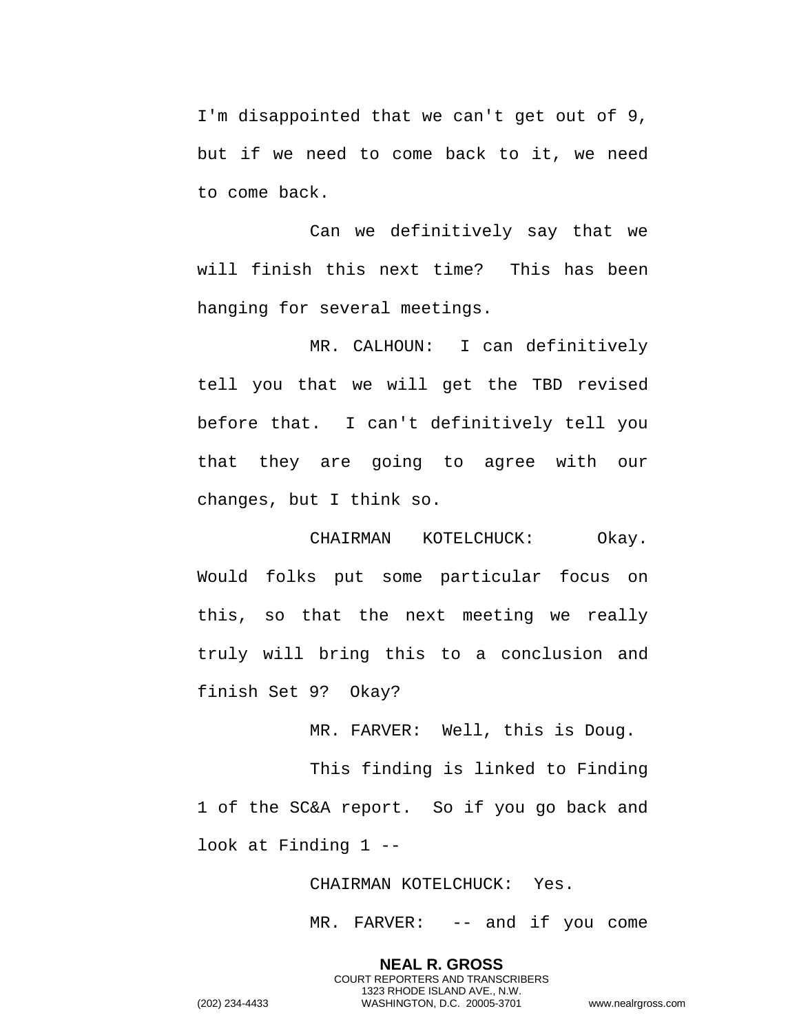I'm disappointed that we can't get out of 9, but if we need to come back to it, we need to come back.

Can we definitively say that we will finish this next time? This has been hanging for several meetings.

MR. CALHOUN: I can definitively tell you that we will get the TBD revised before that. I can't definitively tell you that they are going to agree with our changes, but I think so.

CHAIRMAN KOTELCHUCK: Okay. Would folks put some particular focus on this, so that the next meeting we really truly will bring this to a conclusion and finish Set 9? Okay?

MR. FARVER: Well, this is Doug.

This finding is linked to Finding 1 of the SC&A report. So if you go back and look at Finding 1 --

CHAIRMAN KOTELCHUCK: Yes.

MR. FARVER: -- and if you come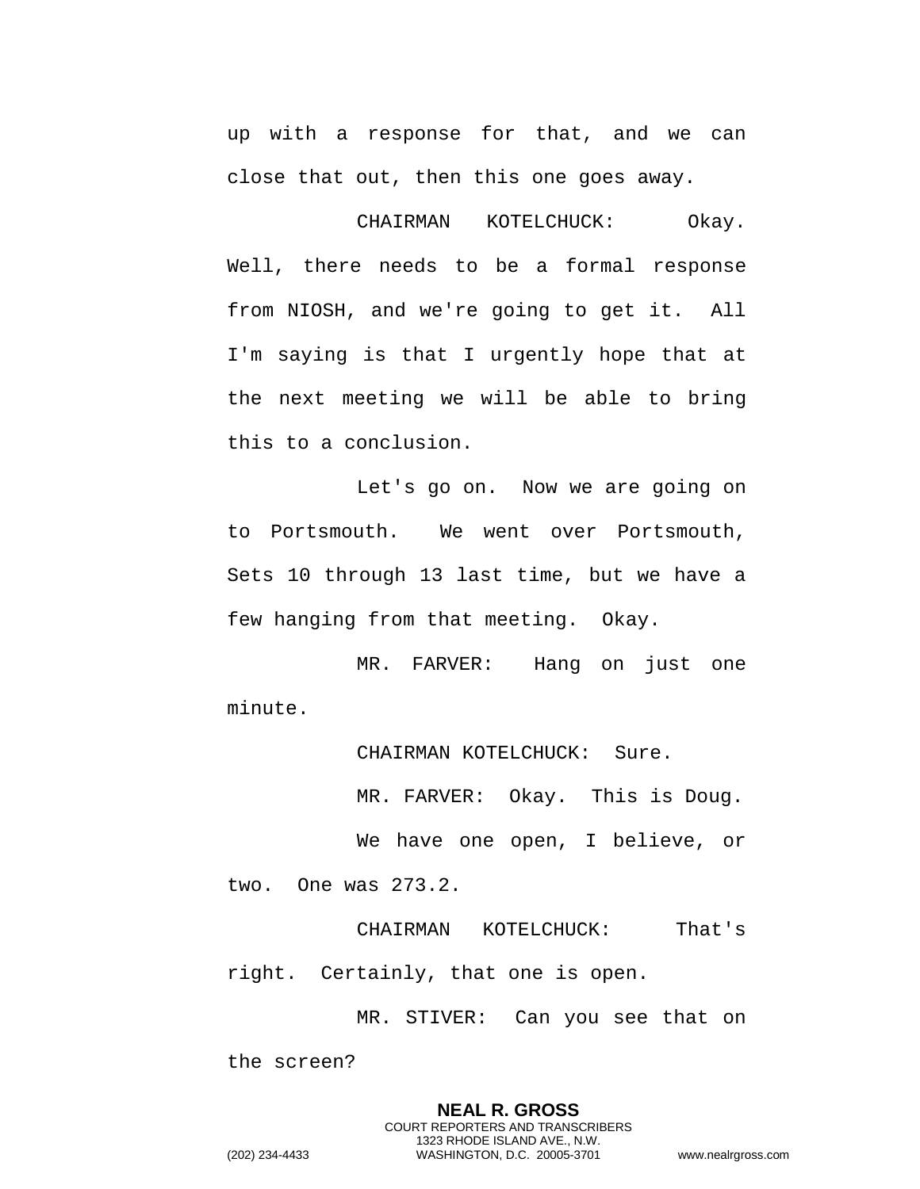up with a response for that, and we can close that out, then this one goes away.

CHAIRMAN KOTELCHUCK: Okay. Well, there needs to be a formal response from NIOSH, and we're going to get it. All I'm saying is that I urgently hope that at the next meeting we will be able to bring this to a conclusion.

Let's go on. Now we are going on to Portsmouth. We went over Portsmouth, Sets 10 through 13 last time, but we have a few hanging from that meeting. Okay.

MR. FARVER: Hang on just one minute.

CHAIRMAN KOTELCHUCK: Sure.

MR. FARVER: Okay. This is Doug.

We have one open, I believe, or two. One was 273.2.

CHAIRMAN KOTELCHUCK: That's right. Certainly, that one is open.

MR. STIVER: Can you see that on the screen?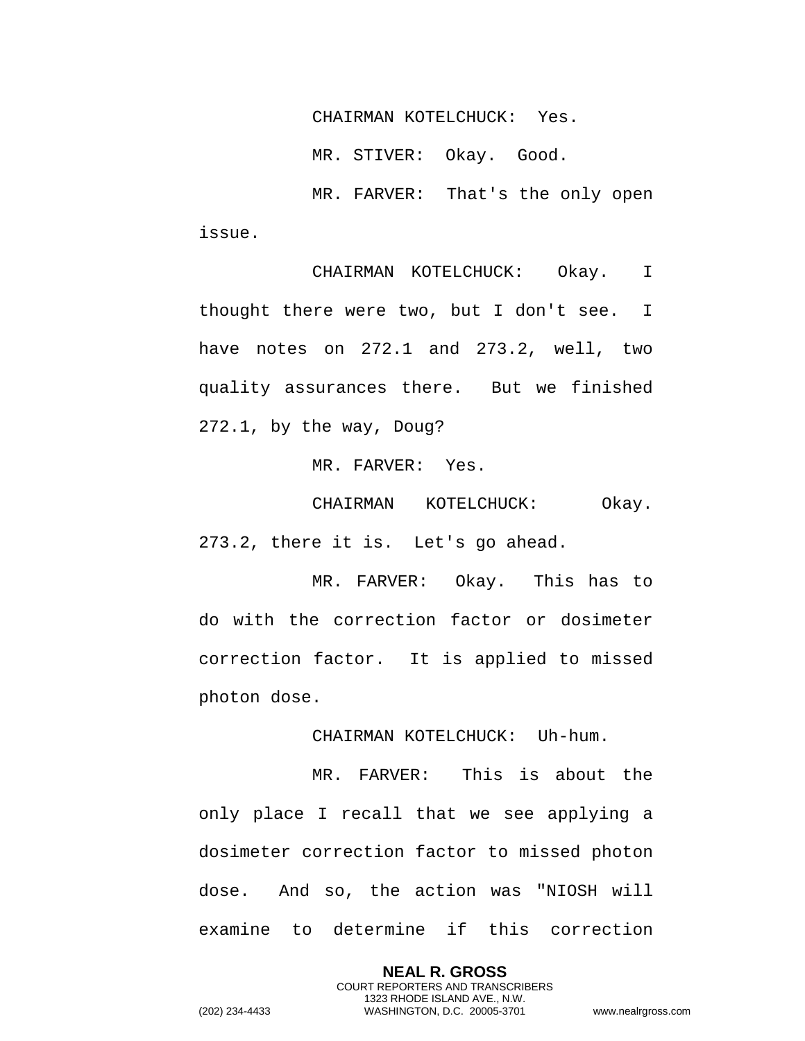CHAIRMAN KOTELCHUCK: Yes.

MR. STIVER: Okay. Good.

MR. FARVER: That's the only open issue.

CHAIRMAN KOTELCHUCK: Okay. I thought there were two, but I don't see. I have notes on 272.1 and 273.2, well, two quality assurances there. But we finished 272.1, by the way, Doug?

MR. FARVER: Yes.

CHAIRMAN KOTELCHUCK: Okay. 273.2, there it is. Let's go ahead.

MR. FARVER: Okay. This has to do with the correction factor or dosimeter correction factor. It is applied to missed photon dose.

CHAIRMAN KOTELCHUCK: Uh-hum.

MR. FARVER: This is about the only place I recall that we see applying a dosimeter correction factor to missed photon dose. And so, the action was "NIOSH will examine to determine if this correction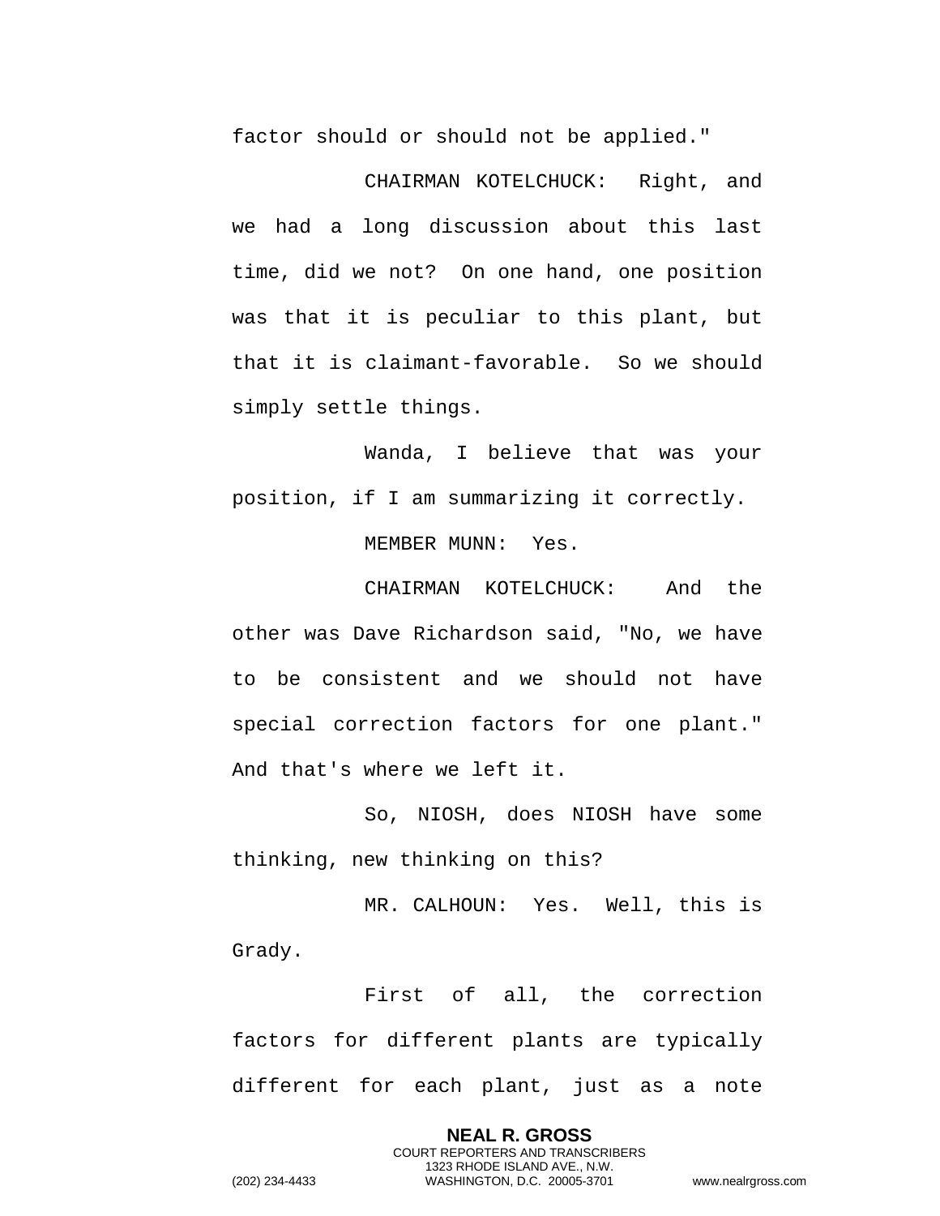factor should or should not be applied."

CHAIRMAN KOTELCHUCK: Right, and we had a long discussion about this last time, did we not? On one hand, one position was that it is peculiar to this plant, but that it is claimant-favorable. So we should simply settle things.

Wanda, I believe that was your position, if I am summarizing it correctly.

MEMBER MUNN: Yes.

CHAIRMAN KOTELCHUCK: And the other was Dave Richardson said, "No, we have to be consistent and we should not have special correction factors for one plant." And that's where we left it.

So, NIOSH, does NIOSH have some thinking, new thinking on this?

MR. CALHOUN: Yes. Well, this is Grady.

First of all, the correction factors for different plants are typically different for each plant, just as a note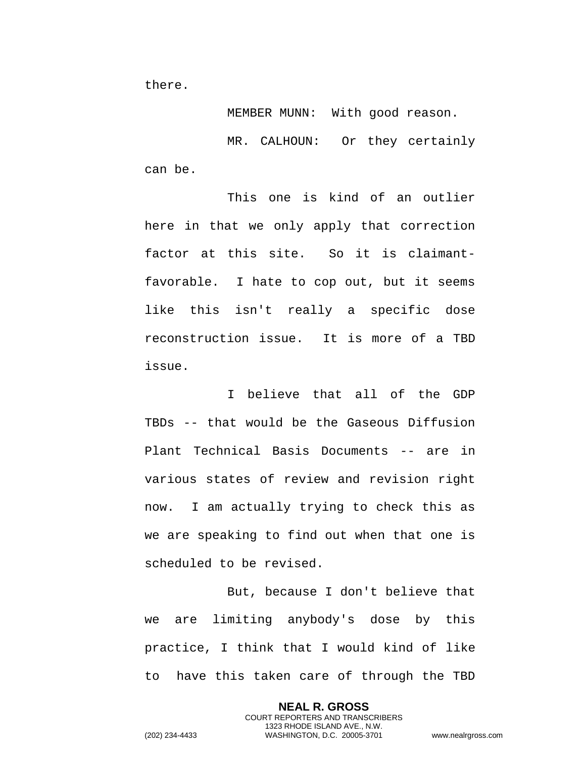there.

MEMBER MUNN: With good reason.

MR. CALHOUN: Or they certainly can be.

This one is kind of an outlier here in that we only apply that correction factor at this site. So it is claimant-favorable. I hate to cop out, but it seems like this isn't really a specific dose reconstruction issue. It is more of a TBD issue.

I believe that all of the GDP TBDs -- that would be the Gaseous Diffusion Plant Technical Basis Documents -- are in various states of review and revision right now. I am actually trying to check this as we are speaking to find out when that one is scheduled to be revised.

But, because I don't believe that we are limiting anybody's dose by this practice, I think that I would kind of like to have this taken care of through the TBD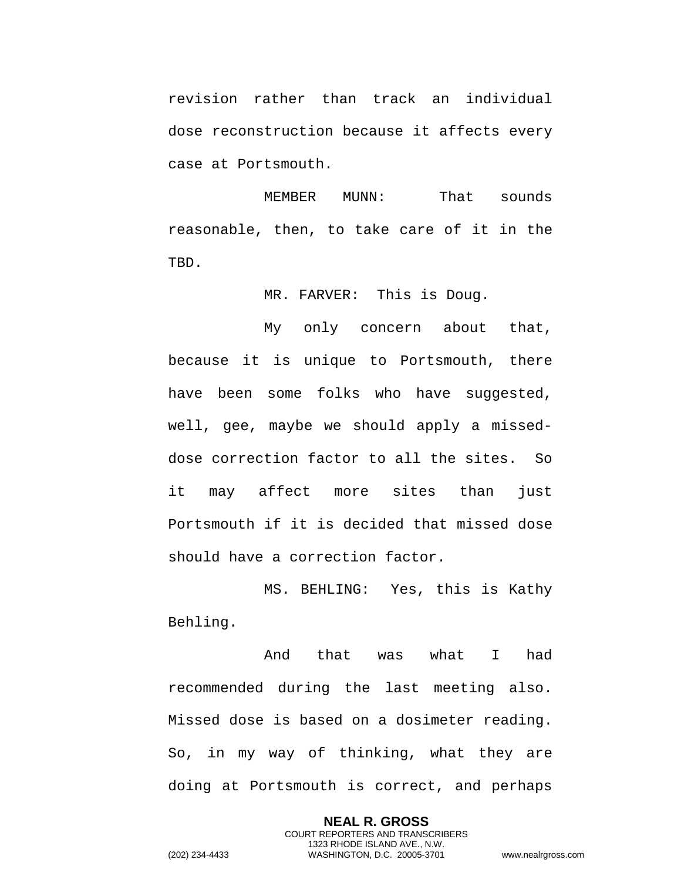revision rather than track an individual dose reconstruction because it affects every case at Portsmouth.

MEMBER MUNN: That sounds reasonable, then, to take care of it in the TBD.

MR. FARVER: This is Doug.

My only concern about that, because it is unique to Portsmouth, there have been some folks who have suggested, well, gee, maybe we should apply a missed-dose correction factor to all the sites. So it may affect more sites than just Portsmouth if it is decided that missed dose should have a correction factor.

MS. BEHLING: Yes, this is Kathy Behling.

And that was what I had recommended during the last meeting also. Missed dose is based on a dosimeter reading. So, in my way of thinking, what they are doing at Portsmouth is correct, and perhaps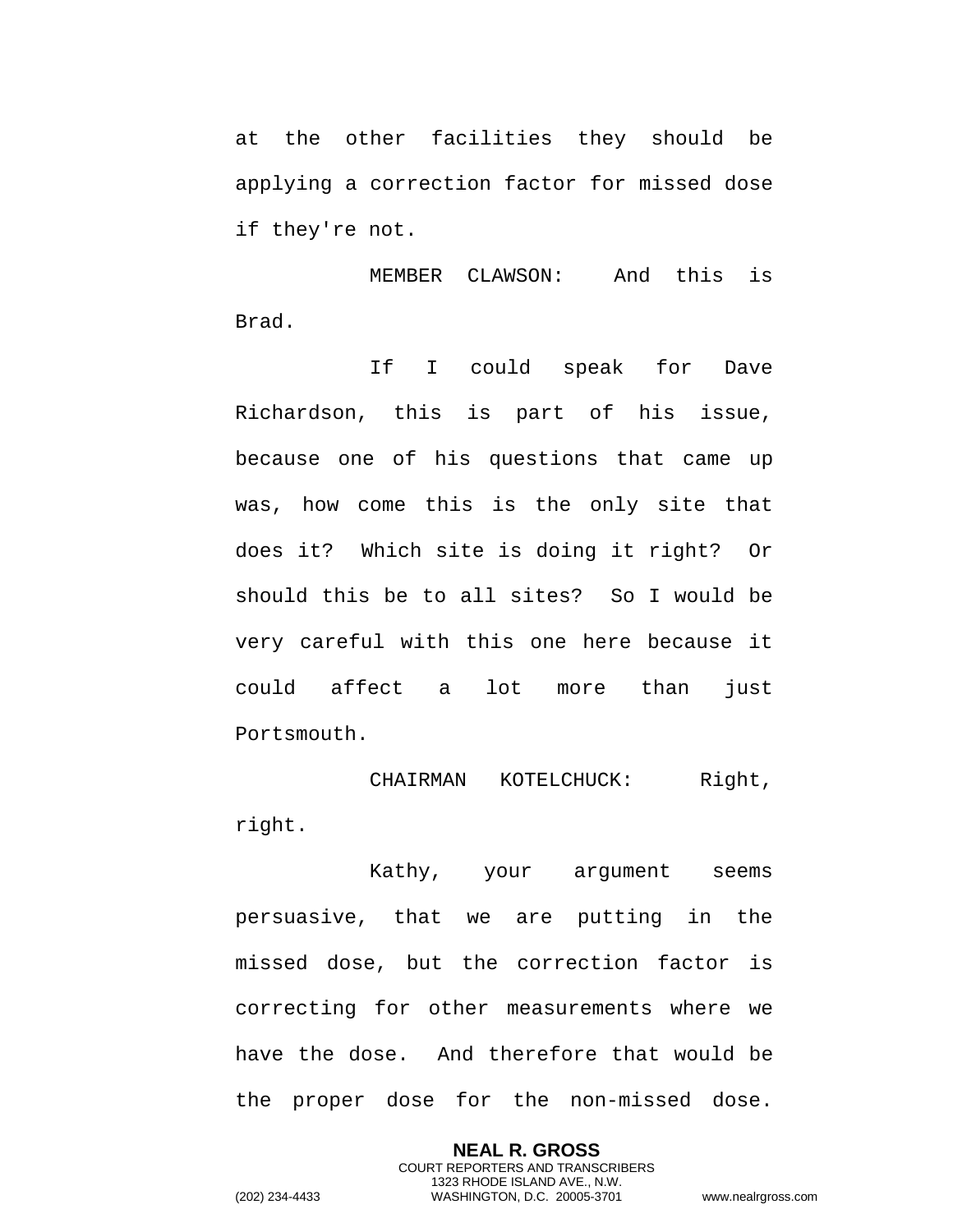at the other facilities they should be applying a correction factor for missed dose if they're not.

MEMBER CLAWSON: And this is Brad.

If I could speak for Dave Richardson, this is part of his issue, because one of his questions that came up was, how come this is the only site that does it? Which site is doing it right? Or should this be to all sites? So I would be very careful with this one here because it could affect a lot more than just Portsmouth.

CHAIRMAN KOTELCHUCK: Right, right.

Kathy, your argument seems persuasive, that we are putting in the missed dose, but the correction factor is correcting for other measurements where we have the dose. And therefore that would be the proper dose for the non-missed dose.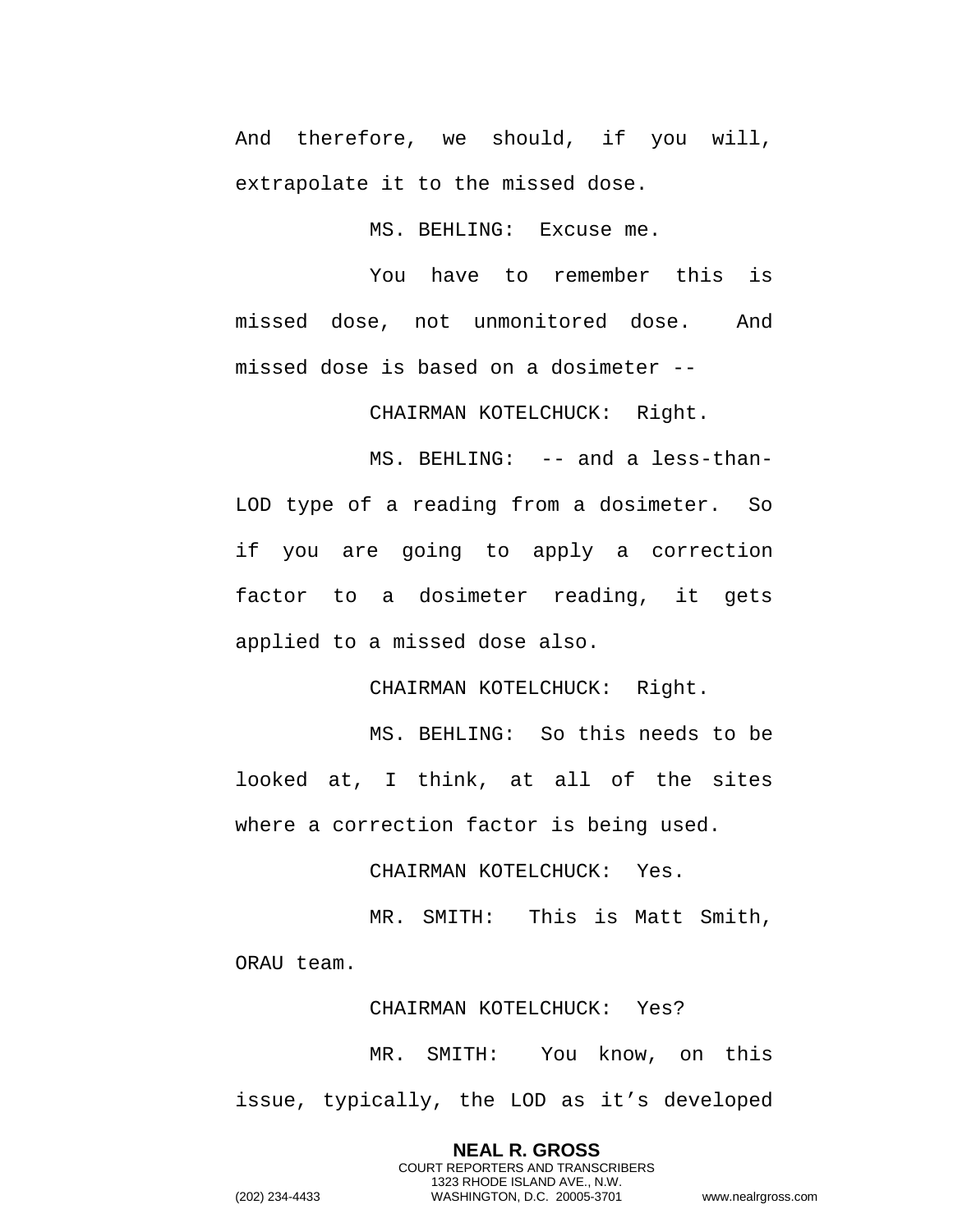And therefore, we should, if you will, extrapolate it to the missed dose.

MS. BEHLING: Excuse me.

You have to remember this is missed dose, not unmonitored dose. And missed dose is based on a dosimeter --

CHAIRMAN KOTELCHUCK: Right.

MS. BEHLING: -- and a less-than-LOD type of a reading from a dosimeter. So if you are going to apply a correction factor to a dosimeter reading, it gets applied to a missed dose also.

CHAIRMAN KOTELCHUCK: Right.

MS. BEHLING: So this needs to be looked at, I think, at all of the sites where a correction factor is being used.

CHAIRMAN KOTELCHUCK: Yes.

MR. SMITH: This is Matt Smith, ORAU team.

CHAIRMAN KOTELCHUCK: Yes?

MR. SMITH: You know, on this issue, typically, the LOD as it's developed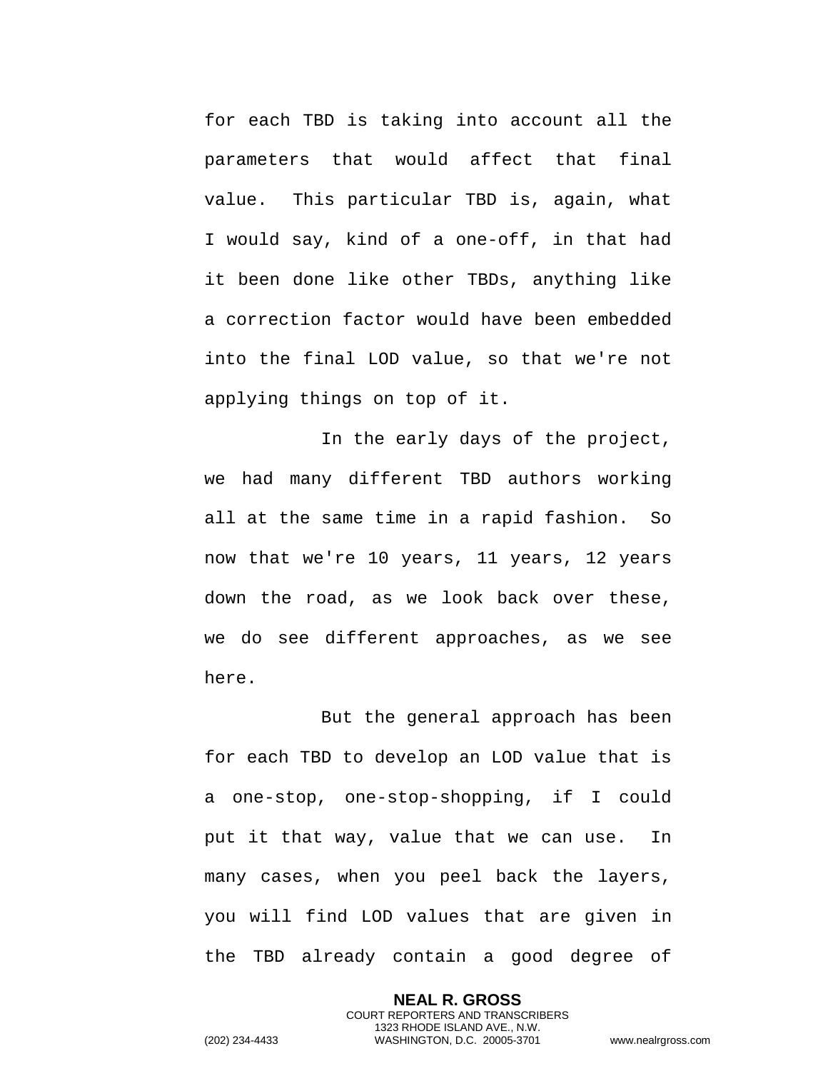for each TBD is taking into account all the parameters that would affect that final value. This particular TBD is, again, what I would say, kind of a one-off, in that had it been done like other TBDs, anything like a correction factor would have been embedded into the final LOD value, so that we're not applying things on top of it.

In the early days of the project, we had many different TBD authors working all at the same time in a rapid fashion. So now that we're 10 years, 11 years, 12 years down the road, as we look back over these, we do see different approaches, as we see here.

But the general approach has been for each TBD to develop an LOD value that is a one-stop, one-stop-shopping, if I could put it that way, value that we can use. In many cases, when you peel back the layers, you will find LOD values that are given in the TBD already contain a good degree of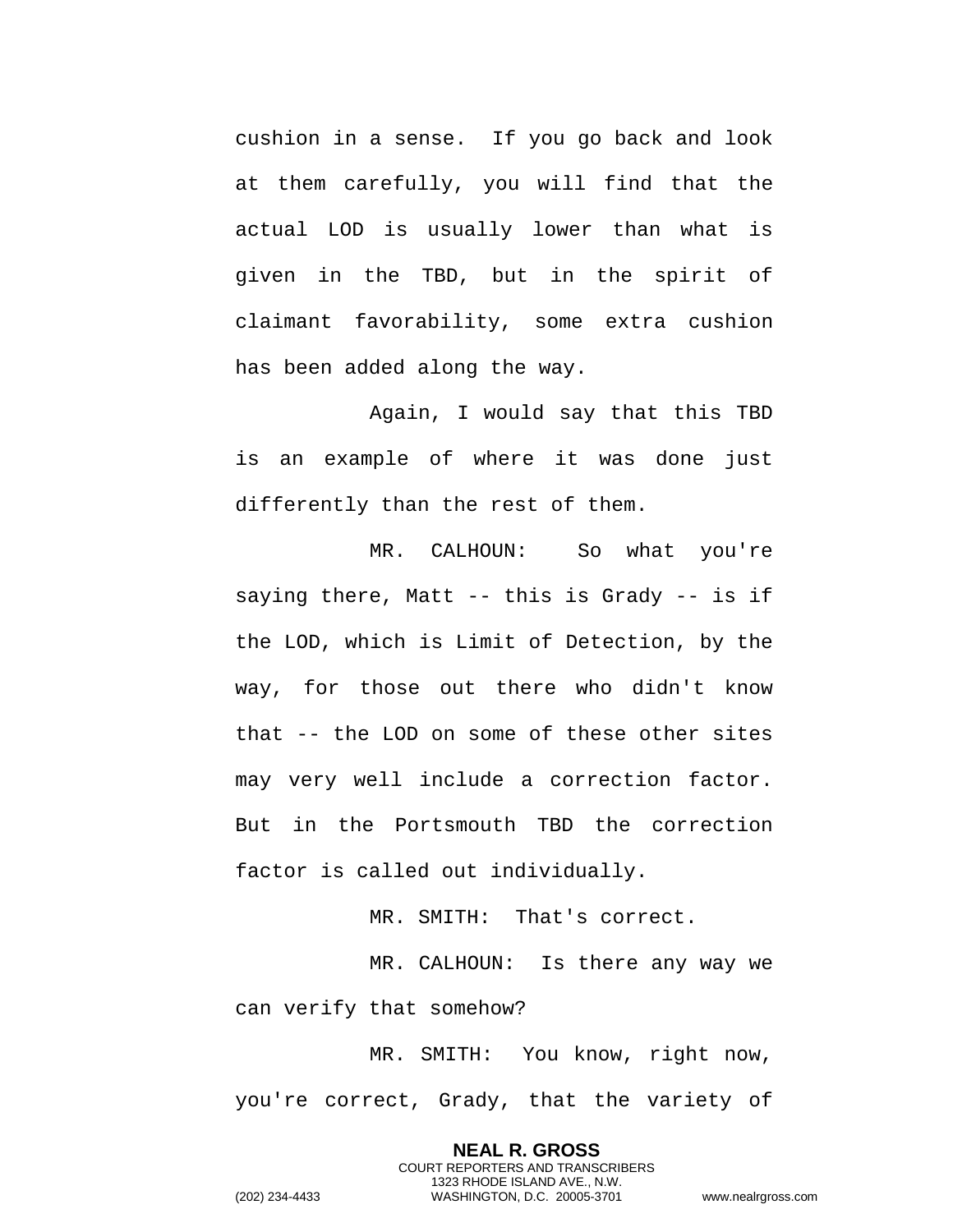cushion in a sense. If you go back and look at them carefully, you will find that the actual LOD is usually lower than what is given in the TBD, but in the spirit of claimant favorability, some extra cushion has been added along the way.

Again, I would say that this TBD is an example of where it was done just differently than the rest of them.

MR. CALHOUN: So what you're saying there, Matt -- this is Grady -- is if the LOD, which is Limit of Detection, by the way, for those out there who didn't know that -- the LOD on some of these other sites may very well include a correction factor. But in the Portsmouth TBD the correction factor is called out individually.

MR. SMITH: That's correct.

MR. CALHOUN: Is there any way we can verify that somehow?

MR. SMITH: You know, right now, you're correct, Grady, that the variety of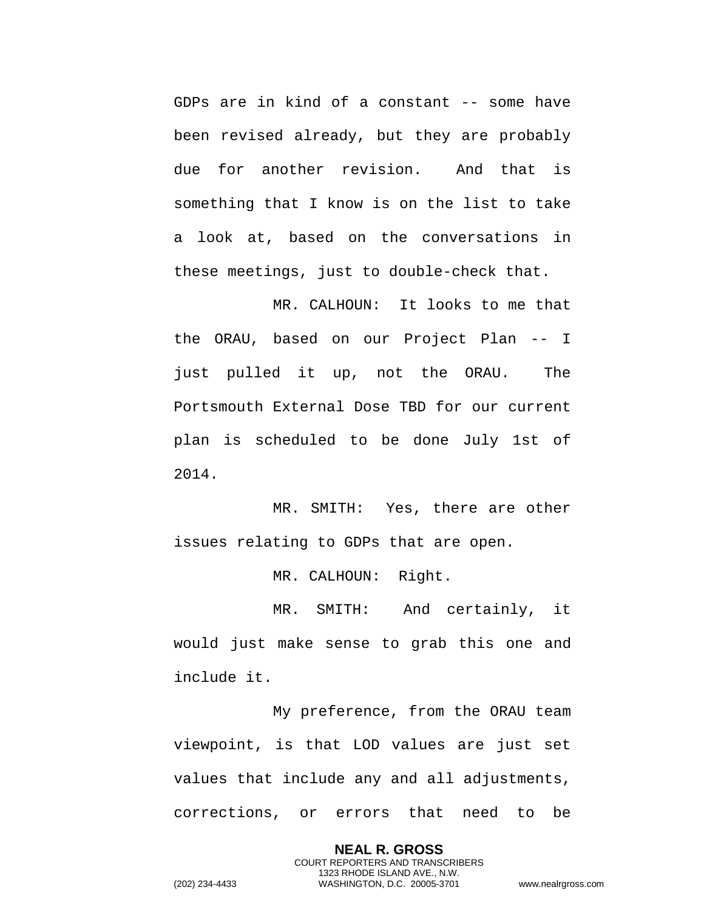GDPs are in kind of a constant -- some have been revised already, but they are probably due for another revision. And that is something that I know is on the list to take a look at, based on the conversations in these meetings, just to double-check that.

MR. CALHOUN: It looks to me that the ORAU, based on our Project Plan -- I just pulled it up, not the ORAU. The Portsmouth External Dose TBD for our current plan is scheduled to be done July 1st of 2014.

MR. SMITH: Yes, there are other issues relating to GDPs that are open.

MR. CALHOUN: Right.

MR. SMITH: And certainly, it would just make sense to grab this one and include it.

My preference, from the ORAU team viewpoint, is that LOD values are just set values that include any and all adjustments, corrections, or errors that need to be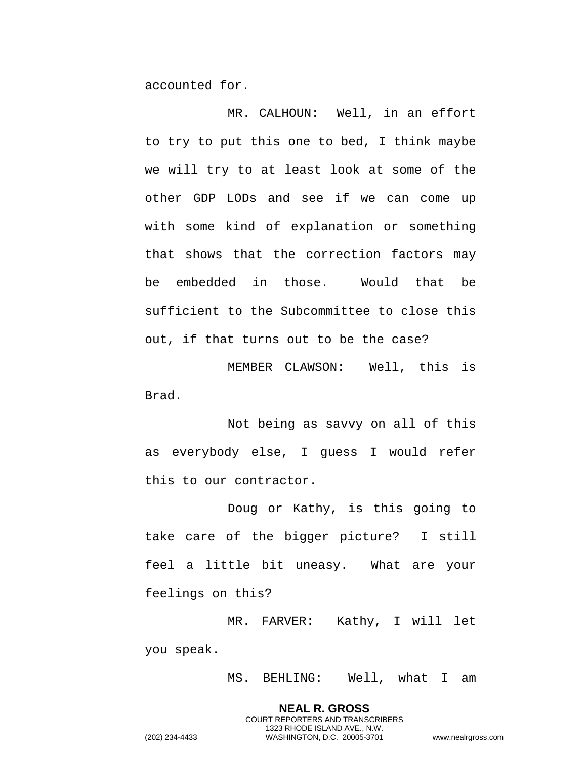accounted for.

MR. CALHOUN: Well, in an effort to try to put this one to bed, I think maybe we will try to at least look at some of the other GDP LODs and see if we can come up with some kind of explanation or something that shows that the correction factors may be embedded in those. Would that be sufficient to the Subcommittee to close this out, if that turns out to be the case?

MEMBER CLAWSON: Well, this is Brad.

Not being as savvy on all of this as everybody else, I guess I would refer this to our contractor.

Doug or Kathy, is this going to take care of the bigger picture? I still feel a little bit uneasy. What are your feelings on this?

MR. FARVER: Kathy, I will let you speak.

MS. BEHLING: Well, what I am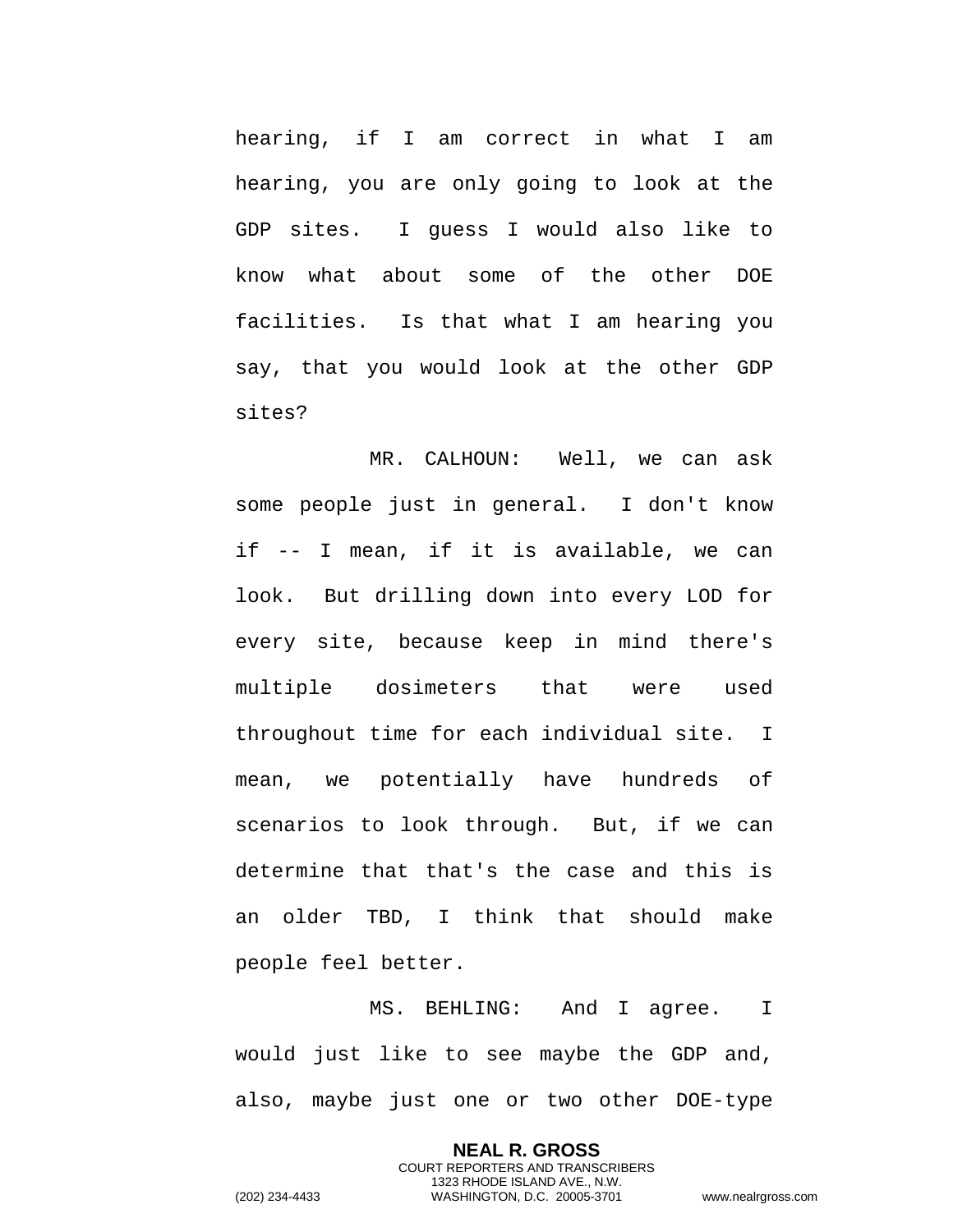hearing, if I am correct in what I am hearing, you are only going to look at the GDP sites. I guess I would also like to know what about some of the other DOE facilities. Is that what I am hearing you say, that you would look at the other GDP sites?

MR. CALHOUN: Well, we can ask some people just in general. I don't know if -- I mean, if it is available, we can look. But drilling down into every LOD for every site, because keep in mind there's multiple dosimeters that were used throughout time for each individual site. I mean, we potentially have hundreds of scenarios to look through. But, if we can determine that that's the case and this is an older TBD, I think that should make people feel better.

MS. BEHLING: And I agree. I would just like to see maybe the GDP and, also, maybe just one or two other DOE-type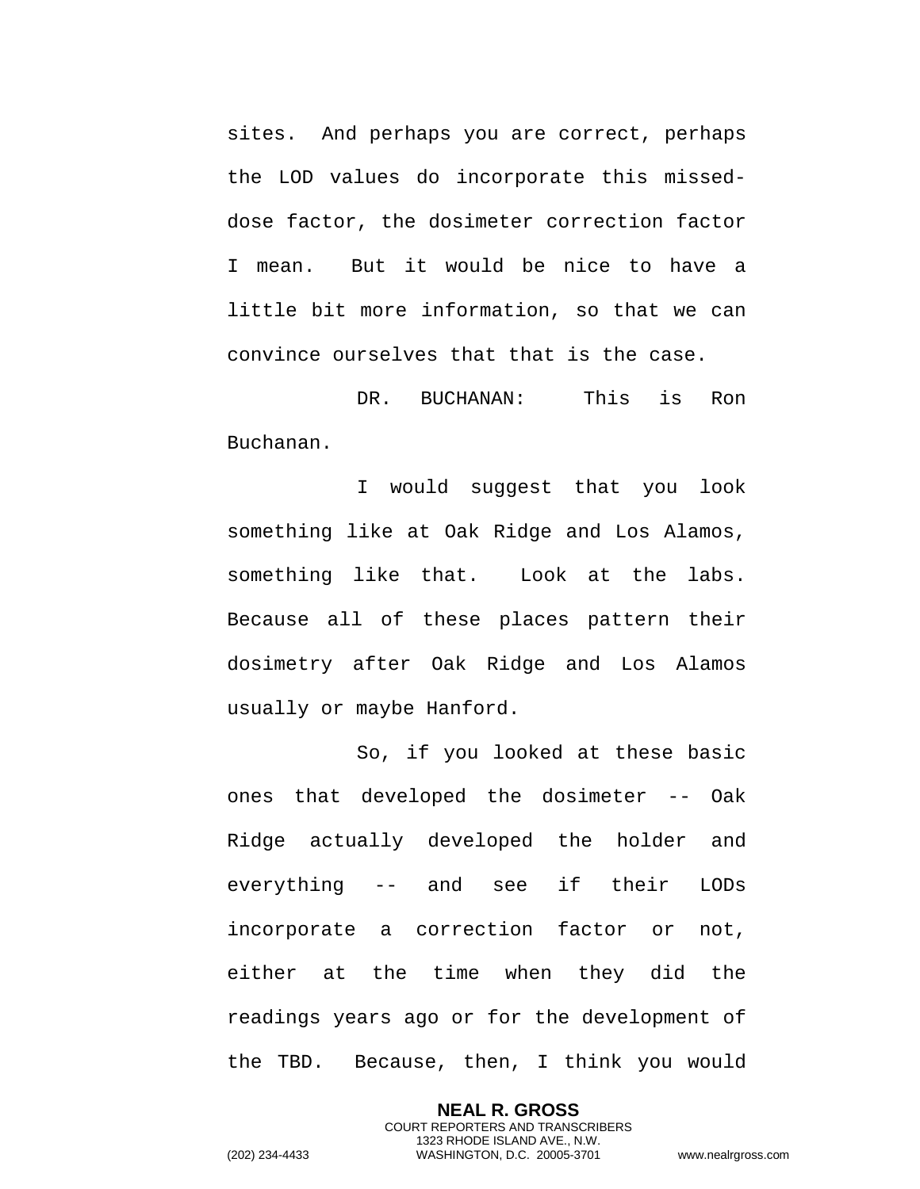sites. And perhaps you are correct, perhaps the LOD values do incorporate this missed-dose factor, the dosimeter correction factor I mean. But it would be nice to have a little bit more information, so that we can convince ourselves that that is the case.

DR. BUCHANAN: This is Ron Buchanan.

I would suggest that you look something like at Oak Ridge and Los Alamos, something like that. Look at the labs. Because all of these places pattern their dosimetry after Oak Ridge and Los Alamos usually or maybe Hanford.

So, if you looked at these basic ones that developed the dosimeter -- Oak Ridge actually developed the holder and everything -- and see if their LODs incorporate a correction factor or not, either at the time when they did the readings years ago or for the development of the TBD. Because, then, I think you would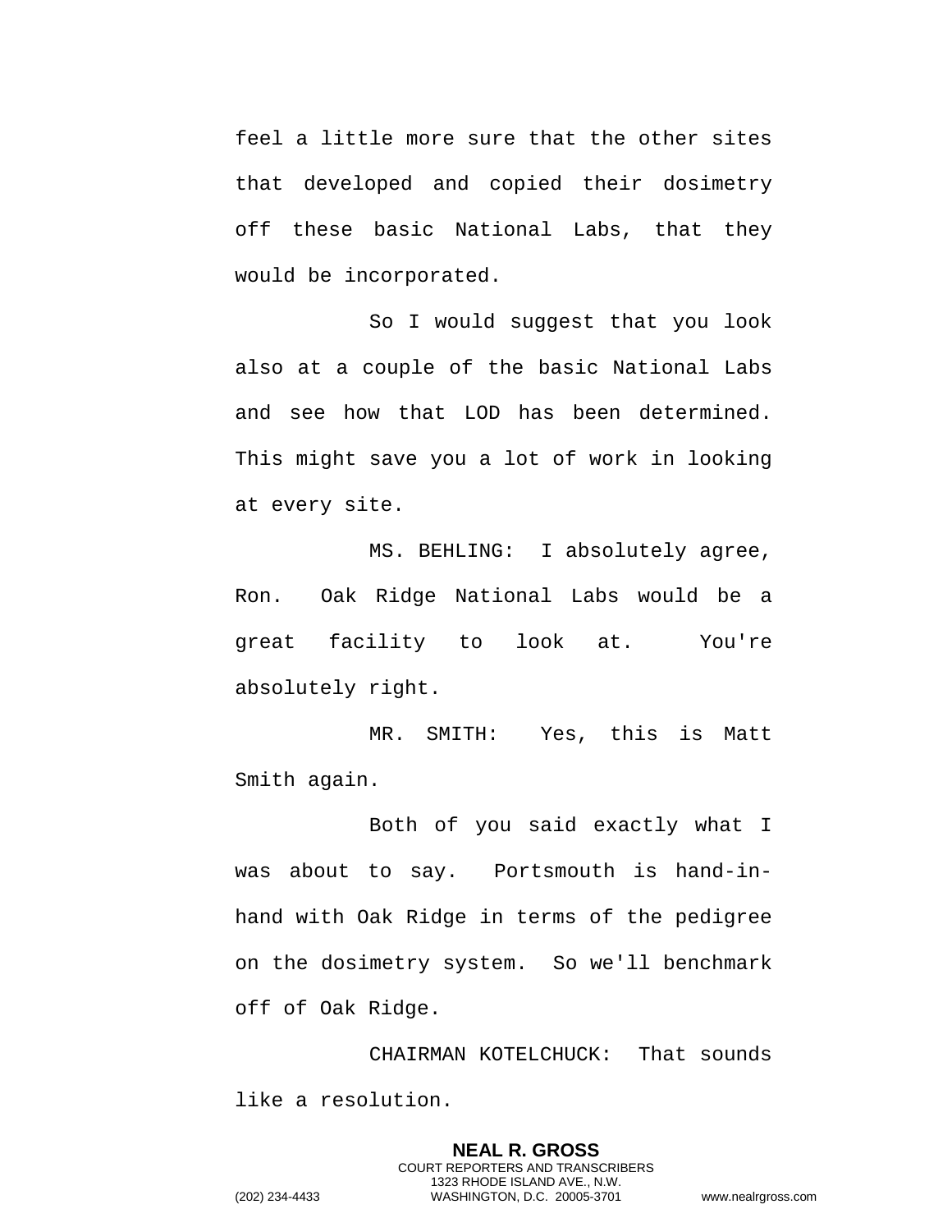feel a little more sure that the other sites that developed and copied their dosimetry off these basic National Labs, that they would be incorporated.

So I would suggest that you look also at a couple of the basic National Labs and see how that LOD has been determined. This might save you a lot of work in looking at every site.

MS. BEHLING: I absolutely agree, Ron. Oak Ridge National Labs would be a great facility to look at. You're absolutely right.

MR. SMITH: Yes, this is Matt Smith again.

Both of you said exactly what I was about to say. Portsmouth is hand-in-hand with Oak Ridge in terms of the pedigree on the dosimetry system. So we'll benchmark off of Oak Ridge.

CHAIRMAN KOTELCHUCK: That sounds like a resolution.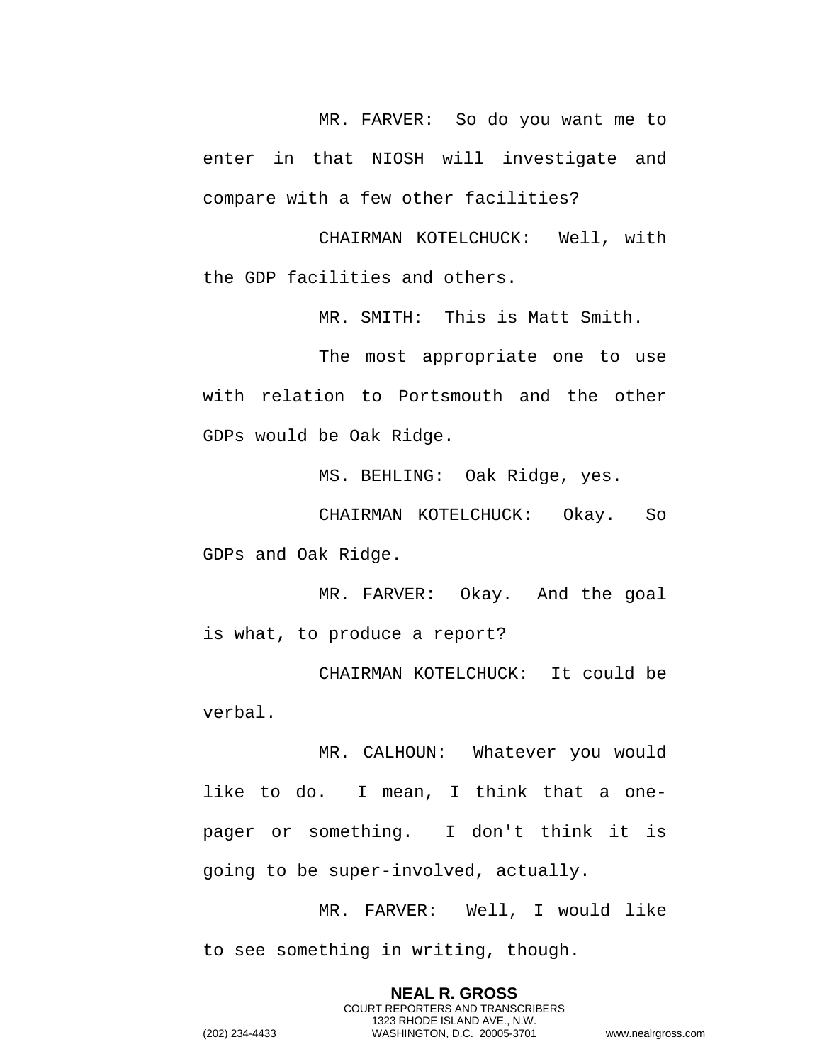MR. FARVER: So do you want me to enter in that NIOSH will investigate and compare with a few other facilities?

CHAIRMAN KOTELCHUCK: Well, with the GDP facilities and others.

MR. SMITH: This is Matt Smith.

The most appropriate one to use with relation to Portsmouth and the other GDPs would be Oak Ridge.

MS. BEHLING: Oak Ridge, yes.

CHAIRMAN KOTELCHUCK: Okay. So GDPs and Oak Ridge.

MR. FARVER: Okay. And the goal is what, to produce a report?

CHAIRMAN KOTELCHUCK: It could be verbal.

MR. CALHOUN: Whatever you would like to do. I mean, I think that a one-pager or something. I don't think it is going to be super-involved, actually.

MR. FARVER: Well, I would like to see something in writing, though.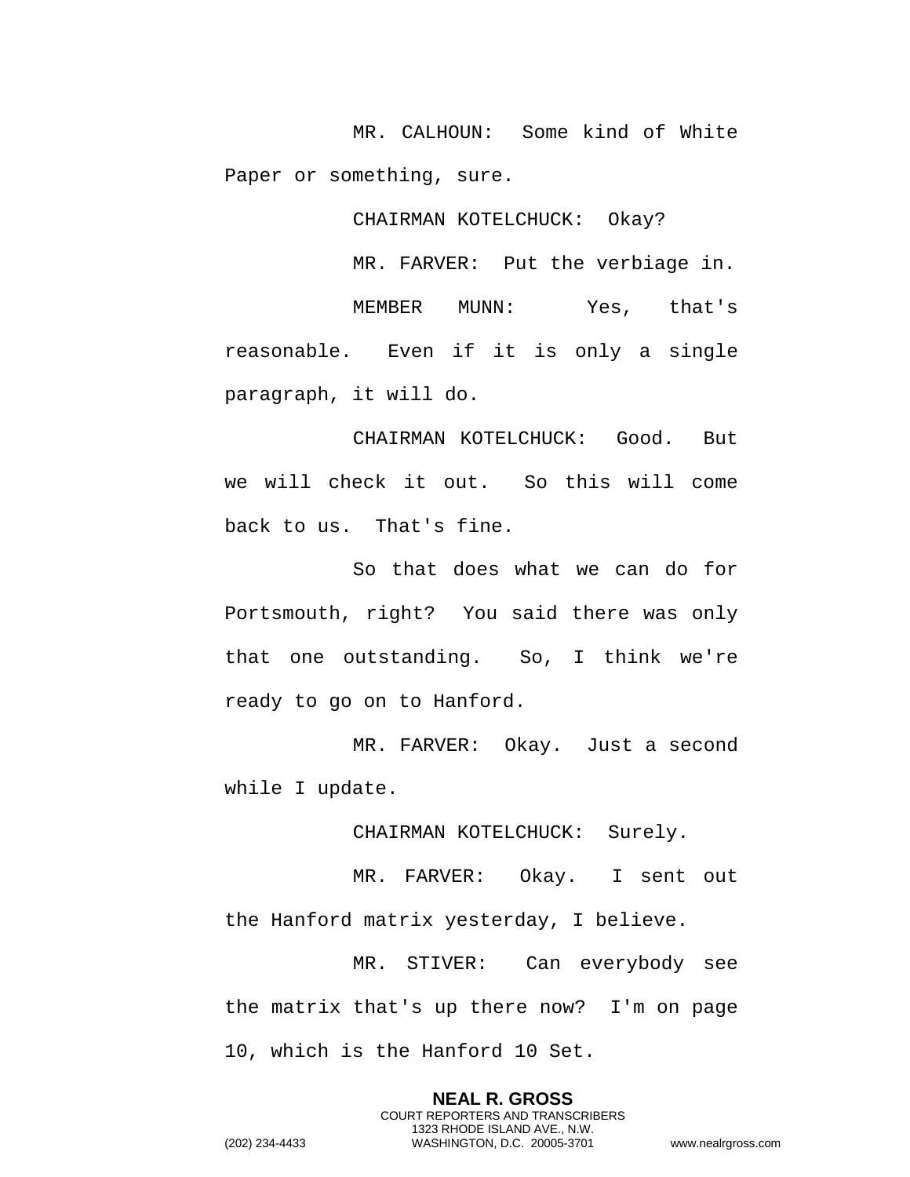MR. CALHOUN: Some kind of White Paper or something, sure.

CHAIRMAN KOTELCHUCK: Okay?

MR. FARVER: Put the verbiage in.

MEMBER MUNN: Yes, that's reasonable. Even if it is only a single paragraph, it will do.

CHAIRMAN KOTELCHUCK: Good. But we will check it out. So this will come back to us. That's fine.

So that does what we can do for Portsmouth, right? You said there was only that one outstanding. So, I think we're ready to go on to Hanford.

MR. FARVER: Okay. Just a second while I update.

CHAIRMAN KOTELCHUCK: Surely.

MR. FARVER: Okay. I sent out the Hanford matrix yesterday, I believe.

MR. STIVER: Can everybody see the matrix that's up there now? I'm on page 10, which is the Hanford 10 Set.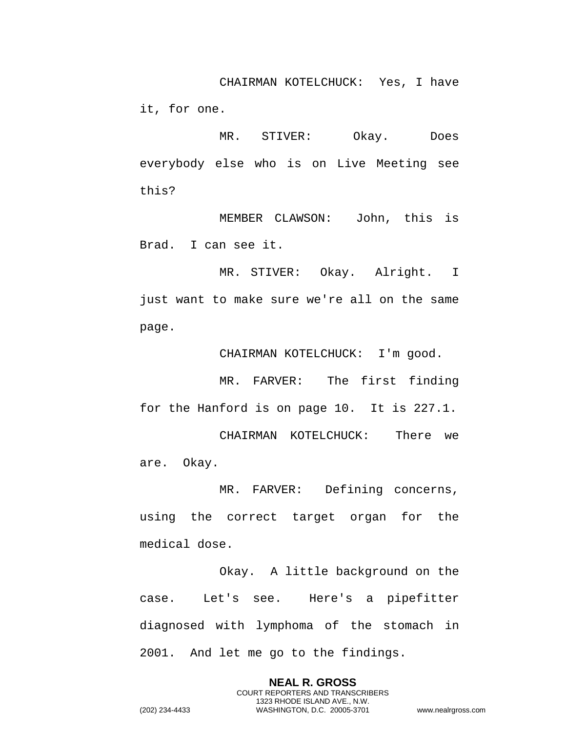CHAIRMAN KOTELCHUCK: Yes, I have it, for one.

MR. STIVER: Okay. Does everybody else who is on Live Meeting see this?

MEMBER CLAWSON: John, this is Brad. I can see it.

MR. STIVER: Okay. Alright. I just want to make sure we're all on the same page.

CHAIRMAN KOTELCHUCK: I'm good.

MR. FARVER: The first finding for the Hanford is on page 10. It is 227.1.

CHAIRMAN KOTELCHUCK: There we are. Okay.

MR. FARVER: Defining concerns, using the correct target organ for the medical dose.

Okay. A little background on the case. Let's see. Here's a pipefitter diagnosed with lymphoma of the stomach in 2001. And let me go to the findings.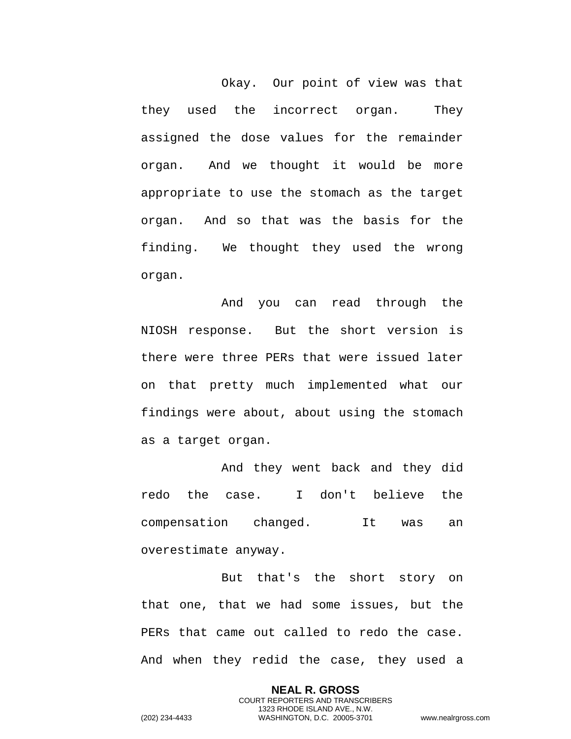Okay. Our point of view was that they used the incorrect organ. They assigned the dose values for the remainder organ. And we thought it would be more appropriate to use the stomach as the target organ. And so that was the basis for the finding. We thought they used the wrong organ.

And you can read through the NIOSH response. But the short version is there were three PERs that were issued later on that pretty much implemented what our findings were about, about using the stomach as a target organ.

And they went back and they did redo the case. I don't believe the compensation changed. It was an overestimate anyway.

But that's the short story on that one, that we had some issues, but the PERs that came out called to redo the case. And when they redid the case, they used a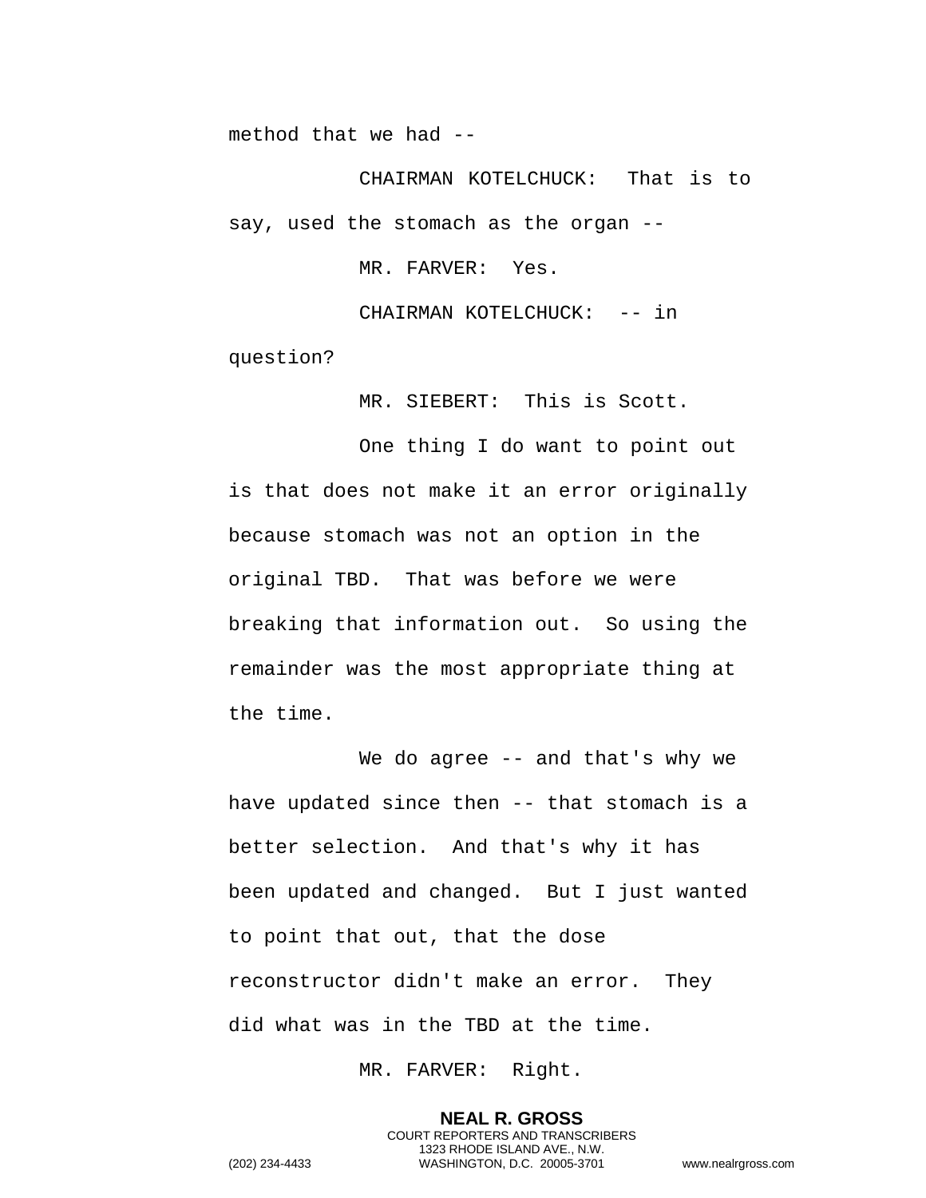method that we had --

CHAIRMAN KOTELCHUCK: That is to say, used the stomach as the organ --

MR. FARVER: Yes.

CHAIRMAN KOTELCHUCK: -- in question?

MR. SIEBERT: This is Scott.

One thing I do want to point out is that does not make it an error originally because stomach was not an option in the original TBD. That was before we were breaking that information out. So using the remainder was the most appropriate thing at the time.

We do agree -- and that's why we have updated since then -- that stomach is a better selection. And that's why it has been updated and changed. But I just wanted to point that out, that the dose reconstructor didn't make an error. They did what was in the TBD at the time.

MR. FARVER: Right.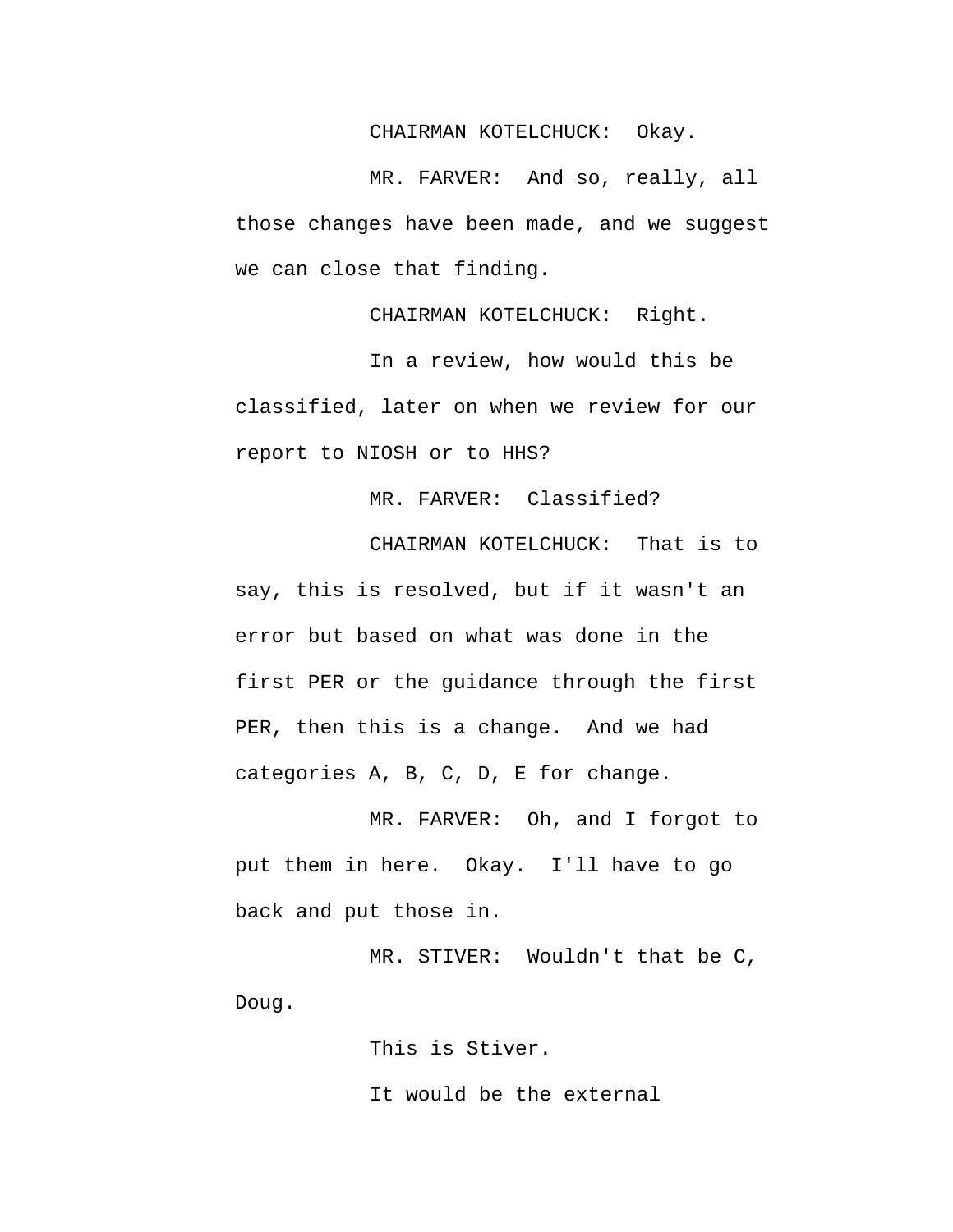CHAIRMAN KOTELCHUCK: Okay.

MR. FARVER: And so, really, all those changes have been made, and we suggest we can close that finding.

CHAIRMAN KOTELCHUCK: Right.

In a review, how would this be classified, later on when we review for our report to NIOSH or to HHS?

MR. FARVER: Classified?

CHAIRMAN KOTELCHUCK: That is to say, this is resolved, but if it wasn't an error but based on what was done in the first PER or the guidance through the first PER, then this is a change. And we had categories A, B, C, D, E for change.

MR. FARVER: Oh, and I forgot to put them in here. Okay. I'll have to go back and put those in.

MR. STIVER: Wouldn't that be C, Doug.

This is Stiver.

It would be the external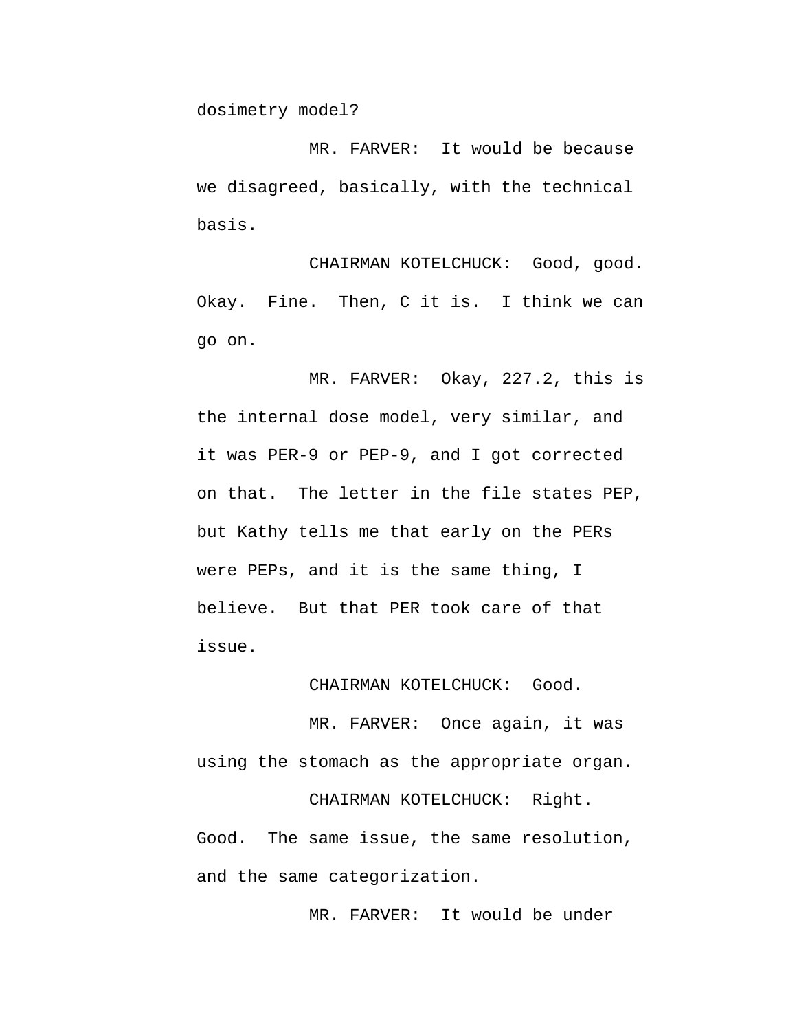dosimetry model?

MR. FARVER: It would be because we disagreed, basically, with the technical basis.

CHAIRMAN KOTELCHUCK: Good, good. Okay. Fine. Then, C it is. I think we can go on.

MR. FARVER: Okay, 227.2, this is the internal dose model, very similar, and it was PER-9 or PEP-9, and I got corrected on that. The letter in the file states PEP, but Kathy tells me that early on the PERs were PEPs, and it is the same thing, I believe. But that PER took care of that issue.

CHAIRMAN KOTELCHUCK: Good.

MR. FARVER: Once again, it was using the stomach as the appropriate organ.

CHAIRMAN KOTELCHUCK: Right. Good. The same issue, the same resolution, and the same categorization.

MR. FARVER: It would be under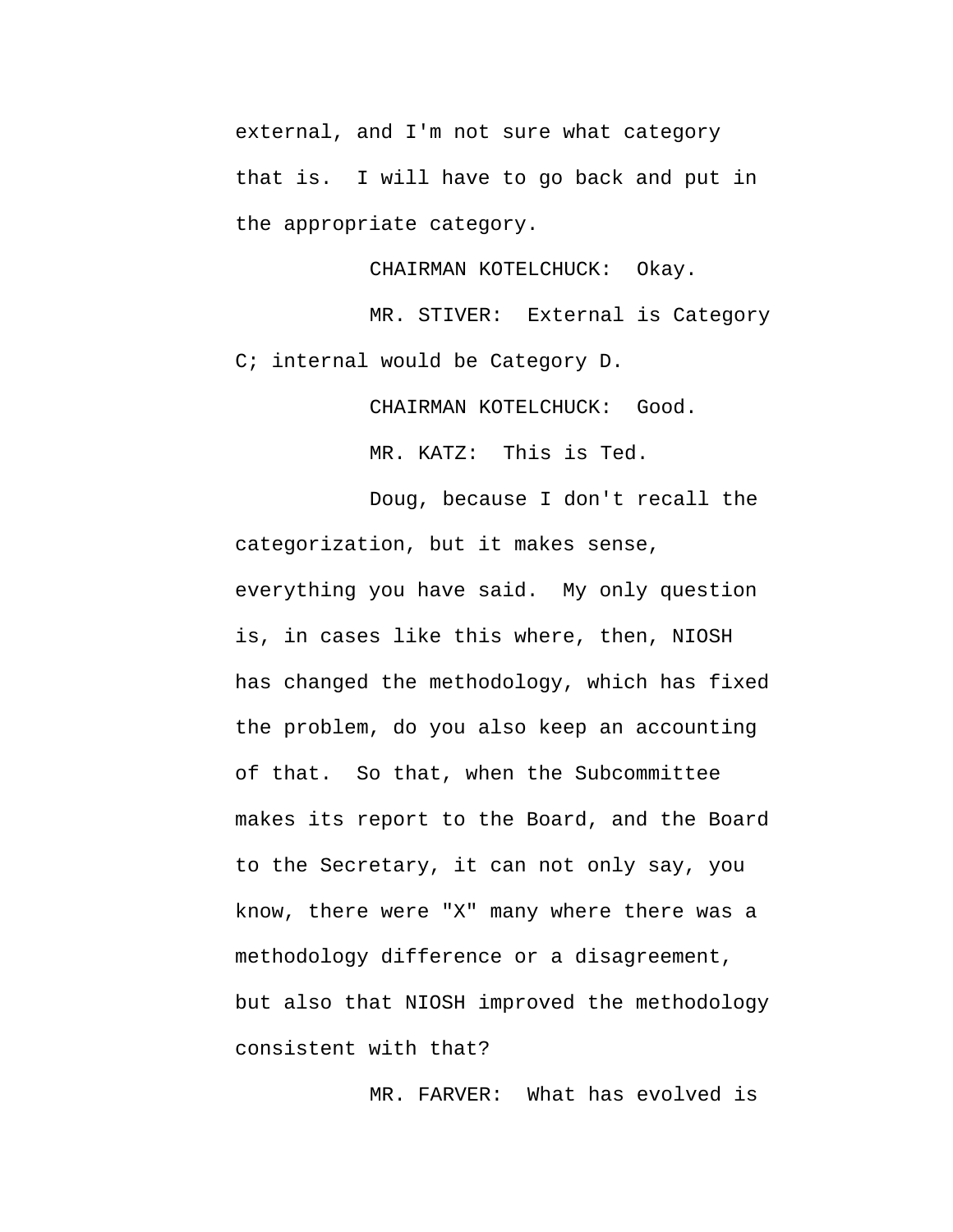external, and I'm not sure what category that is. I will have to go back and put in the appropriate category.

CHAIRMAN KOTELCHUCK: Okay.

MR. STIVER: External is Category C; internal would be Category D.

CHAIRMAN KOTELCHUCK: Good.

MR. KATZ: This is Ted.

Doug, because I don't recall the categorization, but it makes sense, everything you have said. My only question is, in cases like this where, then, NIOSH has changed the methodology, which has fixed the problem, do you also keep an accounting of that. So that, when the Subcommittee makes its report to the Board, and the Board to the Secretary, it can not only say, you know, there were "X" many where there was a methodology difference or a disagreement, but also that NIOSH improved the methodology consistent with that?

MR. FARVER: What has evolved is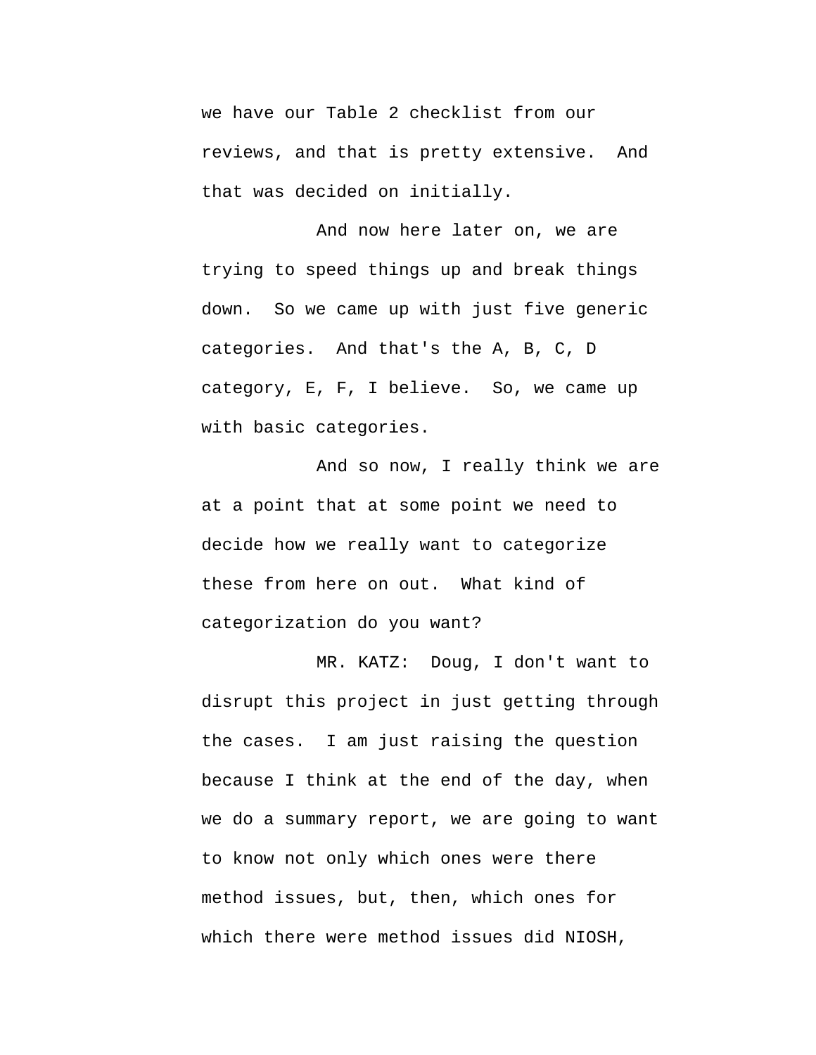we have our Table 2 checklist from our reviews, and that is pretty extensive. And that was decided on initially.

And now here later on, we are trying to speed things up and break things down. So we came up with just five generic categories. And that's the A, B, C, D category, E, F, I believe. So, we came up with basic categories.

And so now, I really think we are at a point that at some point we need to decide how we really want to categorize these from here on out. What kind of categorization do you want?

MR. KATZ: Doug, I don't want to disrupt this project in just getting through the cases. I am just raising the question because I think at the end of the day, when we do a summary report, we are going to want to know not only which ones were there method issues, but, then, which ones for which there were method issues did NIOSH,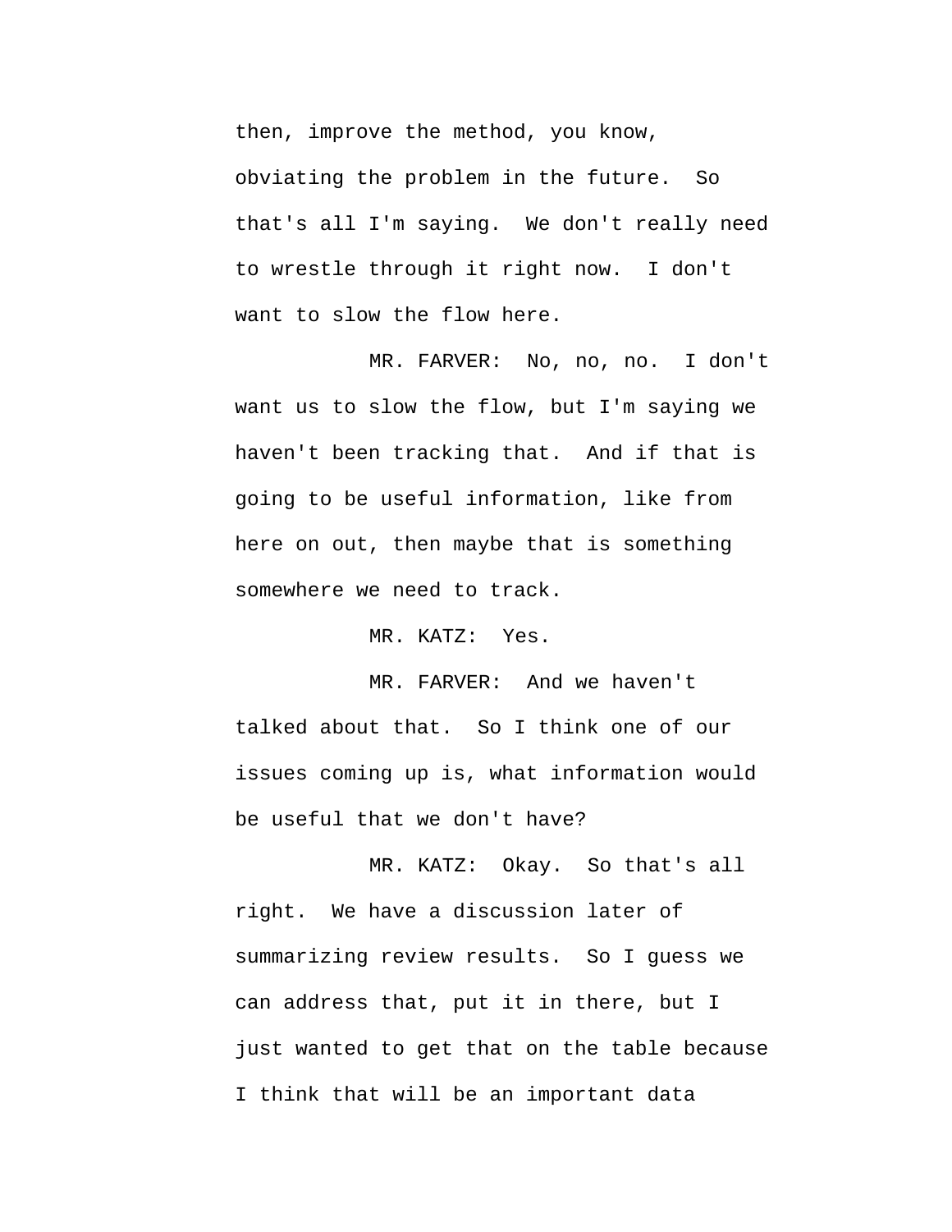then, improve the method, you know, obviating the problem in the future. So that's all I'm saying. We don't really need to wrestle through it right now. I don't want to slow the flow here.

MR. FARVER: No, no, no. I don't want us to slow the flow, but I'm saying we haven't been tracking that. And if that is going to be useful information, like from here on out, then maybe that is something somewhere we need to track.

MR. KATZ: Yes.

MR. FARVER: And we haven't talked about that. So I think one of our issues coming up is, what information would be useful that we don't have?

MR. KATZ: Okay. So that's all right. We have a discussion later of summarizing review results. So I guess we can address that, put it in there, but I just wanted to get that on the table because I think that will be an important data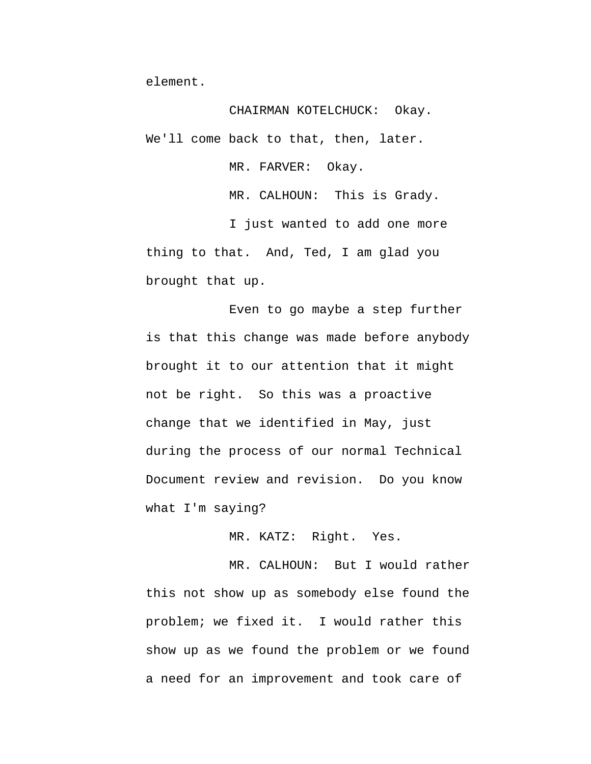element.

CHAIRMAN KOTELCHUCK: Okay. We'll come back to that, then, later.

MR. FARVER: Okay.

MR. CALHOUN: This is Grady.

I just wanted to add one more thing to that. And, Ted, I am glad you brought that up.

Even to go maybe a step further is that this change was made before anybody brought it to our attention that it might not be right. So this was a proactive change that we identified in May, just during the process of our normal Technical Document review and revision. Do you know what I'm saying?

MR. KATZ: Right. Yes.

MR. CALHOUN: But I would rather this not show up as somebody else found the problem; we fixed it. I would rather this show up as we found the problem or we found a need for an improvement and took care of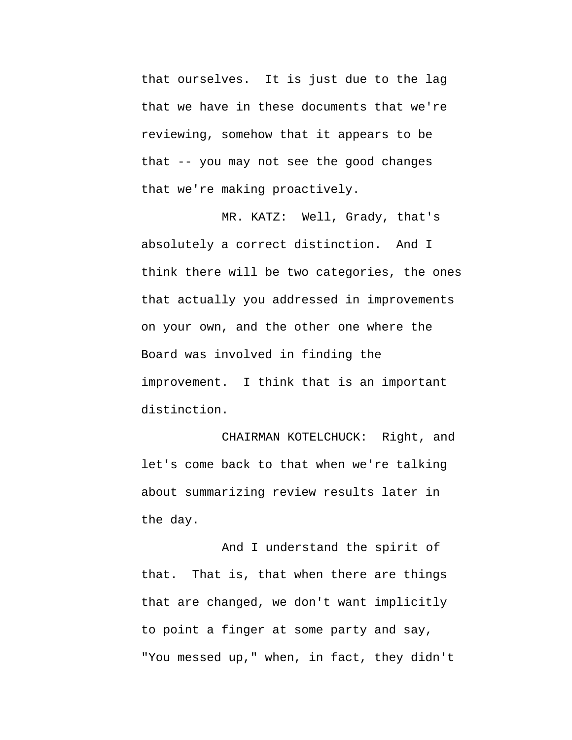that ourselves. It is just due to the lag that we have in these documents that we're reviewing, somehow that it appears to be that -- you may not see the good changes that we're making proactively.

MR. KATZ: Well, Grady, that's absolutely a correct distinction. And I think there will be two categories, the ones that actually you addressed in improvements on your own, and the other one where the Board was involved in finding the improvement. I think that is an important distinction.

CHAIRMAN KOTELCHUCK: Right, and let's come back to that when we're talking about summarizing review results later in the day.

And I understand the spirit of that. That is, that when there are things that are changed, we don't want implicitly to point a finger at some party and say, "You messed up," when, in fact, they didn't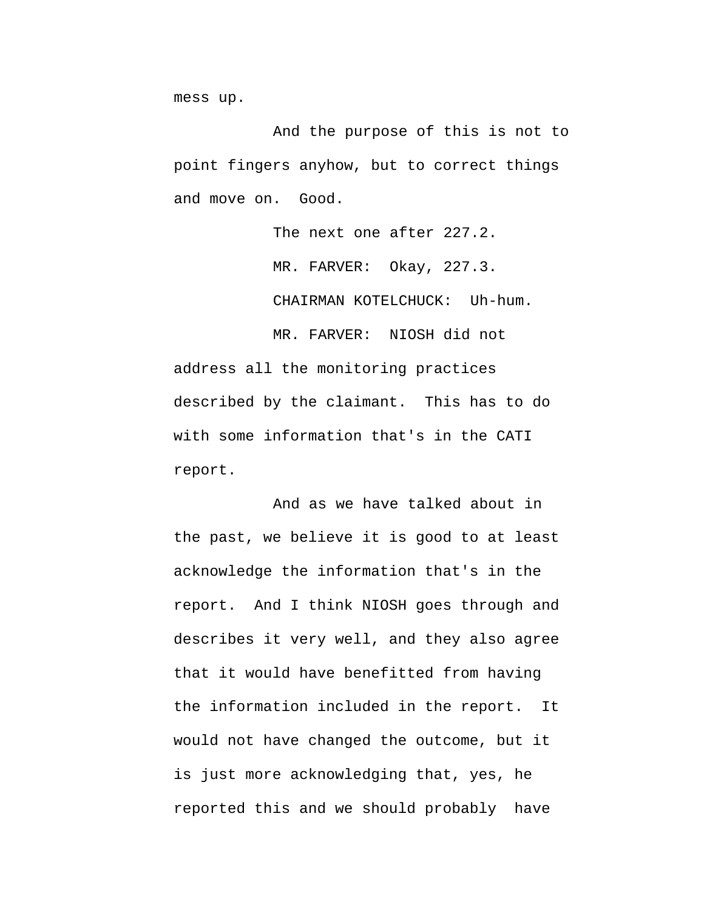mess up.

And the purpose of this is not to point fingers anyhow, but to correct things and move on. Good.

The next one after 227.2.

MR. FARVER: Okay, 227.3.

CHAIRMAN KOTELCHUCK: Uh-hum.

MR. FARVER: NIOSH did not address all the monitoring practices described by the claimant. This has to do with some information that's in the CATI report.

And as we have talked about in the past, we believe it is good to at least acknowledge the information that's in the report. And I think NIOSH goes through and describes it very well, and they also agree that it would have benefitted from having the information included in the report. It would not have changed the outcome, but it is just more acknowledging that, yes, he reported this and we should probably have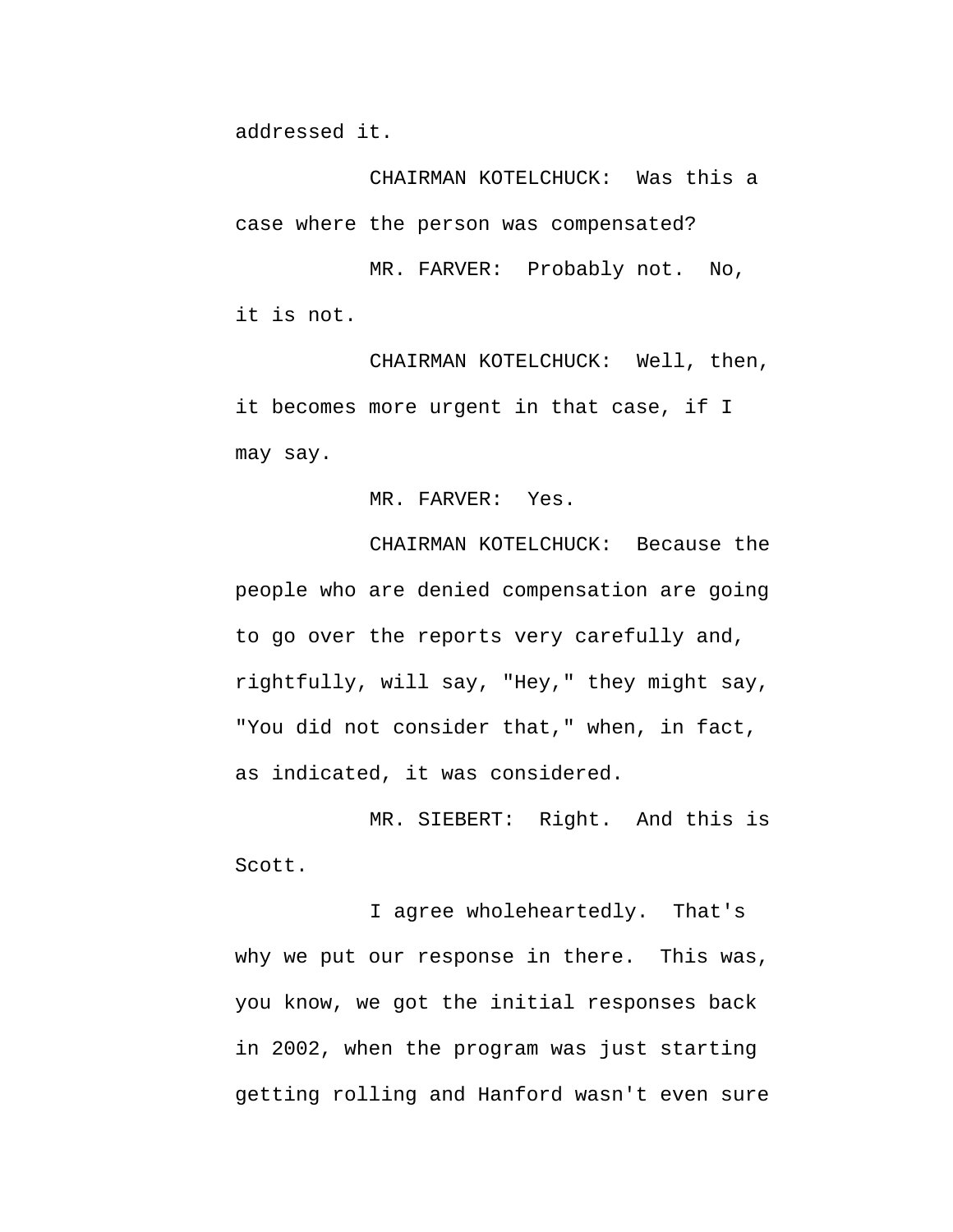addressed it.

CHAIRMAN KOTELCHUCK: Was this a case where the person was compensated?

MR. FARVER: Probably not. No, it is not.

CHAIRMAN KOTELCHUCK: Well, then, it becomes more urgent in that case, if I may say.

MR. FARVER: Yes.

CHAIRMAN KOTELCHUCK: Because the people who are denied compensation are going to go over the reports very carefully and, rightfully, will say, "Hey," they might say, "You did not consider that," when, in fact, as indicated, it was considered.

MR. SIEBERT: Right. And this is Scott.

I agree wholeheartedly. That's why we put our response in there. This was, you know, we got the initial responses back in 2002, when the program was just starting getting rolling and Hanford wasn't even sure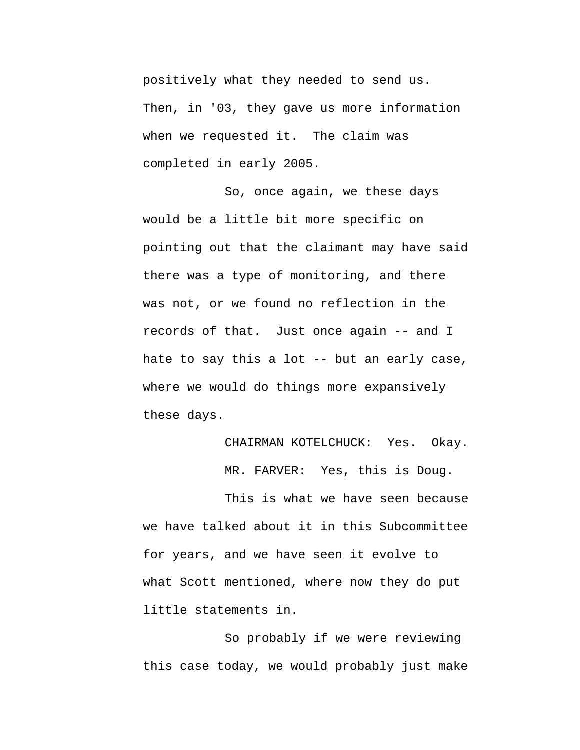positively what they needed to send us. Then, in '03, they gave us more information when we requested it. The claim was completed in early 2005.

So, once again, we these days would be a little bit more specific on pointing out that the claimant may have said there was a type of monitoring, and there was not, or we found no reflection in the records of that. Just once again -- and I hate to say this a lot -- but an early case, where we would do things more expansively these days.

CHAIRMAN KOTELCHUCK: Yes. Okay.

MR. FARVER: Yes, this is Doug.

This is what we have seen because we have talked about it in this Subcommittee for years, and we have seen it evolve to what Scott mentioned, where now they do put little statements in.

So probably if we were reviewing this case today, we would probably just make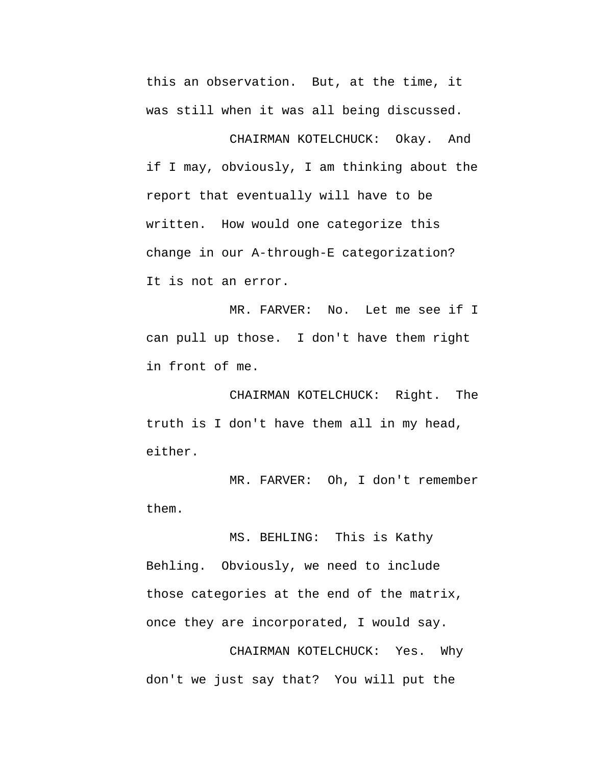this an observation. But, at the time, it was still when it was all being discussed.

CHAIRMAN KOTELCHUCK: Okay. And if I may, obviously, I am thinking about the report that eventually will have to be written. How would one categorize this change in our A-through-E categorization? It is not an error.

MR. FARVER: No. Let me see if I can pull up those. I don't have them right in front of me.

CHAIRMAN KOTELCHUCK: Right. The truth is I don't have them all in my head, either.

MR. FARVER: Oh, I don't remember them.

MS. BEHLING: This is Kathy Behling. Obviously, we need to include those categories at the end of the matrix, once they are incorporated, I would say.

CHAIRMAN KOTELCHUCK: Yes. Why don't we just say that? You will put the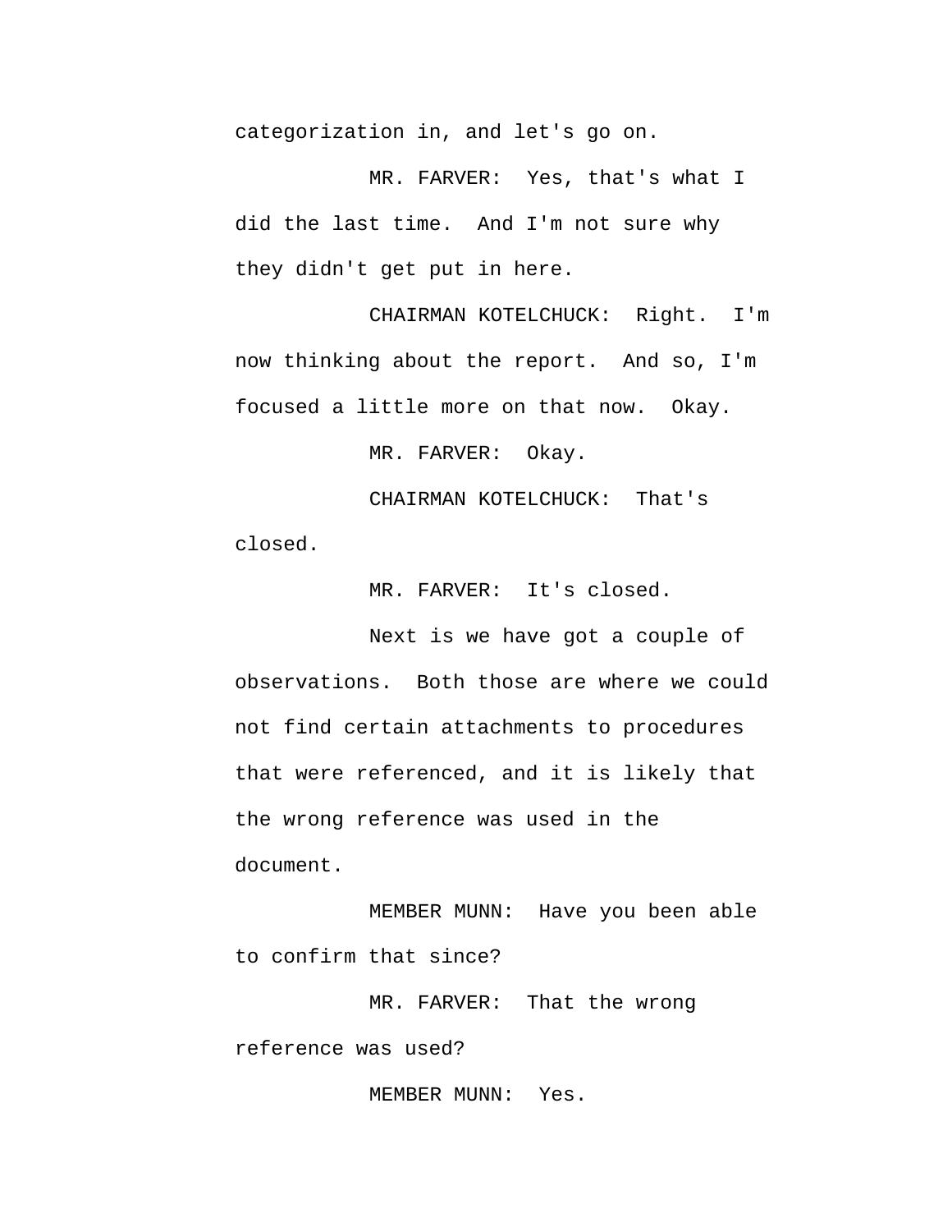categorization in, and let's go on.

MR. FARVER: Yes, that's what I did the last time. And I'm not sure why they didn't get put in here.

CHAIRMAN KOTELCHUCK: Right. I'm now thinking about the report. And so, I'm focused a little more on that now. Okay.

MR. FARVER: Okay.

CHAIRMAN KOTELCHUCK: That's closed.

MR. FARVER: It's closed.

Next is we have got a couple of observations. Both those are where we could not find certain attachments to procedures that were referenced, and it is likely that the wrong reference was used in the document.

MEMBER MUNN: Have you been able to confirm that since?

MR. FARVER: That the wrong reference was used?

MEMBER MUNN: Yes.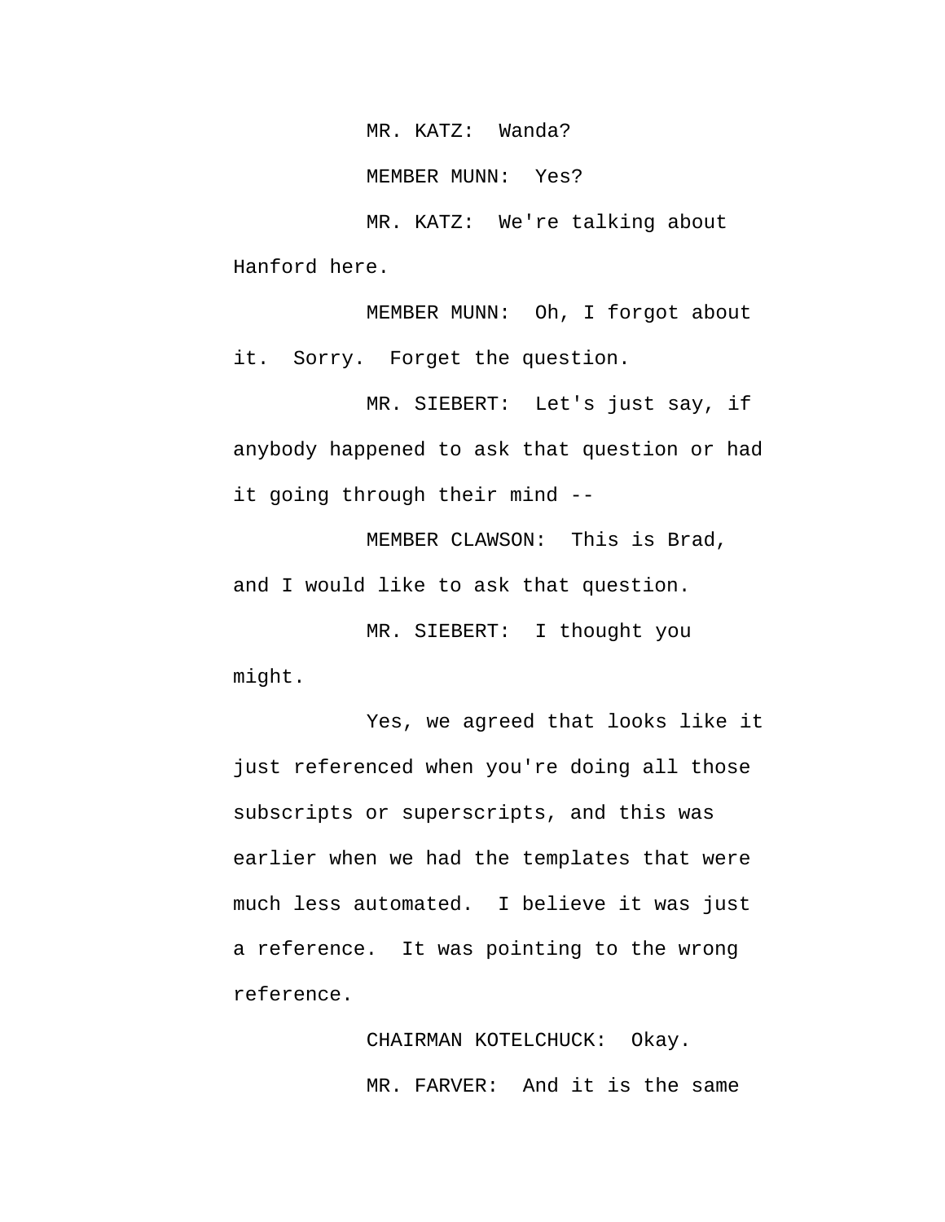MR. KATZ: Wanda?

MEMBER MUNN: Yes?

MR. KATZ: We're talking about Hanford here.

MEMBER MUNN: Oh, I forgot about it. Sorry. Forget the question.

MR. SIEBERT: Let's just say, if anybody happened to ask that question or had it going through their mind --

MEMBER CLAWSON: This is Brad, and I would like to ask that question.

MR. SIEBERT: I thought you might.

Yes, we agreed that looks like it just referenced when you're doing all those subscripts or superscripts, and this was earlier when we had the templates that were much less automated. I believe it was just a reference. It was pointing to the wrong reference.

CHAIRMAN KOTELCHUCK: Okay.

MR. FARVER: And it is the same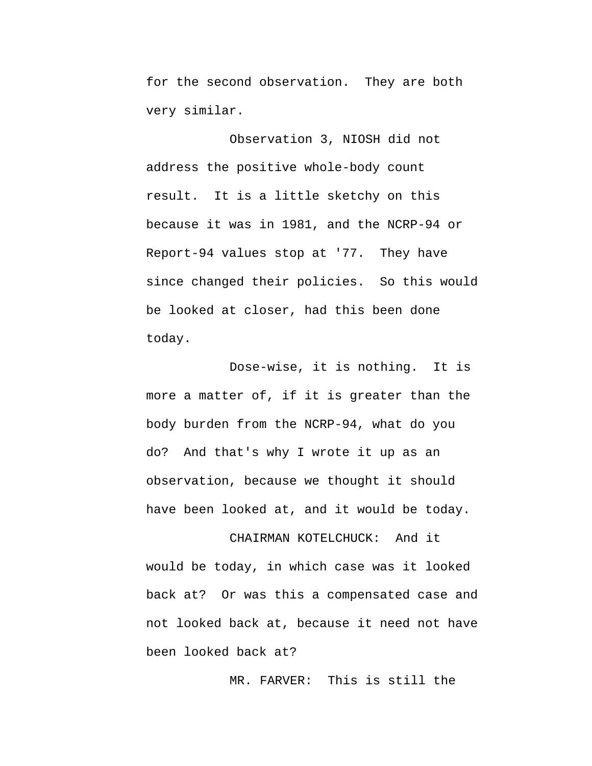for the second observation. They are both very similar.

Observation 3, NIOSH did not address the positive whole-body count result. It is a little sketchy on this because it was in 1981, and the NCRP-94 or Report-94 values stop at '77. They have since changed their policies. So this would be looked at closer, had this been done today.

Dose-wise, it is nothing. It is more a matter of, if it is greater than the body burden from the NCRP-94, what do you do? And that's why I wrote it up as an observation, because we thought it should have been looked at, and it would be today.

CHAIRMAN KOTELCHUCK: And it would be today, in which case was it looked back at? Or was this a compensated case and not looked back at, because it need not have been looked back at?

MR. FARVER: This is still the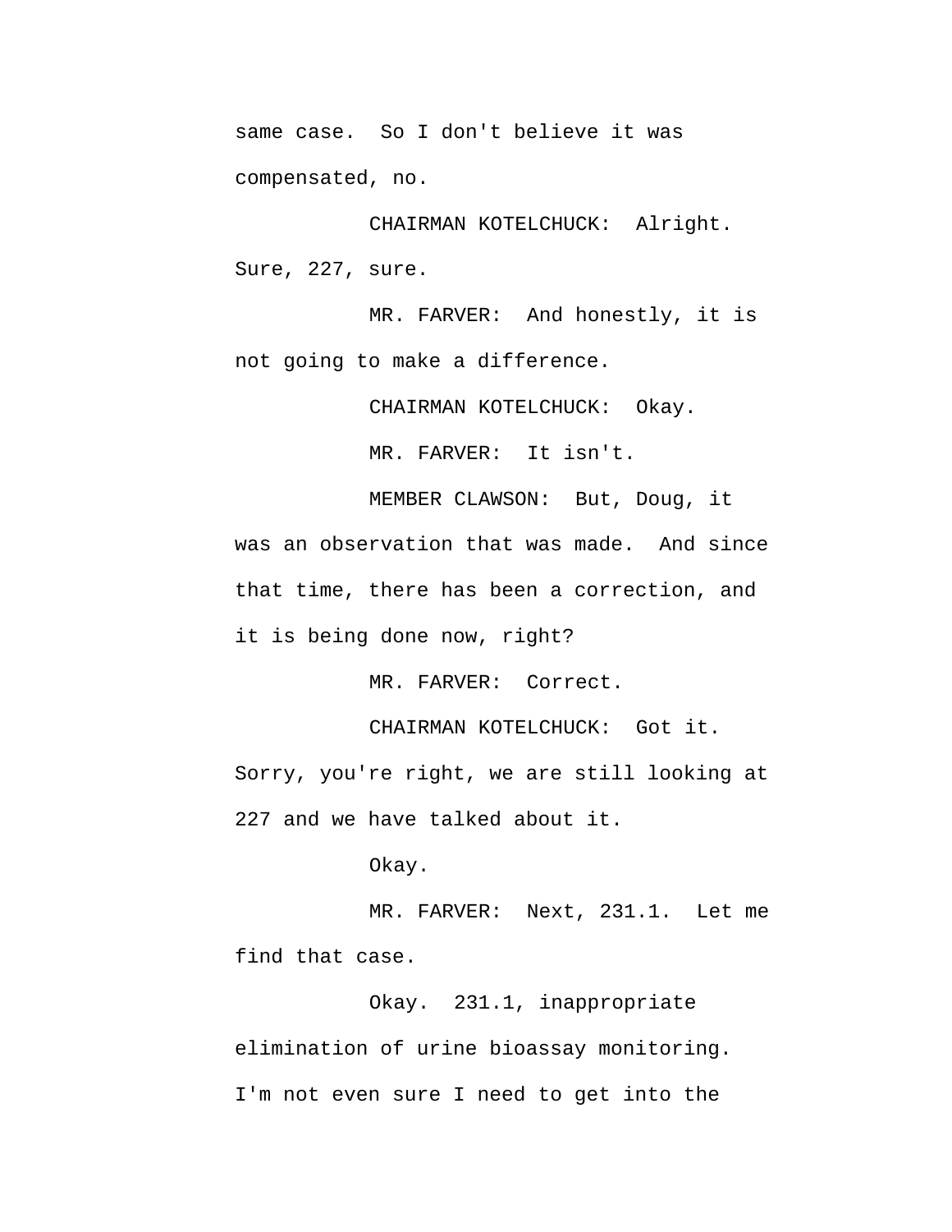same case. So I don't believe it was compensated, no.

CHAIRMAN KOTELCHUCK: Alright. Sure, 227, sure.

MR. FARVER: And honestly, it is not going to make a difference.

CHAIRMAN KOTELCHUCK: Okay.

MR. FARVER: It isn't.

MEMBER CLAWSON: But, Doug, it was an observation that was made. And since that time, there has been a correction, and it is being done now, right?

MR. FARVER: Correct.

CHAIRMAN KOTELCHUCK: Got it. Sorry, you're right, we are still looking at 227 and we have talked about it.

Okay.

MR. FARVER: Next, 231.1. Let me find that case.

Okay. 231.1, inappropriate elimination of urine bioassay monitoring. I'm not even sure I need to get into the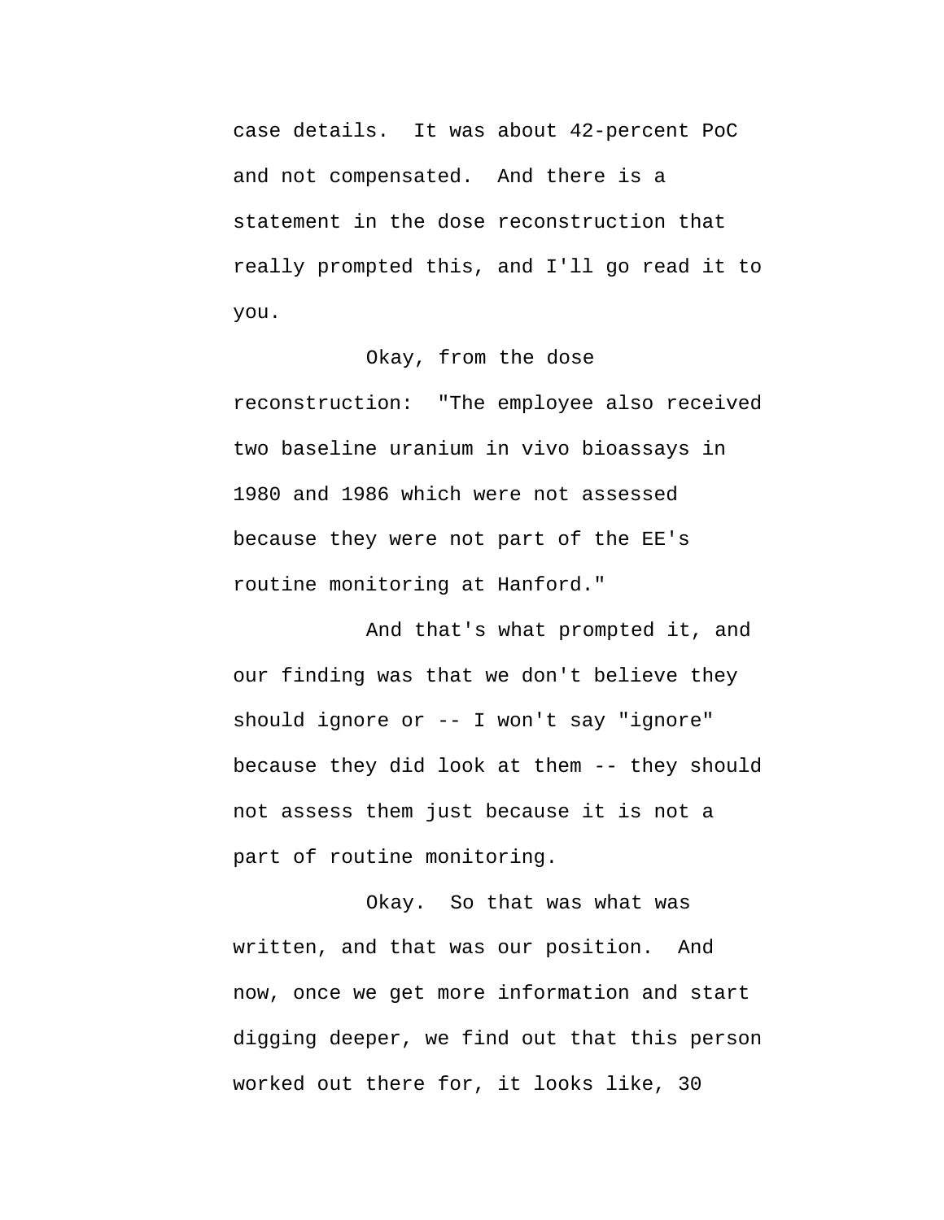case details. It was about 42-percent PoC and not compensated. And there is a statement in the dose reconstruction that really prompted this, and I'll go read it to you.

Okay, from the dose reconstruction: "The employee also received two baseline uranium in vivo bioassays in 1980 and 1986 which were not assessed because they were not part of the EE's routine monitoring at Hanford."

And that's what prompted it, and our finding was that we don't believe they should ignore or -- I won't say "ignore" because they did look at them -- they should not assess them just because it is not a part of routine monitoring.

Okay. So that was what was written, and that was our position. And now, once we get more information and start digging deeper, we find out that this person worked out there for, it looks like, 30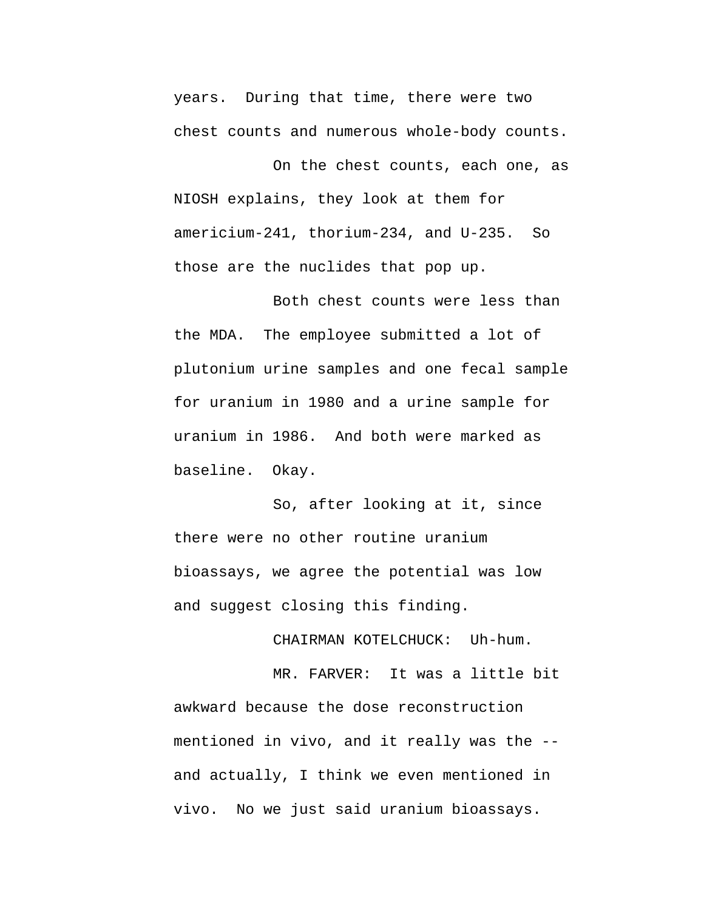years. During that time, there were two chest counts and numerous whole-body counts.

On the chest counts, each one, as NIOSH explains, they look at them for americium-241, thorium-234, and U-235. So those are the nuclides that pop up.

Both chest counts were less than the MDA. The employee submitted a lot of plutonium urine samples and one fecal sample for uranium in 1980 and a urine sample for uranium in 1986. And both were marked as baseline. Okay.

So, after looking at it, since there were no other routine uranium bioassays, we agree the potential was low and suggest closing this finding.

CHAIRMAN KOTELCHUCK: Uh-hum.

MR. FARVER: It was a little bit awkward because the dose reconstruction mentioned in vivo, and it really was the -- and actually, I think we even mentioned in vivo. No we just said uranium bioassays.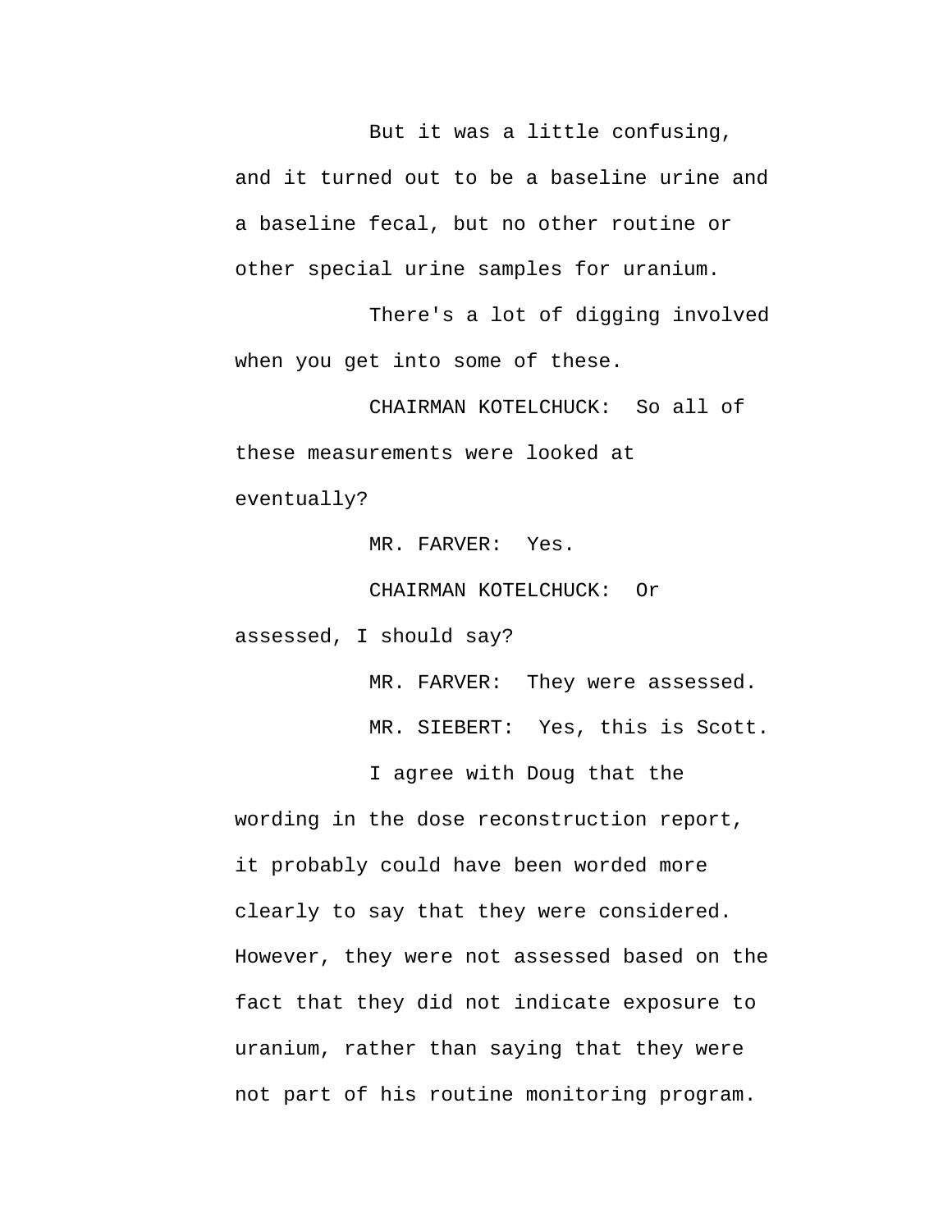But it was a little confusing, and it turned out to be a baseline urine and a baseline fecal, but no other routine or other special urine samples for uranium.

There's a lot of digging involved when you get into some of these.

CHAIRMAN KOTELCHUCK: So all of these measurements were looked at eventually?

MR. FARVER: Yes.

CHAIRMAN KOTELCHUCK: Or assessed, I should say?

MR. FARVER: They were assessed.

MR. SIEBERT: Yes, this is Scott.

I agree with Doug that the wording in the dose reconstruction report, it probably could have been worded more clearly to say that they were considered. However, they were not assessed based on the fact that they did not indicate exposure to uranium, rather than saying that they were not part of his routine monitoring program.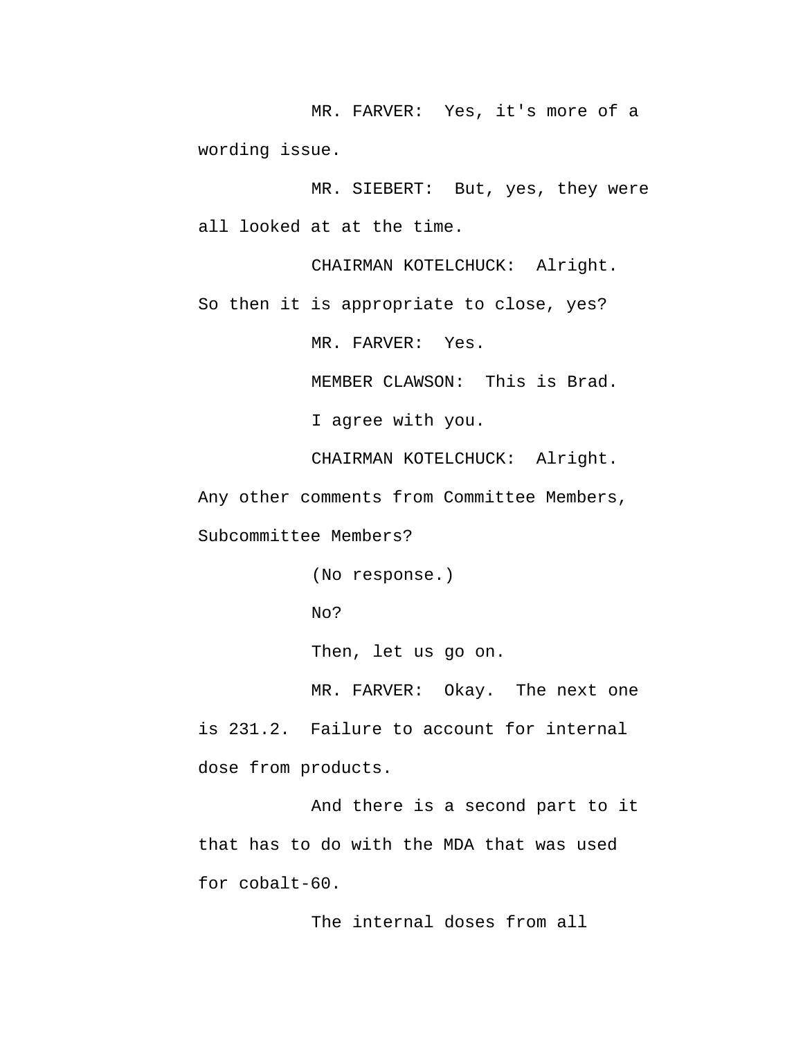MR. FARVER: Yes, it's more of a wording issue.

MR. SIEBERT: But, yes, they were all looked at at the time.

CHAIRMAN KOTELCHUCK: Alright. So then it is appropriate to close, yes?

MR. FARVER: Yes.

MEMBER CLAWSON: This is Brad.

I agree with you.

CHAIRMAN KOTELCHUCK: Alright. Any other comments from Committee Members, Subcommittee Members?

(No response.)

No?

Then, let us go on.

MR. FARVER: Okay. The next one is 231.2. Failure to account for internal dose from products.

And there is a second part to it that has to do with the MDA that was used for cobalt-60.

The internal doses from all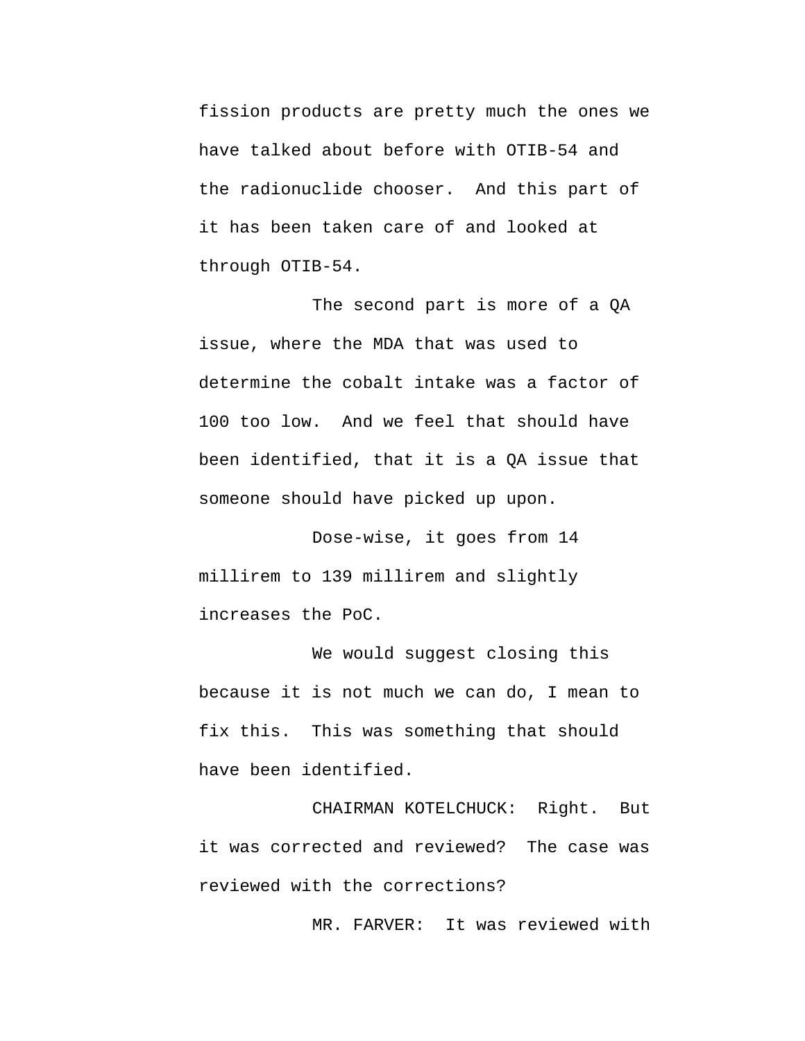fission products are pretty much the ones we have talked about before with OTIB-54 and the radionuclide chooser. And this part of it has been taken care of and looked at through OTIB-54.

The second part is more of a QA issue, where the MDA that was used to determine the cobalt intake was a factor of 100 too low. And we feel that should have been identified, that it is a QA issue that someone should have picked up upon.

Dose-wise, it goes from 14 millirem to 139 millirem and slightly increases the PoC.

We would suggest closing this because it is not much we can do, I mean to fix this. This was something that should have been identified.

CHAIRMAN KOTELCHUCK: Right. But it was corrected and reviewed? The case was reviewed with the corrections?

MR. FARVER: It was reviewed with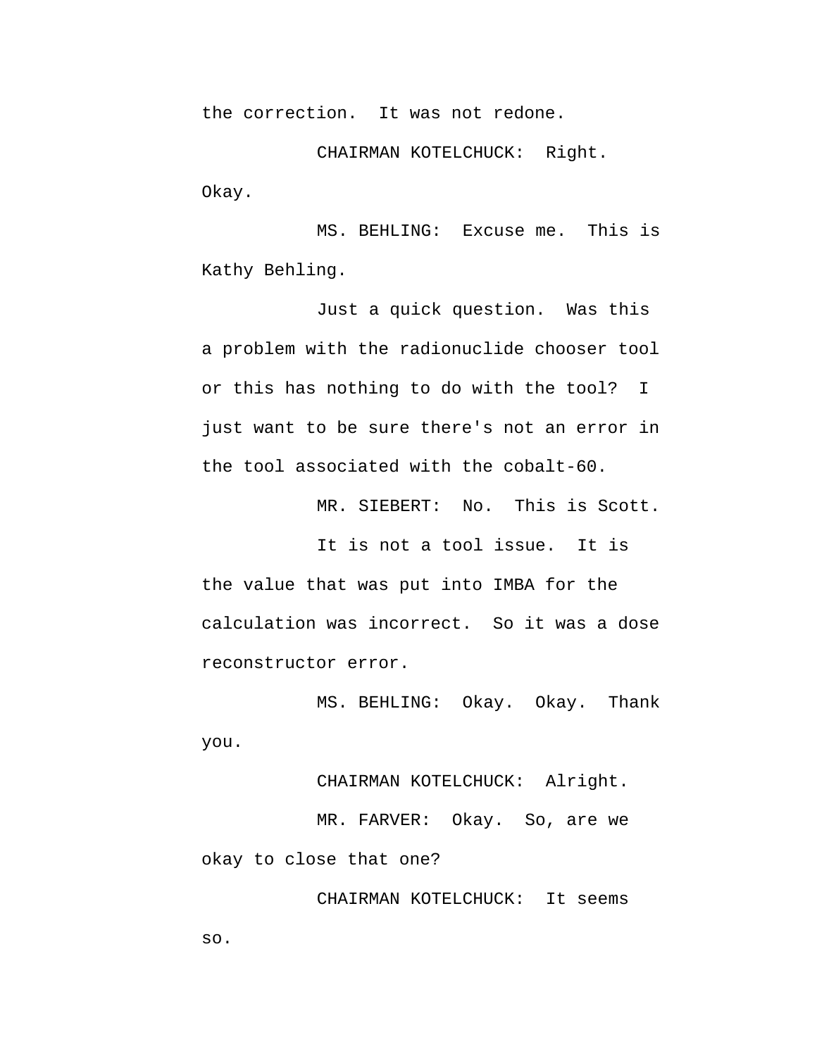the correction. It was not redone.

CHAIRMAN KOTELCHUCK: Right. Okay.

MS. BEHLING: Excuse me. This is Kathy Behling.

Just a quick question. Was this a problem with the radionuclide chooser tool or this has nothing to do with the tool? I just want to be sure there's not an error in the tool associated with the cobalt-60.

MR. SIEBERT: No. This is Scott.

It is not a tool issue. It is the value that was put into IMBA for the calculation was incorrect. So it was a dose reconstructor error.

MS. BEHLING: Okay. Okay. Thank you.

CHAIRMAN KOTELCHUCK: Alright.

MR. FARVER: Okay. So, are we okay to close that one?

CHAIRMAN KOTELCHUCK: It seems so.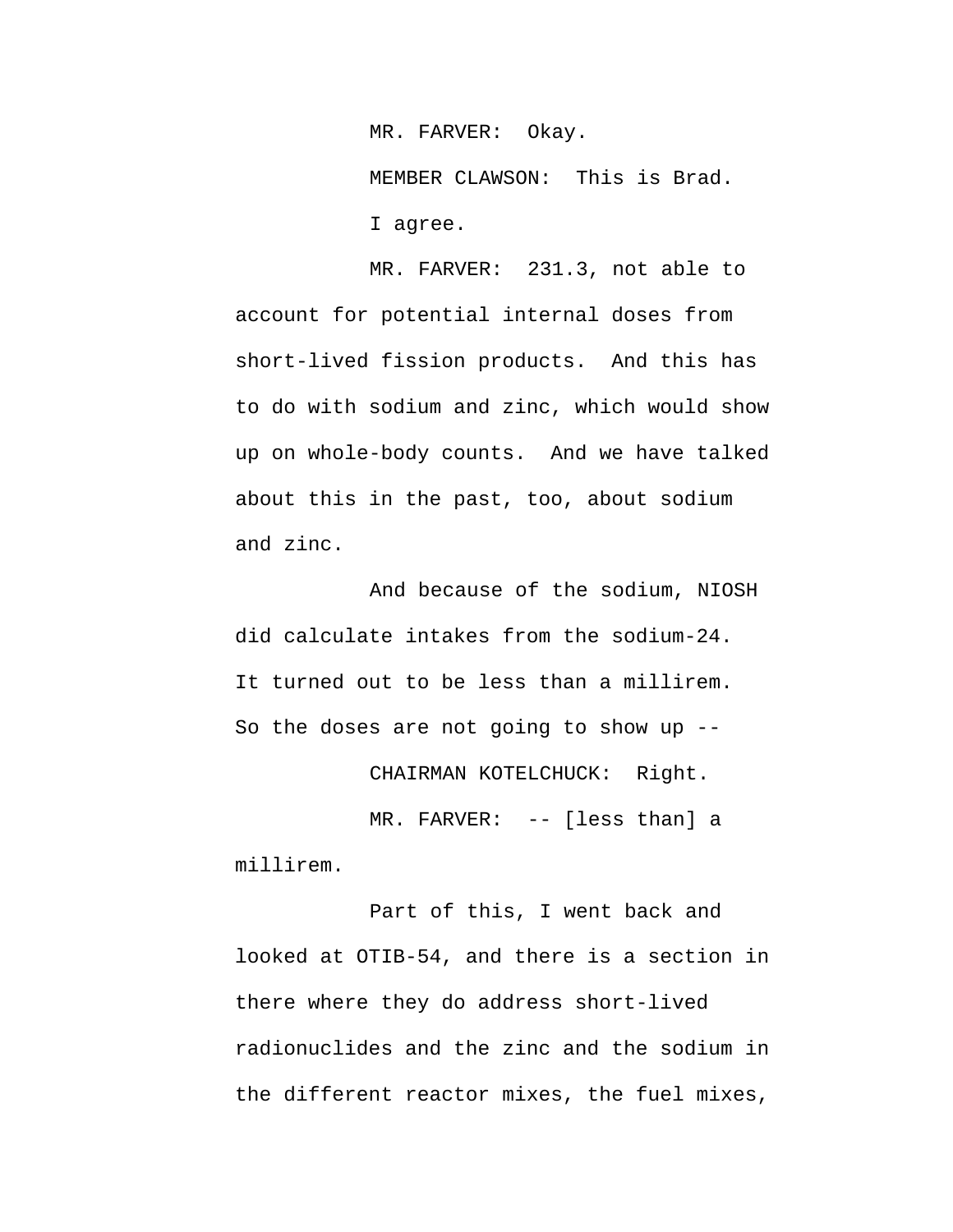MR. FARVER: Okay.

MEMBER CLAWSON: This is Brad. I agree.

MR. FARVER: 231.3, not able to account for potential internal doses from short-lived fission products. And this has to do with sodium and zinc, which would show up on whole-body counts. And we have talked about this in the past, too, about sodium and zinc.

And because of the sodium, NIOSH did calculate intakes from the sodium-24. It turned out to be less than a millirem. So the doses are not going to show up --

CHAIRMAN KOTELCHUCK: Right.

MR. FARVER: -- [less than] a millirem.

Part of this, I went back and looked at OTIB-54, and there is a section in there where they do address short-lived radionuclides and the zinc and the sodium in the different reactor mixes, the fuel mixes,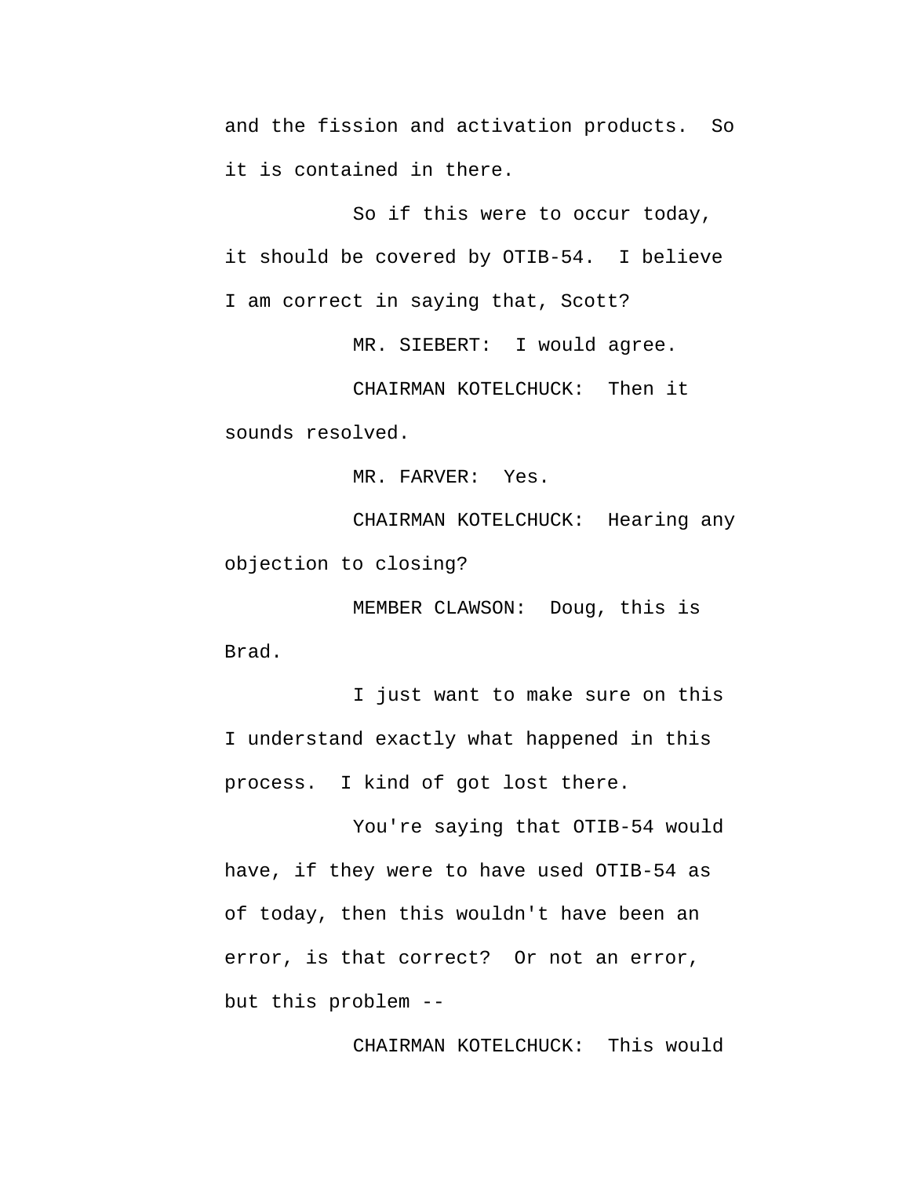and the fission and activation products. So it is contained in there.

So if this were to occur today, it should be covered by OTIB-54. I believe I am correct in saying that, Scott?

MR. SIEBERT: I would agree.

CHAIRMAN KOTELCHUCK: Then it sounds resolved.

MR. FARVER: Yes.

CHAIRMAN KOTELCHUCK: Hearing any objection to closing?

MEMBER CLAWSON: Doug, this is Brad.

I just want to make sure on this I understand exactly what happened in this process. I kind of got lost there.

You're saying that OTIB-54 would have, if they were to have used OTIB-54 as of today, then this wouldn't have been an error, is that correct? Or not an error, but this problem --

CHAIRMAN KOTELCHUCK: This would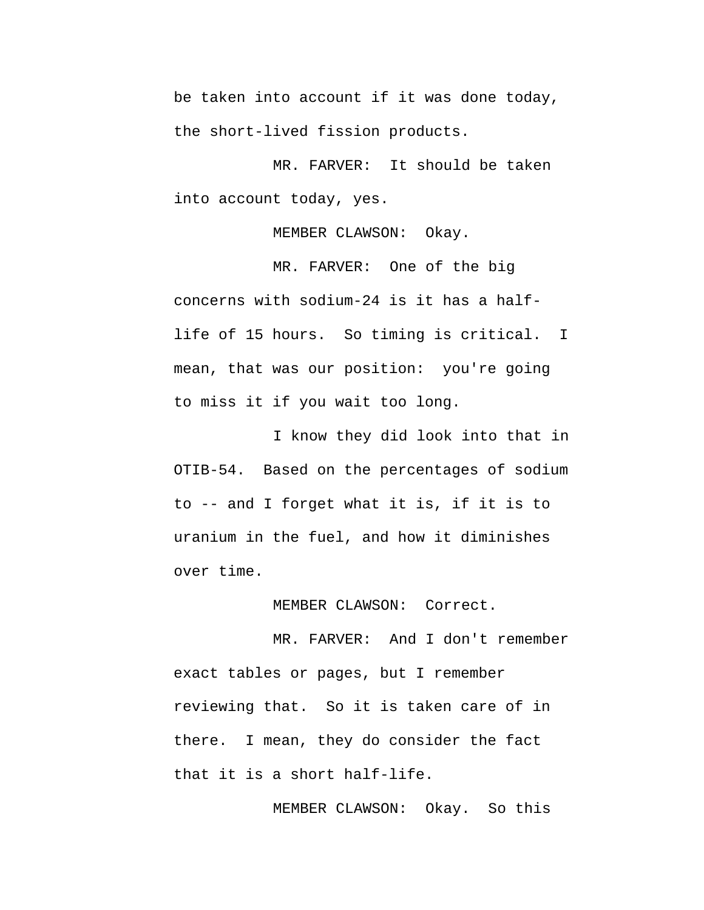be taken into account if it was done today, the short-lived fission products.

MR. FARVER: It should be taken into account today, yes.

MEMBER CLAWSON: Okay.

MR. FARVER: One of the big concerns with sodium-24 is it has a half-life of 15 hours. So timing is critical. I mean, that was our position: you're going to miss it if you wait too long.

I know they did look into that in OTIB-54. Based on the percentages of sodium to -- and I forget what it is, if it is to uranium in the fuel, and how it diminishes over time.

MEMBER CLAWSON: Correct.

MR. FARVER: And I don't remember exact tables or pages, but I remember reviewing that. So it is taken care of in there. I mean, they do consider the fact that it is a short half-life.

MEMBER CLAWSON: Okay. So this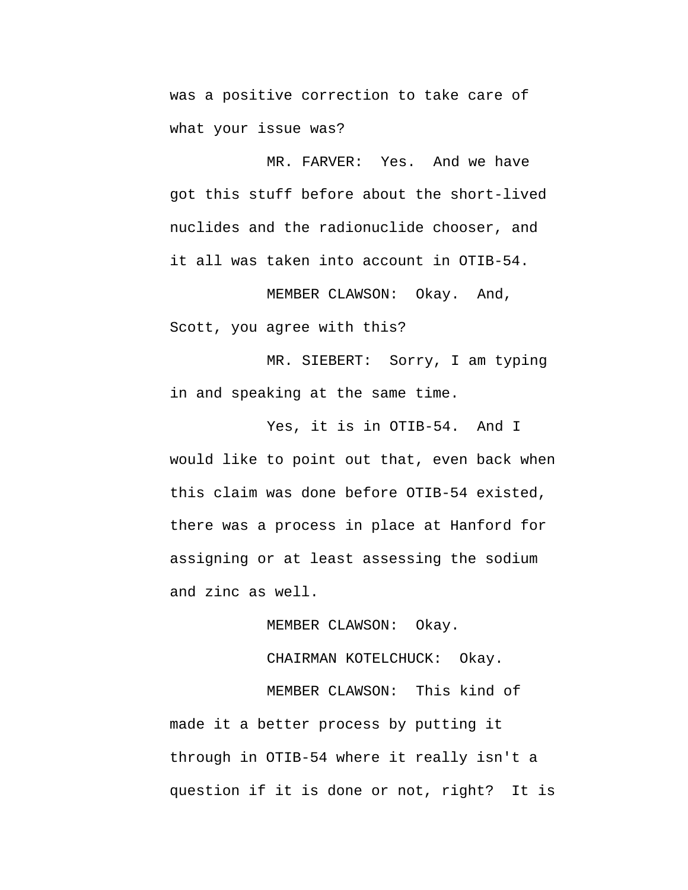was a positive correction to take care of what your issue was?

MR. FARVER: Yes. And we have got this stuff before about the short-lived nuclides and the radionuclide chooser, and it all was taken into account in OTIB-54.

MEMBER CLAWSON: Okay. And, Scott, you agree with this?

MR. SIEBERT: Sorry, I am typing in and speaking at the same time.

Yes, it is in OTIB-54. And I would like to point out that, even back when this claim was done before OTIB-54 existed, there was a process in place at Hanford for assigning or at least assessing the sodium and zinc as well.

MEMBER CLAWSON: Okay.

CHAIRMAN KOTELCHUCK: Okay.

MEMBER CLAWSON: This kind of made it a better process by putting it through in OTIB-54 where it really isn't a question if it is done or not, right? It is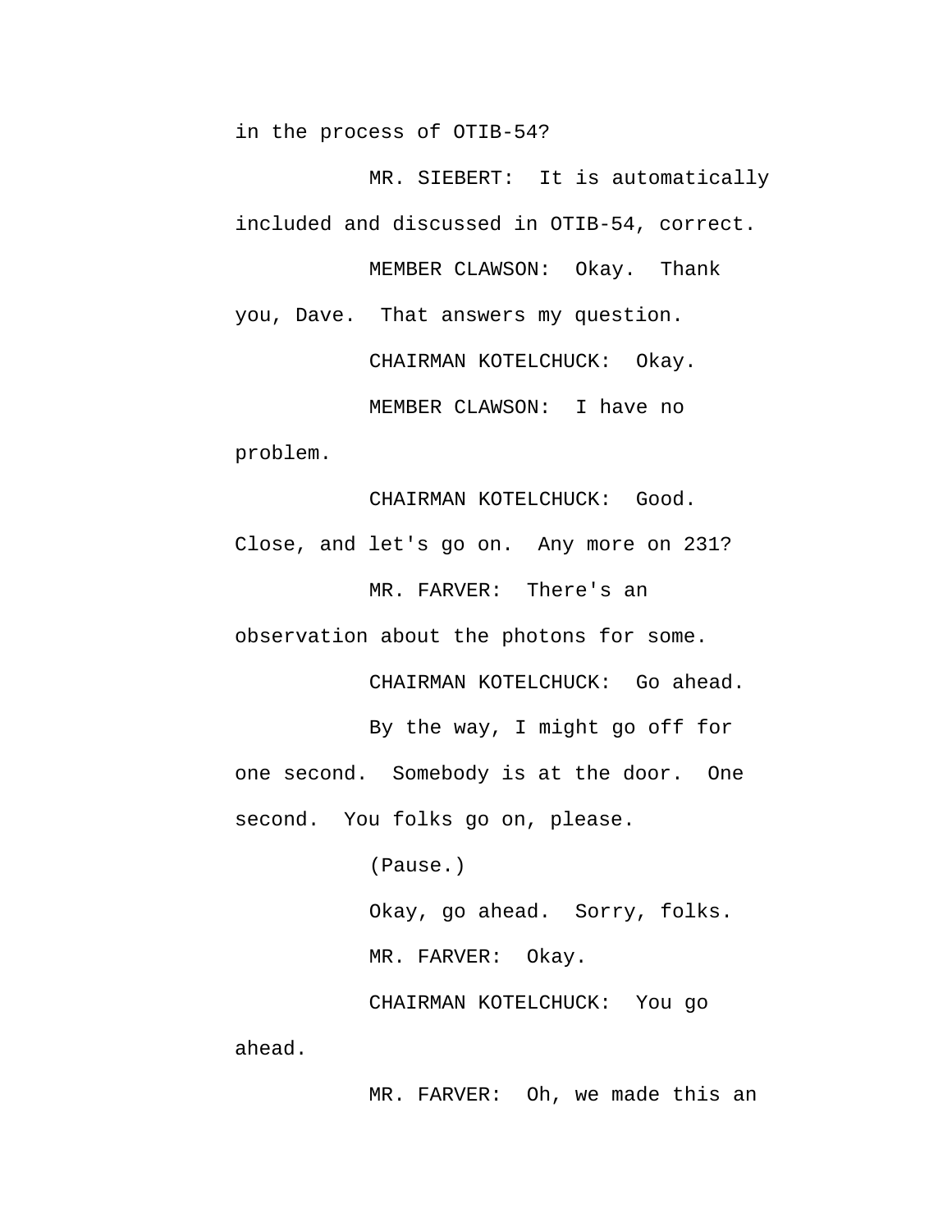in the process of OTIB-54?

MR. SIEBERT: It is automatically included and discussed in OTIB-54, correct.

MEMBER CLAWSON: Okay. Thank you, Dave. That answers my question.

CHAIRMAN KOTELCHUCK: Okay.

MEMBER CLAWSON: I have no problem.

CHAIRMAN KOTELCHUCK: Good. Close, and let's go on. Any more on 231?

MR. FARVER: There's an observation about the photons for some.

CHAIRMAN KOTELCHUCK: Go ahead.

By the way, I might go off for one second. Somebody is at the door. One second. You folks go on, please.

(Pause.)

Okay, go ahead. Sorry, folks.

MR. FARVER: Okay.

CHAIRMAN KOTELCHUCK: You go ahead.

MR. FARVER: Oh, we made this an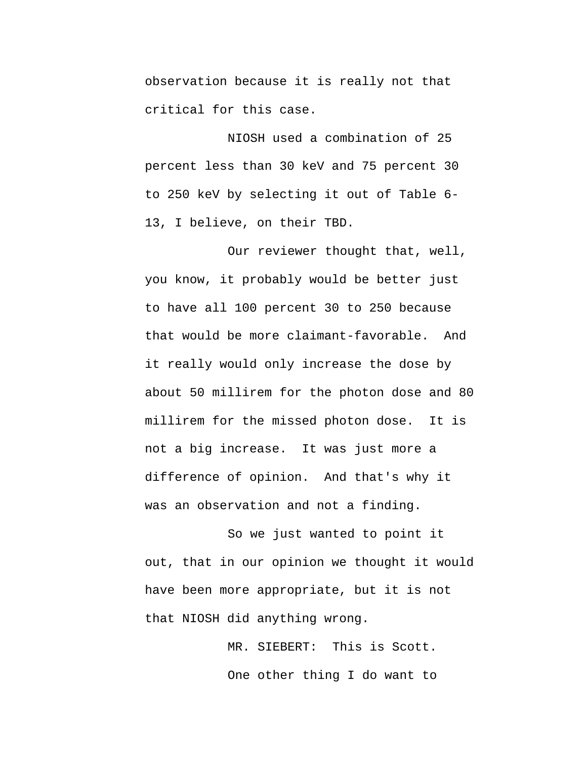observation because it is really not that critical for this case.

NIOSH used a combination of 25 percent less than 30 keV and 75 percent 30 to 250 keV by selecting it out of Table 6-13, I believe, on their TBD.

Our reviewer thought that, well, you know, it probably would be better just to have all 100 percent 30 to 250 because that would be more claimant-favorable. And it really would only increase the dose by about 50 millirem for the photon dose and 80 millirem for the missed photon dose. It is not a big increase. It was just more a difference of opinion. And that's why it was an observation and not a finding.

So we just wanted to point it out, that in our opinion we thought it would have been more appropriate, but it is not that NIOSH did anything wrong.

MR. SIEBERT: This is Scott.

One other thing I do want to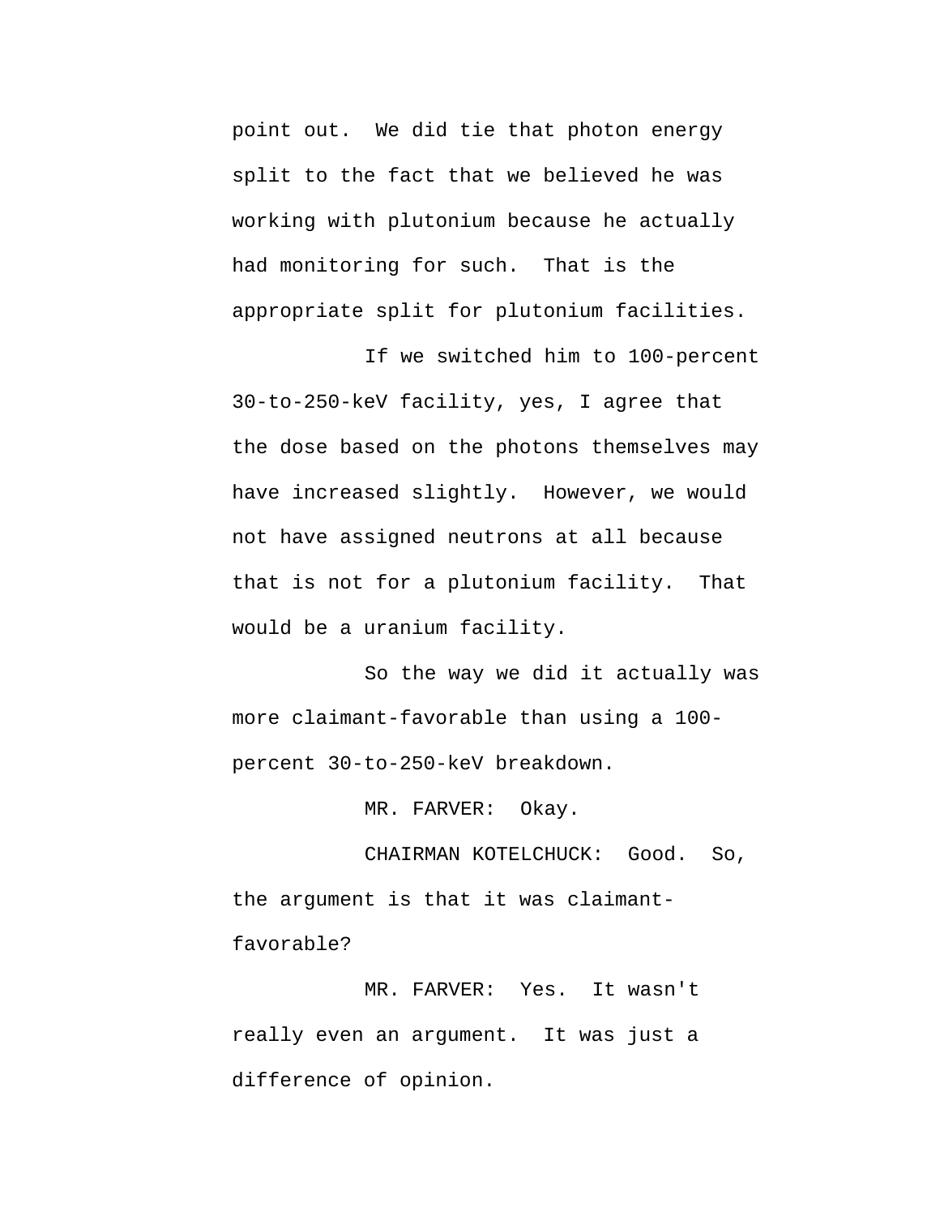point out. We did tie that photon energy split to the fact that we believed he was working with plutonium because he actually had monitoring for such. That is the appropriate split for plutonium facilities.

If we switched him to 100-percent 30-to-250-keV facility, yes, I agree that the dose based on the photons themselves may have increased slightly. However, we would not have assigned neutrons at all because that is not for a plutonium facility. That would be a uranium facility.

So the way we did it actually was more claimant-favorable than using a 100-percent 30-to-250-keV breakdown.

MR. FARVER: Okay.

CHAIRMAN KOTELCHUCK: Good. So, the argument is that it was claimant-favorable?

MR. FARVER: Yes. It wasn't really even an argument. It was just a difference of opinion.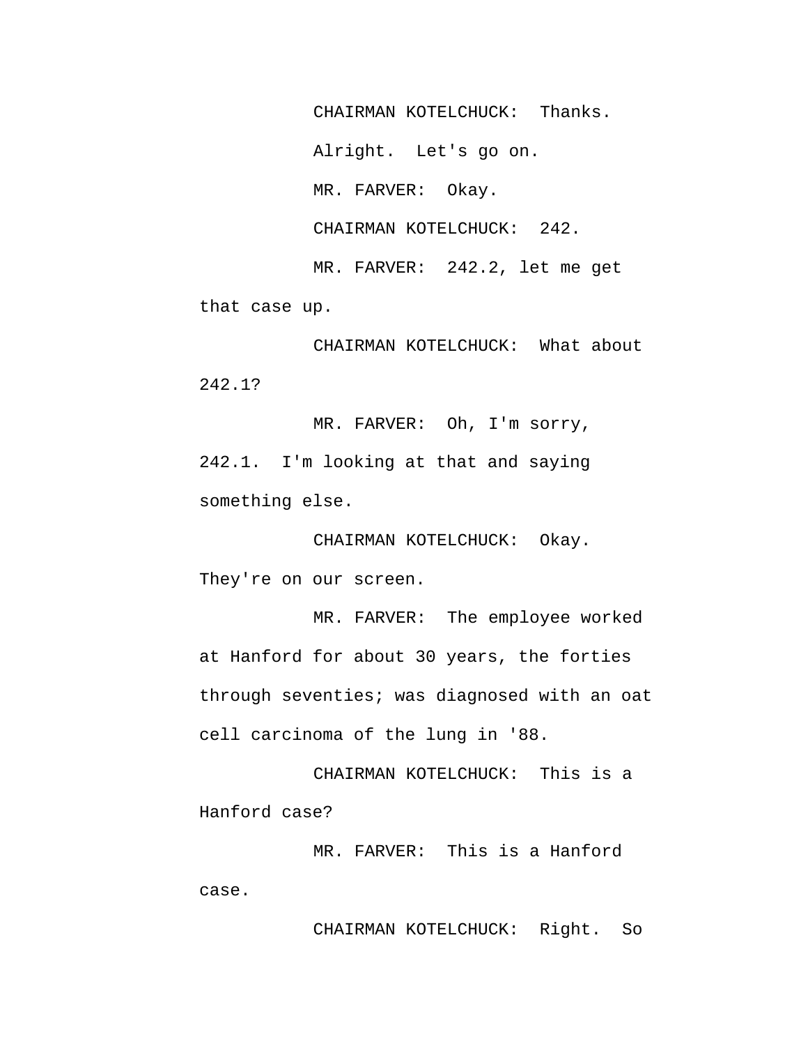CHAIRMAN KOTELCHUCK: Thanks. Alright. Let's go on.

MR. FARVER: Okay.

CHAIRMAN KOTELCHUCK: 242.

MR. FARVER: 242.2, let me get that case up.

CHAIRMAN KOTELCHUCK: What about 242.1?

MR. FARVER: Oh, I'm sorry, 242.1. I'm looking at that and saying something else.

CHAIRMAN KOTELCHUCK: Okay. They're on our screen.

MR. FARVER: The employee worked at Hanford for about 30 years, the forties through seventies; was diagnosed with an oat cell carcinoma of the lung in '88.

CHAIRMAN KOTELCHUCK: This is a Hanford case?

MR. FARVER: This is a Hanford case.

CHAIRMAN KOTELCHUCK: Right. So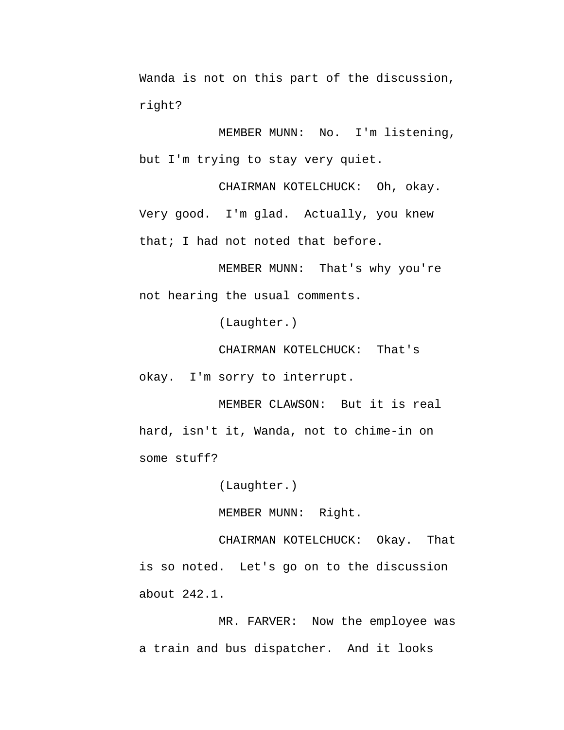Wanda is not on this part of the discussion, right?

MEMBER MUNN: No. I'm listening, but I'm trying to stay very quiet.

CHAIRMAN KOTELCHUCK: Oh, okay. Very good. I'm glad. Actually, you knew that; I had not noted that before.

MEMBER MUNN: That's why you're not hearing the usual comments.

(Laughter.)

CHAIRMAN KOTELCHUCK: That's okay. I'm sorry to interrupt.

MEMBER CLAWSON: But it is real hard, isn't it, Wanda, not to chime-in on some stuff?

(Laughter.)

MEMBER MUNN: Right.

CHAIRMAN KOTELCHUCK: Okay. That is so noted. Let's go on to the discussion about 242.1.

MR. FARVER: Now the employee was a train and bus dispatcher. And it looks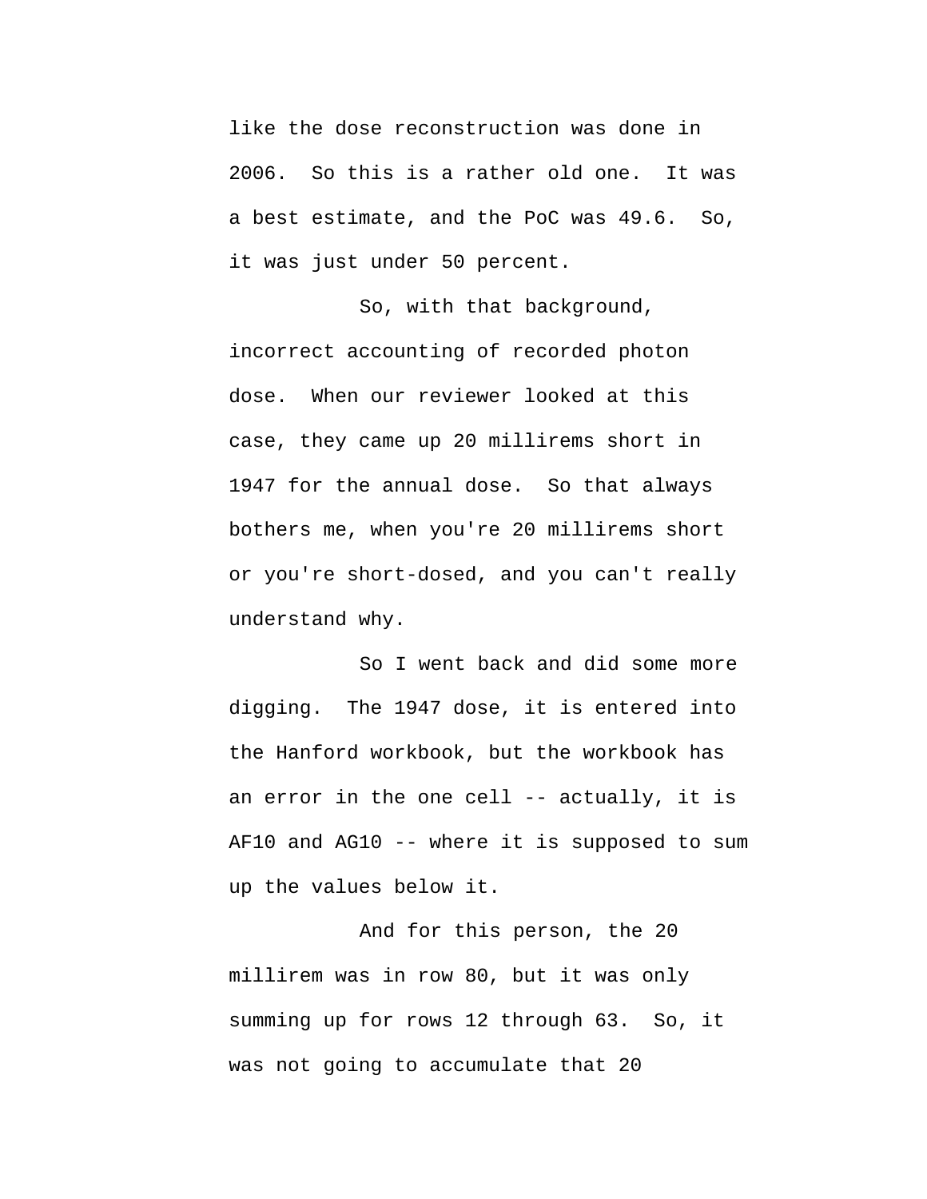like the dose reconstruction was done in 2006. So this is a rather old one. It was a best estimate, and the PoC was 49.6. So, it was just under 50 percent.

So, with that background, incorrect accounting of recorded photon dose. When our reviewer looked at this case, they came up 20 millirems short in 1947 for the annual dose. So that always bothers me, when you're 20 millirems short or you're short-dosed, and you can't really understand why.

So I went back and did some more digging. The 1947 dose, it is entered into the Hanford workbook, but the workbook has an error in the one cell -- actually, it is AF10 and AG10 -- where it is supposed to sum up the values below it.

And for this person, the 20 millirem was in row 80, but it was only summing up for rows 12 through 63. So, it was not going to accumulate that 20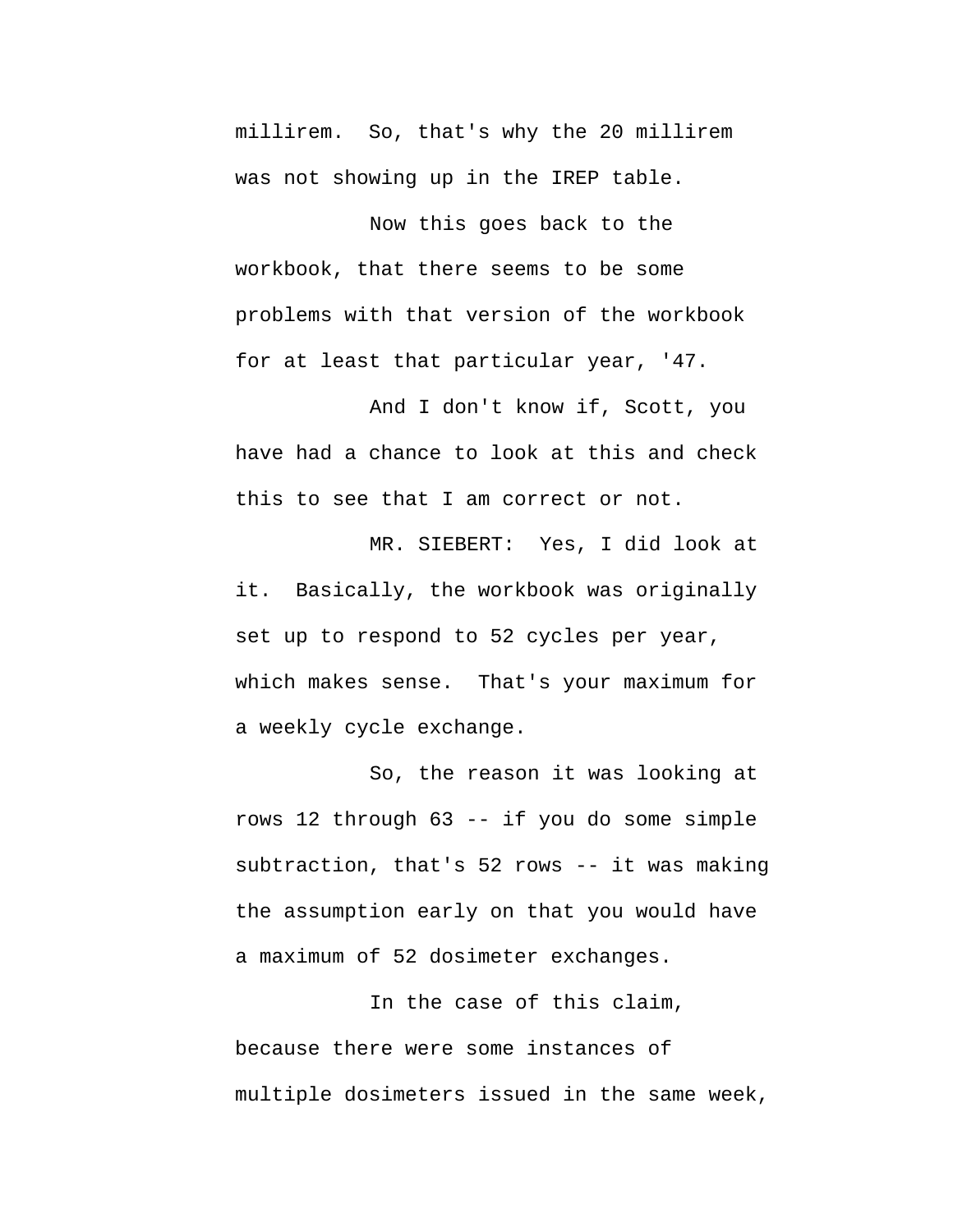millirem. So, that's why the 20 millirem was not showing up in the IREP table.

Now this goes back to the workbook, that there seems to be some problems with that version of the workbook for at least that particular year, '47.

And I don't know if, Scott, you have had a chance to look at this and check this to see that I am correct or not.

MR. SIEBERT: Yes, I did look at it. Basically, the workbook was originally set up to respond to 52 cycles per year, which makes sense. That's your maximum for a weekly cycle exchange.

So, the reason it was looking at rows 12 through 63 -- if you do some simple subtraction, that's 52 rows -- it was making the assumption early on that you would have a maximum of 52 dosimeter exchanges.

In the case of this claim, because there were some instances of multiple dosimeters issued in the same week,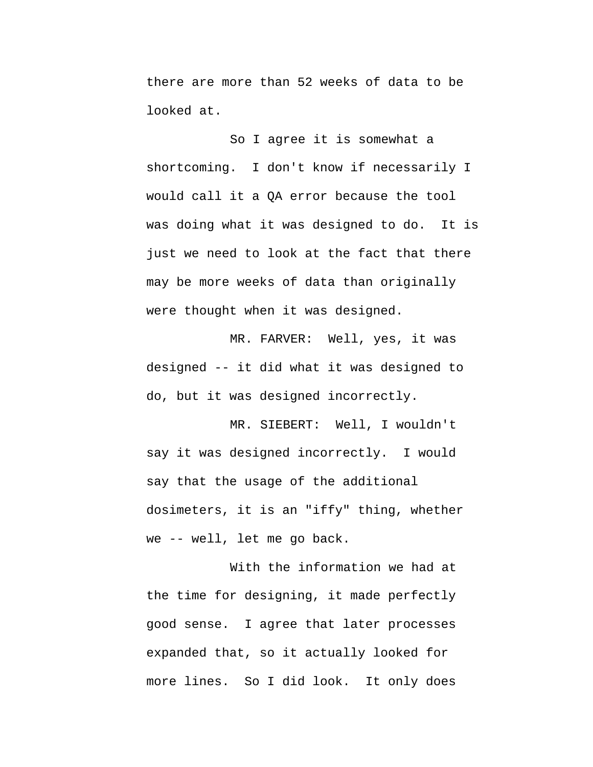there are more than 52 weeks of data to be looked at.

So I agree it is somewhat a shortcoming. I don't know if necessarily I would call it a QA error because the tool was doing what it was designed to do. It is just we need to look at the fact that there may be more weeks of data than originally were thought when it was designed.

MR. FARVER: Well, yes, it was designed -- it did what it was designed to do, but it was designed incorrectly.

MR. SIEBERT: Well, I wouldn't say it was designed incorrectly. I would say that the usage of the additional dosimeters, it is an "iffy" thing, whether we -- well, let me go back.

With the information we had at the time for designing, it made perfectly good sense. I agree that later processes expanded that, so it actually looked for more lines. So I did look. It only does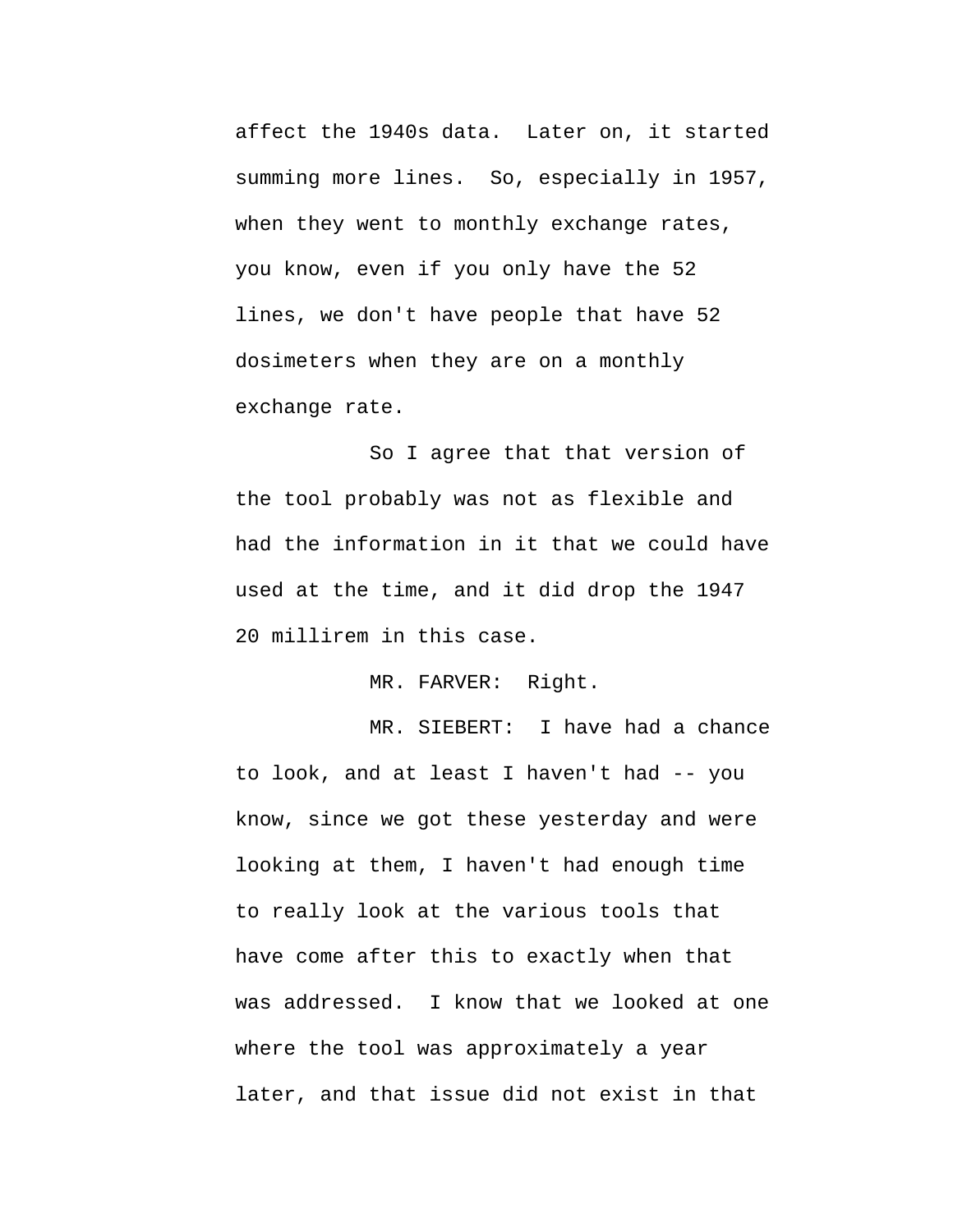affect the 1940s data. Later on, it started summing more lines. So, especially in 1957, when they went to monthly exchange rates, you know, even if you only have the 52 lines, we don't have people that have 52 dosimeters when they are on a monthly exchange rate.

So I agree that that version of the tool probably was not as flexible and had the information in it that we could have used at the time, and it did drop the 1947 20 millirem in this case.

MR. FARVER: Right.

MR. SIEBERT: I have had a chance to look, and at least I haven't had -- you know, since we got these yesterday and were looking at them, I haven't had enough time to really look at the various tools that have come after this to exactly when that was addressed. I know that we looked at one where the tool was approximately a year later, and that issue did not exist in that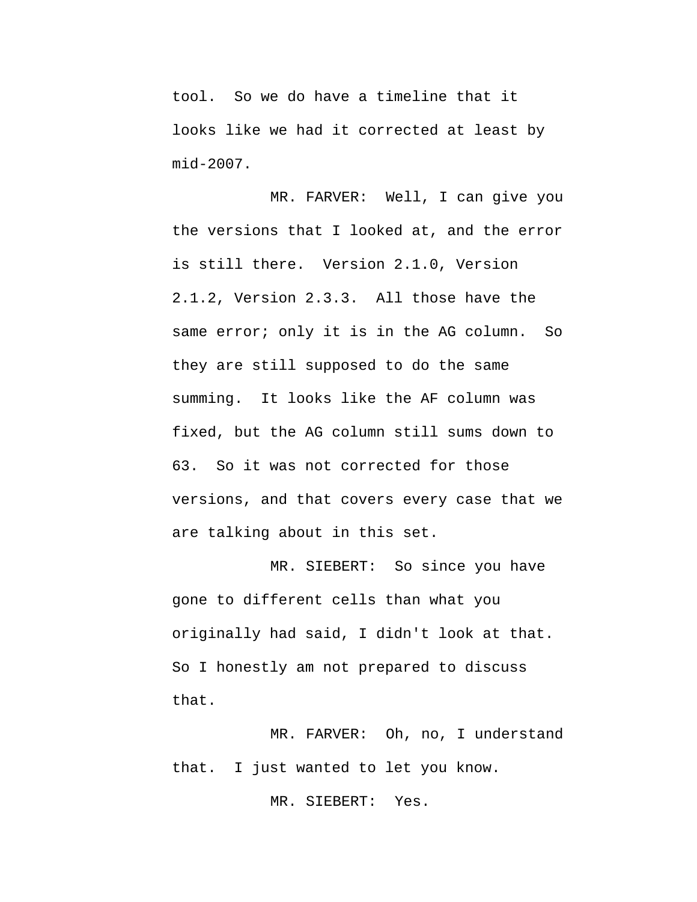tool. So we do have a timeline that it looks like we had it corrected at least by mid-2007.

MR. FARVER: Well, I can give you the versions that I looked at, and the error is still there. Version 2.1.0, Version 2.1.2, Version 2.3.3. All those have the same error; only it is in the AG column. So they are still supposed to do the same summing. It looks like the AF column was fixed, but the AG column still sums down to 63. So it was not corrected for those versions, and that covers every case that we are talking about in this set.

MR. SIEBERT: So since you have gone to different cells than what you originally had said, I didn't look at that. So I honestly am not prepared to discuss that.

MR. FARVER: Oh, no, I understand that. I just wanted to let you know.

MR. SIEBERT: Yes.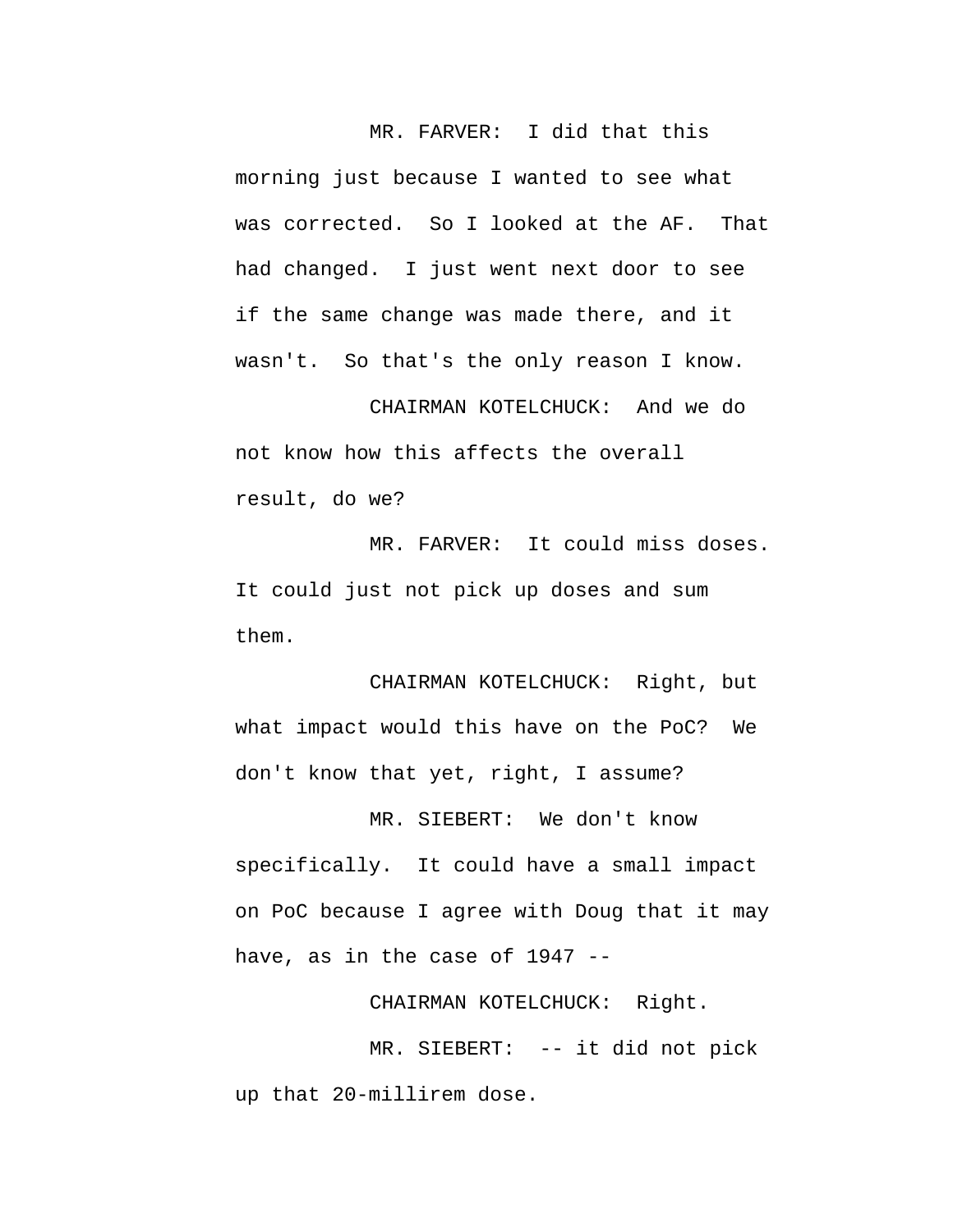MR. FARVER: I did that this morning just because I wanted to see what was corrected. So I looked at the AF. That had changed. I just went next door to see if the same change was made there, and it wasn't. So that's the only reason I know.

CHAIRMAN KOTELCHUCK: And we do not know how this affects the overall result, do we?

MR. FARVER: It could miss doses. It could just not pick up doses and sum them.

CHAIRMAN KOTELCHUCK: Right, but what impact would this have on the PoC? We don't know that yet, right, I assume?

MR. SIEBERT: We don't know specifically. It could have a small impact on PoC because I agree with Doug that it may have, as in the case of 1947 --

CHAIRMAN KOTELCHUCK: Right.

MR. SIEBERT: -- it did not pick up that 20-millirem dose.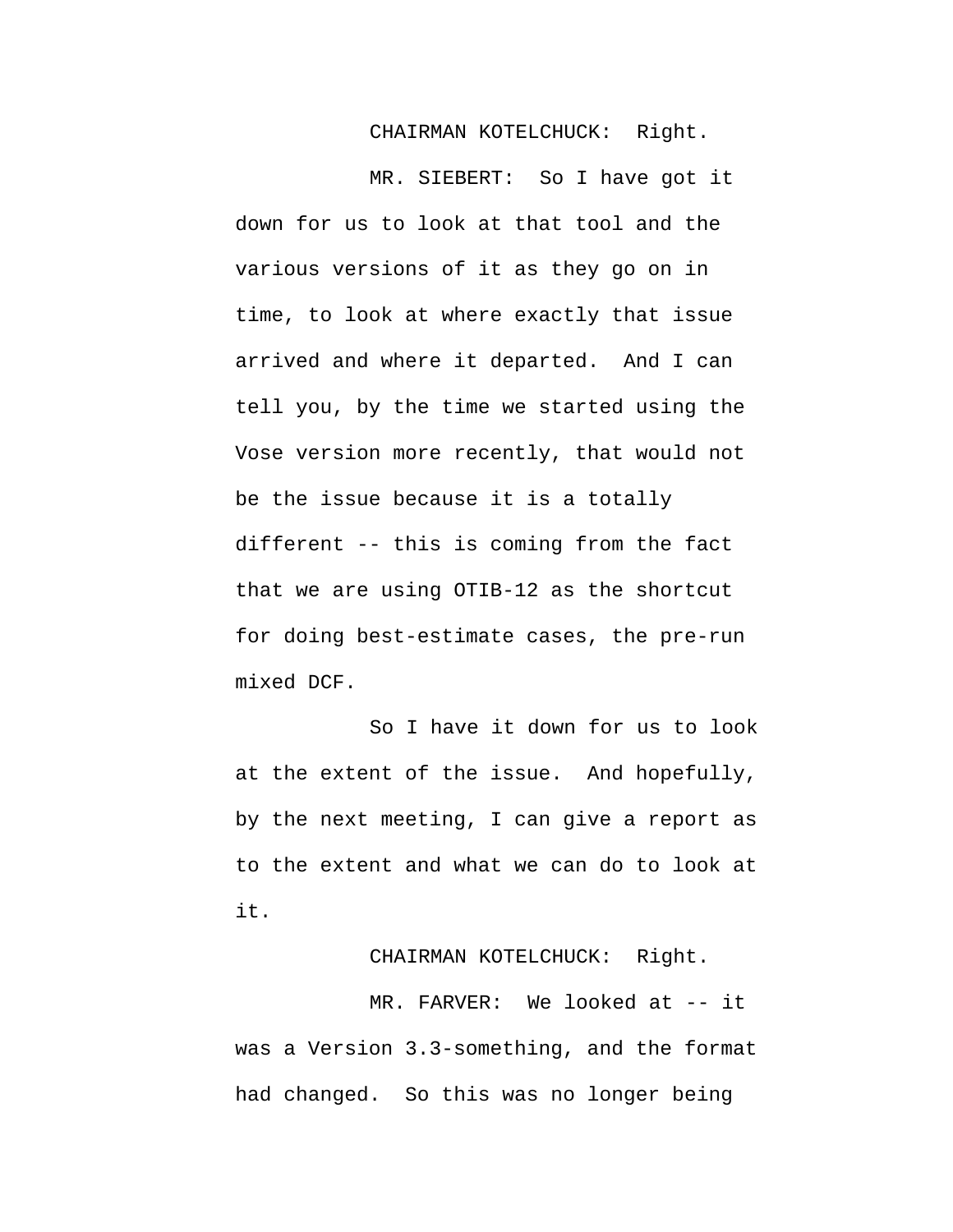CHAIRMAN KOTELCHUCK: Right.

MR. SIEBERT: So I have got it down for us to look at that tool and the various versions of it as they go on in time, to look at where exactly that issue arrived and where it departed. And I can tell you, by the time we started using the Vose version more recently, that would not be the issue because it is a totally different -- this is coming from the fact that we are using OTIB-12 as the shortcut for doing best-estimate cases, the pre-run mixed DCF.

So I have it down for us to look at the extent of the issue. And hopefully, by the next meeting, I can give a report as to the extent and what we can do to look at it.

CHAIRMAN KOTELCHUCK: Right.

MR. FARVER: We looked at -- it was a Version 3.3-something, and the format had changed. So this was no longer being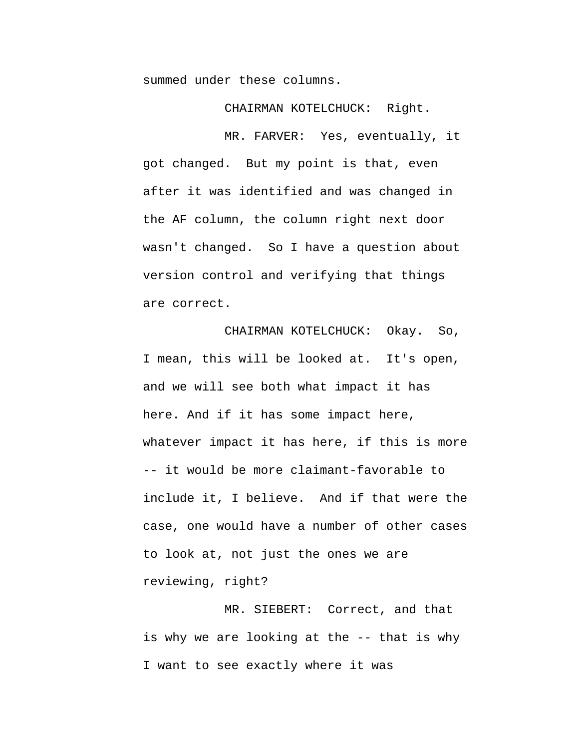summed under these columns.

CHAIRMAN KOTELCHUCK: Right.

MR. FARVER: Yes, eventually, it got changed. But my point is that, even after it was identified and was changed in the AF column, the column right next door wasn't changed. So I have a question about version control and verifying that things are correct.

CHAIRMAN KOTELCHUCK: Okay. So, I mean, this will be looked at. It's open, and we will see both what impact it has here. And if it has some impact here, whatever impact it has here, if this is more -- it would be more claimant-favorable to include it, I believe. And if that were the case, one would have a number of other cases to look at, not just the ones we are reviewing, right?

MR. SIEBERT: Correct, and that is why we are looking at the -- that is why I want to see exactly where it was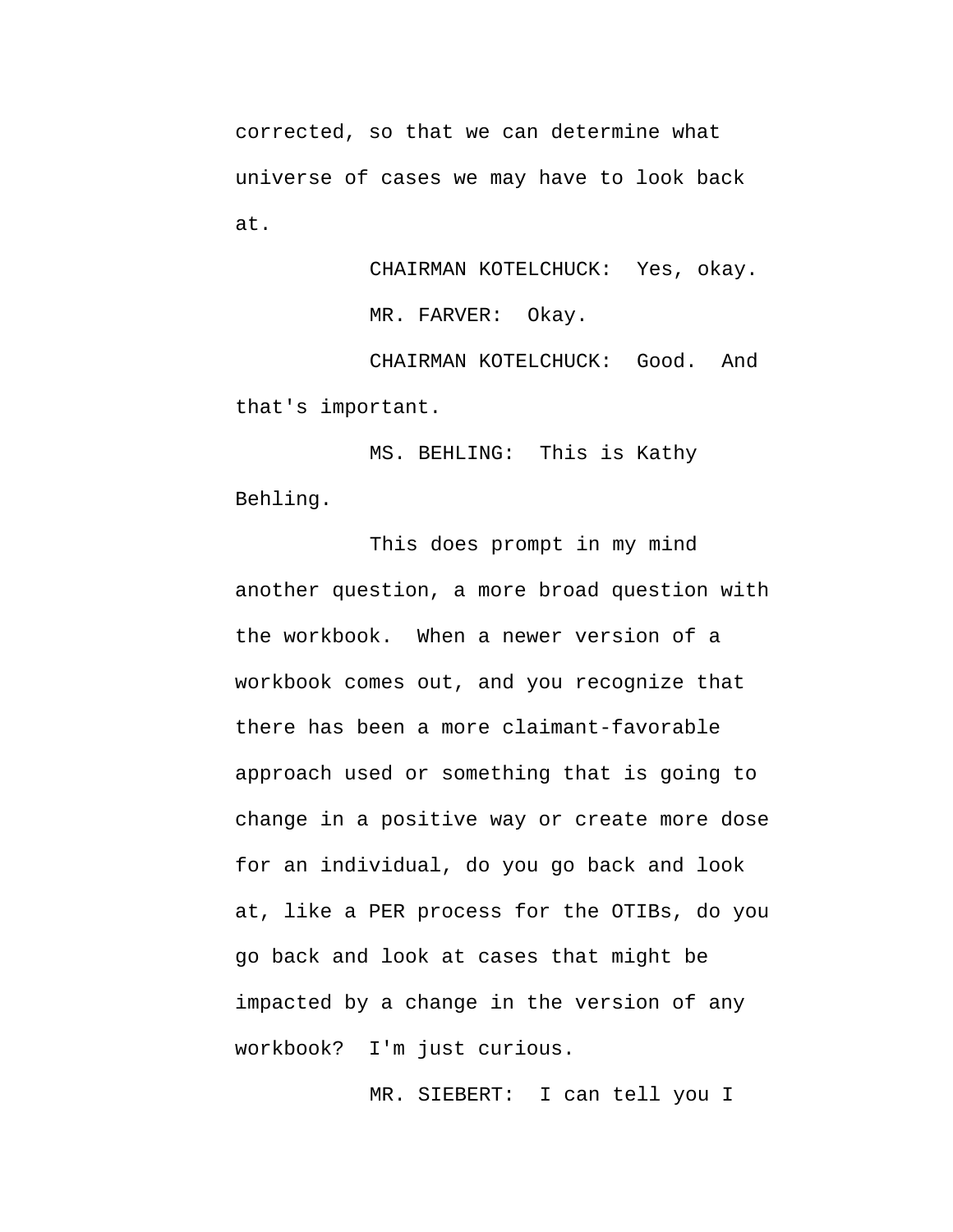corrected, so that we can determine what universe of cases we may have to look back at.

CHAIRMAN KOTELCHUCK: Yes, okay.

MR. FARVER: Okay.

CHAIRMAN KOTELCHUCK: Good. And that's important.

MS. BEHLING: This is Kathy Behling.

This does prompt in my mind another question, a more broad question with the workbook. When a newer version of a workbook comes out, and you recognize that there has been a more claimant-favorable approach used or something that is going to change in a positive way or create more dose for an individual, do you go back and look at, like a PER process for the OTIBs, do you go back and look at cases that might be impacted by a change in the version of any workbook? I'm just curious.

MR. SIEBERT: I can tell you I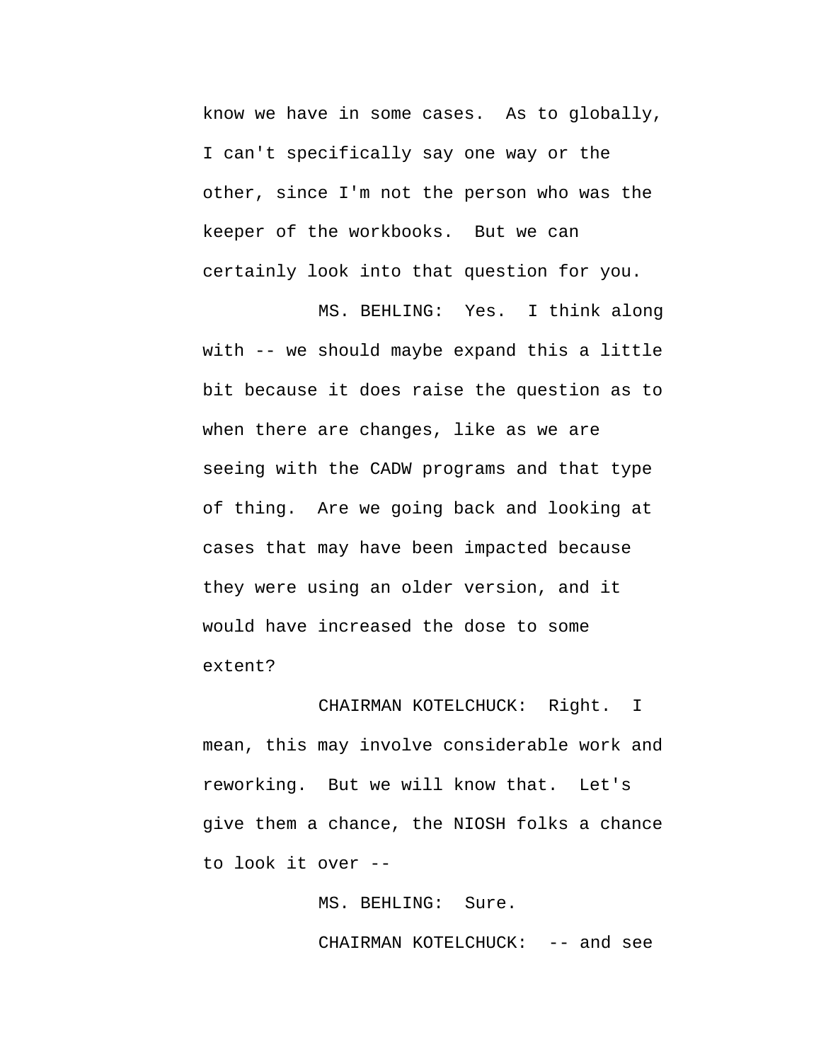know we have in some cases. As to globally, I can't specifically say one way or the other, since I'm not the person who was the keeper of the workbooks. But we can certainly look into that question for you.

MS. BEHLING: Yes. I think along with -- we should maybe expand this a little bit because it does raise the question as to when there are changes, like as we are seeing with the CADW programs and that type of thing. Are we going back and looking at cases that may have been impacted because they were using an older version, and it would have increased the dose to some extent?

CHAIRMAN KOTELCHUCK: Right. I mean, this may involve considerable work and reworking. But we will know that. Let's give them a chance, the NIOSH folks a chance to look it over --

MS. BEHLING: Sure.

CHAIRMAN KOTELCHUCK: -- and see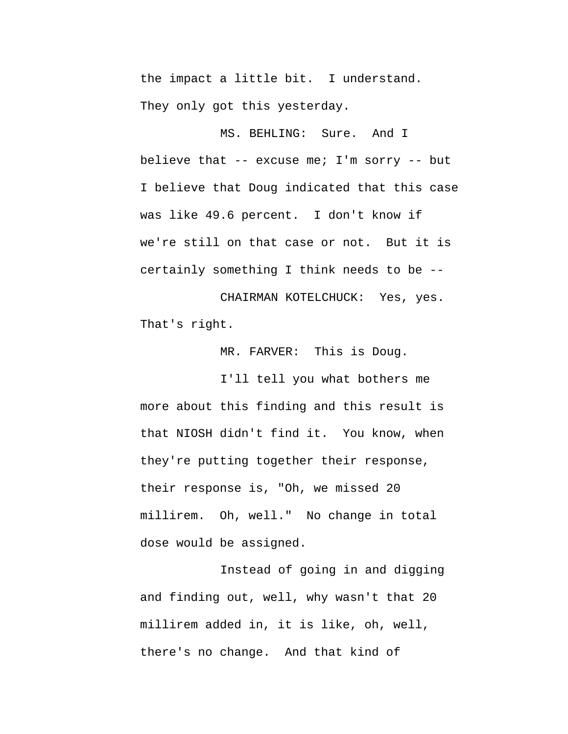the impact a little bit. I understand. They only got this yesterday.

MS. BEHLING: Sure. And I believe that -- excuse me; I'm sorry -- but I believe that Doug indicated that this case was like 49.6 percent. I don't know if we're still on that case or not. But it is certainly something I think needs to be --

CHAIRMAN KOTELCHUCK: Yes, yes. That's right.

MR. FARVER: This is Doug.

I'll tell you what bothers me more about this finding and this result is that NIOSH didn't find it. You know, when they're putting together their response, their response is, "Oh, we missed 20 millirem. Oh, well." No change in total dose would be assigned.

Instead of going in and digging and finding out, well, why wasn't that 20 millirem added in, it is like, oh, well, there's no change. And that kind of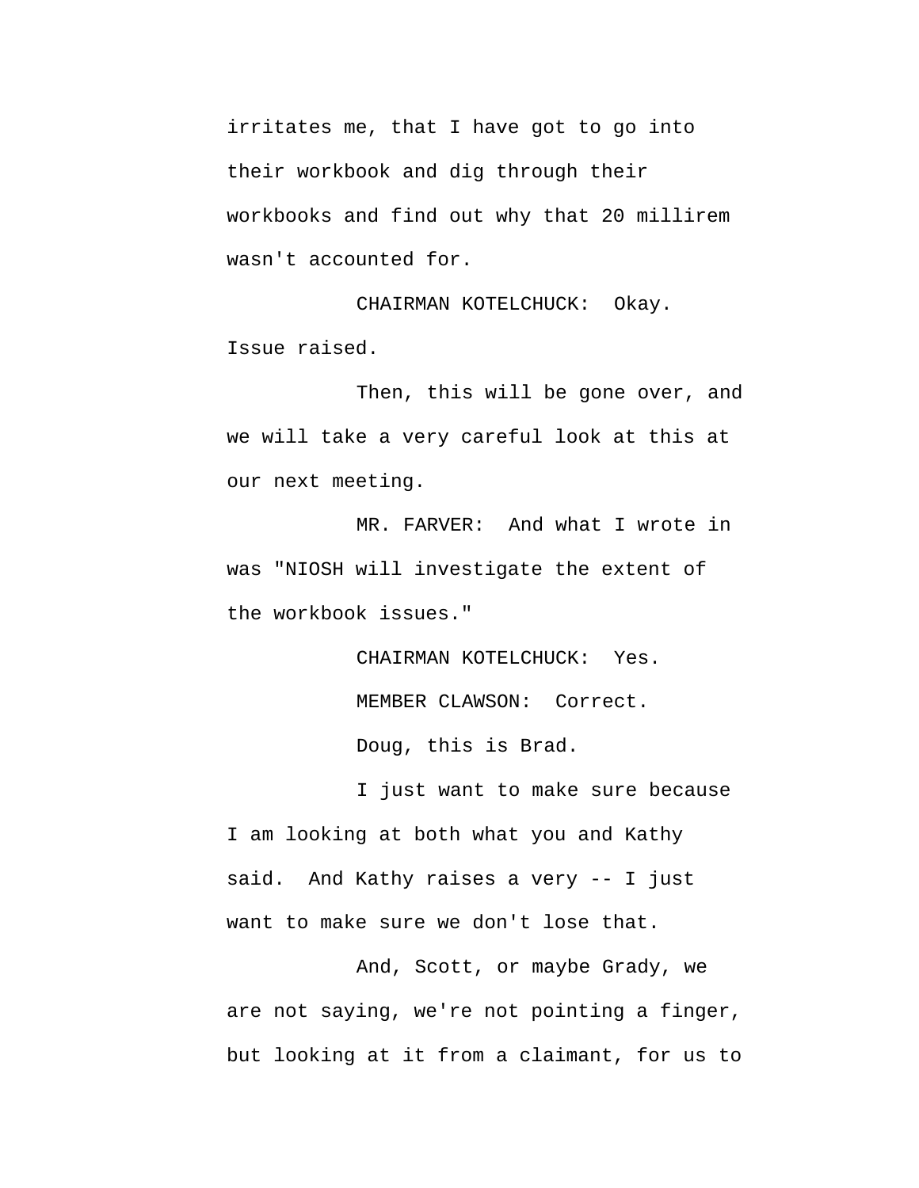irritates me, that I have got to go into their workbook and dig through their workbooks and find out why that 20 millirem wasn't accounted for.

CHAIRMAN KOTELCHUCK: Okay. Issue raised.

Then, this will be gone over, and we will take a very careful look at this at our next meeting.

MR. FARVER: And what I wrote in was "NIOSH will investigate the extent of the workbook issues."

CHAIRMAN KOTELCHUCK: Yes.

MEMBER CLAWSON: Correct.

Doug, this is Brad.

I just want to make sure because I am looking at both what you and Kathy said. And Kathy raises a very -- I just want to make sure we don't lose that.

And, Scott, or maybe Grady, we are not saying, we're not pointing a finger, but looking at it from a claimant, for us to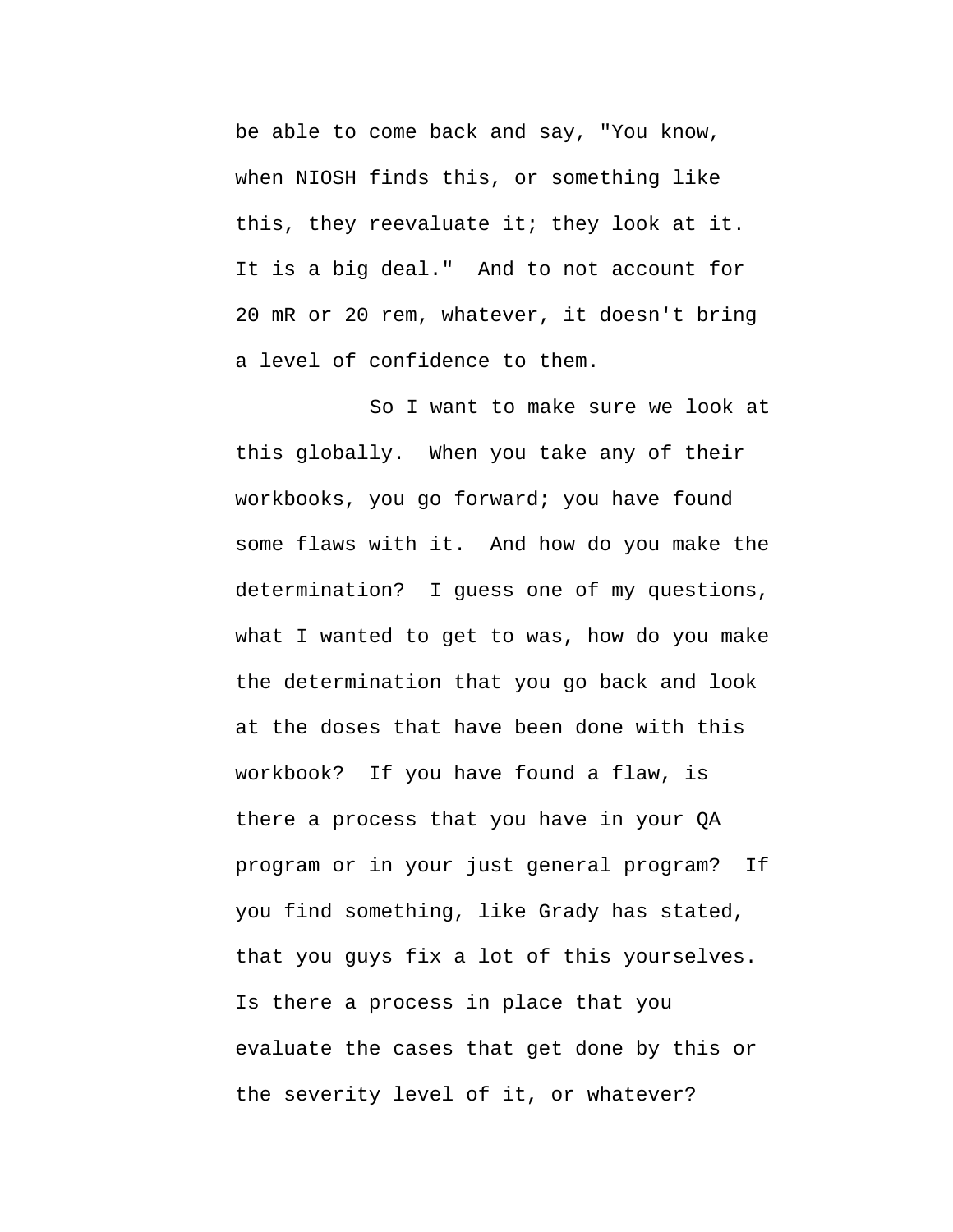be able to come back and say, "You know, when NIOSH finds this, or something like this, they reevaluate it; they look at it. It is a big deal." And to not account for 20 mR or 20 rem, whatever, it doesn't bring a level of confidence to them.

So I want to make sure we look at this globally. When you take any of their workbooks, you go forward; you have found some flaws with it. And how do you make the determination? I guess one of my questions, what I wanted to get to was, how do you make the determination that you go back and look at the doses that have been done with this workbook? If you have found a flaw, is there a process that you have in your QA program or in your just general program? If you find something, like Grady has stated, that you guys fix a lot of this yourselves. Is there a process in place that you evaluate the cases that get done by this or the severity level of it, or whatever?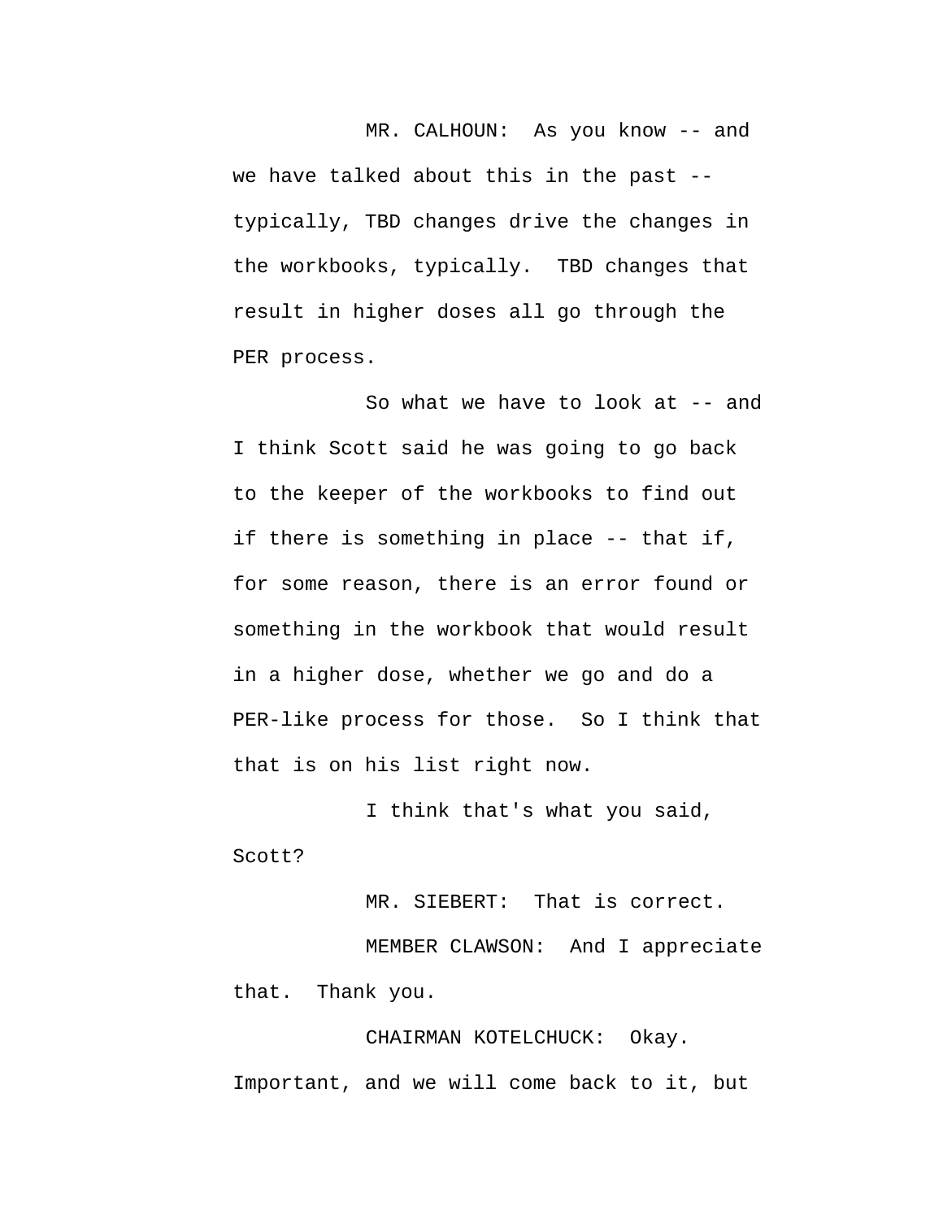MR. CALHOUN: As you know -- and we have talked about this in the past -- typically, TBD changes drive the changes in the workbooks, typically. TBD changes that result in higher doses all go through the PER process.

So what we have to look at -- and I think Scott said he was going to go back to the keeper of the workbooks to find out if there is something in place -- that if, for some reason, there is an error found or something in the workbook that would result in a higher dose, whether we go and do a PER-like process for those. So I think that that is on his list right now.

I think that's what you said, Scott?

MR. SIEBERT: That is correct.

MEMBER CLAWSON: And I appreciate that. Thank you.

CHAIRMAN KOTELCHUCK: Okay. Important, and we will come back to it, but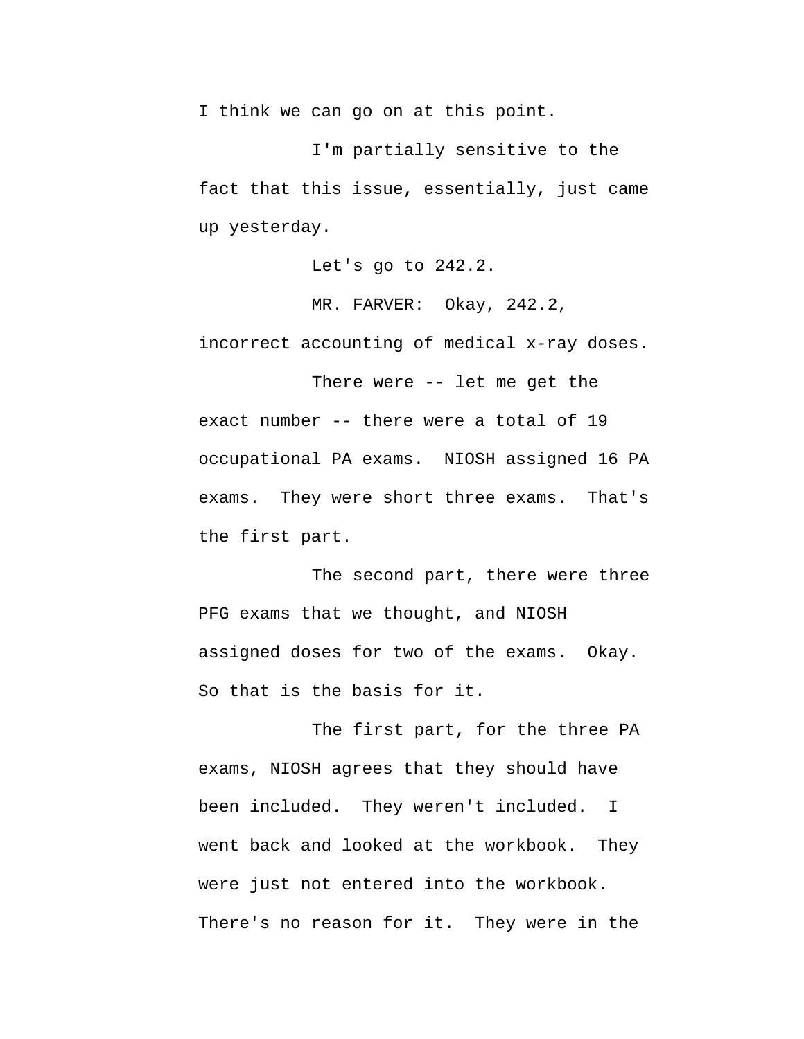I think we can go on at this point.

I'm partially sensitive to the fact that this issue, essentially, just came up yesterday.

Let's go to 242.2.

MR. FARVER: Okay, 242.2, incorrect accounting of medical x-ray doses.

There were -- let me get the exact number -- there were a total of 19 occupational PA exams. NIOSH assigned 16 PA exams. They were short three exams. That's the first part.

The second part, there were three PFG exams that we thought, and NIOSH assigned doses for two of the exams. Okay. So that is the basis for it.

The first part, for the three PA exams, NIOSH agrees that they should have been included. They weren't included. I went back and looked at the workbook. They were just not entered into the workbook. There's no reason for it. They were in the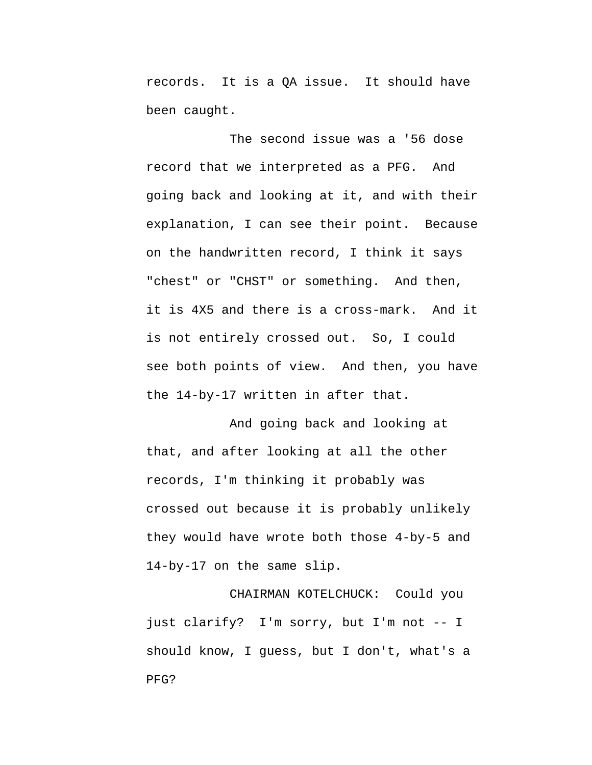records. It is a QA issue. It should have been caught.

The second issue was a '56 dose record that we interpreted as a PFG. And going back and looking at it, and with their explanation, I can see their point. Because on the handwritten record, I think it says "chest" or "CHST" or something. And then, it is 4X5 and there is a cross-mark. And it is not entirely crossed out. So, I could see both points of view. And then, you have the 14-by-17 written in after that.

And going back and looking at that, and after looking at all the other records, I'm thinking it probably was crossed out because it is probably unlikely they would have wrote both those 4-by-5 and 14-by-17 on the same slip.

CHAIRMAN KOTELCHUCK: Could you just clarify? I'm sorry, but I'm not -- I should know, I guess, but I don't, what's a PFG?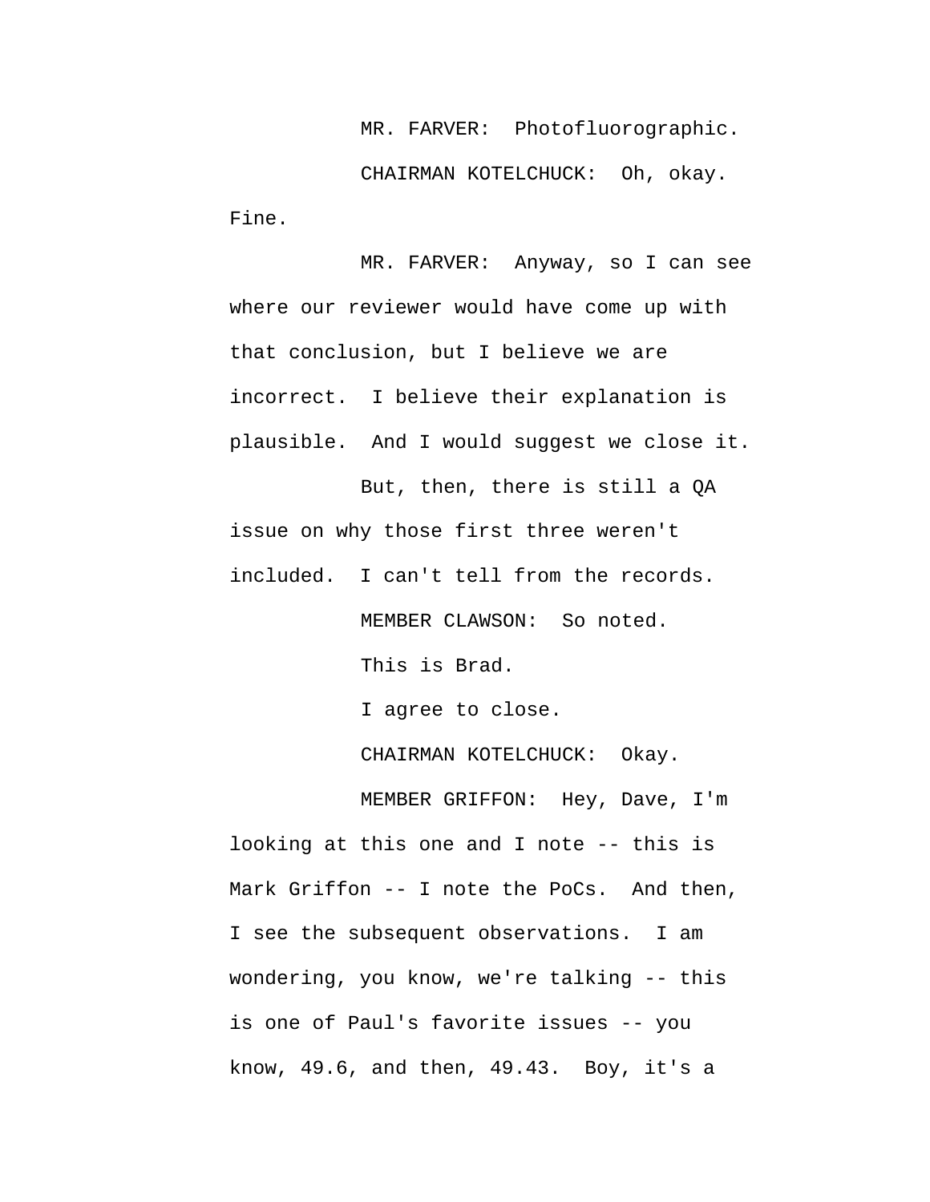MR. FARVER: Photofluorographic.

CHAIRMAN KOTELCHUCK: Oh, okay. Fine.

MR. FARVER: Anyway, so I can see where our reviewer would have come up with that conclusion, but I believe we are incorrect. I believe their explanation is plausible. And I would suggest we close it.

But, then, there is still a QA issue on why those first three weren't included. I can't tell from the records.

MEMBER CLAWSON: So noted.

This is Brad.

I agree to close.

CHAIRMAN KOTELCHUCK: Okay.

MEMBER GRIFFON: Hey, Dave, I'm looking at this one and I note -- this is Mark Griffon -- I note the PoCs. And then, I see the subsequent observations. I am wondering, you know, we're talking -- this is one of Paul's favorite issues -- you know, 49.6, and then, 49.43. Boy, it's a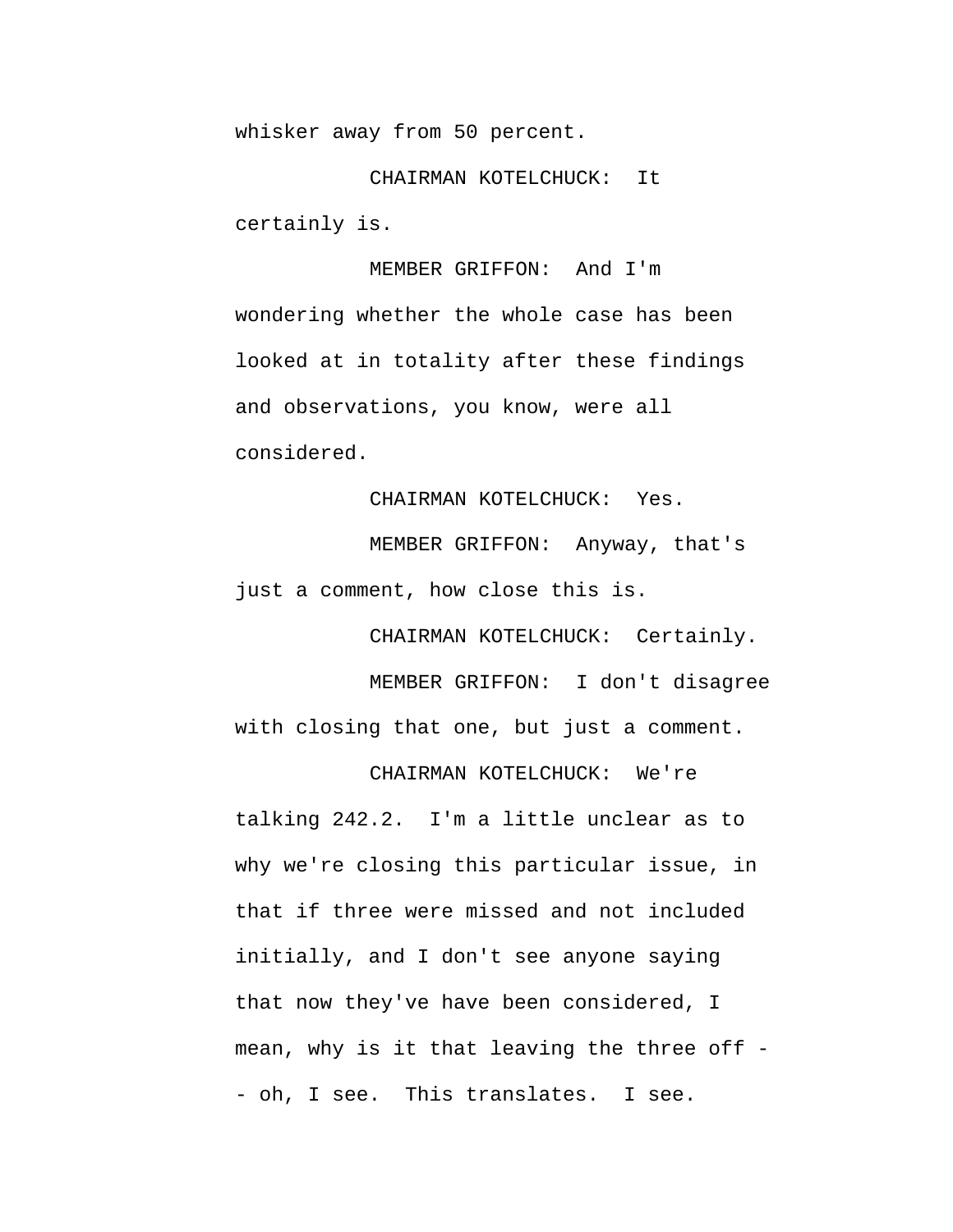whisker away from 50 percent.

CHAIRMAN KOTELCHUCK: It certainly is.

MEMBER GRIFFON: And I'm wondering whether the whole case has been looked at in totality after these findings and observations, you know, were all considered.

CHAIRMAN KOTELCHUCK: Yes.

MEMBER GRIFFON: Anyway, that's just a comment, how close this is.

CHAIRMAN KOTELCHUCK: Certainly.

MEMBER GRIFFON: I don't disagree with closing that one, but just a comment.

CHAIRMAN KOTELCHUCK: We're talking 242.2. I'm a little unclear as to why we're closing this particular issue, in that if three were missed and not included initially, and I don't see anyone saying that now they've have been considered, I mean, why is it that leaving the three off -- oh, I see. This translates. I see.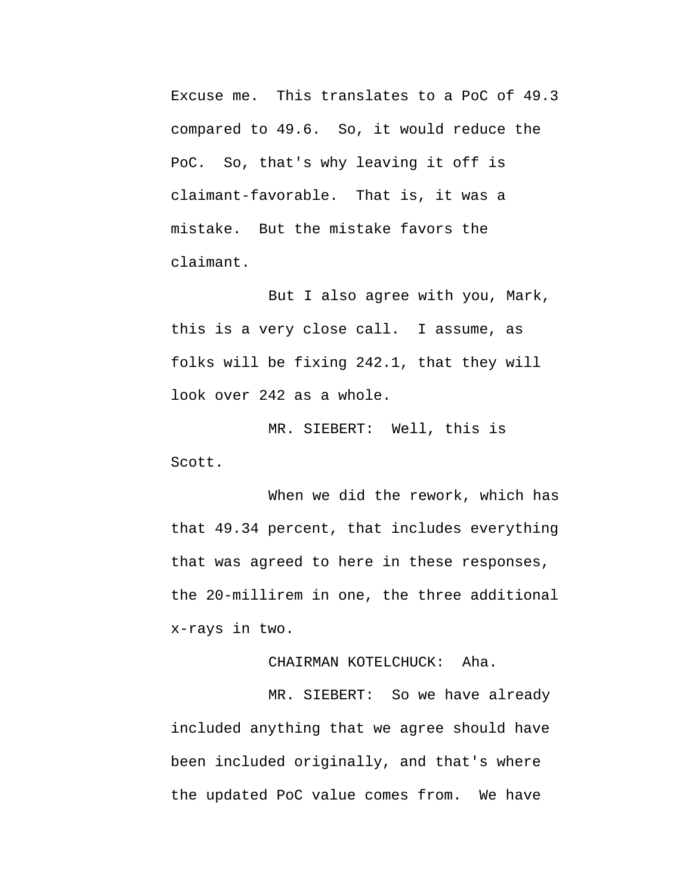Excuse me. This translates to a PoC of 49.3 compared to 49.6. So, it would reduce the PoC. So, that's why leaving it off is claimant-favorable. That is, it was a mistake. But the mistake favors the claimant.

But I also agree with you, Mark, this is a very close call. I assume, as folks will be fixing 242.1, that they will look over 242 as a whole.

MR. SIEBERT: Well, this is Scott.

When we did the rework, which has that 49.34 percent, that includes everything that was agreed to here in these responses, the 20-millirem in one, the three additional x-rays in two.

CHAIRMAN KOTELCHUCK: Aha.

MR. SIEBERT: So we have already included anything that we agree should have been included originally, and that's where the updated PoC value comes from. We have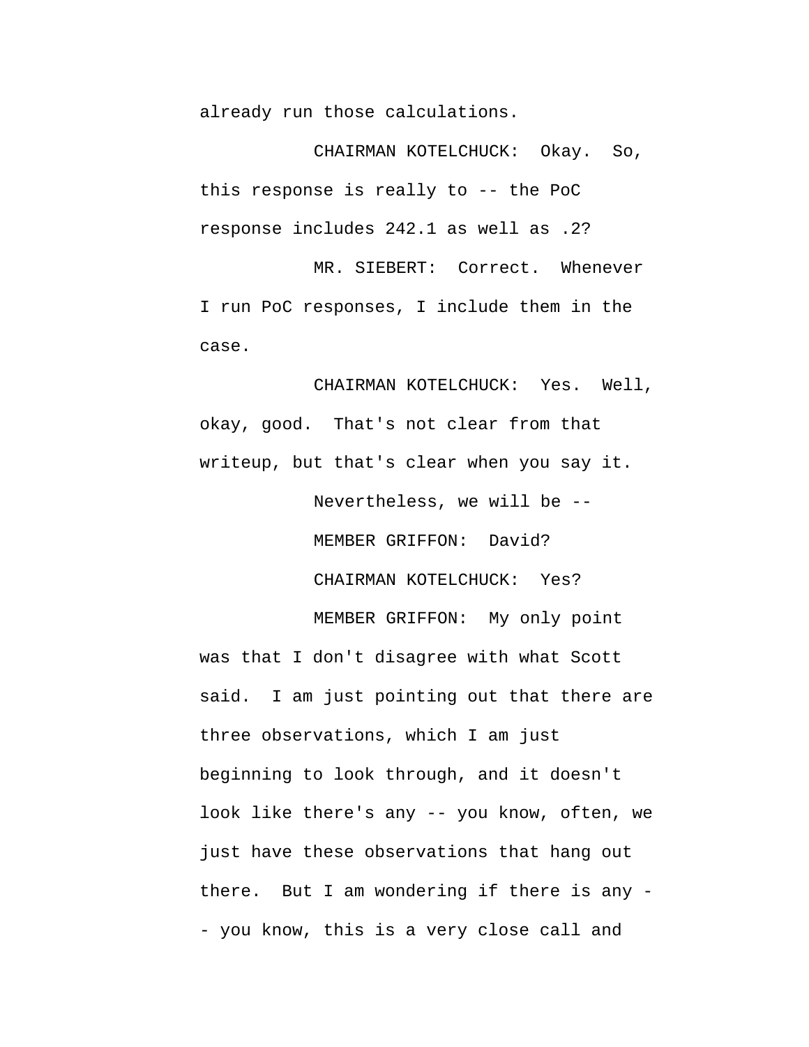already run those calculations.

CHAIRMAN KOTELCHUCK: Okay. So, this response is really to -- the PoC response includes 242.1 as well as .2?

MR. SIEBERT: Correct. Whenever I run PoC responses, I include them in the case.

CHAIRMAN KOTELCHUCK: Yes. Well, okay, good. That's not clear from that writeup, but that's clear when you say it.

Nevertheless, we will be --

MEMBER GRIFFON: David?

CHAIRMAN KOTELCHUCK: Yes?

MEMBER GRIFFON: My only point was that I don't disagree with what Scott said. I am just pointing out that there are three observations, which I am just beginning to look through, and it doesn't look like there's any -- you know, often, we just have these observations that hang out there. But I am wondering if there is any -- you know, this is a very close call and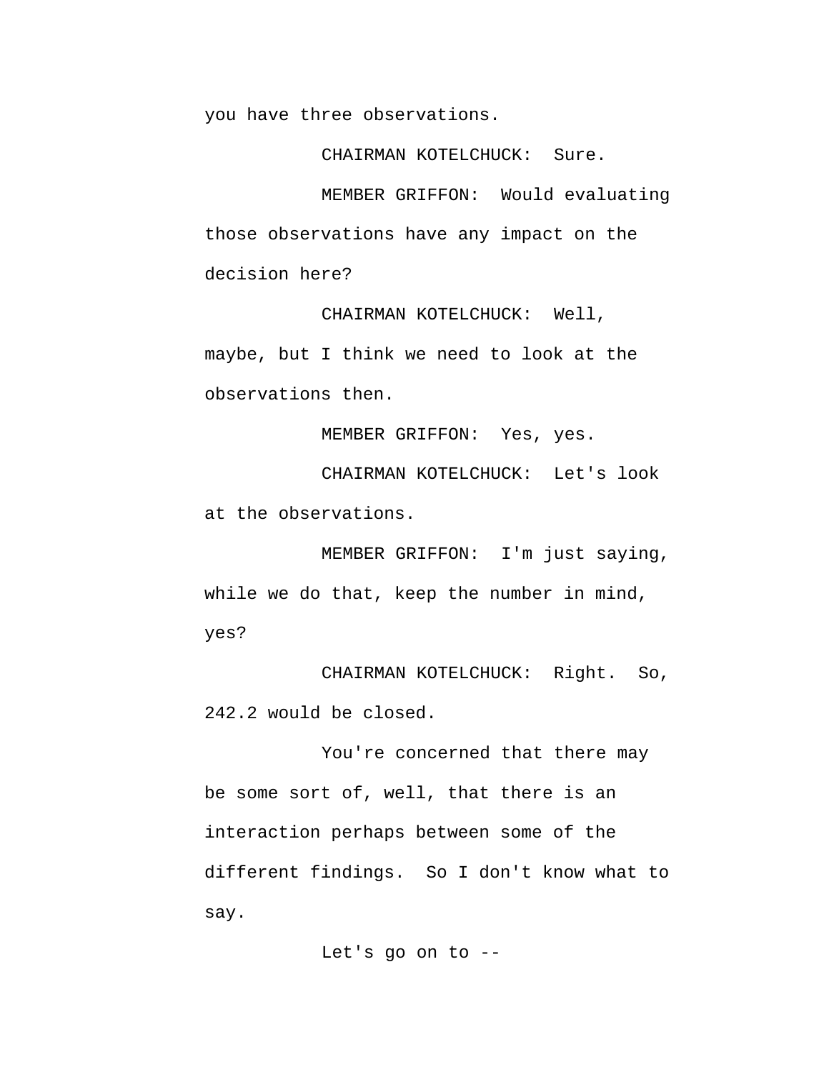you have three observations.

CHAIRMAN KOTELCHUCK: Sure.

MEMBER GRIFFON: Would evaluating those observations have any impact on the decision here?

CHAIRMAN KOTELCHUCK: Well, maybe, but I think we need to look at the observations then.

MEMBER GRIFFON: Yes, yes.

CHAIRMAN KOTELCHUCK: Let's look at the observations.

MEMBER GRIFFON: I'm just saying, while we do that, keep the number in mind, yes?

CHAIRMAN KOTELCHUCK: Right. So, 242.2 would be closed.

You're concerned that there may be some sort of, well, that there is an interaction perhaps between some of the different findings. So I don't know what to say.

Let's go on to --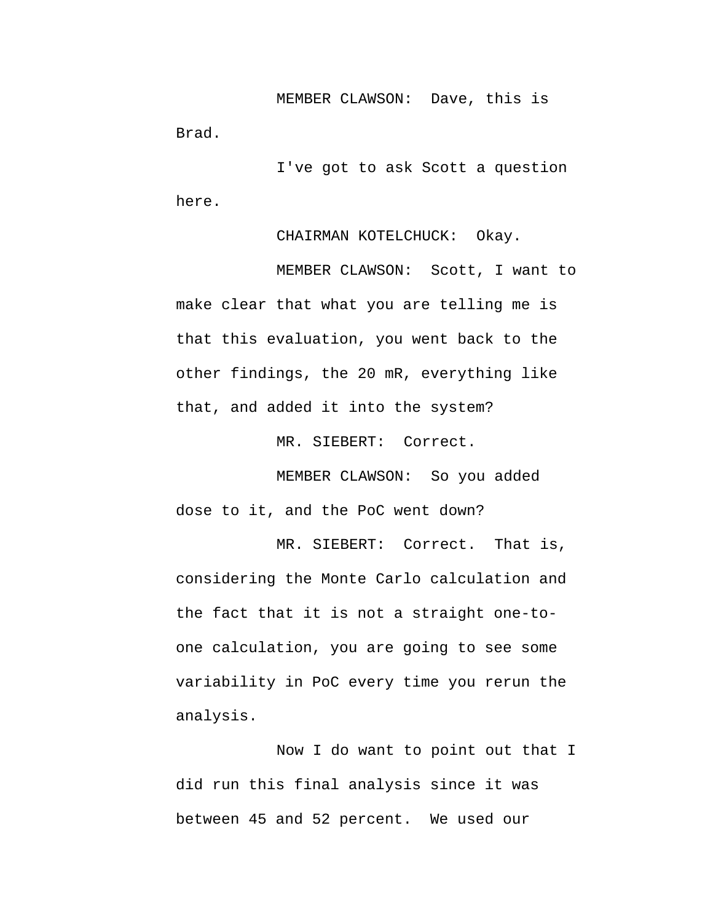MEMBER CLAWSON: Dave, this is Brad.

I've got to ask Scott a question here.

CHAIRMAN KOTELCHUCK: Okay.

MEMBER CLAWSON: Scott, I want to make clear that what you are telling me is that this evaluation, you went back to the other findings, the 20 mR, everything like that, and added it into the system?

MR. SIEBERT: Correct.

MEMBER CLAWSON: So you added dose to it, and the PoC went down?

MR. SIEBERT: Correct. That is, considering the Monte Carlo calculation and the fact that it is not a straight one-to-one calculation, you are going to see some variability in PoC every time you rerun the analysis.

Now I do want to point out that I did run this final analysis since it was between 45 and 52 percent. We used our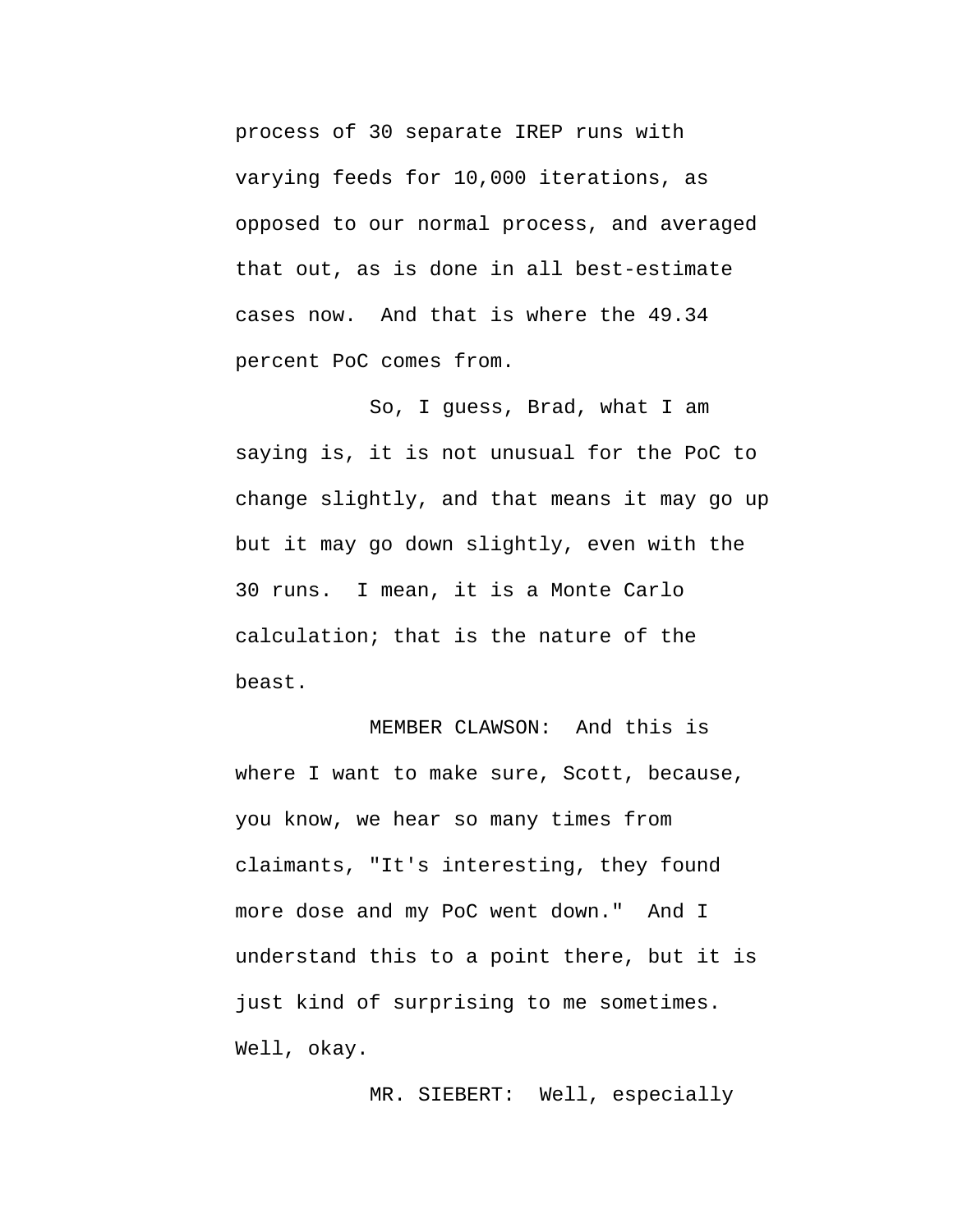process of 30 separate IREP runs with varying feeds for 10,000 iterations, as opposed to our normal process, and averaged that out, as is done in all best-estimate cases now. And that is where the 49.34 percent PoC comes from.

So, I guess, Brad, what I am saying is, it is not unusual for the PoC to change slightly, and that means it may go up but it may go down slightly, even with the 30 runs. I mean, it is a Monte Carlo calculation; that is the nature of the beast.

MEMBER CLAWSON: And this is where I want to make sure, Scott, because, you know, we hear so many times from claimants, "It's interesting, they found more dose and my PoC went down." And I understand this to a point there, but it is just kind of surprising to me sometimes. Well, okay.

MR. SIEBERT: Well, especially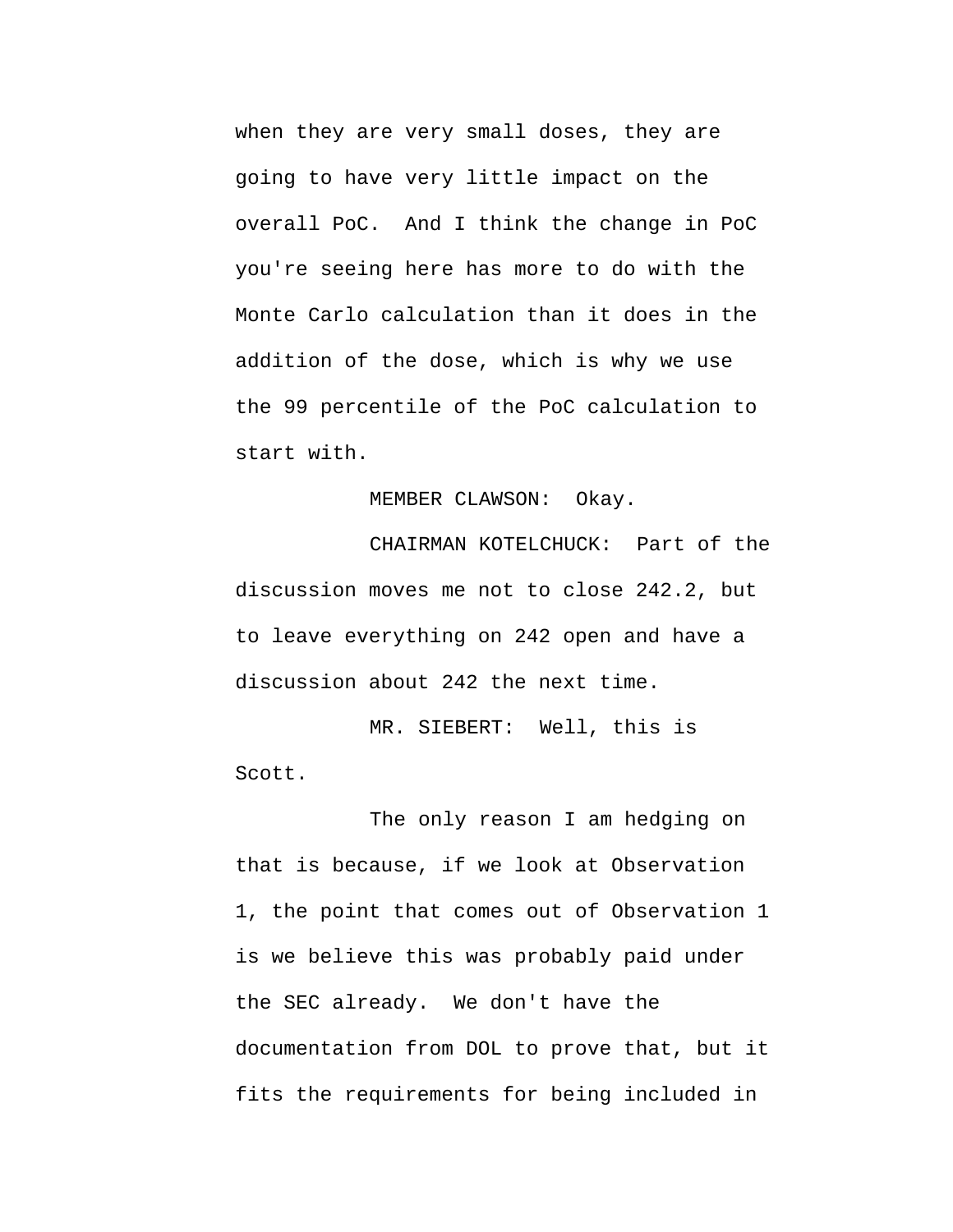when they are very small doses, they are going to have very little impact on the overall PoC. And I think the change in PoC you're seeing here has more to do with the Monte Carlo calculation than it does in the addition of the dose, which is why we use the 99 percentile of the PoC calculation to start with.

MEMBER CLAWSON: Okay.

CHAIRMAN KOTELCHUCK: Part of the discussion moves me not to close 242.2, but to leave everything on 242 open and have a discussion about 242 the next time.

MR. SIEBERT: Well, this is Scott.

The only reason I am hedging on that is because, if we look at Observation 1, the point that comes out of Observation 1 is we believe this was probably paid under the SEC already. We don't have the documentation from DOL to prove that, but it fits the requirements for being included in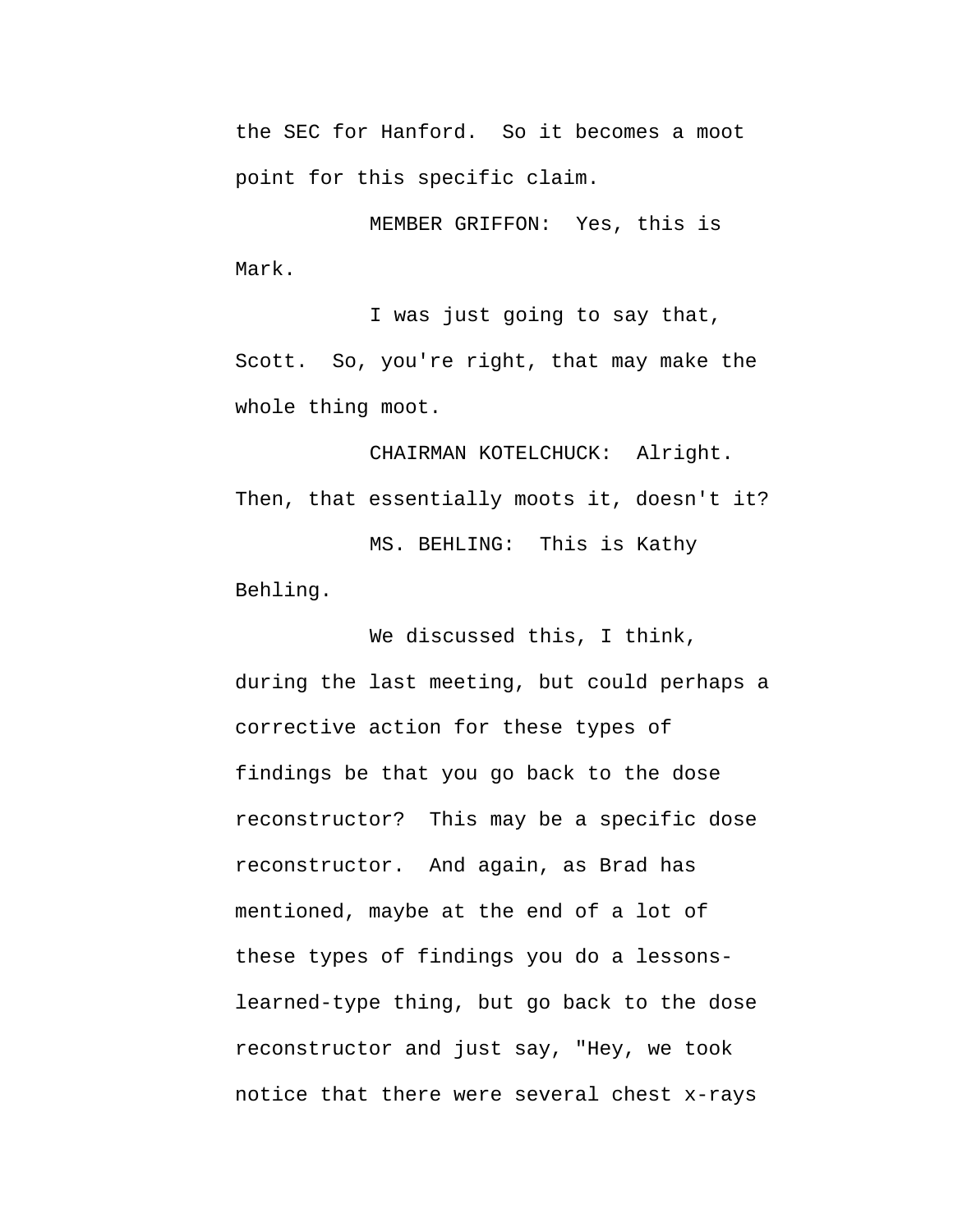the SEC for Hanford. So it becomes a moot point for this specific claim.

MEMBER GRIFFON: Yes, this is Mark.

I was just going to say that, Scott. So, you're right, that may make the whole thing moot.

CHAIRMAN KOTELCHUCK: Alright. Then, that essentially moots it, doesn't it?

MS. BEHLING: This is Kathy Behling.

We discussed this, I think, during the last meeting, but could perhaps a corrective action for these types of findings be that you go back to the dose reconstructor? This may be a specific dose reconstructor. And again, as Brad has mentioned, maybe at the end of a lot of these types of findings you do a lessons-learned-type thing, but go back to the dose reconstructor and just say, "Hey, we took notice that there were several chest x-rays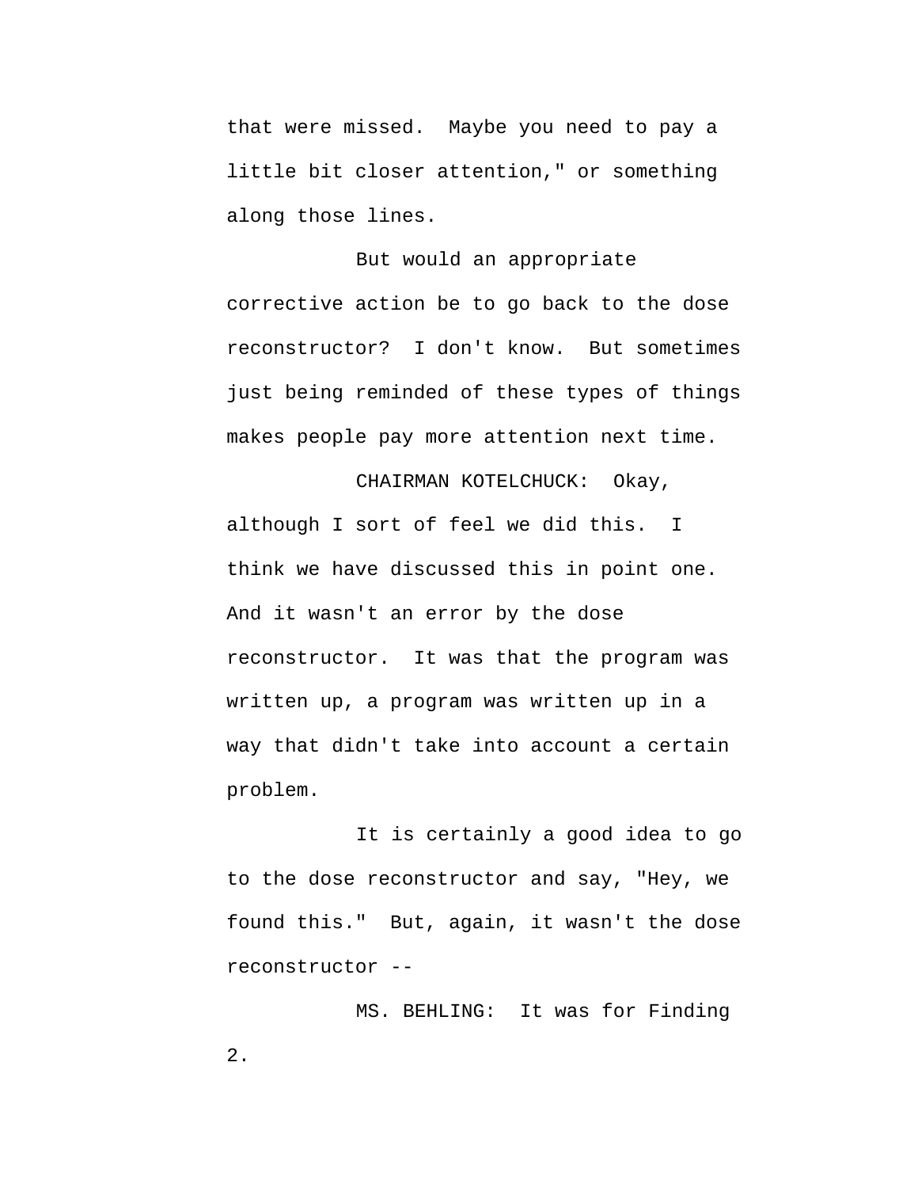that were missed. Maybe you need to pay a little bit closer attention," or something along those lines.

But would an appropriate corrective action be to go back to the dose reconstructor? I don't know. But sometimes just being reminded of these types of things makes people pay more attention next time.

CHAIRMAN KOTELCHUCK: Okay, although I sort of feel we did this. I think we have discussed this in point one. And it wasn't an error by the dose reconstructor. It was that the program was written up, a program was written up in a way that didn't take into account a certain problem.

It is certainly a good idea to go to the dose reconstructor and say, "Hey, we found this." But, again, it wasn't the dose reconstructor --

MS. BEHLING: It was for Finding 2.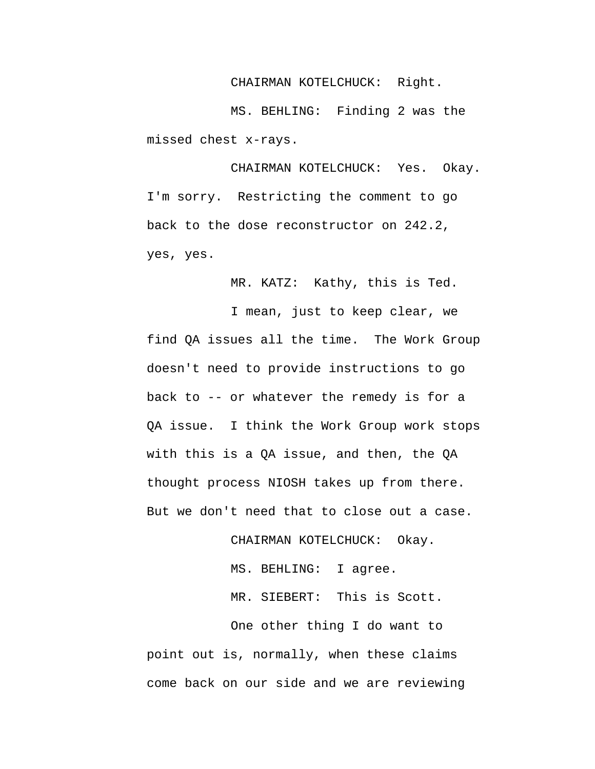CHAIRMAN KOTELCHUCK: Right.

MS. BEHLING: Finding 2 was the missed chest x-rays.

CHAIRMAN KOTELCHUCK: Yes. Okay. I'm sorry. Restricting the comment to go back to the dose reconstructor on 242.2, yes, yes.

MR. KATZ: Kathy, this is Ted.

I mean, just to keep clear, we find QA issues all the time. The Work Group doesn't need to provide instructions to go back to -- or whatever the remedy is for a QA issue. I think the Work Group work stops with this is a QA issue, and then, the QA thought process NIOSH takes up from there. But we don't need that to close out a case.

CHAIRMAN KOTELCHUCK: Okay.

MS. BEHLING: I agree.

MR. SIEBERT: This is Scott.

One other thing I do want to point out is, normally, when these claims come back on our side and we are reviewing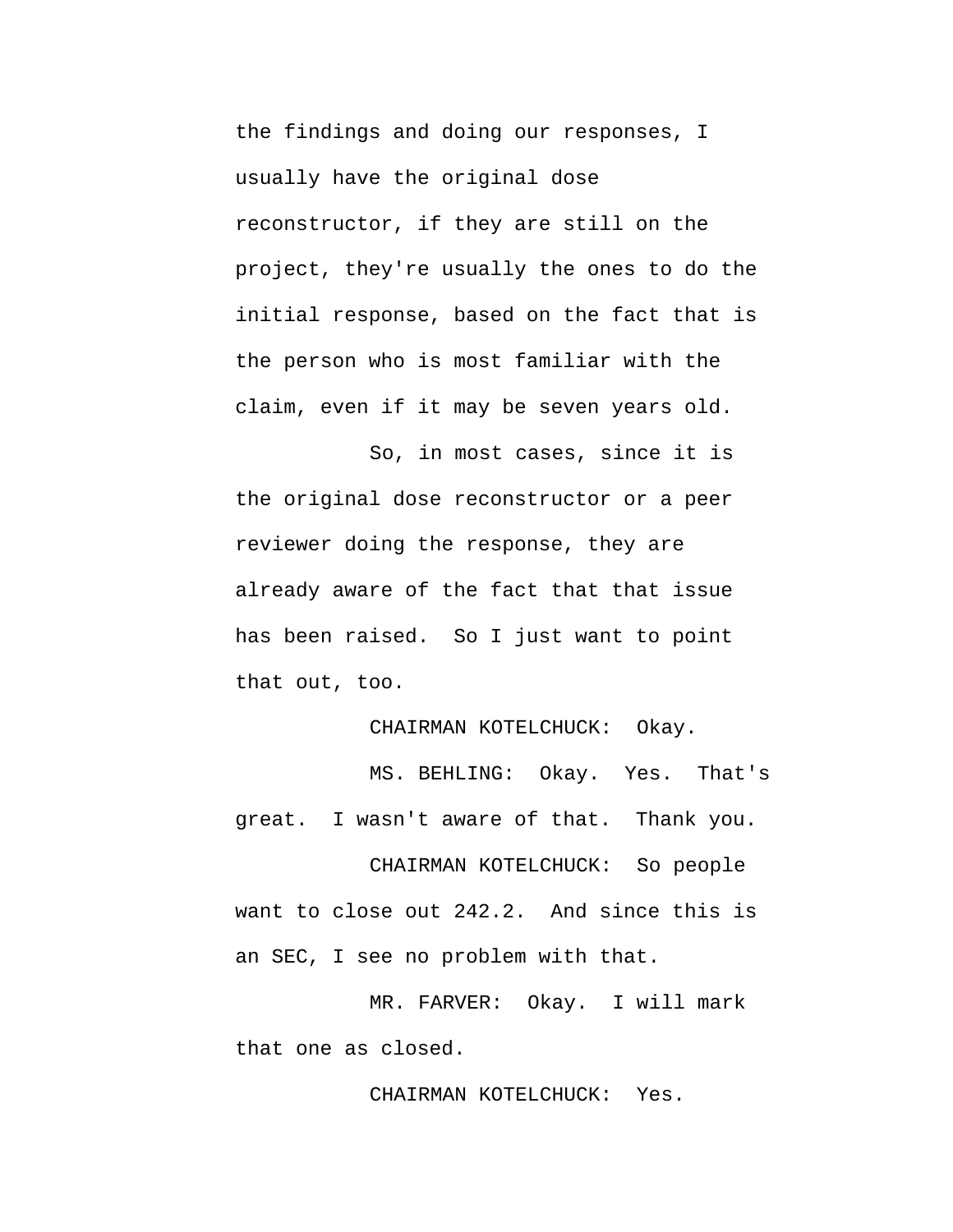the findings and doing our responses, I usually have the original dose reconstructor, if they are still on the project, they're usually the ones to do the initial response, based on the fact that is the person who is most familiar with the claim, even if it may be seven years old.

So, in most cases, since it is the original dose reconstructor or a peer reviewer doing the response, they are already aware of the fact that that issue has been raised. So I just want to point that out, too.

CHAIRMAN KOTELCHUCK: Okay.

MS. BEHLING: Okay. Yes. That's great. I wasn't aware of that. Thank you.

CHAIRMAN KOTELCHUCK: So people want to close out 242.2. And since this is an SEC, I see no problem with that.

MR. FARVER: Okay. I will mark that one as closed.

CHAIRMAN KOTELCHUCK: Yes.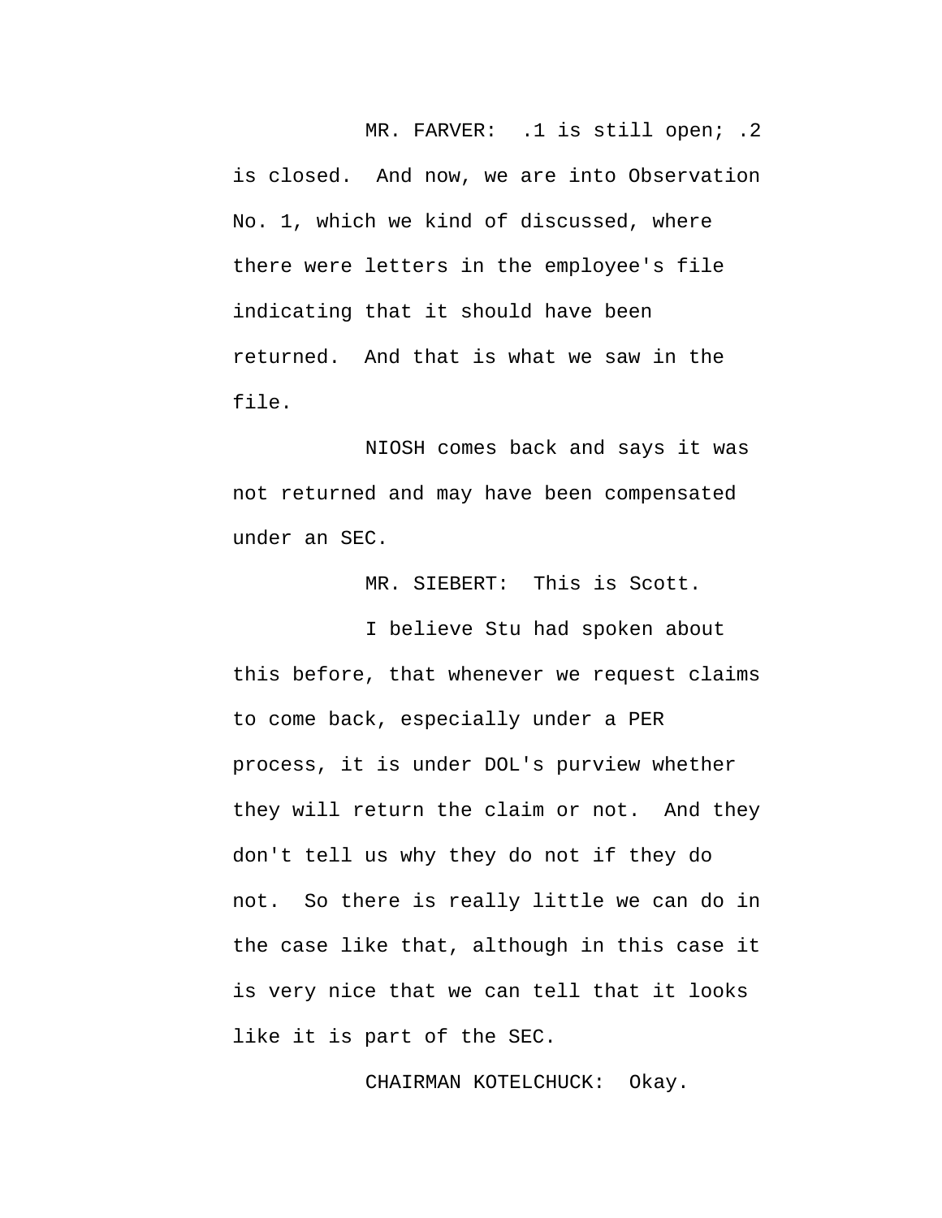MR. FARVER: .1 is still open; .2 is closed. And now, we are into Observation No. 1, which we kind of discussed, where there were letters in the employee's file indicating that it should have been returned. And that is what we saw in the file.

NIOSH comes back and says it was not returned and may have been compensated under an SEC.

MR. SIEBERT: This is Scott.

I believe Stu had spoken about this before, that whenever we request claims to come back, especially under a PER process, it is under DOL's purview whether they will return the claim or not. And they don't tell us why they do not if they do not. So there is really little we can do in the case like that, although in this case it is very nice that we can tell that it looks like it is part of the SEC.

CHAIRMAN KOTELCHUCK: Okay.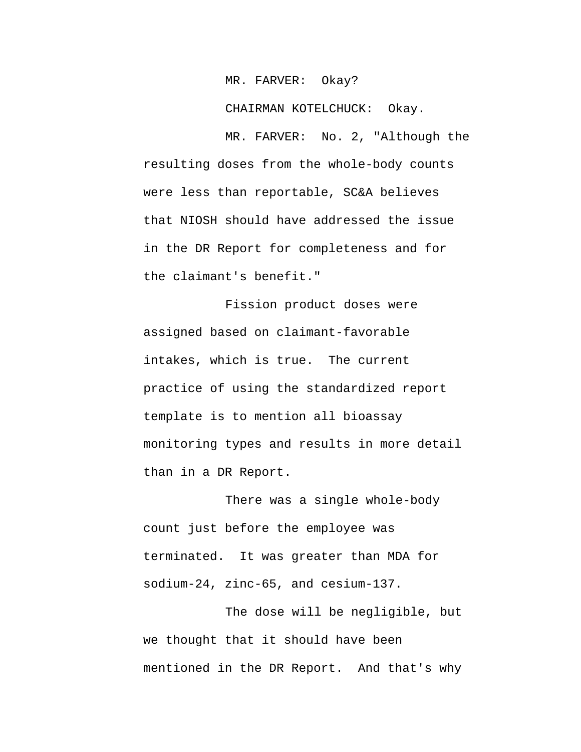MR. FARVER: Okay?

CHAIRMAN KOTELCHUCK: Okay.

MR. FARVER: No. 2, "Although the resulting doses from the whole-body counts were less than reportable, SC&A believes that NIOSH should have addressed the issue in the DR Report for completeness and for the claimant's benefit."

Fission product doses were assigned based on claimant-favorable intakes, which is true. The current practice of using the standardized report template is to mention all bioassay monitoring types and results in more detail than in a DR Report.

There was a single whole-body count just before the employee was terminated. It was greater than MDA for sodium-24, zinc-65, and cesium-137.

The dose will be negligible, but we thought that it should have been mentioned in the DR Report. And that's why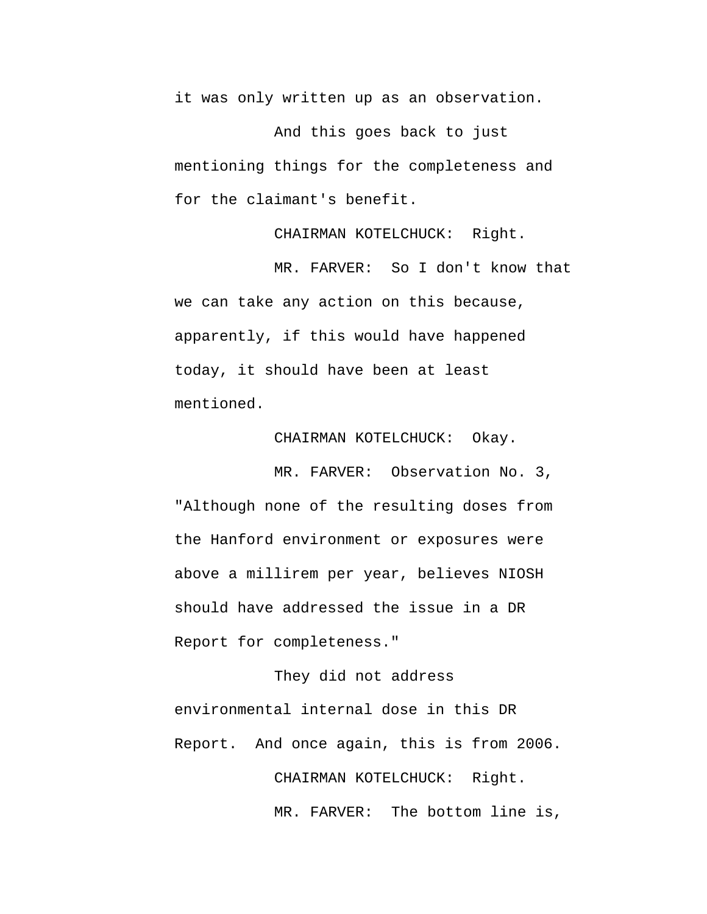it was only written up as an observation.

And this goes back to just mentioning things for the completeness and for the claimant's benefit.

CHAIRMAN KOTELCHUCK: Right.

MR. FARVER: So I don't know that we can take any action on this because, apparently, if this would have happened today, it should have been at least mentioned.

CHAIRMAN KOTELCHUCK: Okay.

MR. FARVER: Observation No. 3, "Although none of the resulting doses from the Hanford environment or exposures were above a millirem per year, believes NIOSH should have addressed the issue in a DR Report for completeness."

They did not address environmental internal dose in this DR Report. And once again, this is from 2006.

CHAIRMAN KOTELCHUCK: Right.

MR. FARVER: The bottom line is,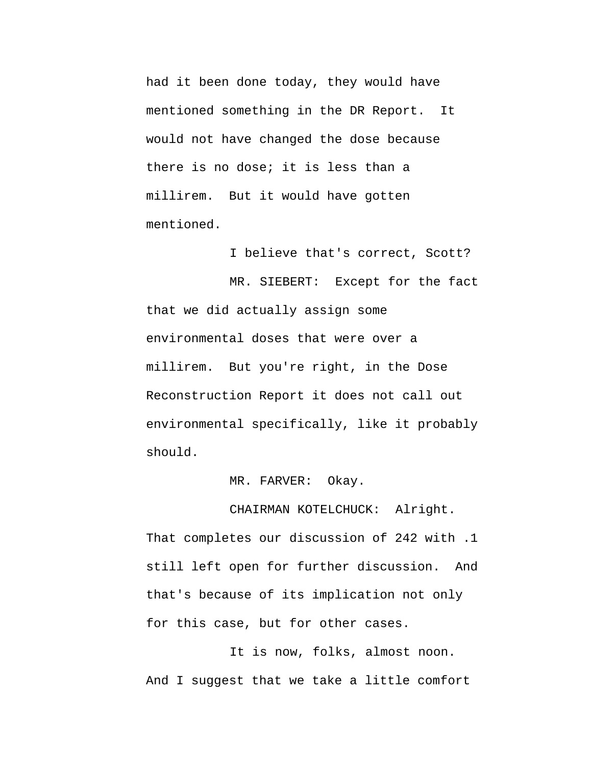had it been done today, they would have mentioned something in the DR Report. It would not have changed the dose because there is no dose; it is less than a millirem. But it would have gotten mentioned.

I believe that's correct, Scott?

MR. SIEBERT: Except for the fact that we did actually assign some environmental doses that were over a millirem. But you're right, in the Dose Reconstruction Report it does not call out environmental specifically, like it probably should.

MR. FARVER: Okay.

CHAIRMAN KOTELCHUCK: Alright. That completes our discussion of 242 with .1 still left open for further discussion. And that's because of its implication not only for this case, but for other cases.

It is now, folks, almost noon. And I suggest that we take a little comfort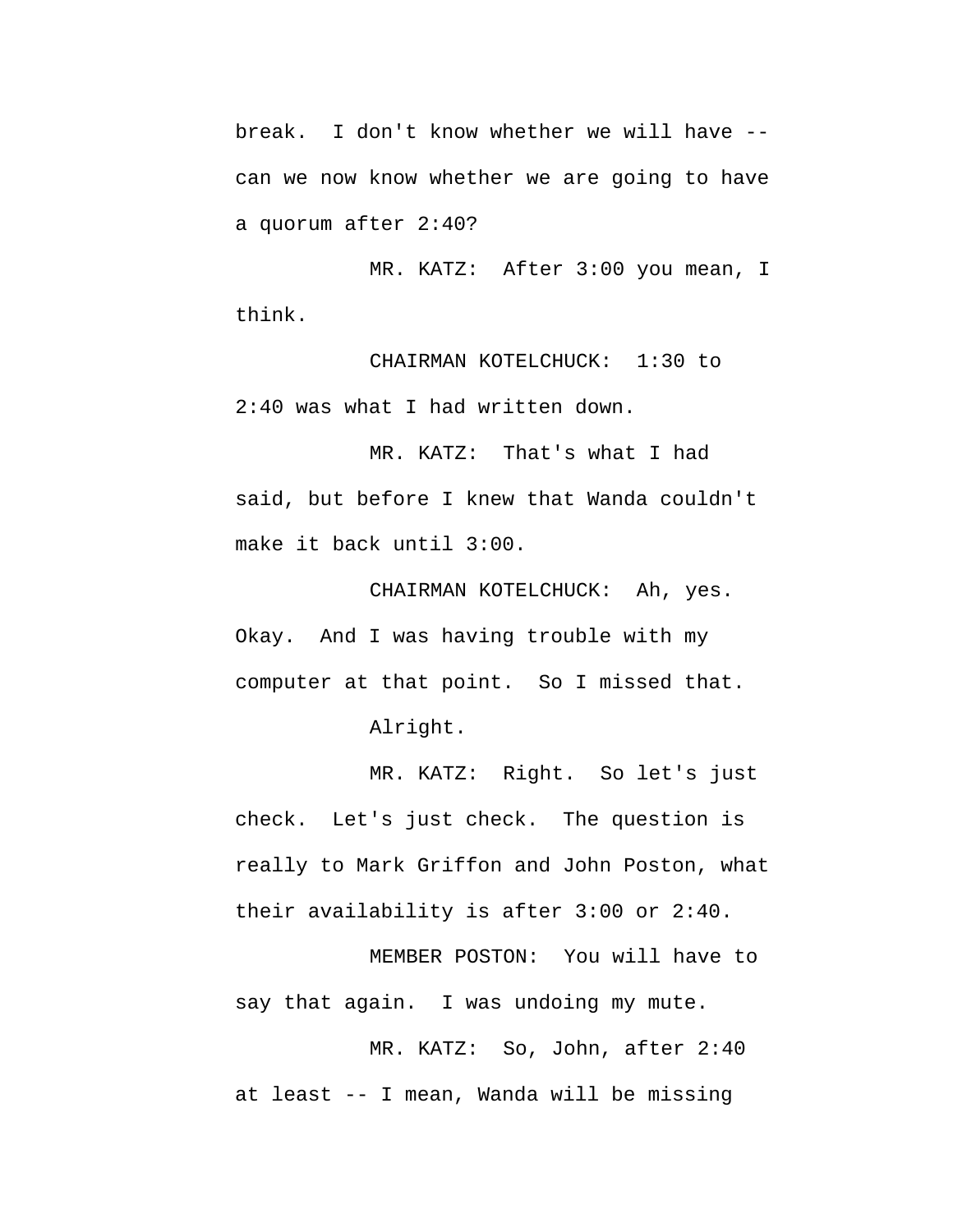break. I don't know whether we will have -- can we now know whether we are going to have a quorum after 2:40?

MR. KATZ: After 3:00 you mean, I think.

CHAIRMAN KOTELCHUCK: 1:30 to 2:40 was what I had written down.

MR. KATZ: That's what I had said, but before I knew that Wanda couldn't make it back until 3:00.

CHAIRMAN KOTELCHUCK: Ah, yes. Okay. And I was having trouble with my computer at that point. So I missed that.

Alright.

MR. KATZ: Right. So let's just check. Let's just check. The question is really to Mark Griffon and John Poston, what their availability is after 3:00 or 2:40.

MEMBER POSTON: You will have to say that again. I was undoing my mute.

MR. KATZ: So, John, after 2:40 at least -- I mean, Wanda will be missing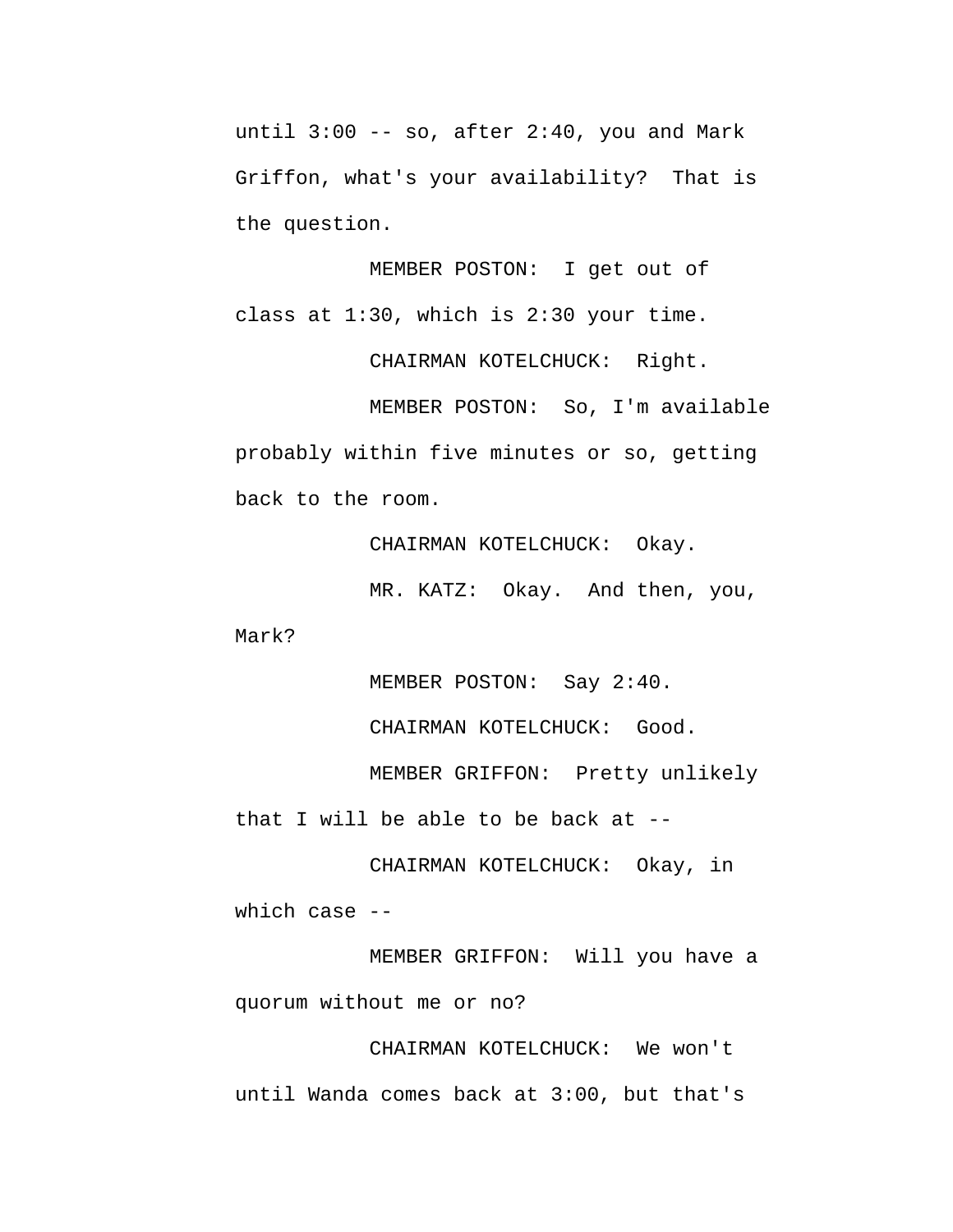until 3:00 -- so, after 2:40, you and Mark Griffon, what's your availability? That is the question.

MEMBER POSTON: I get out of class at 1:30, which is 2:30 your time.

CHAIRMAN KOTELCHUCK: Right.

MEMBER POSTON: So, I'm available probably within five minutes or so, getting back to the room.

CHAIRMAN KOTELCHUCK: Okay.

MR. KATZ: Okay. And then, you, Mark?

MEMBER POSTON: Say 2:40.

CHAIRMAN KOTELCHUCK: Good.

MEMBER GRIFFON: Pretty unlikely that I will be able to be back at --

CHAIRMAN KOTELCHUCK: Okay, in which case --

MEMBER GRIFFON: Will you have a quorum without me or no?

CHAIRMAN KOTELCHUCK: We won't until Wanda comes back at 3:00, but that's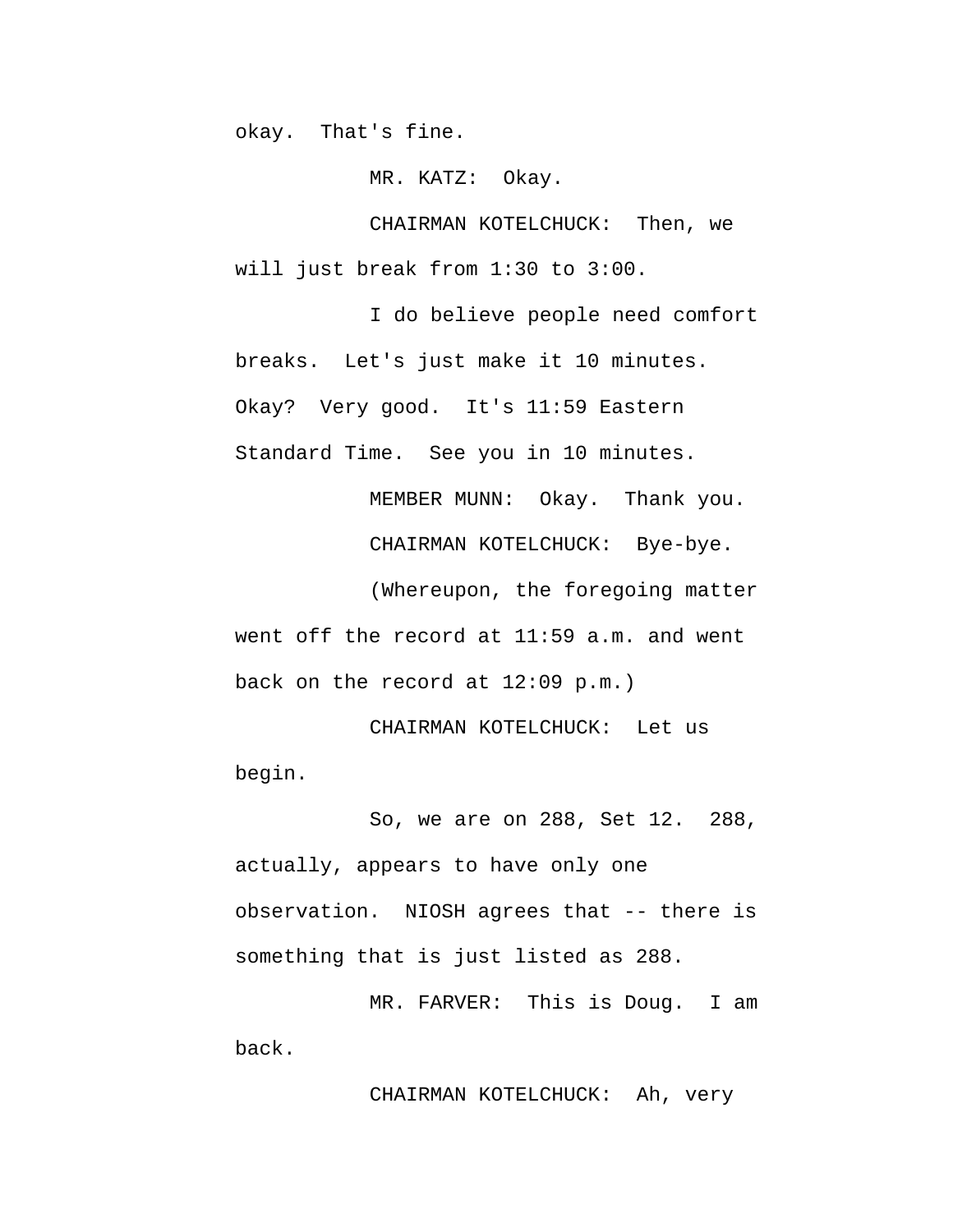okay. That's fine.

MR. KATZ: Okay.

CHAIRMAN KOTELCHUCK: Then, we will just break from 1:30 to 3:00.

I do believe people need comfort breaks. Let's just make it 10 minutes. Okay? Very good. It's 11:59 Eastern Standard Time. See you in 10 minutes.

MEMBER MUNN: Okay. Thank you.

CHAIRMAN KOTELCHUCK: Bye-bye.

(Whereupon, the foregoing matter went off the record at 11:59 a.m. and went back on the record at 12:09 p.m.)

CHAIRMAN KOTELCHUCK: Let us begin.

So, we are on 288, Set 12. 288, actually, appears to have only one observation. NIOSH agrees that -- there is something that is just listed as 288.

MR. FARVER: This is Doug. I am back.

CHAIRMAN KOTELCHUCK: Ah, very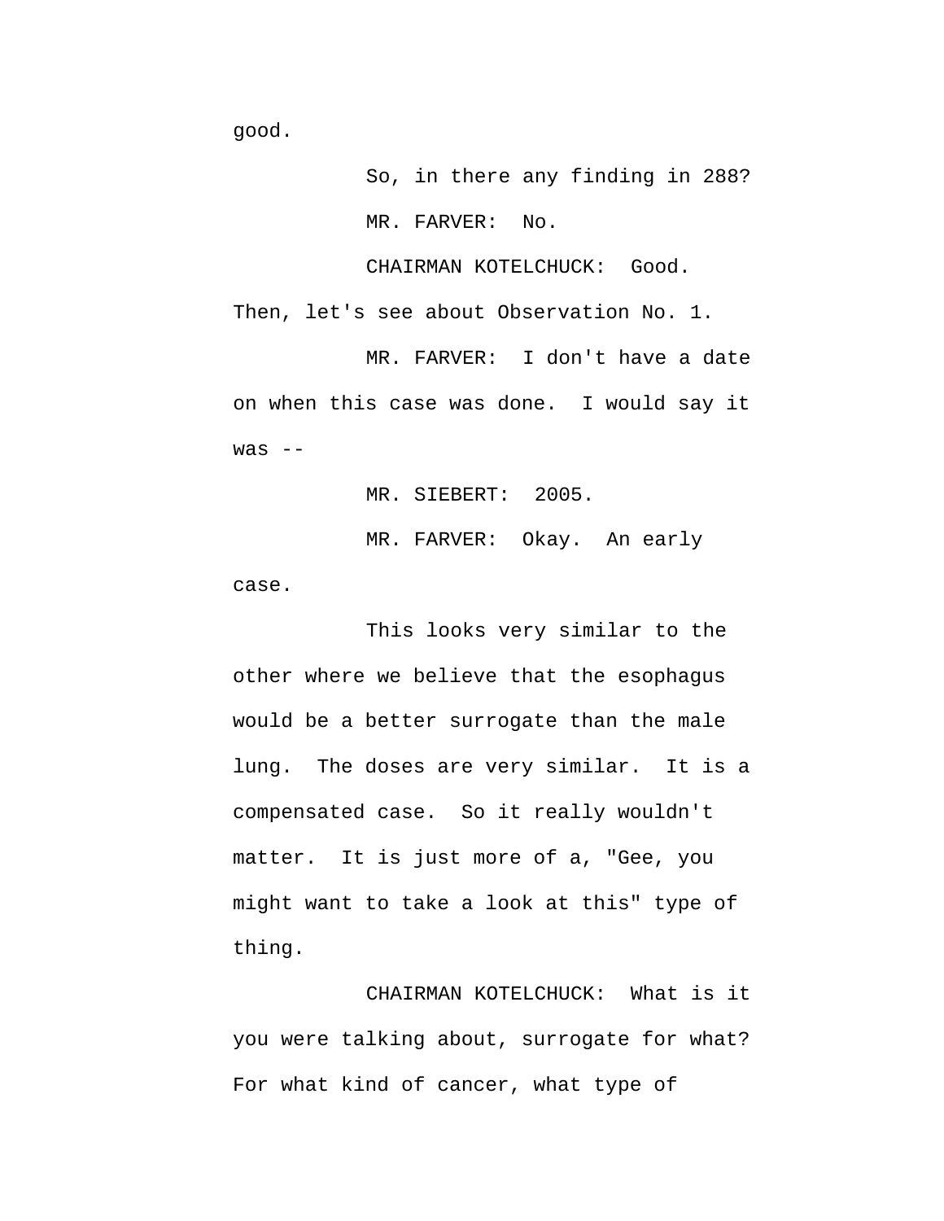good.

So, in there any finding in 288?

MR. FARVER: No.

CHAIRMAN KOTELCHUCK: Good. Then, let's see about Observation No. 1.

MR. FARVER: I don't have a date on when this case was done. I would say it was --

MR. SIEBERT: 2005.

MR. FARVER: Okay. An early case.

This looks very similar to the other where we believe that the esophagus would be a better surrogate than the male lung. The doses are very similar. It is a compensated case. So it really wouldn't matter. It is just more of a, "Gee, you might want to take a look at this" type of thing.

CHAIRMAN KOTELCHUCK: What is it you were talking about, surrogate for what? For what kind of cancer, what type of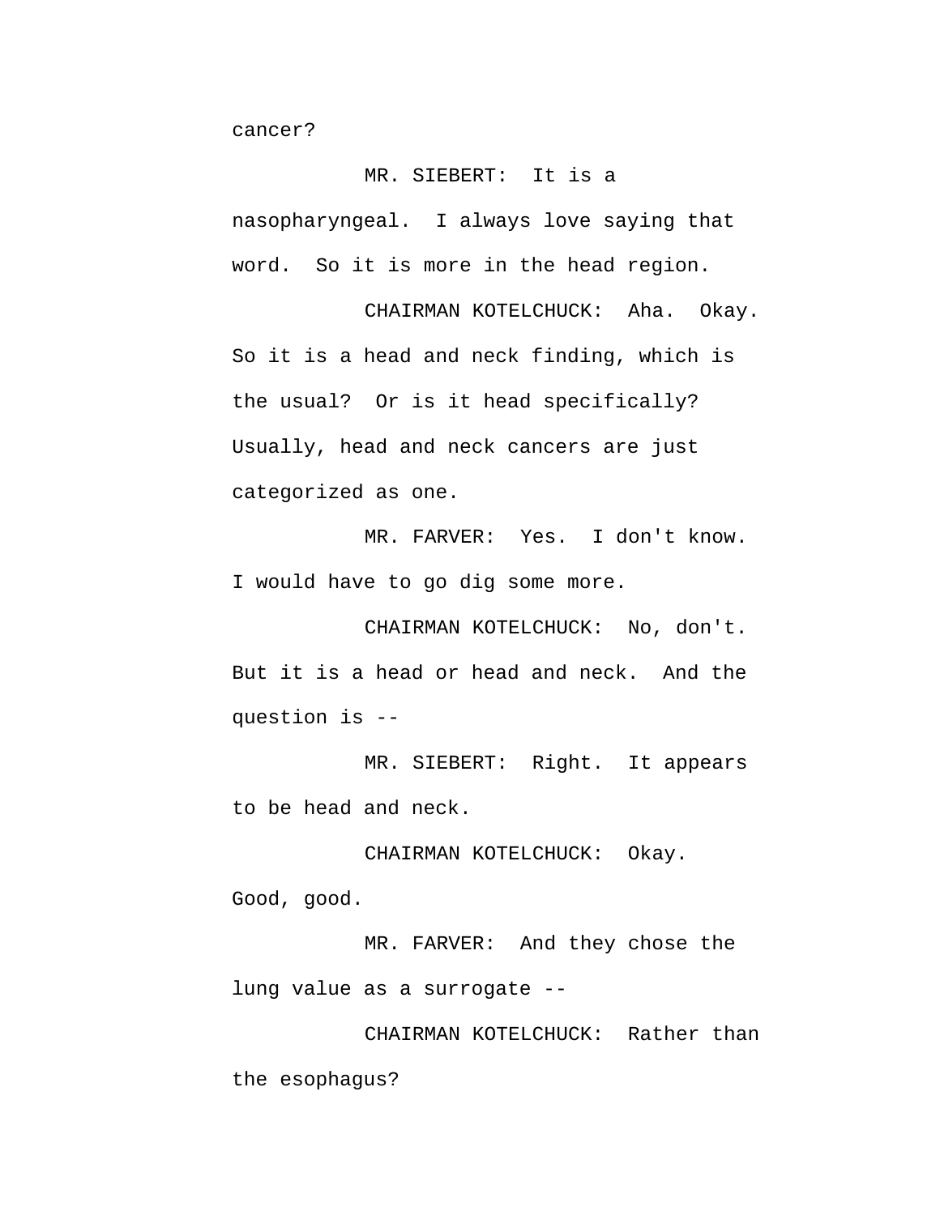cancer?

MR. SIEBERT: It is a nasopharyngeal. I always love saying that word. So it is more in the head region.

CHAIRMAN KOTELCHUCK: Aha. Okay. So it is a head and neck finding, which is the usual? Or is it head specifically? Usually, head and neck cancers are just categorized as one.

MR. FARVER: Yes. I don't know. I would have to go dig some more.

CHAIRMAN KOTELCHUCK: No, don't. But it is a head or head and neck. And the question is --

MR. SIEBERT: Right. It appears to be head and neck.

CHAIRMAN KOTELCHUCK: Okay. Good, good.

MR. FARVER: And they chose the lung value as a surrogate --

CHAIRMAN KOTELCHUCK: Rather than the esophagus?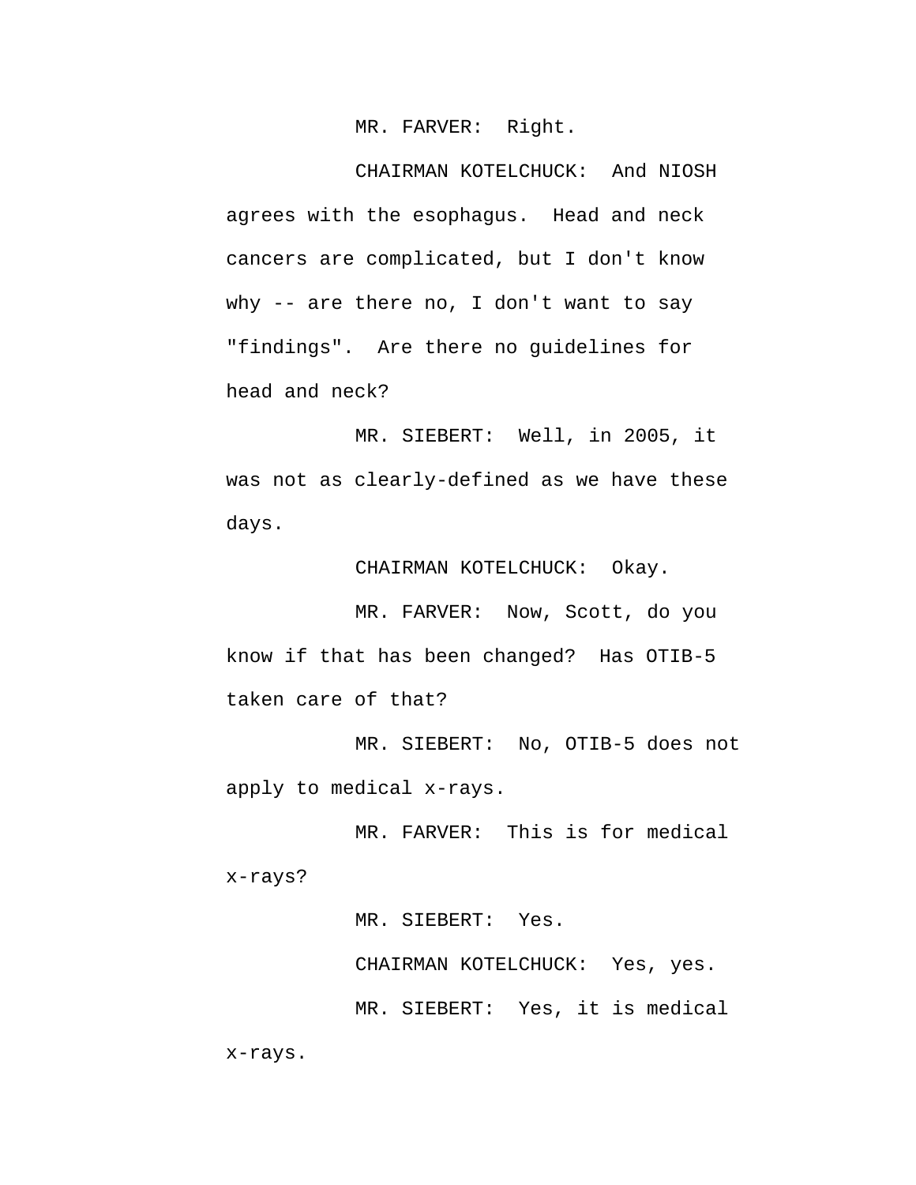MR. FARVER: Right.

CHAIRMAN KOTELCHUCK: And NIOSH agrees with the esophagus. Head and neck cancers are complicated, but I don't know why -- are there no, I don't want to say "findings". Are there no guidelines for head and neck?

MR. SIEBERT: Well, in 2005, it was not as clearly-defined as we have these days.

CHAIRMAN KOTELCHUCK: Okay.

MR. FARVER: Now, Scott, do you know if that has been changed? Has OTIB-5 taken care of that?

MR. SIEBERT: No, OTIB-5 does not apply to medical x-rays.

MR. FARVER: This is for medical x-rays?

MR. SIEBERT: Yes.

CHAIRMAN KOTELCHUCK: Yes, yes.

MR. SIEBERT: Yes, it is medical x-rays.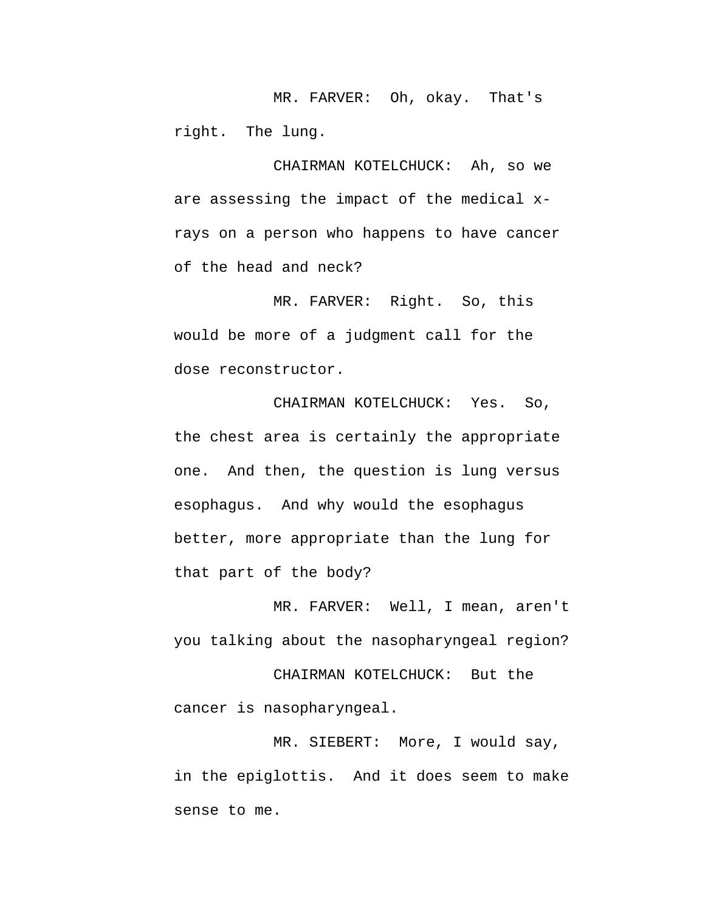MR. FARVER: Oh, okay. That's right. The lung.

CHAIRMAN KOTELCHUCK: Ah, so we are assessing the impact of the medical x-rays on a person who happens to have cancer of the head and neck?

MR. FARVER: Right. So, this would be more of a judgment call for the dose reconstructor.

CHAIRMAN KOTELCHUCK: Yes. So, the chest area is certainly the appropriate one. And then, the question is lung versus esophagus. And why would the esophagus better, more appropriate than the lung for that part of the body?

MR. FARVER: Well, I mean, aren't you talking about the nasopharyngeal region?

CHAIRMAN KOTELCHUCK: But the cancer is nasopharyngeal.

MR. SIEBERT: More, I would say, in the epiglottis. And it does seem to make sense to me.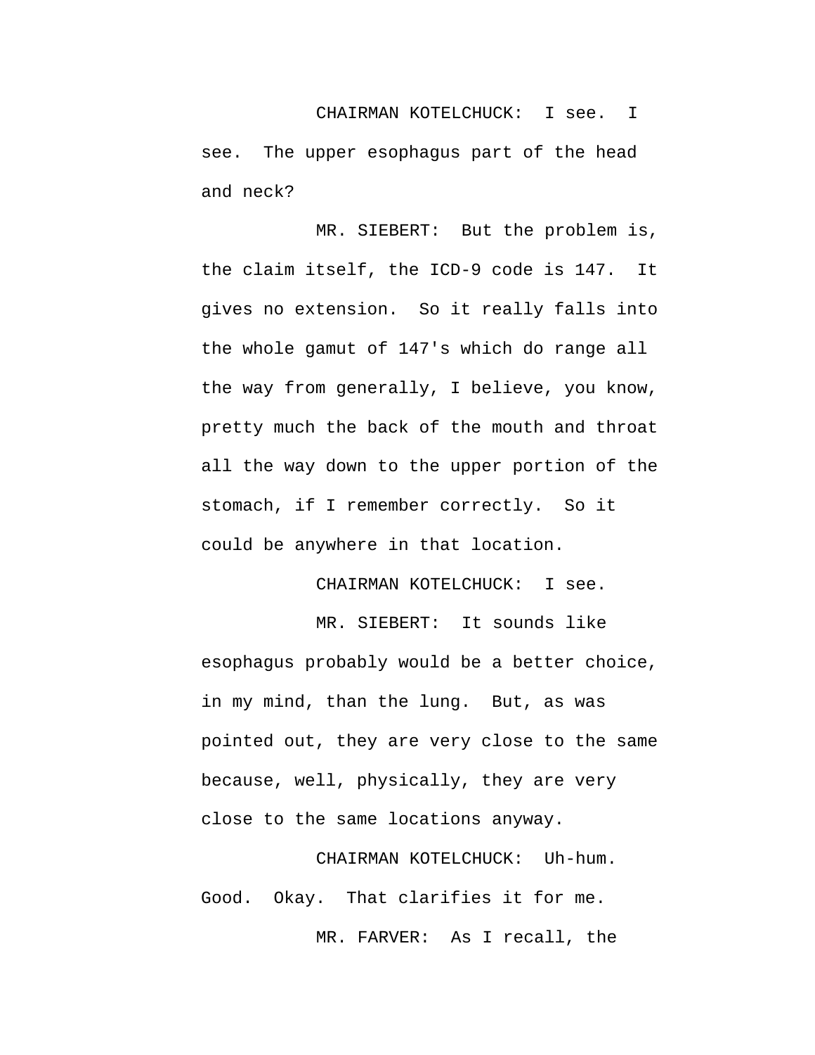CHAIRMAN KOTELCHUCK: I see. I see. The upper esophagus part of the head and neck?

MR. SIEBERT: But the problem is, the claim itself, the ICD-9 code is 147. It gives no extension. So it really falls into the whole gamut of 147's which do range all the way from generally, I believe, you know, pretty much the back of the mouth and throat all the way down to the upper portion of the stomach, if I remember correctly. So it could be anywhere in that location.

CHAIRMAN KOTELCHUCK: I see.

MR. SIEBERT: It sounds like esophagus probably would be a better choice, in my mind, than the lung. But, as was pointed out, they are very close to the same because, well, physically, they are very close to the same locations anyway.

CHAIRMAN KOTELCHUCK: Uh-hum. Good. Okay. That clarifies it for me.

MR. FARVER: As I recall, the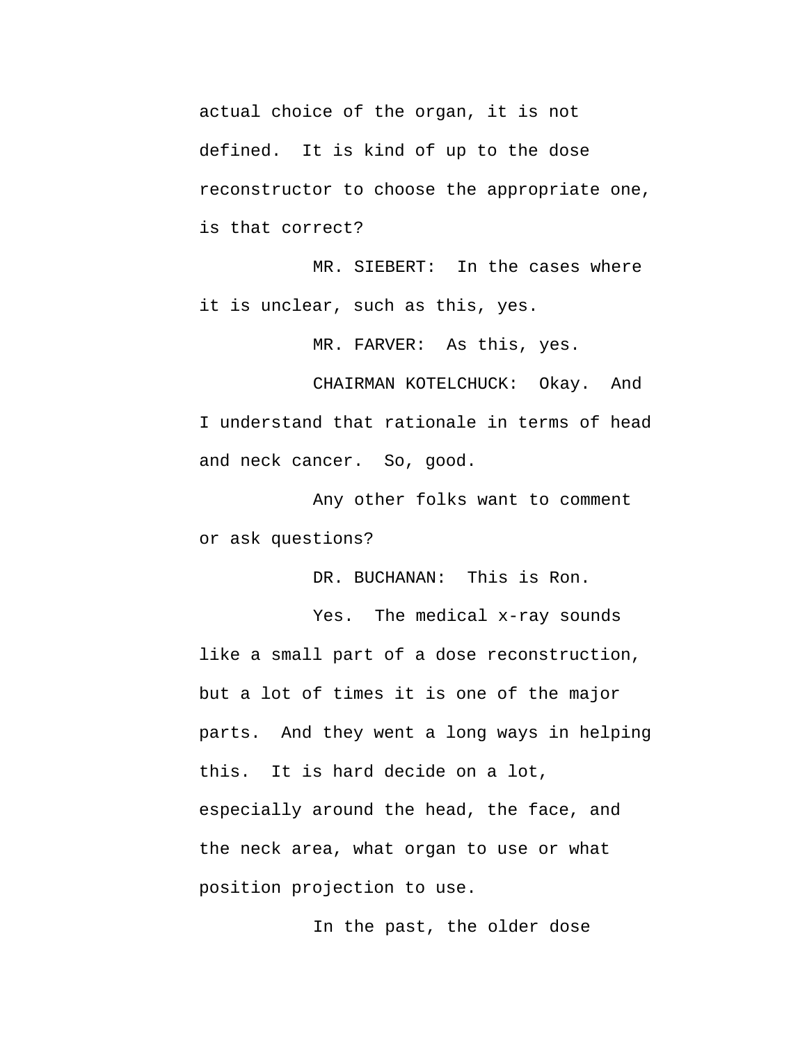actual choice of the organ, it is not defined. It is kind of up to the dose reconstructor to choose the appropriate one, is that correct?

MR. SIEBERT: In the cases where it is unclear, such as this, yes.

MR. FARVER: As this, yes.

CHAIRMAN KOTELCHUCK: Okay. And I understand that rationale in terms of head and neck cancer. So, good.

Any other folks want to comment or ask questions?

DR. BUCHANAN: This is Ron.

Yes. The medical x-ray sounds like a small part of a dose reconstruction, but a lot of times it is one of the major parts. And they went a long ways in helping this. It is hard decide on a lot, especially around the head, the face, and the neck area, what organ to use or what position projection to use.

In the past, the older dose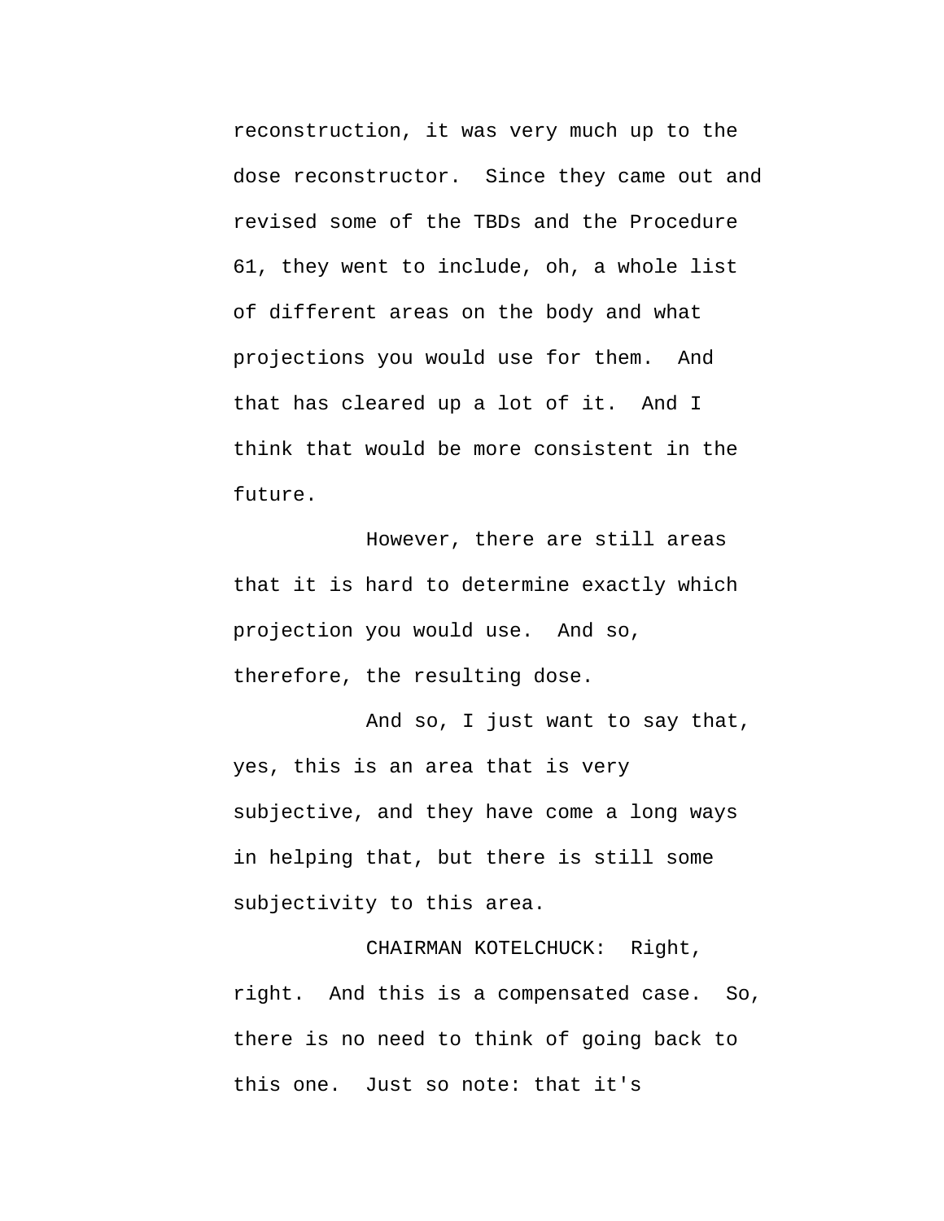reconstruction, it was very much up to the dose reconstructor. Since they came out and revised some of the TBDs and the Procedure 61, they went to include, oh, a whole list of different areas on the body and what projections you would use for them. And that has cleared up a lot of it. And I think that would be more consistent in the future.

However, there are still areas that it is hard to determine exactly which projection you would use. And so, therefore, the resulting dose.

And so, I just want to say that, yes, this is an area that is very subjective, and they have come a long ways in helping that, but there is still some subjectivity to this area.

CHAIRMAN KOTELCHUCK: Right, right. And this is a compensated case. So, there is no need to think of going back to this one. Just so note: that it's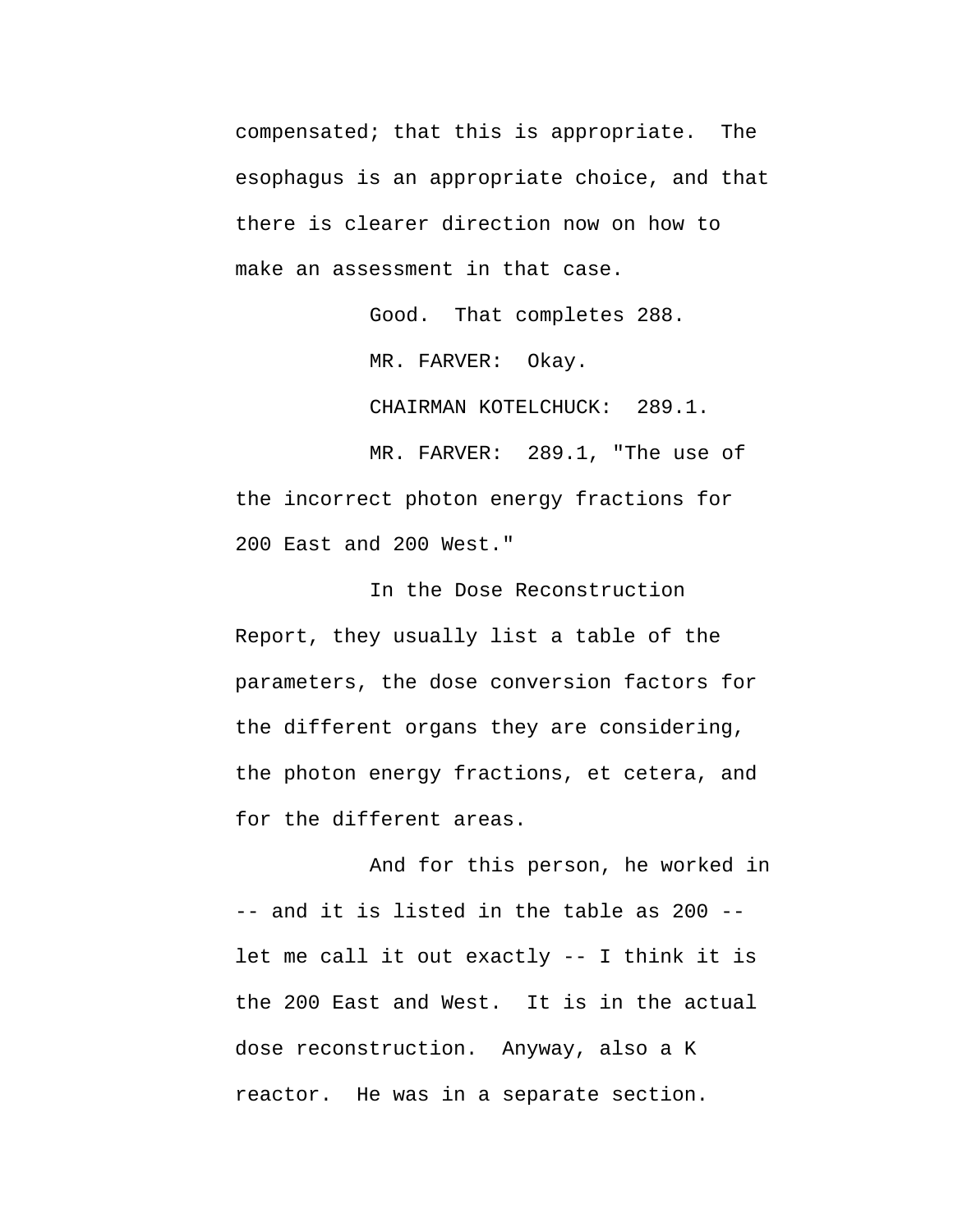compensated; that this is appropriate. The esophagus is an appropriate choice, and that there is clearer direction now on how to make an assessment in that case.

Good. That completes 288.

MR. FARVER: Okay.

CHAIRMAN KOTELCHUCK: 289.1.

MR. FARVER: 289.1, "The use of the incorrect photon energy fractions for 200 East and 200 West."

In the Dose Reconstruction Report, they usually list a table of the parameters, the dose conversion factors for the different organs they are considering, the photon energy fractions, et cetera, and for the different areas.

And for this person, he worked in -- and it is listed in the table as 200 -- let me call it out exactly -- I think it is the 200 East and West. It is in the actual dose reconstruction. Anyway, also a K reactor. He was in a separate section.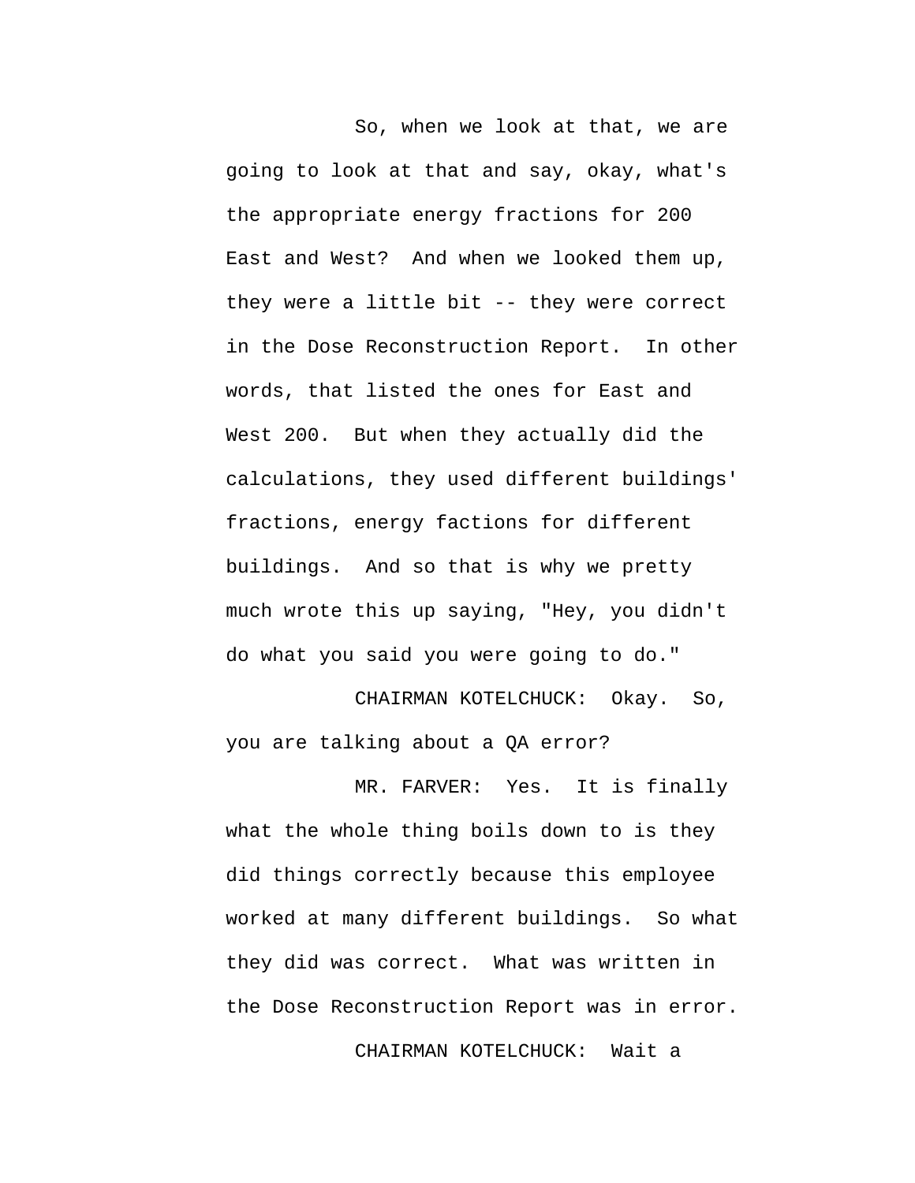So, when we look at that, we are going to look at that and say, okay, what's the appropriate energy fractions for 200 East and West? And when we looked them up, they were a little bit -- they were correct in the Dose Reconstruction Report. In other words, that listed the ones for East and West 200. But when they actually did the calculations, they used different buildings' fractions, energy factions for different buildings. And so that is why we pretty much wrote this up saying, "Hey, you didn't do what you said you were going to do."

CHAIRMAN KOTELCHUCK: Okay. So, you are talking about a QA error?

MR. FARVER: Yes. It is finally what the whole thing boils down to is they did things correctly because this employee worked at many different buildings. So what they did was correct. What was written in the Dose Reconstruction Report was in error.

CHAIRMAN KOTELCHUCK: Wait a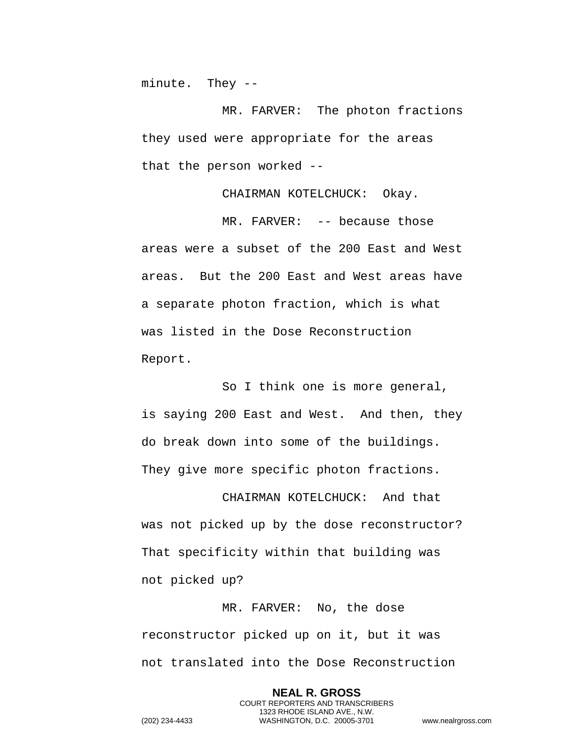minute. They --

MR. FARVER: The photon fractions they used were appropriate for the areas that the person worked --

CHAIRMAN KOTELCHUCK: Okay.

MR. FARVER: -- because those areas were a subset of the 200 East and West areas. But the 200 East and West areas have a separate photon fraction, which is what was listed in the Dose Reconstruction Report.

So I think one is more general, is saying 200 East and West. And then, they do break down into some of the buildings. They give more specific photon fractions.

CHAIRMAN KOTELCHUCK: And that was not picked up by the dose reconstructor? That specificity within that building was not picked up?

MR. FARVER: No, the dose reconstructor picked up on it, but it was not translated into the Dose Reconstruction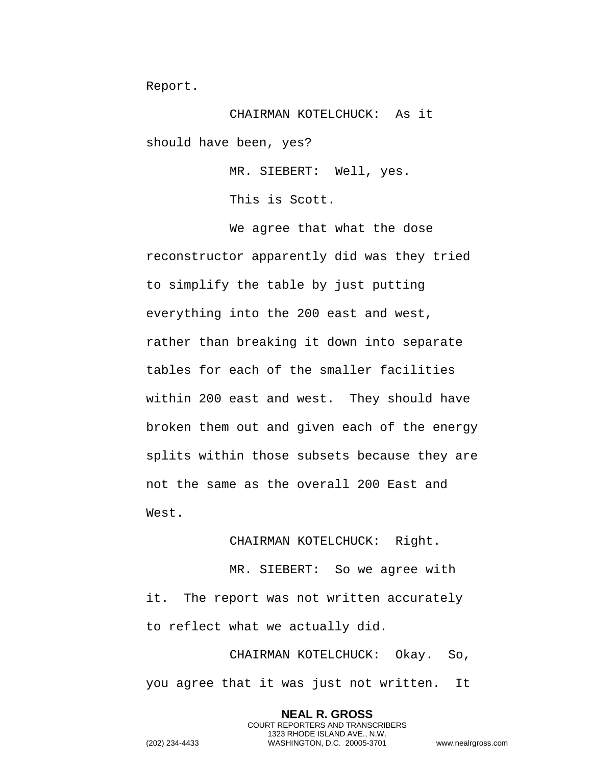Report.

CHAIRMAN KOTELCHUCK: As it should have been, yes?

MR. SIEBERT: Well, yes.

This is Scott.

We agree that what the dose reconstructor apparently did was they tried to simplify the table by just putting everything into the 200 east and west, rather than breaking it down into separate tables for each of the smaller facilities within 200 east and west. They should have broken them out and given each of the energy splits within those subsets because they are not the same as the overall 200 East and West.

CHAIRMAN KOTELCHUCK: Right.

MR. SIEBERT: So we agree with it. The report was not written accurately to reflect what we actually did.

CHAIRMAN KOTELCHUCK: Okay. So, you agree that it was just not written. It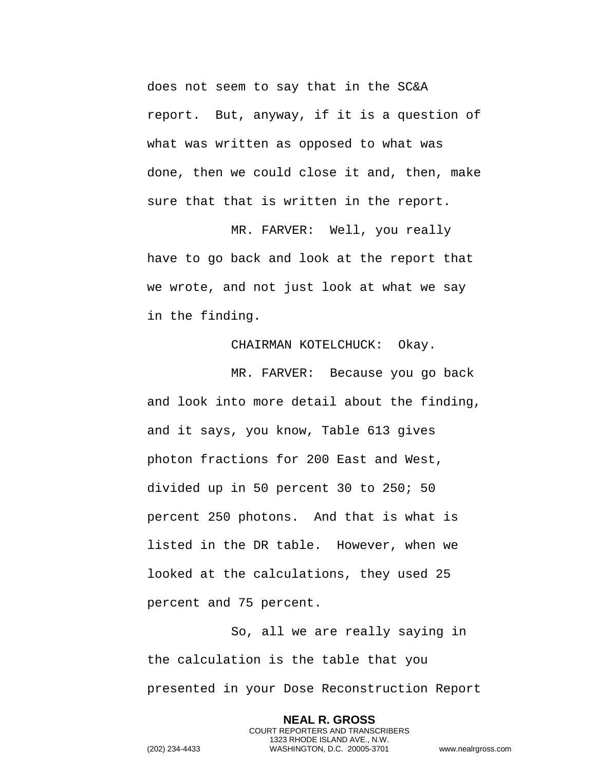does not seem to say that in the SC&A report. But, anyway, if it is a question of what was written as opposed to what was done, then we could close it and, then, make sure that that is written in the report.

MR. FARVER: Well, you really have to go back and look at the report that we wrote, and not just look at what we say in the finding.

CHAIRMAN KOTELCHUCK: Okay.

MR. FARVER: Because you go back and look into more detail about the finding, and it says, you know, Table 613 gives photon fractions for 200 East and West, divided up in 50 percent 30 to 250; 50 percent 250 photons. And that is what is listed in the DR table. However, when we looked at the calculations, they used 25 percent and 75 percent.

So, all we are really saying in the calculation is the table that you presented in your Dose Reconstruction Report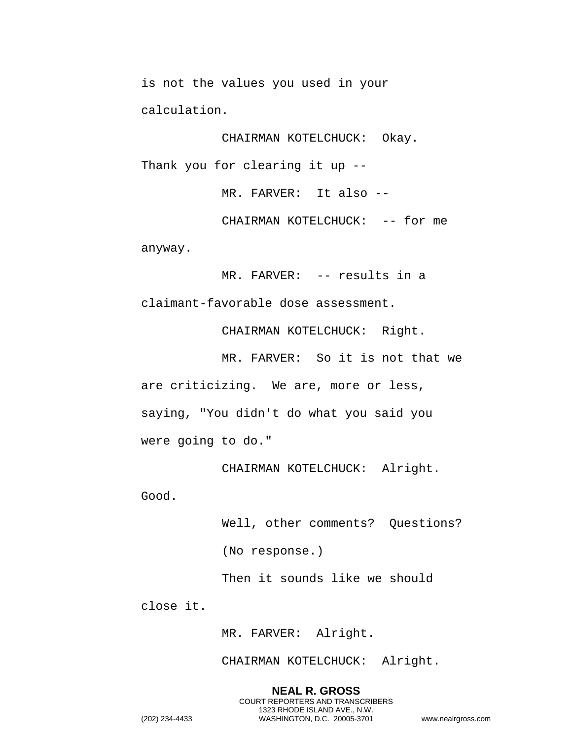is not the values you used in your calculation.

CHAIRMAN KOTELCHUCK: Okay. Thank you for clearing it up --

MR. FARVER: It also --

CHAIRMAN KOTELCHUCK: -- for me anyway.

MR. FARVER: -- results in a claimant-favorable dose assessment.

CHAIRMAN KOTELCHUCK: Right.

MR. FARVER: So it is not that we are criticizing. We are, more or less, saying, "You didn't do what you said you were going to do."

CHAIRMAN KOTELCHUCK: Alright. Good.

Well, other comments? Questions?

(No response.)

Then it sounds like we should close it.

MR. FARVER: Alright.

CHAIRMAN KOTELCHUCK: Alright.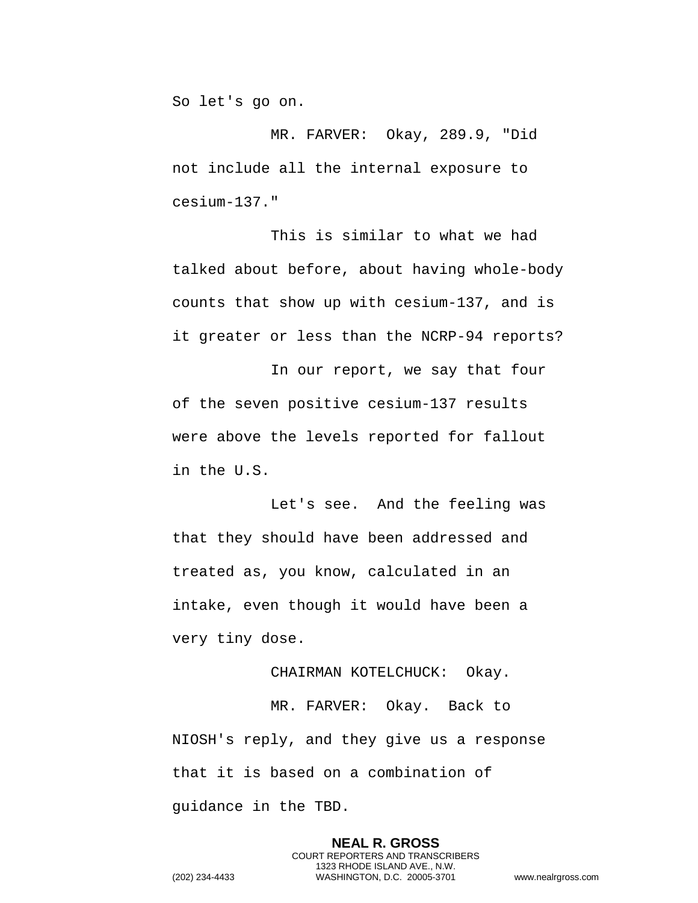So let's go on.

MR. FARVER: Okay, 289.9, "Did not include all the internal exposure to cesium-137."

This is similar to what we had talked about before, about having whole-body counts that show up with cesium-137, and is it greater or less than the NCRP-94 reports?

In our report, we say that four of the seven positive cesium-137 results were above the levels reported for fallout in the U.S.

Let's see. And the feeling was that they should have been addressed and treated as, you know, calculated in an intake, even though it would have been a very tiny dose.

CHAIRMAN KOTELCHUCK: Okay.

MR. FARVER: Okay. Back to NIOSH's reply, and they give us a response that it is based on a combination of guidance in the TBD.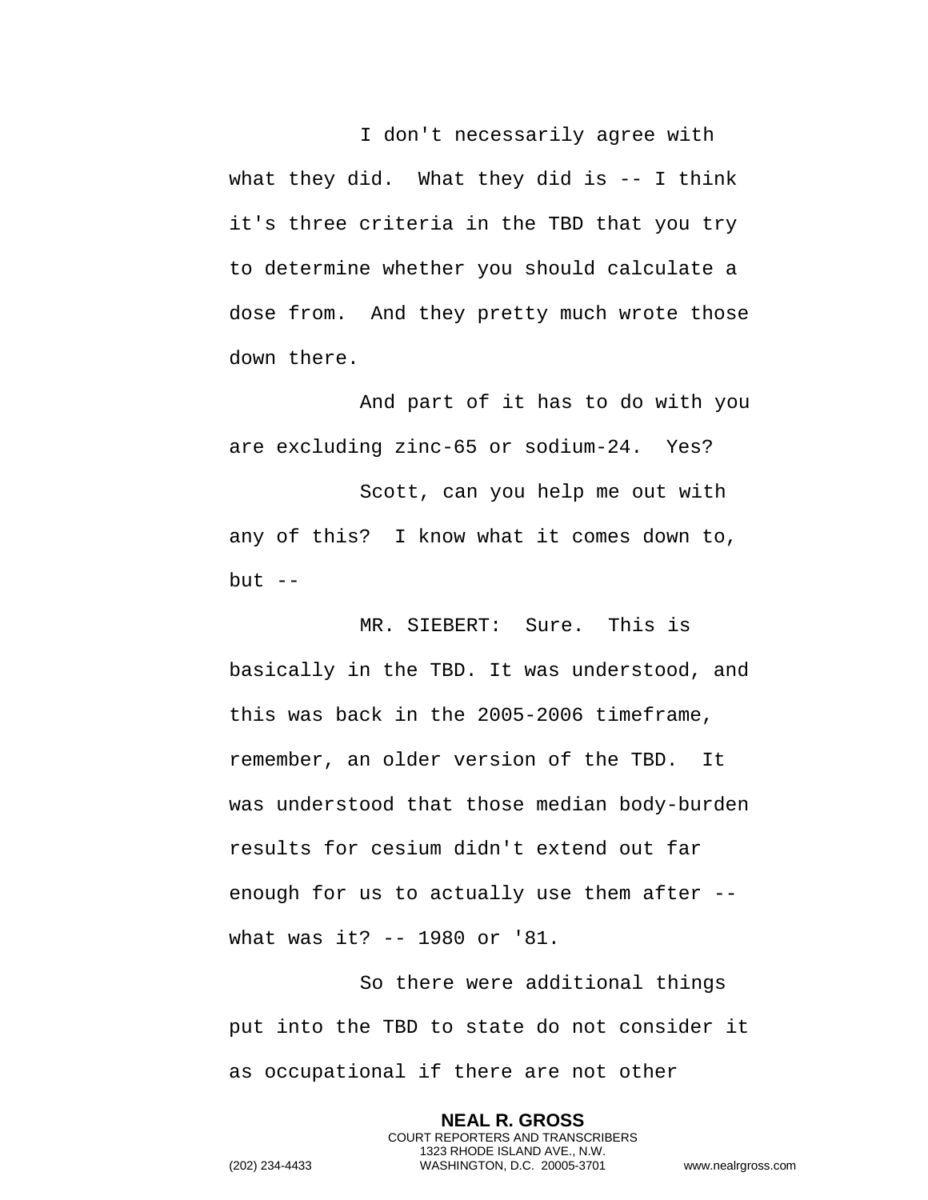I don't necessarily agree with what they did. What they did is -- I think it's three criteria in the TBD that you try to determine whether you should calculate a dose from. And they pretty much wrote those down there.

And part of it has to do with you are excluding zinc-65 or sodium-24. Yes?

Scott, can you help me out with any of this? I know what it comes down to, but --

MR. SIEBERT: Sure. This is basically in the TBD. It was understood, and this was back in the 2005-2006 timeframe, remember, an older version of the TBD. It was understood that those median body-burden results for cesium didn't extend out far enough for us to actually use them after -- what was it? -- 1980 or '81.

So there were additional things put into the TBD to state do not consider it as occupational if there are not other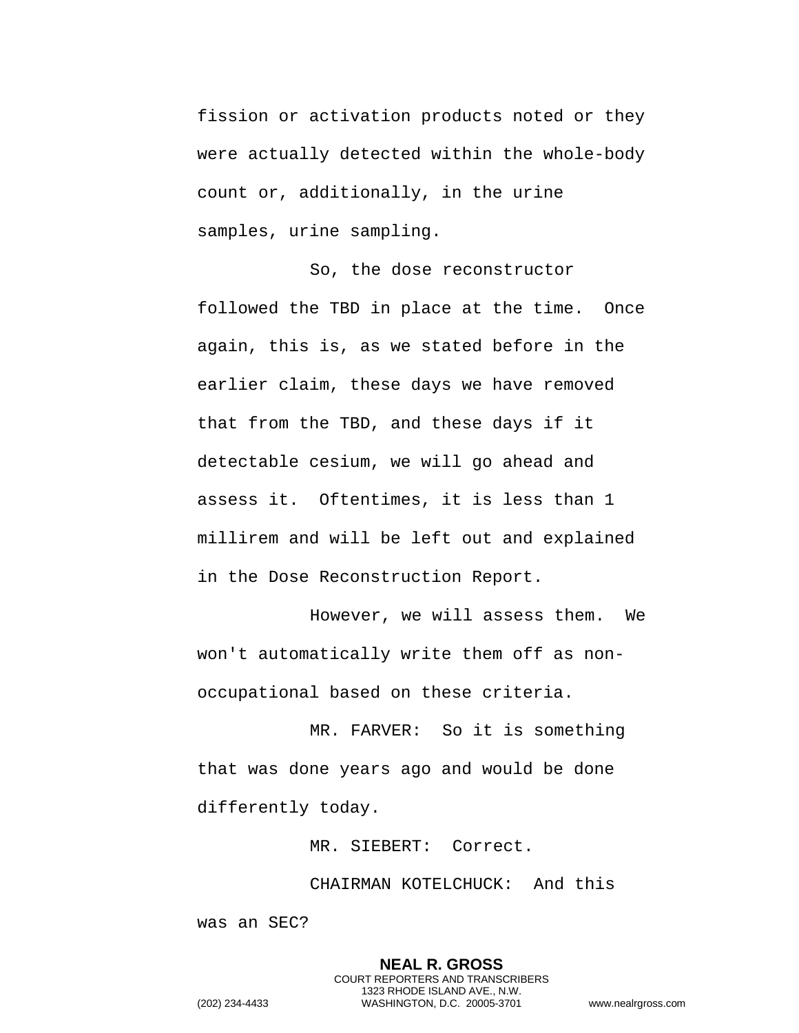fission or activation products noted or they were actually detected within the whole-body count or, additionally, in the urine samples, urine sampling.

So, the dose reconstructor followed the TBD in place at the time. Once again, this is, as we stated before in the earlier claim, these days we have removed that from the TBD, and these days if it detectable cesium, we will go ahead and assess it. Oftentimes, it is less than 1 millirem and will be left out and explained in the Dose Reconstruction Report.

However, we will assess them. We won't automatically write them off as non-occupational based on these criteria.

MR. FARVER: So it is something that was done years ago and would be done differently today.

MR. SIEBERT: Correct.

CHAIRMAN KOTELCHUCK: And this was an SEC?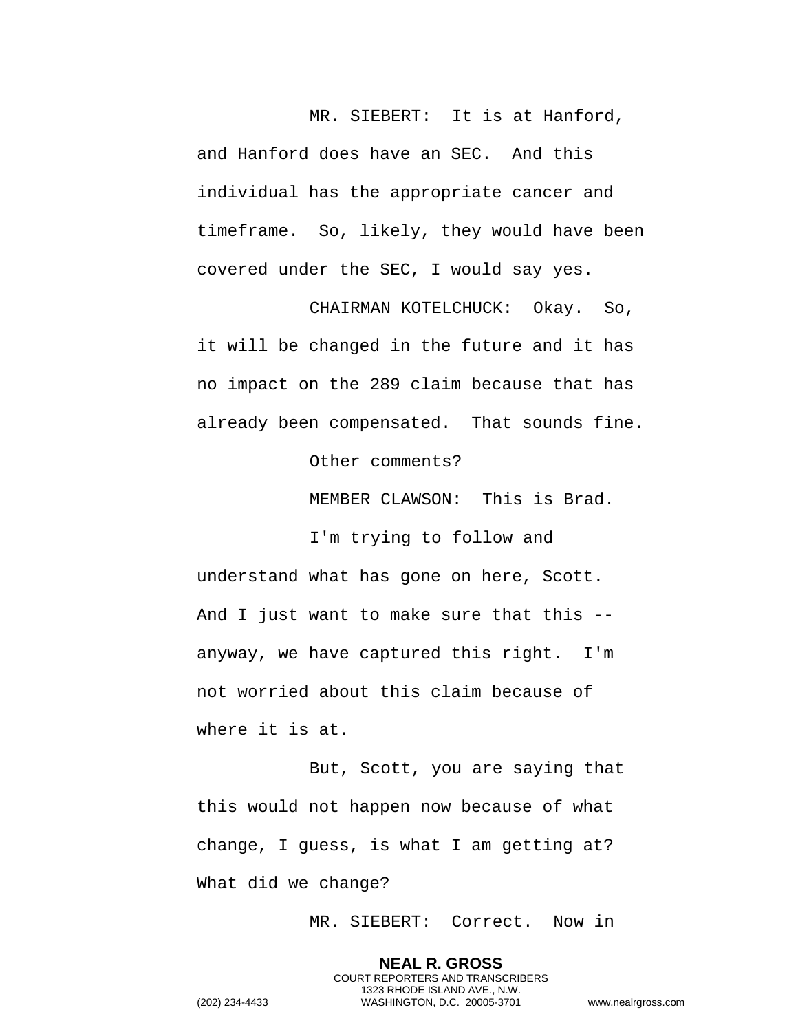MR. SIEBERT: It is at Hanford, and Hanford does have an SEC. And this individual has the appropriate cancer and timeframe. So, likely, they would have been covered under the SEC, I would say yes.

CHAIRMAN KOTELCHUCK: Okay. So, it will be changed in the future and it has no impact on the 289 claim because that has already been compensated. That sounds fine.

Other comments?

MEMBER CLAWSON: This is Brad.

I'm trying to follow and understand what has gone on here, Scott. And I just want to make sure that this -- anyway, we have captured this right. I'm not worried about this claim because of where it is at.

But, Scott, you are saying that this would not happen now because of what change, I guess, is what I am getting at? What did we change?

MR. SIEBERT: Correct. Now in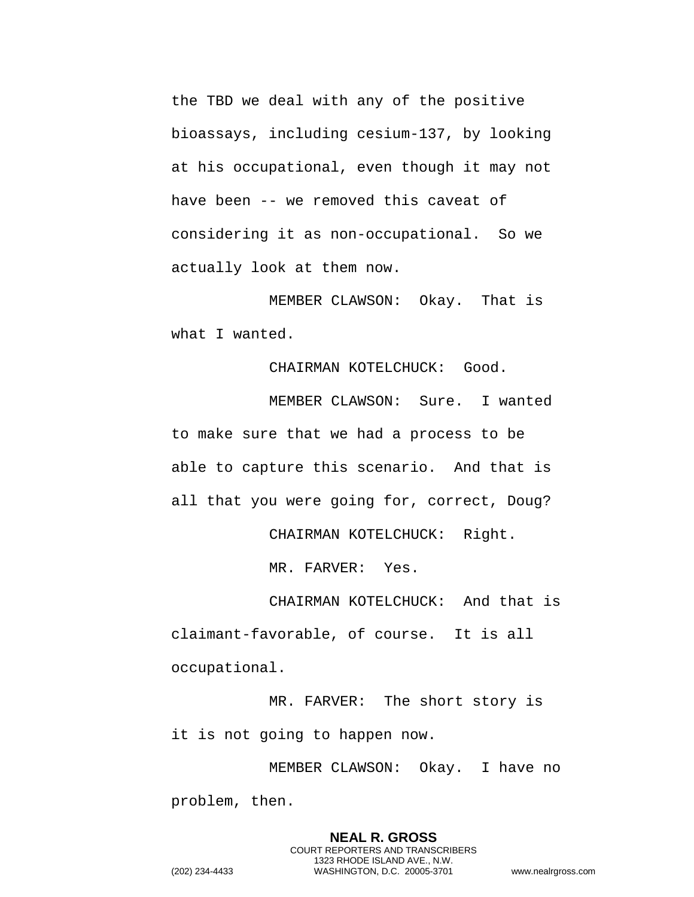the TBD we deal with any of the positive bioassays, including cesium-137, by looking at his occupational, even though it may not have been -- we removed this caveat of considering it as non-occupational. So we actually look at them now.

MEMBER CLAWSON: Okay. That is what I wanted.

CHAIRMAN KOTELCHUCK: Good.

MEMBER CLAWSON: Sure. I wanted to make sure that we had a process to be able to capture this scenario. And that is all that you were going for, correct, Doug?

CHAIRMAN KOTELCHUCK: Right.

MR. FARVER: Yes.

CHAIRMAN KOTELCHUCK: And that is claimant-favorable, of course. It is all occupational.

MR. FARVER: The short story is it is not going to happen now.

MEMBER CLAWSON: Okay. I have no problem, then.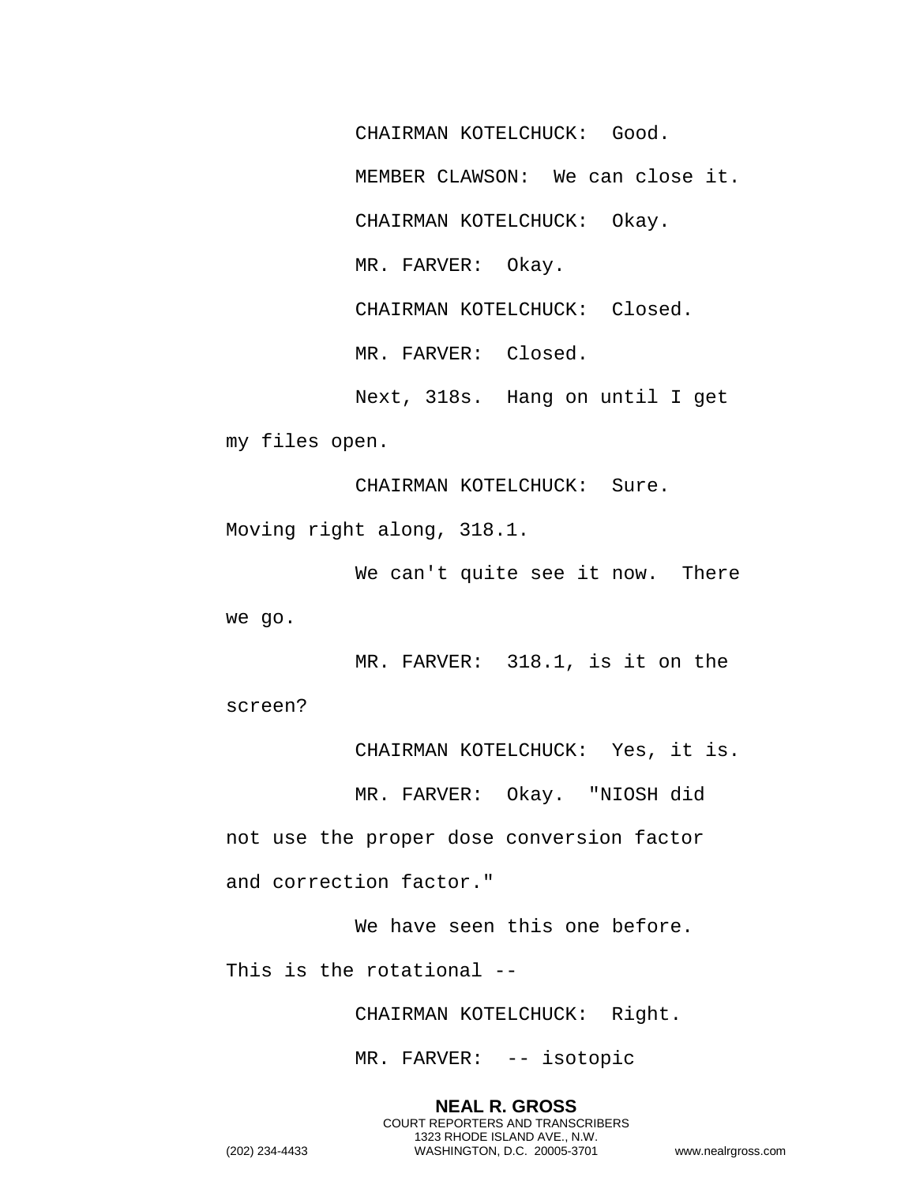CHAIRMAN KOTELCHUCK: Good.

MEMBER CLAWSON: We can close it.

CHAIRMAN KOTELCHUCK: Okay.

MR. FARVER: Okay.

CHAIRMAN KOTELCHUCK: Closed.

MR. FARVER: Closed.

Next, 318s. Hang on until I get my files open.

CHAIRMAN KOTELCHUCK: Sure. Moving right along, 318.1.

We can't quite see it now. There we go.

MR. FARVER: 318.1, is it on the screen?

CHAIRMAN KOTELCHUCK: Yes, it is.

MR. FARVER: Okay. "NIOSH did not use the proper dose conversion factor and correction factor."

We have seen this one before. This is the rotational --

CHAIRMAN KOTELCHUCK: Right.

MR. FARVER: -- isotopic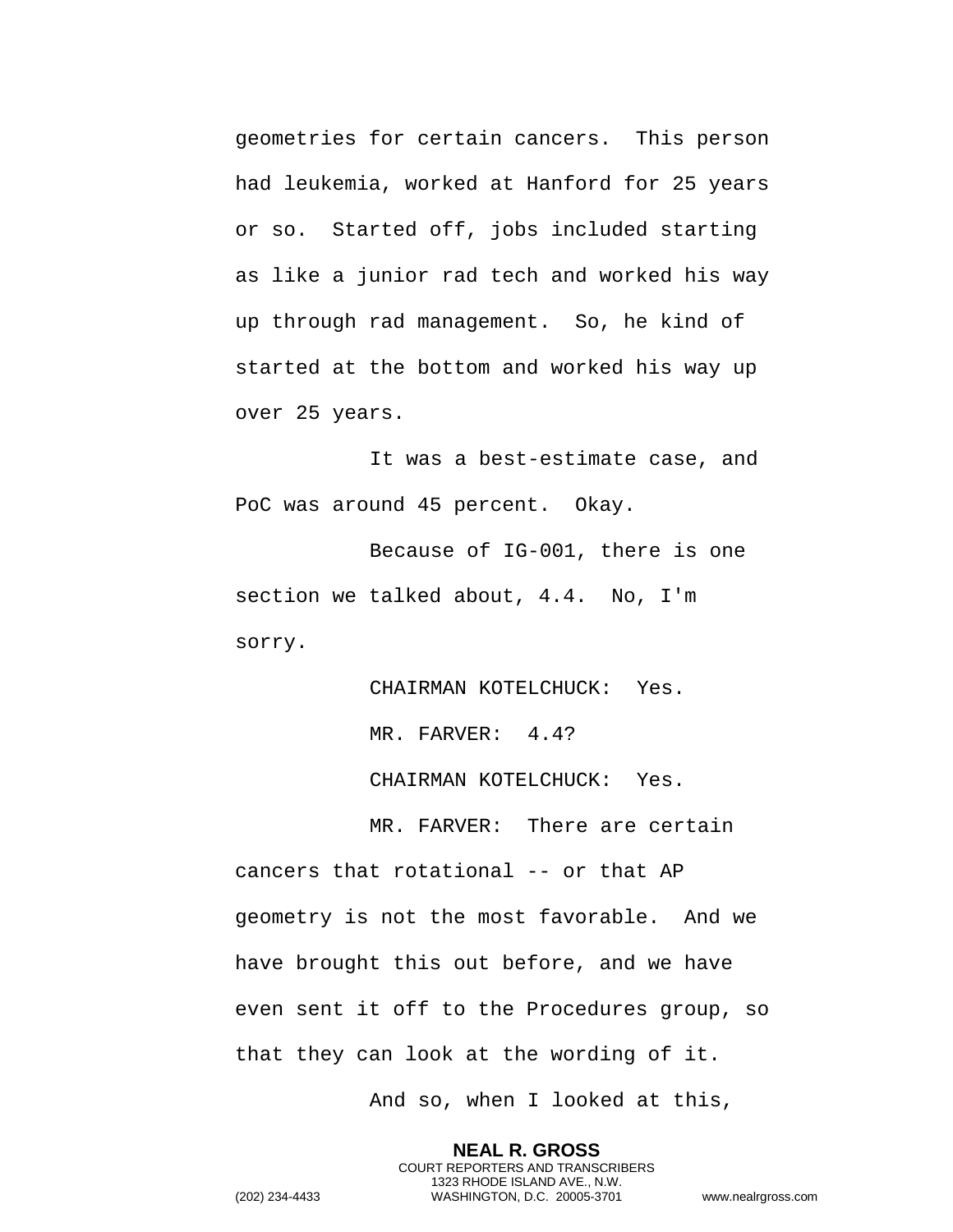geometries for certain cancers. This person had leukemia, worked at Hanford for 25 years or so. Started off, jobs included starting as like a junior rad tech and worked his way up through rad management. So, he kind of started at the bottom and worked his way up over 25 years.

It was a best-estimate case, and PoC was around 45 percent. Okay.

Because of IG-001, there is one section we talked about, 4.4. No, I'm sorry.

CHAIRMAN KOTELCHUCK: Yes.

MR. FARVER: 4.4?

CHAIRMAN KOTELCHUCK: Yes.

MR. FARVER: There are certain cancers that rotational -- or that AP geometry is not the most favorable. And we have brought this out before, and we have even sent it off to the Procedures group, so that they can look at the wording of it.

And so, when I looked at this,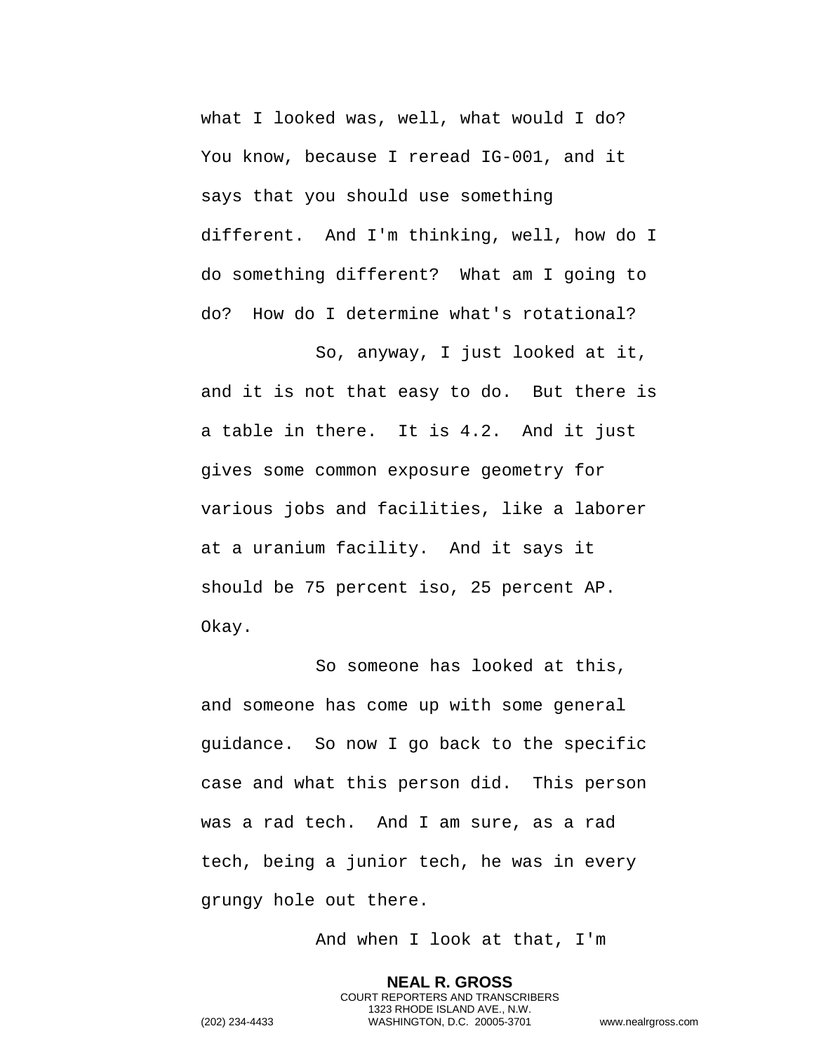what I looked was, well, what would I do? You know, because I reread IG-001, and it says that you should use something different. And I'm thinking, well, how do I do something different? What am I going to do? How do I determine what's rotational?

So, anyway, I just looked at it, and it is not that easy to do. But there is a table in there. It is 4.2. And it just gives some common exposure geometry for various jobs and facilities, like a laborer at a uranium facility. And it says it should be 75 percent iso, 25 percent AP. Okay.

So someone has looked at this, and someone has come up with some general guidance. So now I go back to the specific case and what this person did. This person was a rad tech. And I am sure, as a rad tech, being a junior tech, he was in every grungy hole out there.

And when I look at that, I'm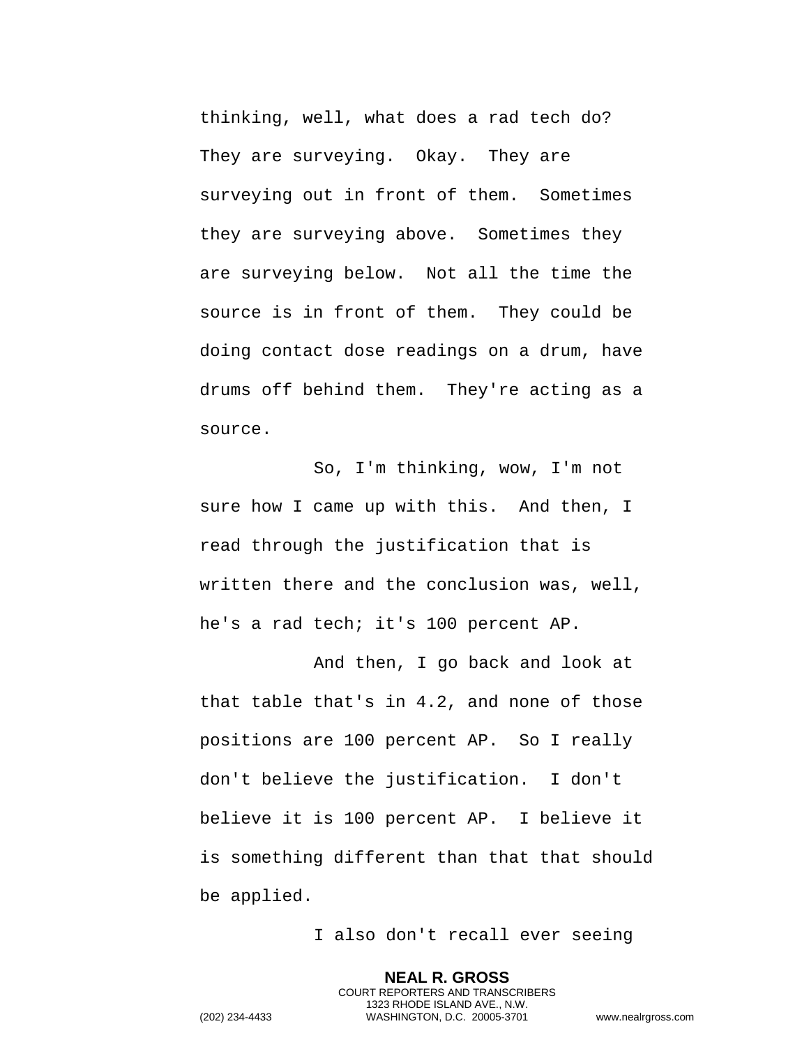thinking, well, what does a rad tech do? They are surveying. Okay. They are surveying out in front of them. Sometimes they are surveying above. Sometimes they are surveying below. Not all the time the source is in front of them. They could be doing contact dose readings on a drum, have drums off behind them. They're acting as a source.

So, I'm thinking, wow, I'm not sure how I came up with this. And then, I read through the justification that is written there and the conclusion was, well, he's a rad tech; it's 100 percent AP.

And then, I go back and look at that table that's in 4.2, and none of those positions are 100 percent AP. So I really don't believe the justification. I don't believe it is 100 percent AP. I believe it is something different than that that should be applied.

I also don't recall ever seeing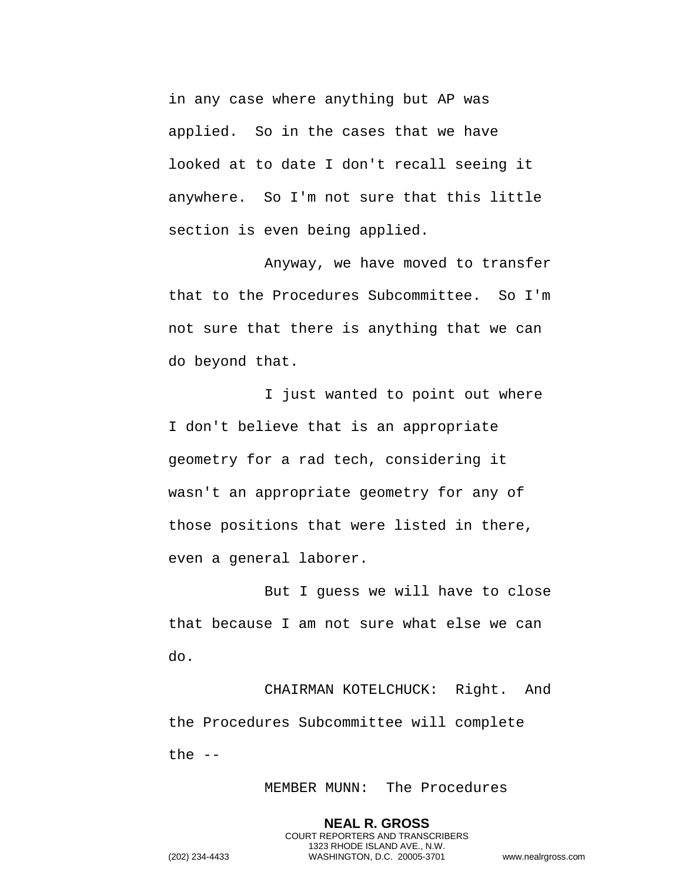in any case where anything but AP was applied. So in the cases that we have looked at to date I don't recall seeing it anywhere. So I'm not sure that this little section is even being applied.

Anyway, we have moved to transfer that to the Procedures Subcommittee. So I'm not sure that there is anything that we can do beyond that.

I just wanted to point out where I don't believe that is an appropriate geometry for a rad tech, considering it wasn't an appropriate geometry for any of those positions that were listed in there, even a general laborer.

But I guess we will have to close that because I am not sure what else we can do.

CHAIRMAN KOTELCHUCK: Right. And the Procedures Subcommittee will complete the --

MEMBER MUNN: The Procedures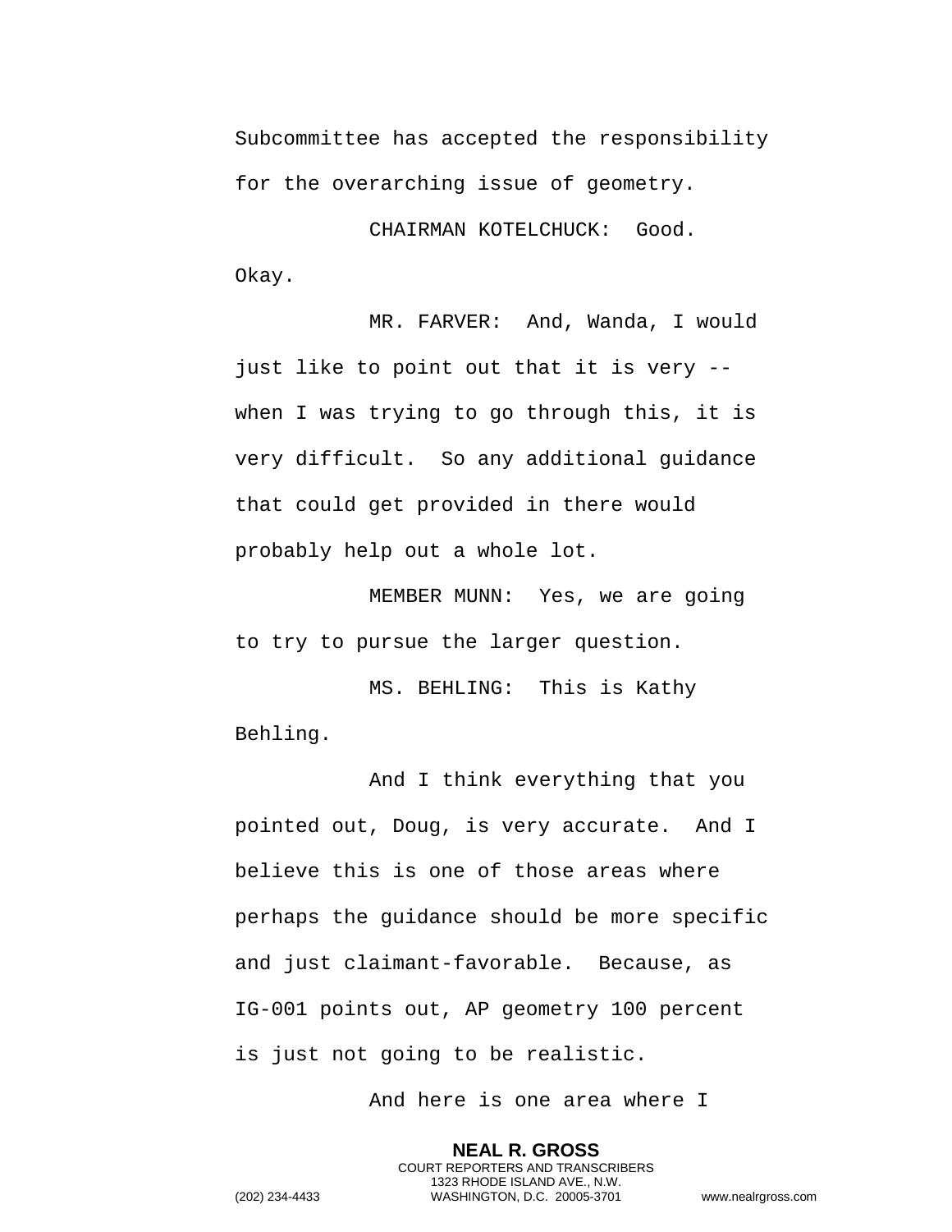Subcommittee has accepted the responsibility for the overarching issue of geometry.

CHAIRMAN KOTELCHUCK: Good. Okay.

MR. FARVER: And, Wanda, I would just like to point out that it is very -- when I was trying to go through this, it is very difficult. So any additional guidance that could get provided in there would probably help out a whole lot.

MEMBER MUNN: Yes, we are going to try to pursue the larger question.

MS. BEHLING: This is Kathy Behling.

And I think everything that you pointed out, Doug, is very accurate. And I believe this is one of those areas where perhaps the guidance should be more specific and just claimant-favorable. Because, as IG-001 points out, AP geometry 100 percent is just not going to be realistic.

And here is one area where I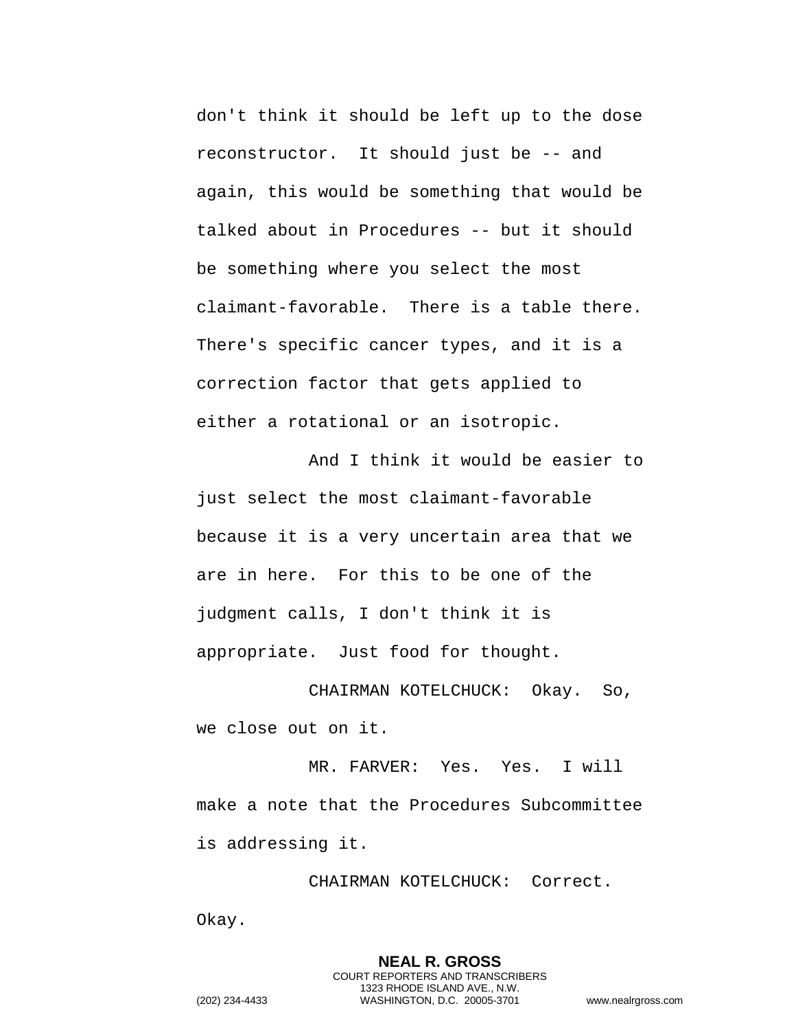don't think it should be left up to the dose reconstructor. It should just be -- and again, this would be something that would be talked about in Procedures -- but it should be something where you select the most claimant-favorable. There is a table there. There's specific cancer types, and it is a correction factor that gets applied to either a rotational or an isotropic.

And I think it would be easier to just select the most claimant-favorable because it is a very uncertain area that we are in here. For this to be one of the judgment calls, I don't think it is appropriate. Just food for thought.

CHAIRMAN KOTELCHUCK: Okay. So, we close out on it.

MR. FARVER: Yes. Yes. I will make a note that the Procedures Subcommittee is addressing it.

CHAIRMAN KOTELCHUCK: Correct. Okay.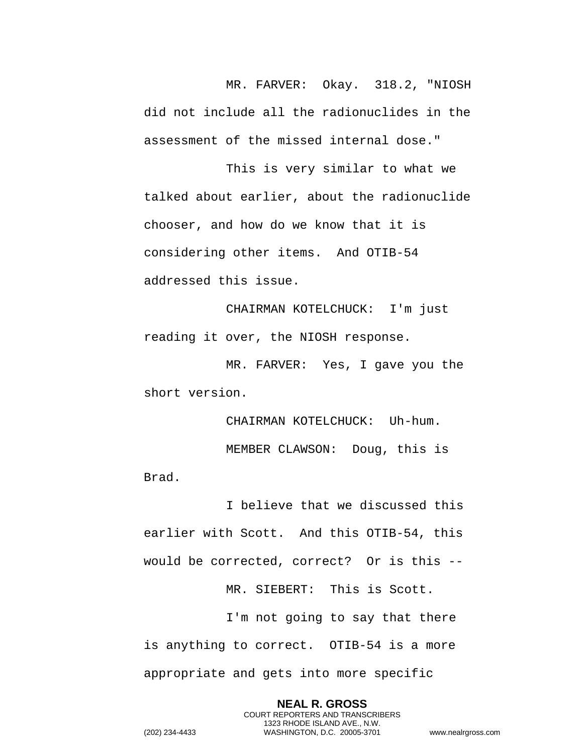MR. FARVER: Okay. 318.2, "NIOSH did not include all the radionuclides in the assessment of the missed internal dose."

This is very similar to what we talked about earlier, about the radionuclide chooser, and how do we know that it is considering other items. And OTIB-54 addressed this issue.

CHAIRMAN KOTELCHUCK: I'm just reading it over, the NIOSH response.

MR. FARVER: Yes, I gave you the short version.

CHAIRMAN KOTELCHUCK: Uh-hum.

MEMBER CLAWSON: Doug, this is Brad.

I believe that we discussed this earlier with Scott. And this OTIB-54, this would be corrected, correct? Or is this --

MR. SIEBERT: This is Scott.

I'm not going to say that there is anything to correct. OTIB-54 is a more appropriate and gets into more specific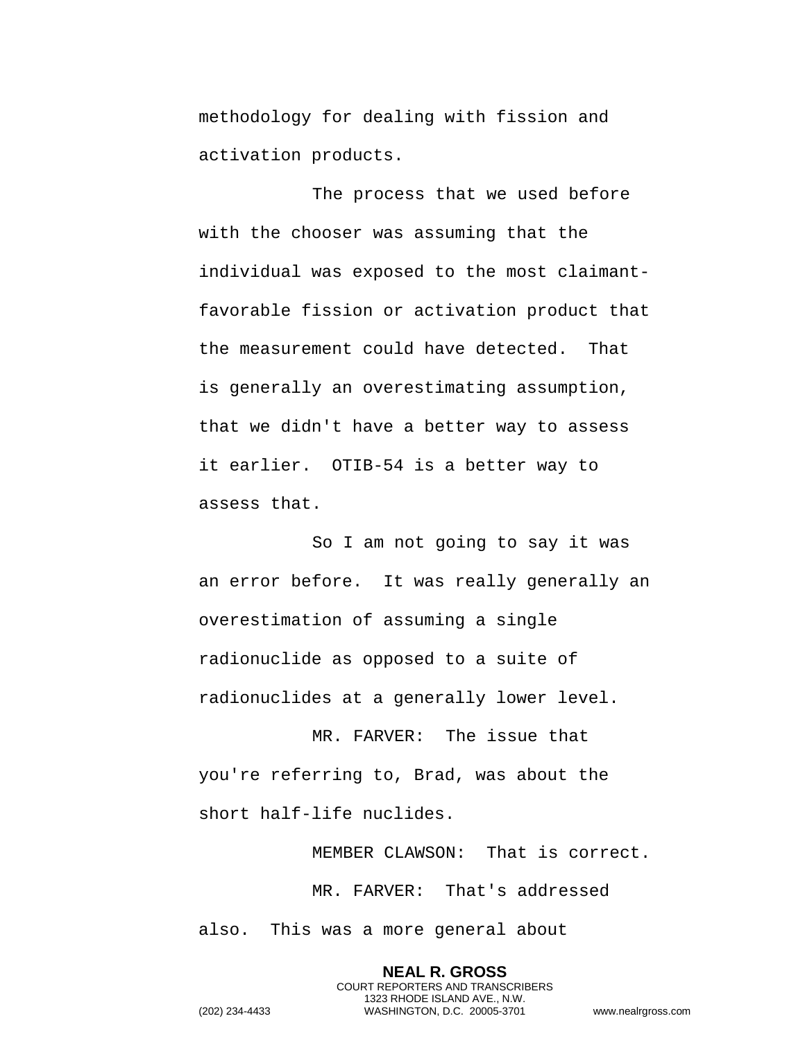methodology for dealing with fission and activation products.

The process that we used before with the chooser was assuming that the individual was exposed to the most claimant-favorable fission or activation product that the measurement could have detected. That is generally an overestimating assumption, that we didn't have a better way to assess it earlier. OTIB-54 is a better way to assess that.

So I am not going to say it was an error before. It was really generally an overestimation of assuming a single radionuclide as opposed to a suite of radionuclides at a generally lower level.

MR. FARVER: The issue that you're referring to, Brad, was about the short half-life nuclides.

MEMBER CLAWSON: That is correct.

MR. FARVER: That's addressed also. This was a more general about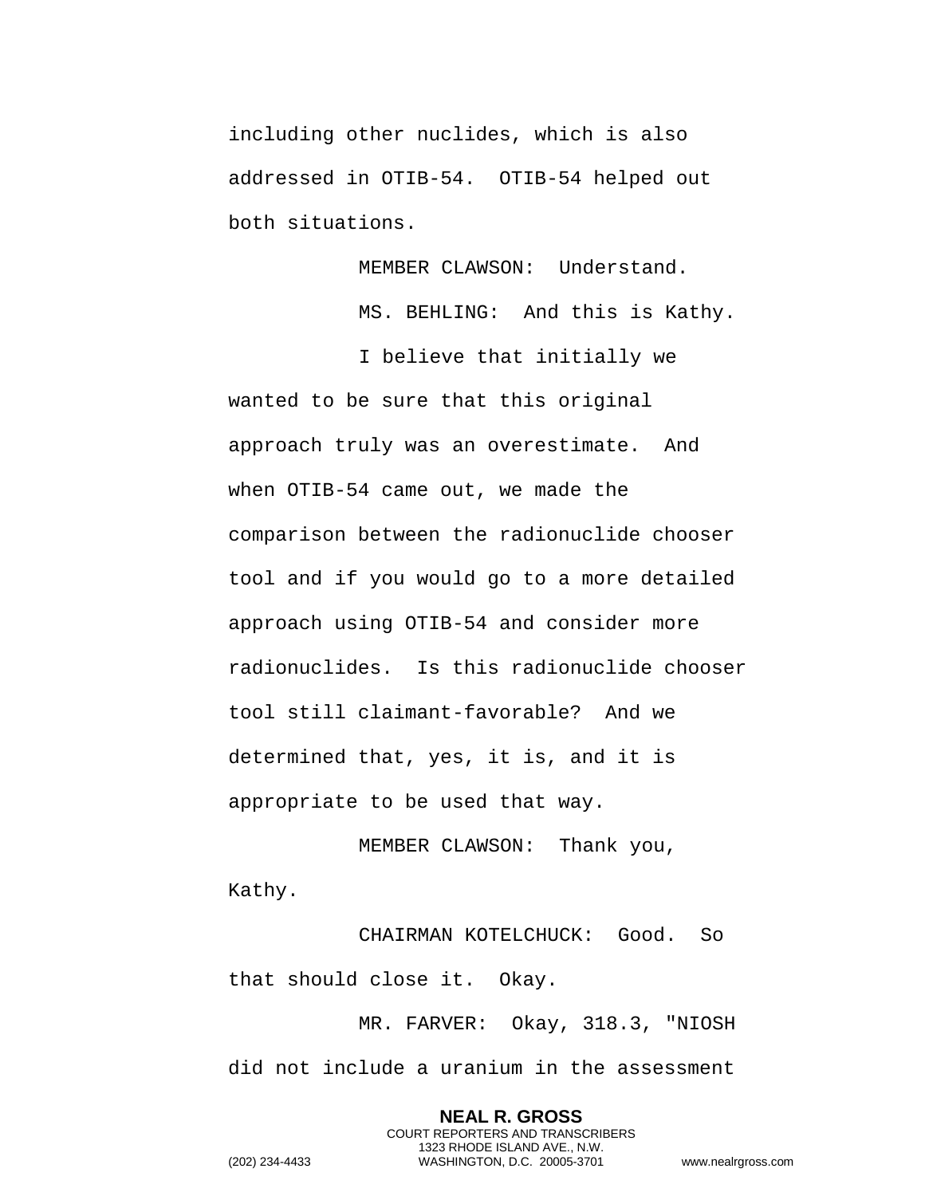including other nuclides, which is also addressed in OTIB-54. OTIB-54 helped out both situations.

MEMBER CLAWSON: Understand.

MS. BEHLING: And this is Kathy.

I believe that initially we wanted to be sure that this original approach truly was an overestimate. And when OTIB-54 came out, we made the comparison between the radionuclide chooser tool and if you would go to a more detailed approach using OTIB-54 and consider more radionuclides. Is this radionuclide chooser tool still claimant-favorable? And we determined that, yes, it is, and it is appropriate to be used that way.

MEMBER CLAWSON: Thank you, Kathy.

CHAIRMAN KOTELCHUCK: Good. So that should close it. Okay.

MR. FARVER: Okay, 318.3, "NIOSH did not include a uranium in the assessment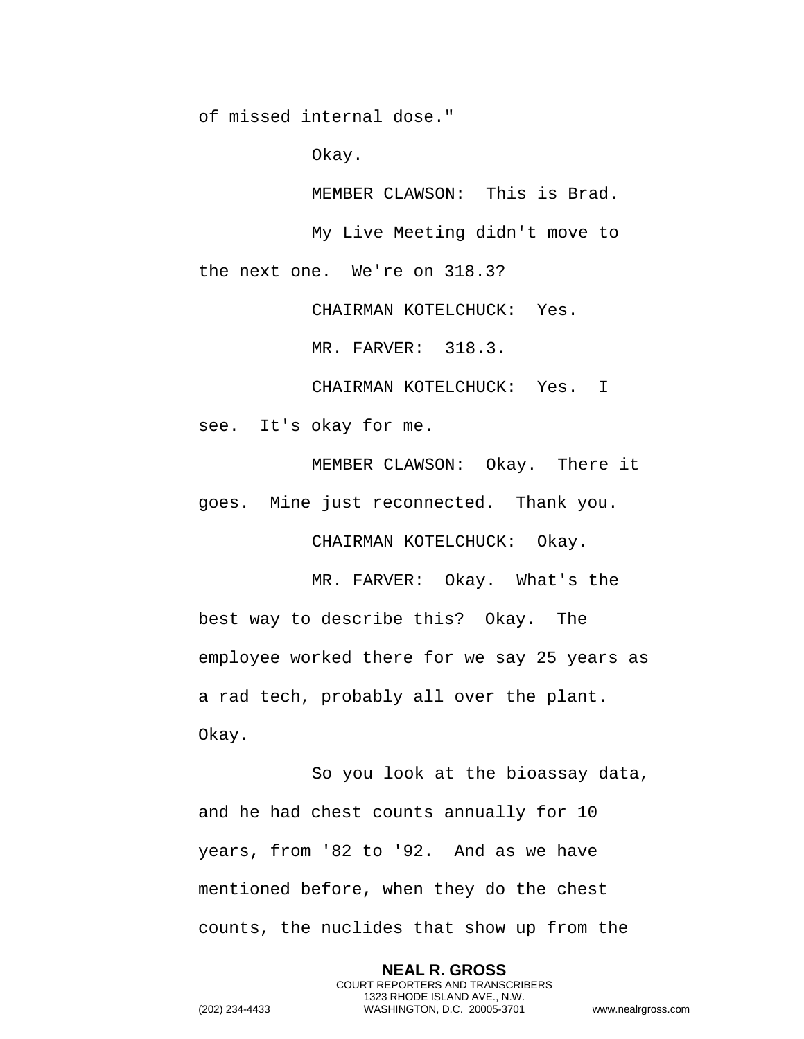of missed internal dose."

Okay.

MEMBER CLAWSON: This is Brad.

My Live Meeting didn't move to the next one. We're on 318.3?

CHAIRMAN KOTELCHUCK: Yes.

MR. FARVER: 318.3.

CHAIRMAN KOTELCHUCK: Yes. I see. It's okay for me.

MEMBER CLAWSON: Okay. There it goes. Mine just reconnected. Thank you.

CHAIRMAN KOTELCHUCK: Okay.

MR. FARVER: Okay. What's the best way to describe this? Okay. The employee worked there for we say 25 years as a rad tech, probably all over the plant. Okay.

So you look at the bioassay data, and he had chest counts annually for 10 years, from '82 to '92. And as we have mentioned before, when they do the chest counts, the nuclides that show up from the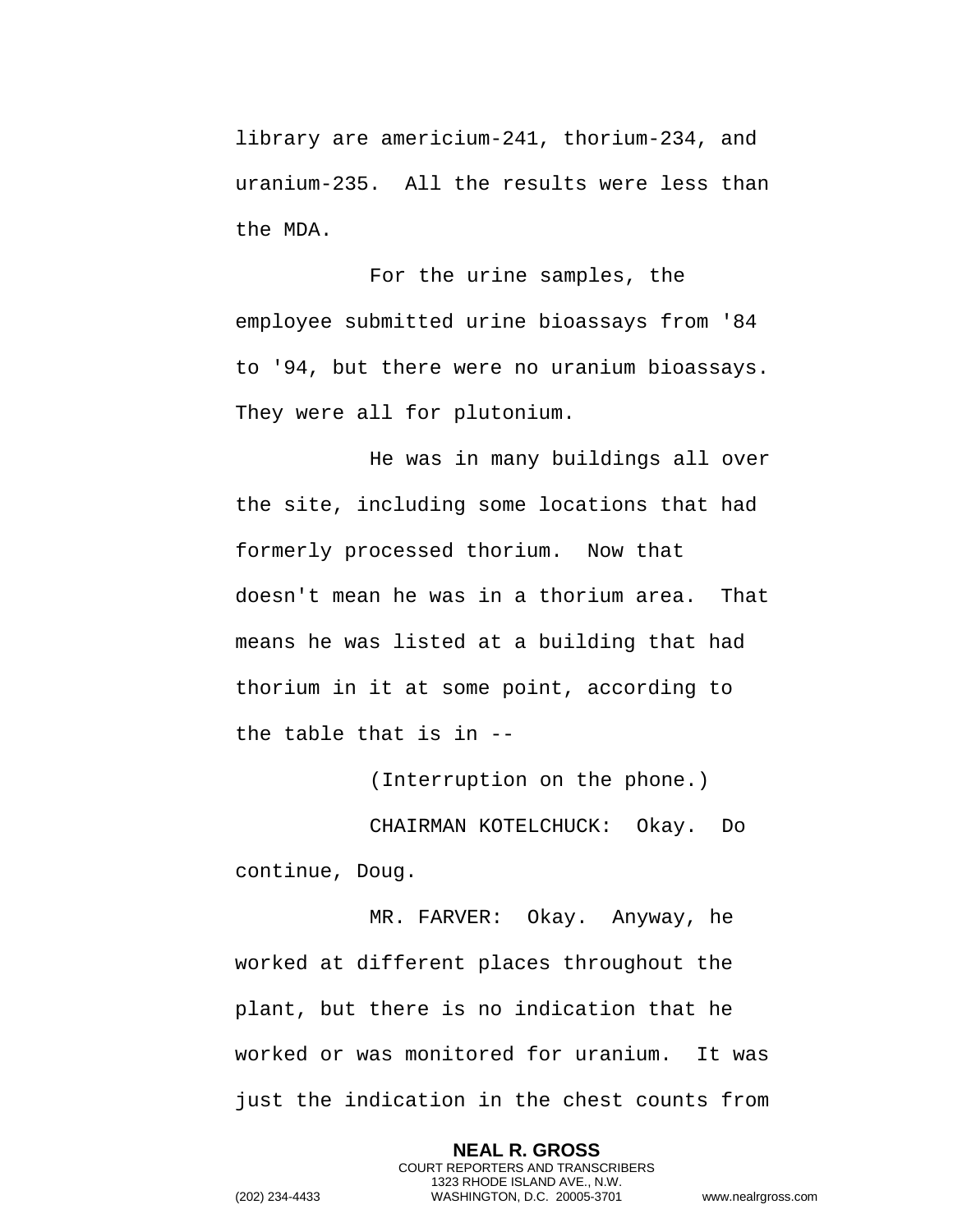library are americium-241, thorium-234, and uranium-235. All the results were less than the MDA.

For the urine samples, the employee submitted urine bioassays from '84 to '94, but there were no uranium bioassays. They were all for plutonium.

He was in many buildings all over the site, including some locations that had formerly processed thorium. Now that doesn't mean he was in a thorium area. That means he was listed at a building that had thorium in it at some point, according to the table that is in --

(Interruption on the phone.)

CHAIRMAN KOTELCHUCK: Okay. Do continue, Doug.

MR. FARVER: Okay. Anyway, he worked at different places throughout the plant, but there is no indication that he worked or was monitored for uranium. It was just the indication in the chest counts from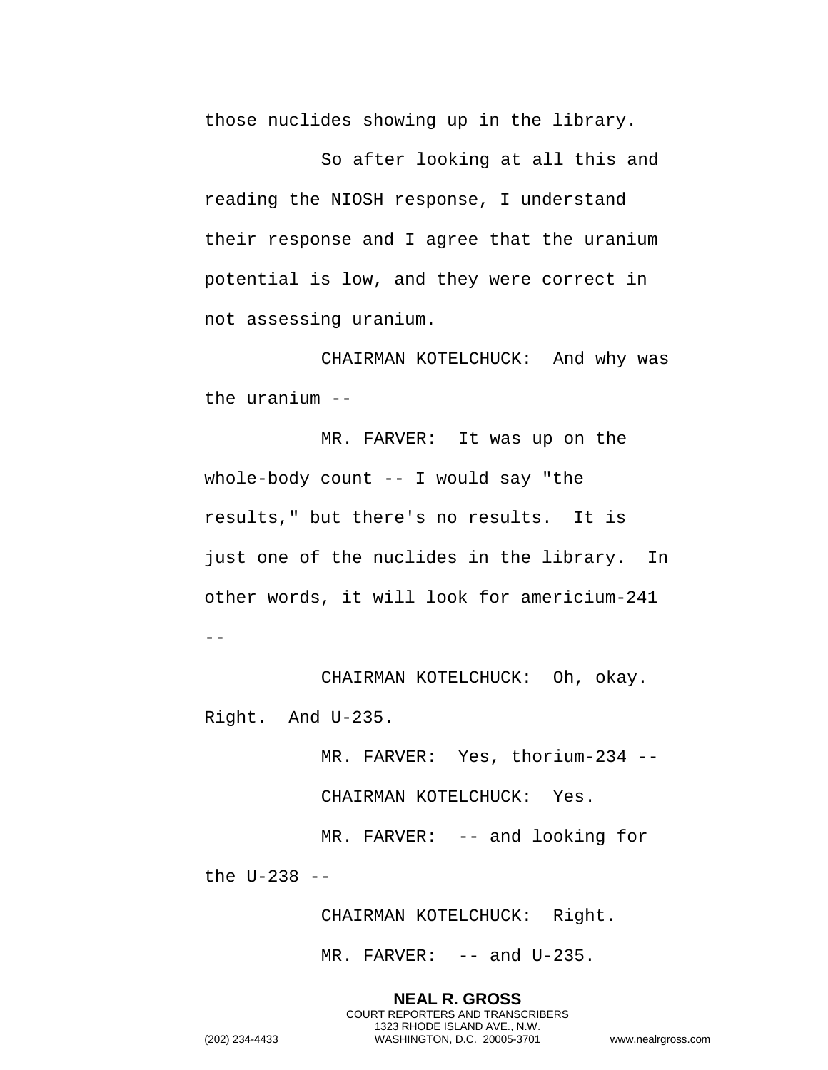those nuclides showing up in the library.

So after looking at all this and reading the NIOSH response, I understand their response and I agree that the uranium potential is low, and they were correct in not assessing uranium.

CHAIRMAN KOTELCHUCK: And why was the uranium --

MR. FARVER: It was up on the whole-body count -- I would say "the results," but there's no results. It is just one of the nuclides in the library. In other words, it will look for americium-241 --

CHAIRMAN KOTELCHUCK: Oh, okay. Right. And U-235.

MR. FARVER: Yes, thorium-234 --

CHAIRMAN KOTELCHUCK: Yes.

MR. FARVER: -- and looking for the U-238 --

CHAIRMAN KOTELCHUCK: Right.

MR. FARVER: -- and U-235.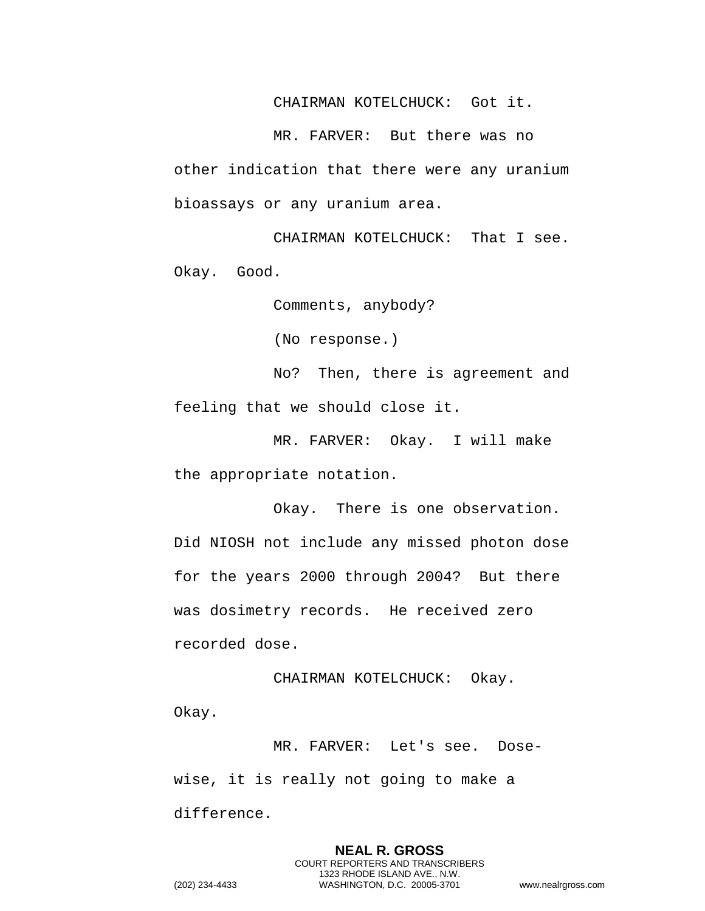CHAIRMAN KOTELCHUCK: Got it.

MR. FARVER: But there was no other indication that there were any uranium bioassays or any uranium area.

CHAIRMAN KOTELCHUCK: That I see. Okay. Good.

Comments, anybody?

(No response.)

No? Then, there is agreement and feeling that we should close it.

MR. FARVER: Okay. I will make the appropriate notation.

Okay. There is one observation. Did NIOSH not include any missed photon dose for the years 2000 through 2004? But there was dosimetry records. He received zero recorded dose.

CHAIRMAN KOTELCHUCK: Okay. Okay.

MR. FARVER: Let's see. Dose-wise, it is really not going to make a difference.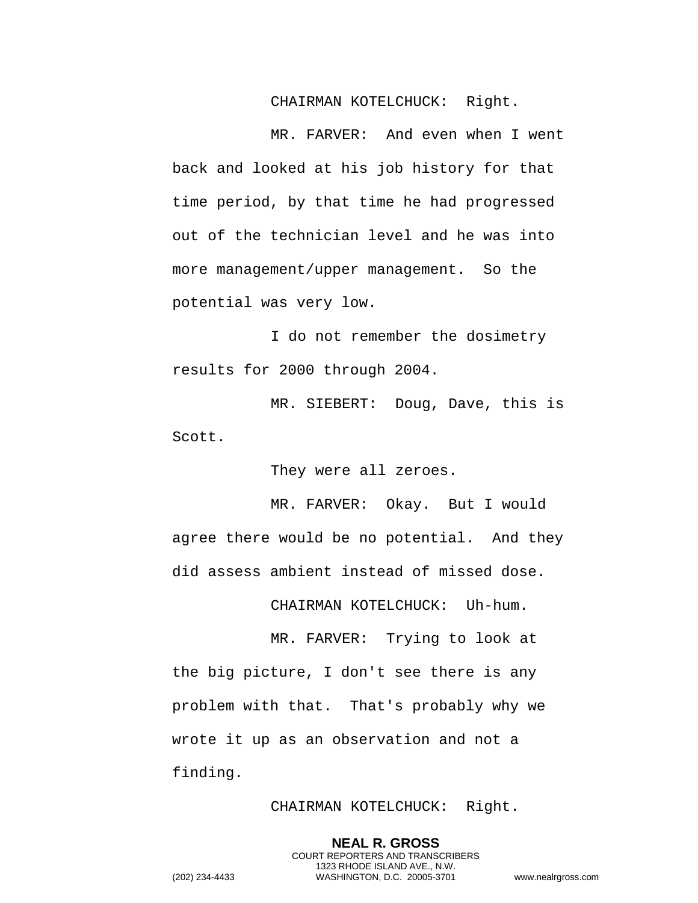CHAIRMAN KOTELCHUCK: Right.

MR. FARVER: And even when I went back and looked at his job history for that time period, by that time he had progressed out of the technician level and he was into more management/upper management. So the potential was very low.

I do not remember the dosimetry results for 2000 through 2004.

MR. SIEBERT: Doug, Dave, this is Scott.

They were all zeroes.

MR. FARVER: Okay. But I would agree there would be no potential. And they did assess ambient instead of missed dose.

CHAIRMAN KOTELCHUCK: Uh-hum.

MR. FARVER: Trying to look at the big picture, I don't see there is any problem with that. That's probably why we wrote it up as an observation and not a finding.

CHAIRMAN KOTELCHUCK: Right.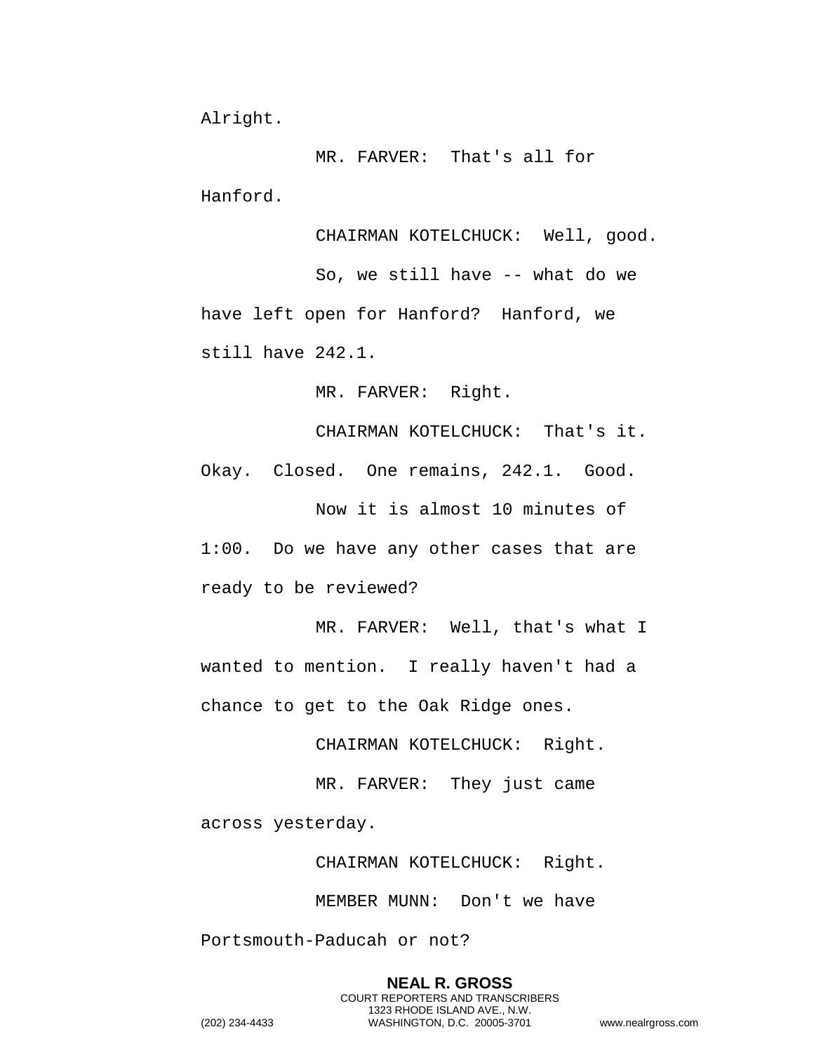Alright.

MR. FARVER: That's all for Hanford.

CHAIRMAN KOTELCHUCK: Well, good.

So, we still have -- what do we have left open for Hanford? Hanford, we still have 242.1.

MR. FARVER: Right.

CHAIRMAN KOTELCHUCK: That's it. Okay. Closed. One remains, 242.1. Good.

Now it is almost 10 minutes of 1:00. Do we have any other cases that are ready to be reviewed?

MR. FARVER: Well, that's what I wanted to mention. I really haven't had a chance to get to the Oak Ridge ones.

CHAIRMAN KOTELCHUCK: Right.

MR. FARVER: They just came across yesterday.

CHAIRMAN KOTELCHUCK: Right.

MEMBER MUNN: Don't we have Portsmouth-Paducah or not?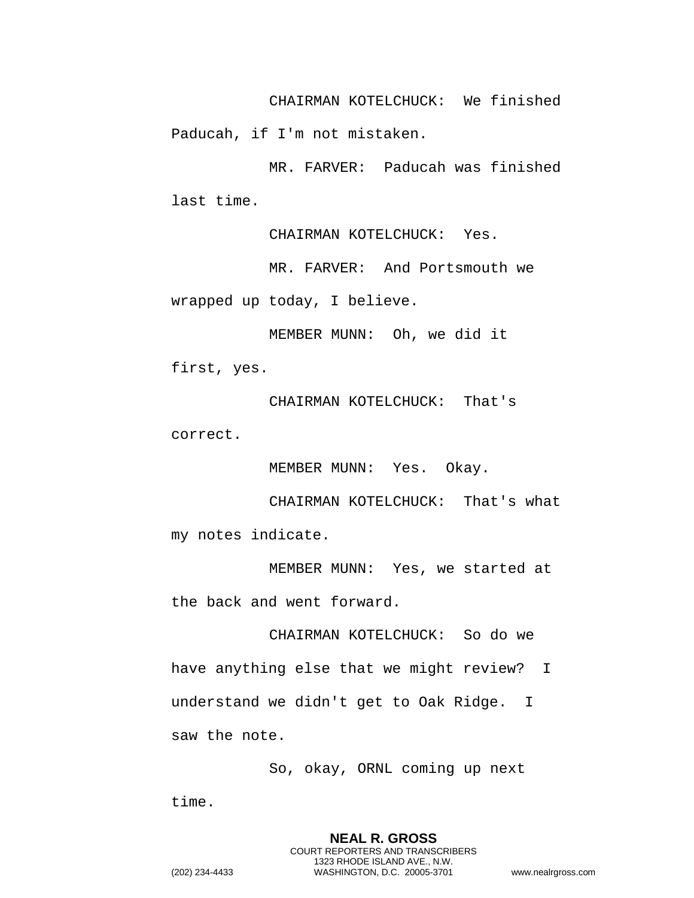CHAIRMAN KOTELCHUCK: We finished Paducah, if I'm not mistaken.

MR. FARVER: Paducah was finished last time.

CHAIRMAN KOTELCHUCK: Yes.

MR. FARVER: And Portsmouth we wrapped up today, I believe.

MEMBER MUNN: Oh, we did it first, yes.

CHAIRMAN KOTELCHUCK: That's correct.

MEMBER MUNN: Yes. Okay.

CHAIRMAN KOTELCHUCK: That's what my notes indicate.

MEMBER MUNN: Yes, we started at the back and went forward.

CHAIRMAN KOTELCHUCK: So do we have anything else that we might review? I understand we didn't get to Oak Ridge. I saw the note.

So, okay, ORNL coming up next time.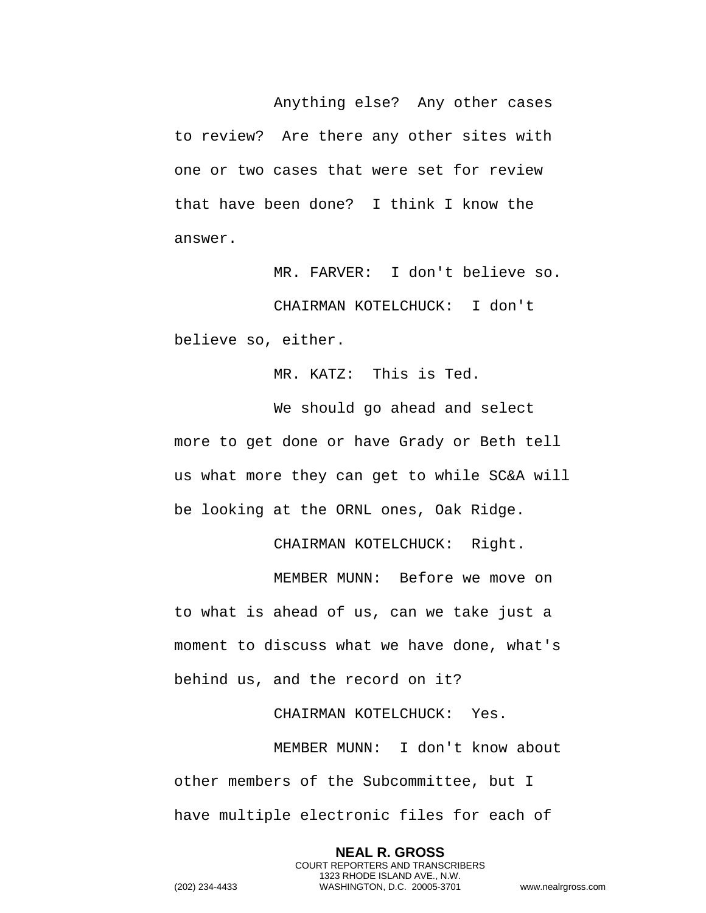Anything else? Any other cases to review? Are there any other sites with one or two cases that were set for review that have been done? I think I know the answer.

MR. FARVER: I don't believe so.

CHAIRMAN KOTELCHUCK: I don't believe so, either.

MR. KATZ: This is Ted.

We should go ahead and select more to get done or have Grady or Beth tell us what more they can get to while SC&A will be looking at the ORNL ones, Oak Ridge.

CHAIRMAN KOTELCHUCK: Right.

MEMBER MUNN: Before we move on to what is ahead of us, can we take just a moment to discuss what we have done, what's behind us, and the record on it?

CHAIRMAN KOTELCHUCK: Yes.

MEMBER MUNN: I don't know about other members of the Subcommittee, but I have multiple electronic files for each of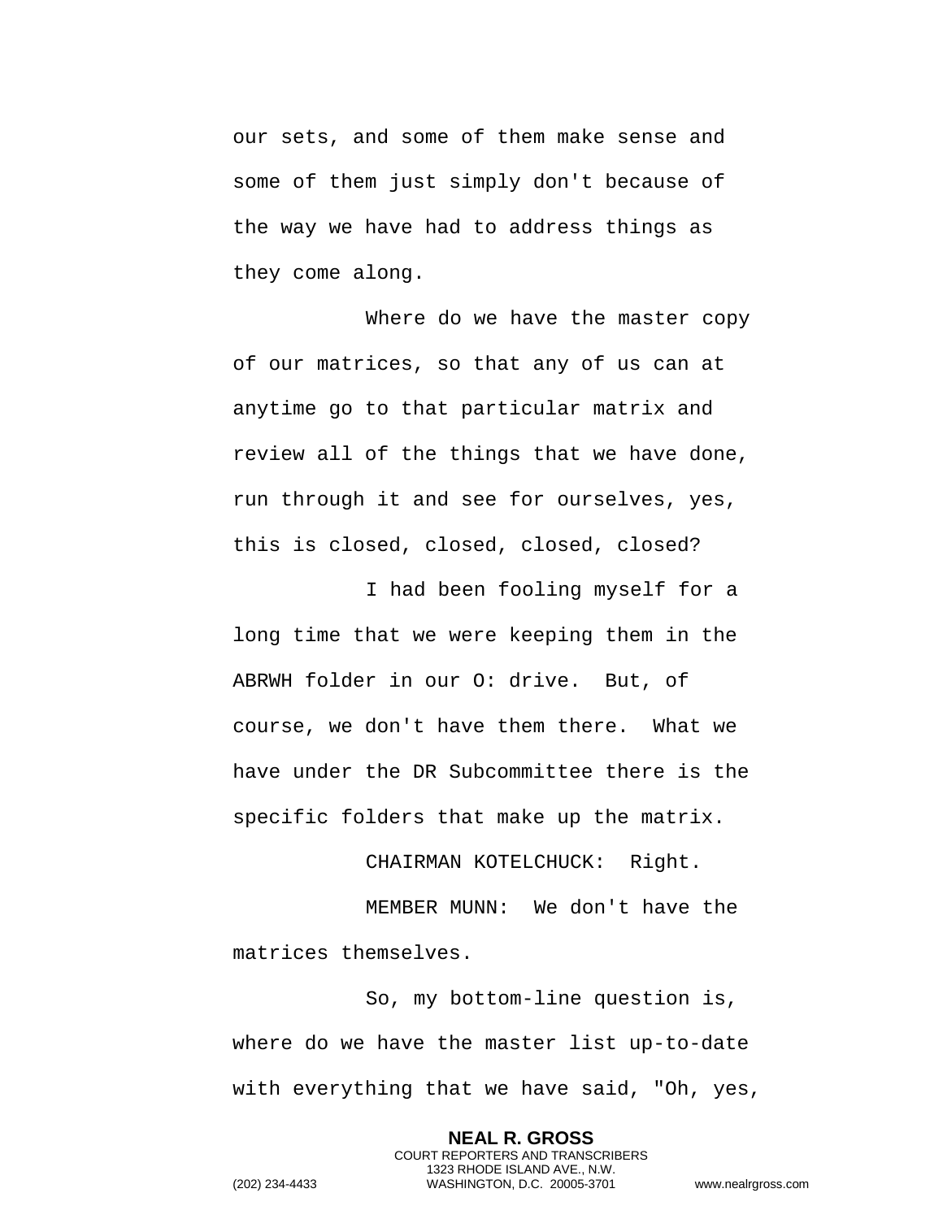our sets, and some of them make sense and some of them just simply don't because of the way we have had to address things as they come along.

Where do we have the master copy of our matrices, so that any of us can at anytime go to that particular matrix and review all of the things that we have done, run through it and see for ourselves, yes, this is closed, closed, closed, closed?

I had been fooling myself for a long time that we were keeping them in the ABRWH folder in our O: drive. But, of course, we don't have them there. What we have under the DR Subcommittee there is the specific folders that make up the matrix.

CHAIRMAN KOTELCHUCK: Right.

MEMBER MUNN: We don't have the matrices themselves.

So, my bottom-line question is, where do we have the master list up-to-date with everything that we have said, "Oh, yes,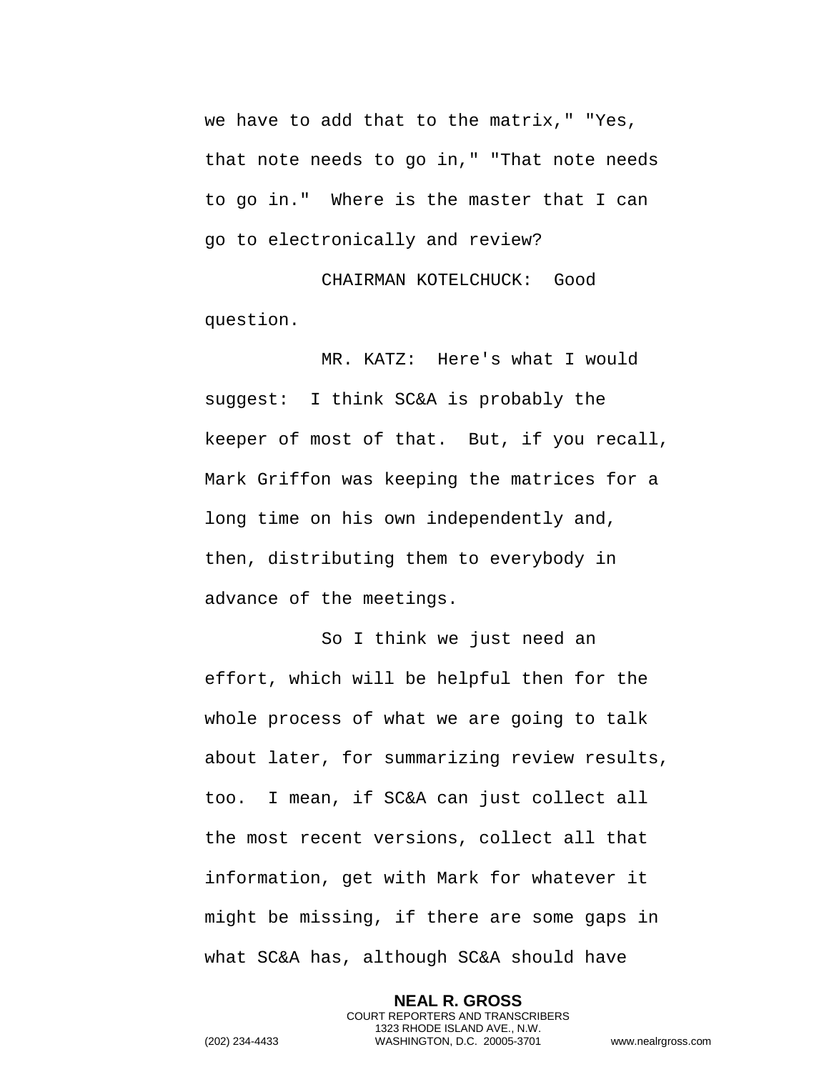we have to add that to the matrix," "Yes, that note needs to go in," "That note needs to go in." Where is the master that I can go to electronically and review?

CHAIRMAN KOTELCHUCK: Good question.

MR. KATZ: Here's what I would suggest: I think SC&A is probably the keeper of most of that. But, if you recall, Mark Griffon was keeping the matrices for a long time on his own independently and, then, distributing them to everybody in advance of the meetings.

So I think we just need an effort, which will be helpful then for the whole process of what we are going to talk about later, for summarizing review results, too. I mean, if SC&A can just collect all the most recent versions, collect all that information, get with Mark for whatever it might be missing, if there are some gaps in what SC&A has, although SC&A should have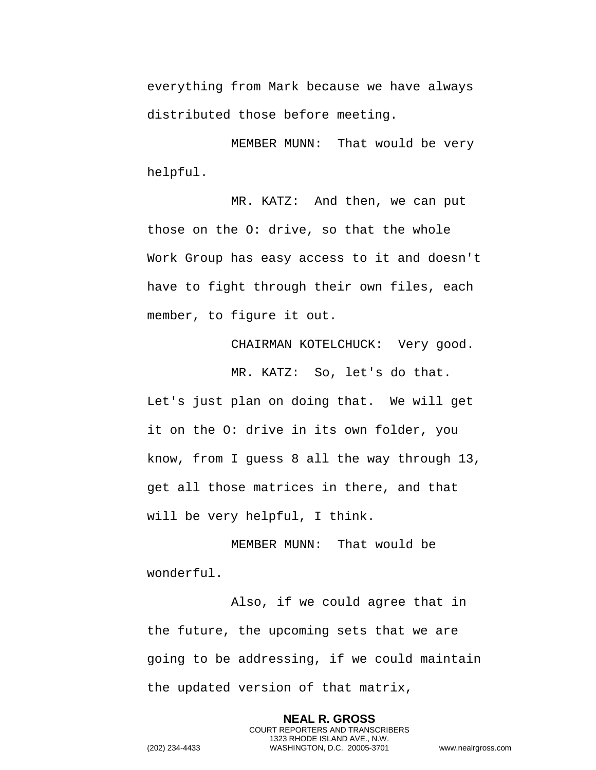everything from Mark because we have always distributed those before meeting.

MEMBER MUNN: That would be very helpful.

MR. KATZ: And then, we can put those on the O: drive, so that the whole Work Group has easy access to it and doesn't have to fight through their own files, each member, to figure it out.

CHAIRMAN KOTELCHUCK: Very good.

MR. KATZ: So, let's do that. Let's just plan on doing that. We will get it on the O: drive in its own folder, you know, from I guess 8 all the way through 13, get all those matrices in there, and that will be very helpful, I think.

MEMBER MUNN: That would be wonderful.

Also, if we could agree that in the future, the upcoming sets that we are going to be addressing, if we could maintain the updated version of that matrix,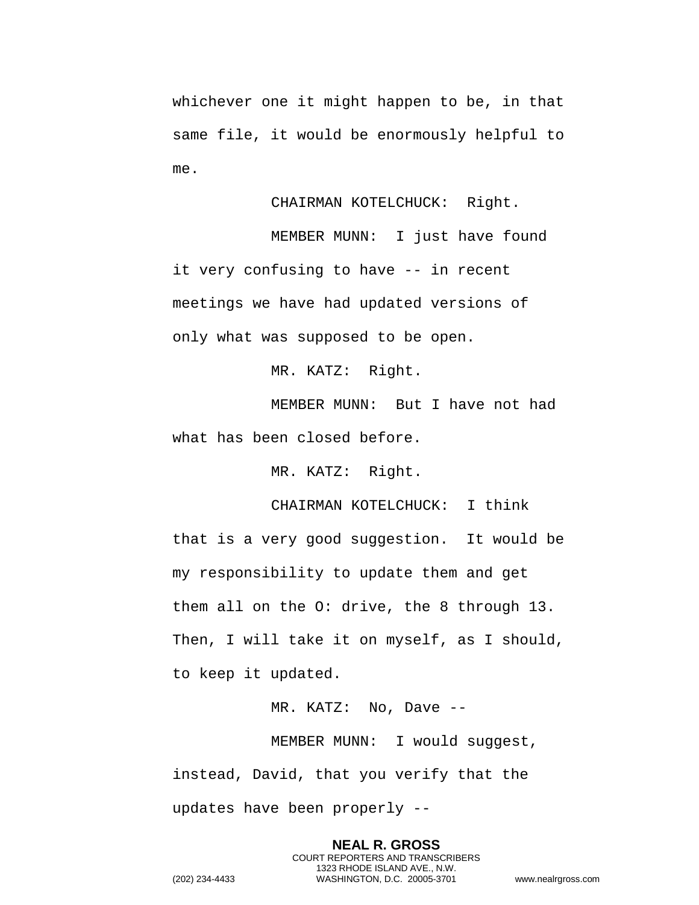whichever one it might happen to be, in that same file, it would be enormously helpful to me.

CHAIRMAN KOTELCHUCK: Right.

MEMBER MUNN: I just have found it very confusing to have -- in recent meetings we have had updated versions of only what was supposed to be open.

MR. KATZ: Right.

MEMBER MUNN: But I have not had what has been closed before.

MR. KATZ: Right.

CHAIRMAN KOTELCHUCK: I think that is a very good suggestion. It would be my responsibility to update them and get them all on the O: drive, the 8 through 13. Then, I will take it on myself, as I should, to keep it updated.

MR. KATZ: No, Dave --

MEMBER MUNN: I would suggest, instead, David, that you verify that the updates have been properly --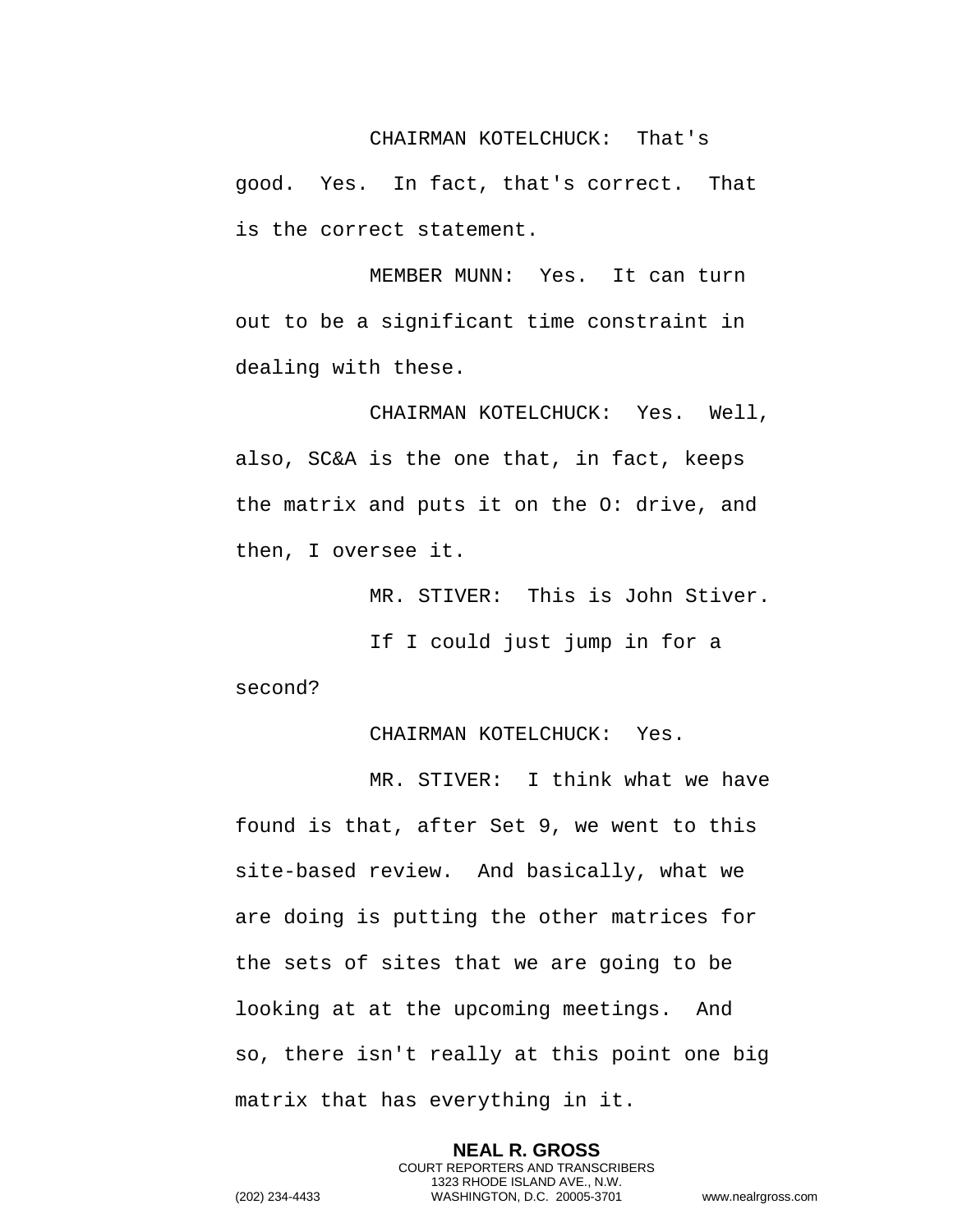CHAIRMAN KOTELCHUCK: That's good. Yes. In fact, that's correct. That is the correct statement.

MEMBER MUNN: Yes. It can turn out to be a significant time constraint in dealing with these.

CHAIRMAN KOTELCHUCK: Yes. Well, also, SC&A is the one that, in fact, keeps the matrix and puts it on the O: drive, and then, I oversee it.

MR. STIVER: This is John Stiver.

If I could just jump in for a second?

CHAIRMAN KOTELCHUCK: Yes.

MR. STIVER: I think what we have found is that, after Set 9, we went to this site-based review. And basically, what we are doing is putting the other matrices for the sets of sites that we are going to be looking at at the upcoming meetings. And so, there isn't really at this point one big matrix that has everything in it.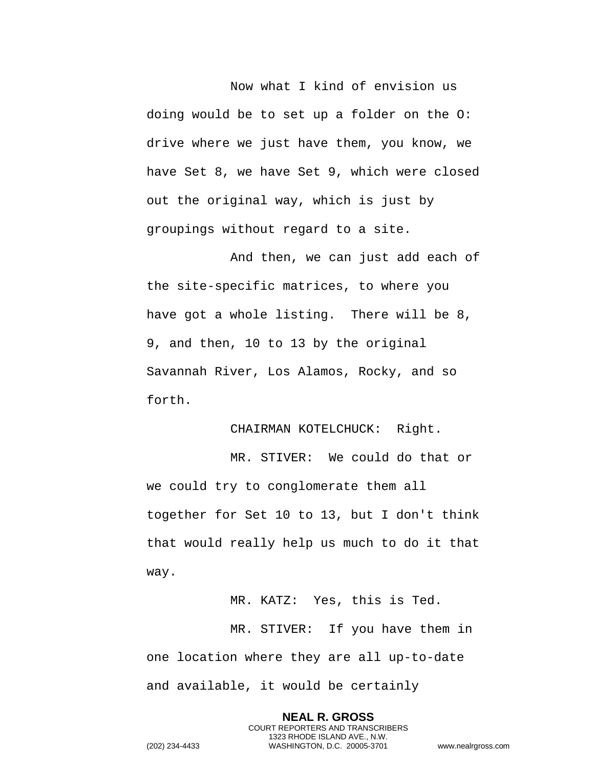Now what I kind of envision us doing would be to set up a folder on the O: drive where we just have them, you know, we have Set 8, we have Set 9, which were closed out the original way, which is just by groupings without regard to a site.

And then, we can just add each of the site-specific matrices, to where you have got a whole listing. There will be 8, 9, and then, 10 to 13 by the original Savannah River, Los Alamos, Rocky, and so forth.

CHAIRMAN KOTELCHUCK: Right.

MR. STIVER: We could do that or we could try to conglomerate them all together for Set 10 to 13, but I don't think that would really help us much to do it that way.

MR. KATZ: Yes, this is Ted.

MR. STIVER: If you have them in one location where they are all up-to-date and available, it would be certainly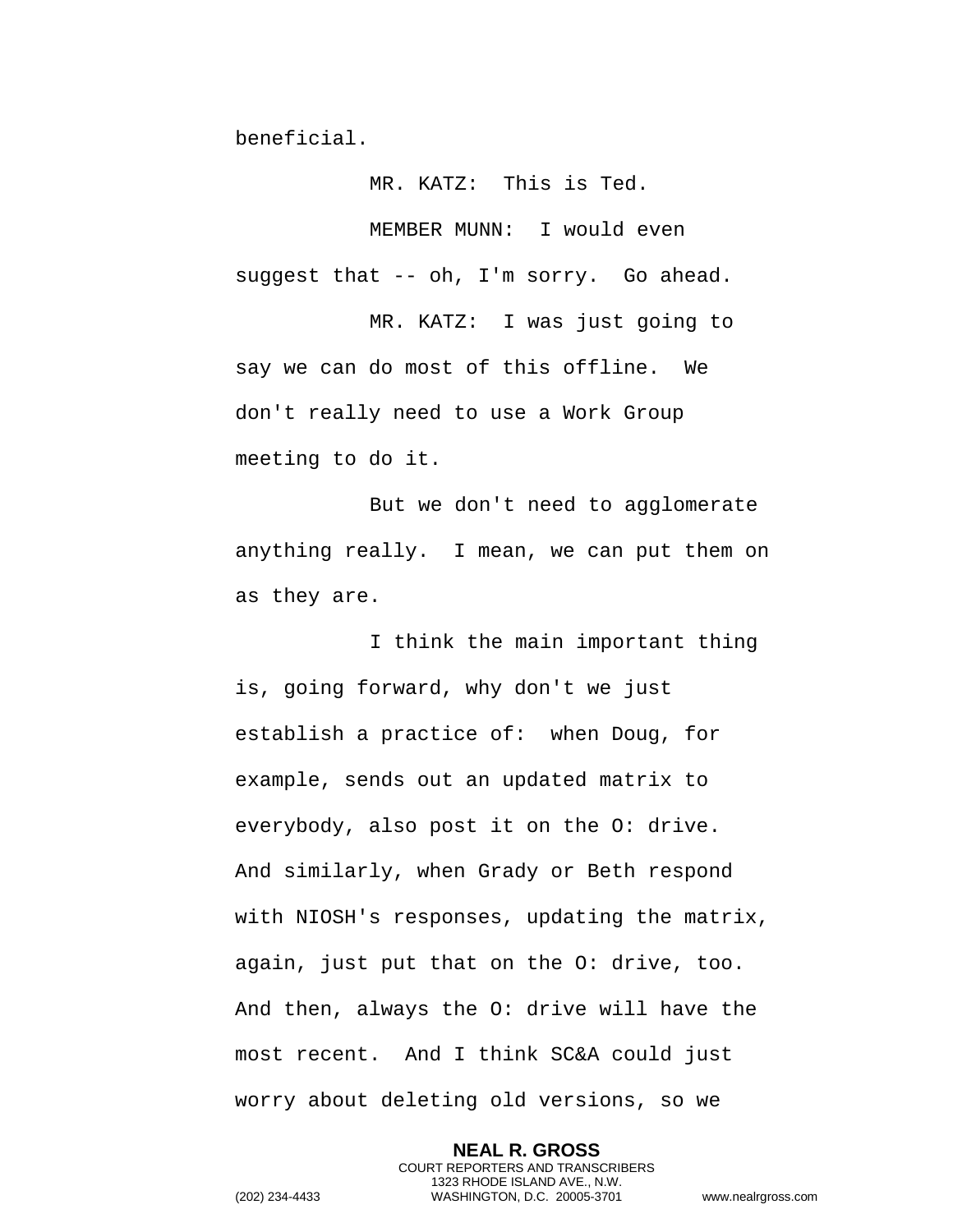beneficial.

MR. KATZ: This is Ted.

MEMBER MUNN: I would even suggest that -- oh, I'm sorry. Go ahead.

MR. KATZ: I was just going to say we can do most of this offline. We don't really need to use a Work Group meeting to do it.

But we don't need to agglomerate anything really. I mean, we can put them on as they are.

I think the main important thing is, going forward, why don't we just establish a practice of: when Doug, for example, sends out an updated matrix to everybody, also post it on the O: drive. And similarly, when Grady or Beth respond with NIOSH's responses, updating the matrix, again, just put that on the O: drive, too. And then, always the O: drive will have the most recent. And I think SC&A could just worry about deleting old versions, so we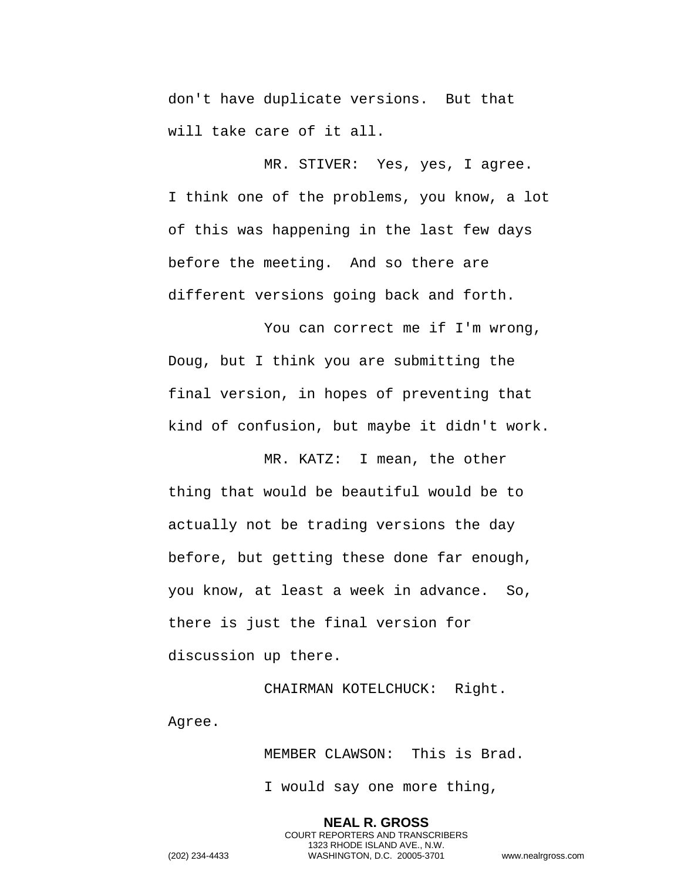don't have duplicate versions. But that will take care of it all.

MR. STIVER: Yes, yes, I agree. I think one of the problems, you know, a lot of this was happening in the last few days before the meeting. And so there are different versions going back and forth.

You can correct me if I'm wrong, Doug, but I think you are submitting the final version, in hopes of preventing that kind of confusion, but maybe it didn't work.

MR. KATZ: I mean, the other thing that would be beautiful would be to actually not be trading versions the day before, but getting these done far enough, you know, at least a week in advance. So, there is just the final version for discussion up there.

CHAIRMAN KOTELCHUCK: Right. Agree.

MEMBER CLAWSON: This is Brad.

I would say one more thing,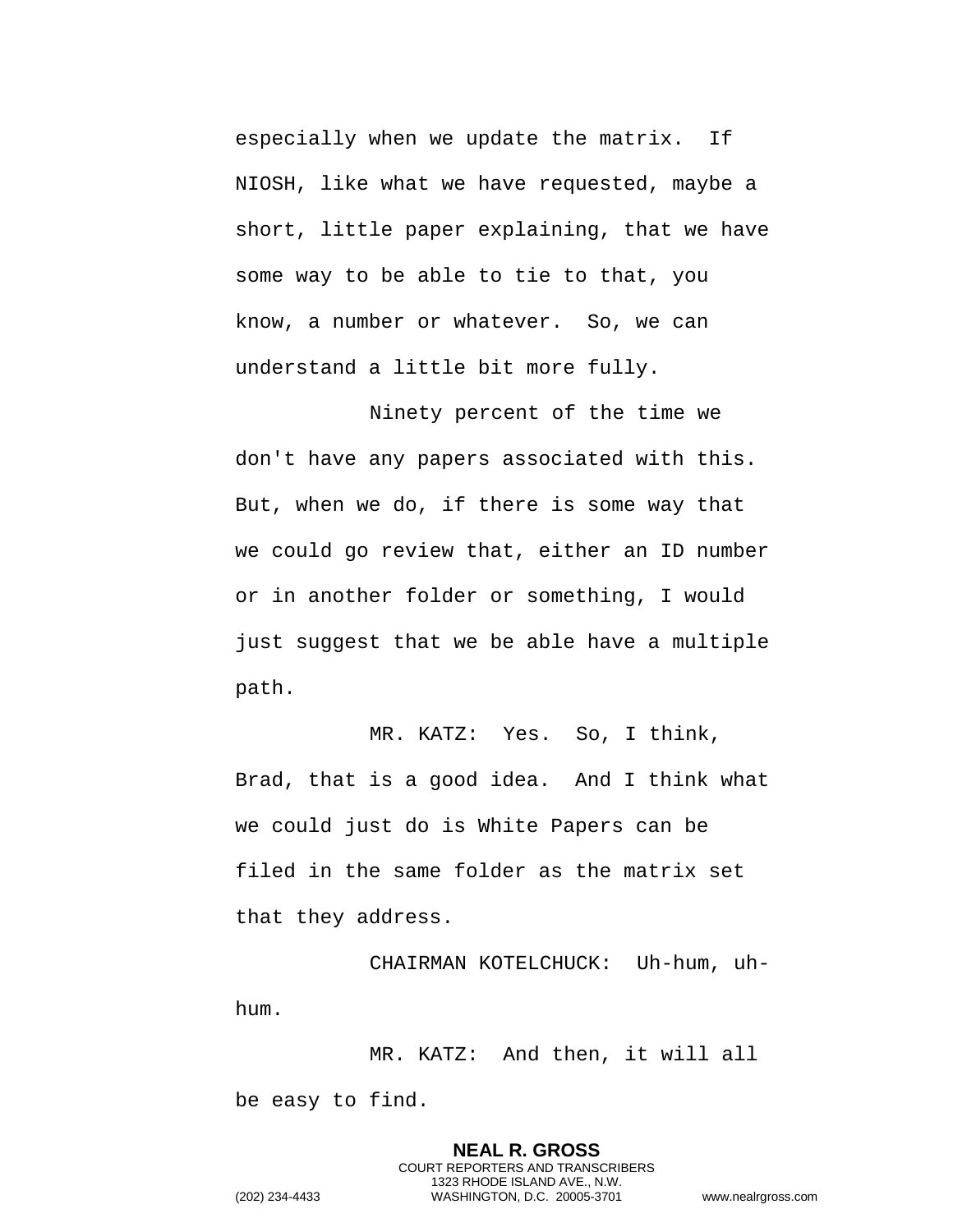especially when we update the matrix. If NIOSH, like what we have requested, maybe a short, little paper explaining, that we have some way to be able to tie to that, you know, a number or whatever. So, we can understand a little bit more fully.

Ninety percent of the time we don't have any papers associated with this. But, when we do, if there is some way that we could go review that, either an ID number or in another folder or something, I would just suggest that we be able have a multiple path.

MR. KATZ: Yes. So, I think, Brad, that is a good idea. And I think what we could just do is White Papers can be filed in the same folder as the matrix set that they address.

CHAIRMAN KOTELCHUCK: Uh-hum, uh-hum.

MR. KATZ: And then, it will all be easy to find.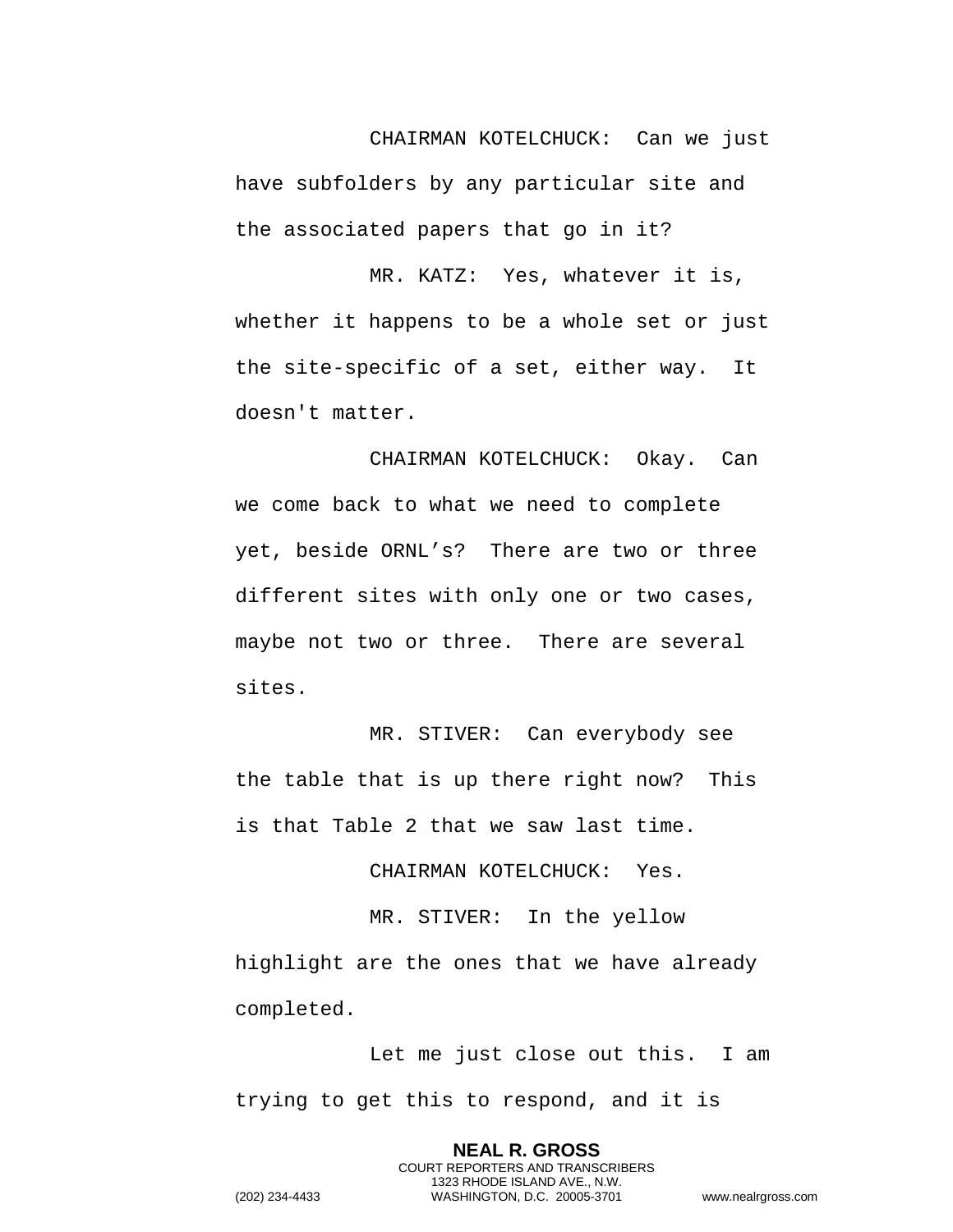CHAIRMAN KOTELCHUCK: Can we just have subfolders by any particular site and the associated papers that go in it?

MR. KATZ: Yes, whatever it is, whether it happens to be a whole set or just the site-specific of a set, either way. It doesn't matter.

CHAIRMAN KOTELCHUCK: Okay. Can we come back to what we need to complete yet, beside ORNL's? There are two or three different sites with only one or two cases, maybe not two or three. There are several sites.

MR. STIVER: Can everybody see the table that is up there right now? This is that Table 2 that we saw last time.

CHAIRMAN KOTELCHUCK: Yes.

MR. STIVER: In the yellow highlight are the ones that we have already completed.

Let me just close out this. I am trying to get this to respond, and it is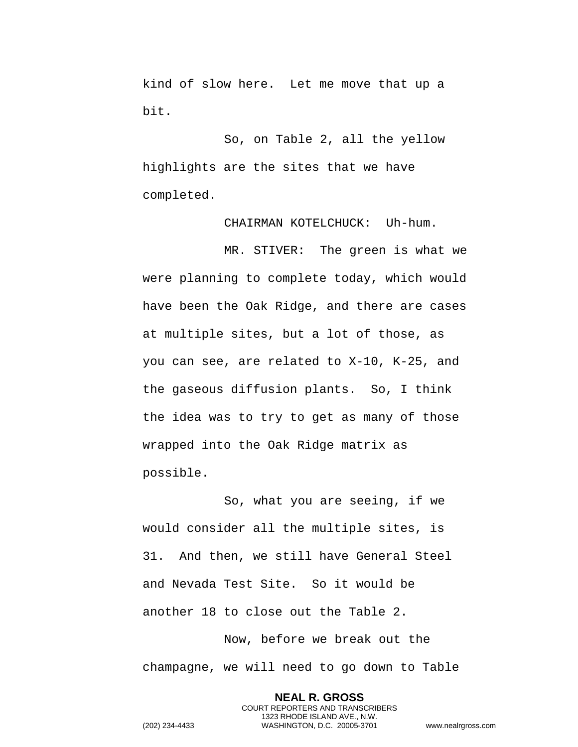kind of slow here.  Let me move that up a bit.

So, on Table 2, all the yellow highlights are the sites that we have completed.

CHAIRMAN KOTELCHUCK:  Uh-hum.

MR. STIVER:  The green is what we were planning to complete today, which would have been the Oak Ridge, and there are cases at multiple sites, but a lot of those, as you can see, are related to X-10, K-25, and the gaseous diffusion plants.  So, I think the idea was to try to get as many of those wrapped into the Oak Ridge matrix as possible.

So, what you are seeing, if we would consider all the multiple sites, is 31.  And then, we still have General Steel and Nevada Test Site.  So it would be another 18 to close out the Table 2.

Now, before we break out the champagne, we will need to go down to Table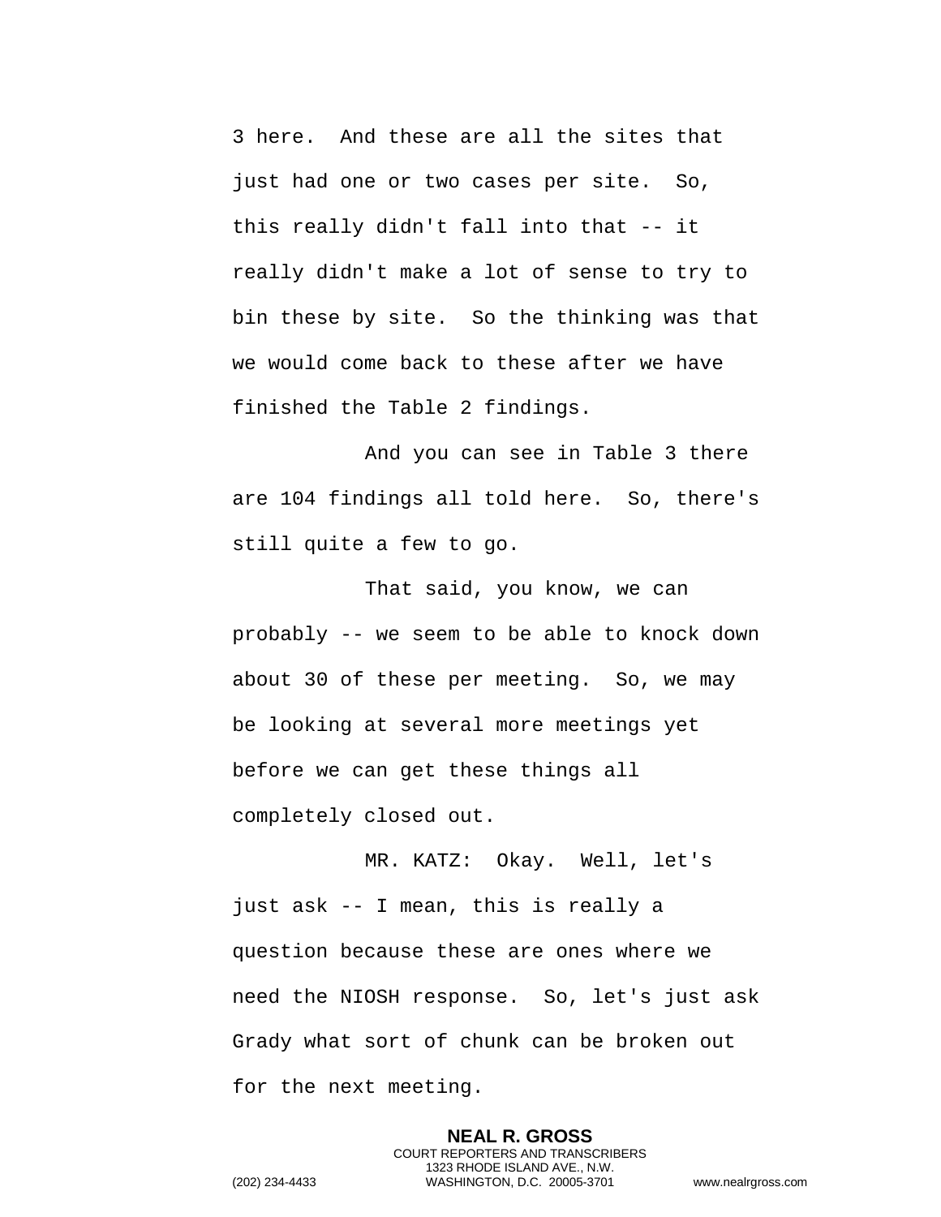3 here. And these are all the sites that just had one or two cases per site. So, this really didn't fall into that -- it really didn't make a lot of sense to try to bin these by site. So the thinking was that we would come back to these after we have finished the Table 2 findings.

And you can see in Table 3 there are 104 findings all told here. So, there's still quite a few to go.

That said, you know, we can probably -- we seem to be able to knock down about 30 of these per meeting. So, we may be looking at several more meetings yet before we can get these things all completely closed out.

MR. KATZ: Okay. Well, let's just ask -- I mean, this is really a question because these are ones where we need the NIOSH response. So, let's just ask Grady what sort of chunk can be broken out for the next meeting.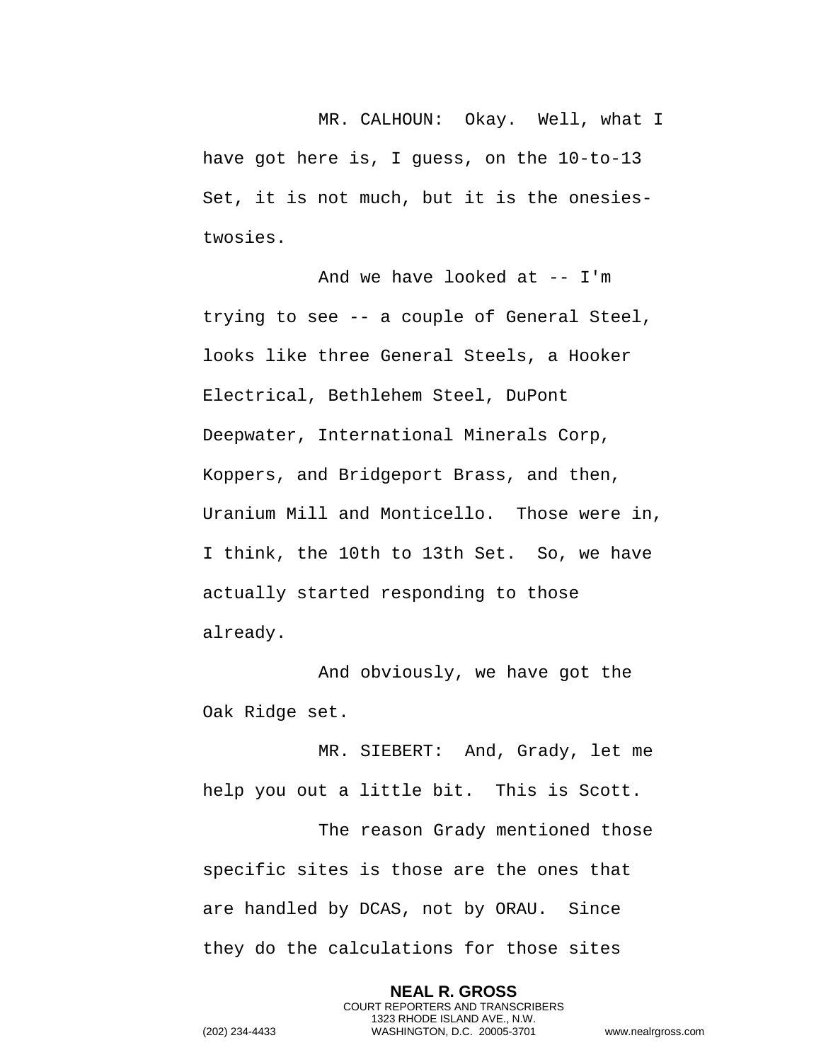MR. CALHOUN: Okay. Well, what I have got here is, I guess, on the 10-to-13 Set, it is not much, but it is the onesies-twosies.

And we have looked at -- I'm trying to see -- a couple of General Steel, looks like three General Steels, a Hooker Electrical, Bethlehem Steel, DuPont Deepwater, International Minerals Corp, Koppers, and Bridgeport Brass, and then, Uranium Mill and Monticello. Those were in, I think, the 10th to 13th Set. So, we have actually started responding to those already.

And obviously, we have got the Oak Ridge set.

MR. SIEBERT: And, Grady, let me help you out a little bit. This is Scott.

The reason Grady mentioned those specific sites is those are the ones that are handled by DCAS, not by ORAU. Since they do the calculations for those sites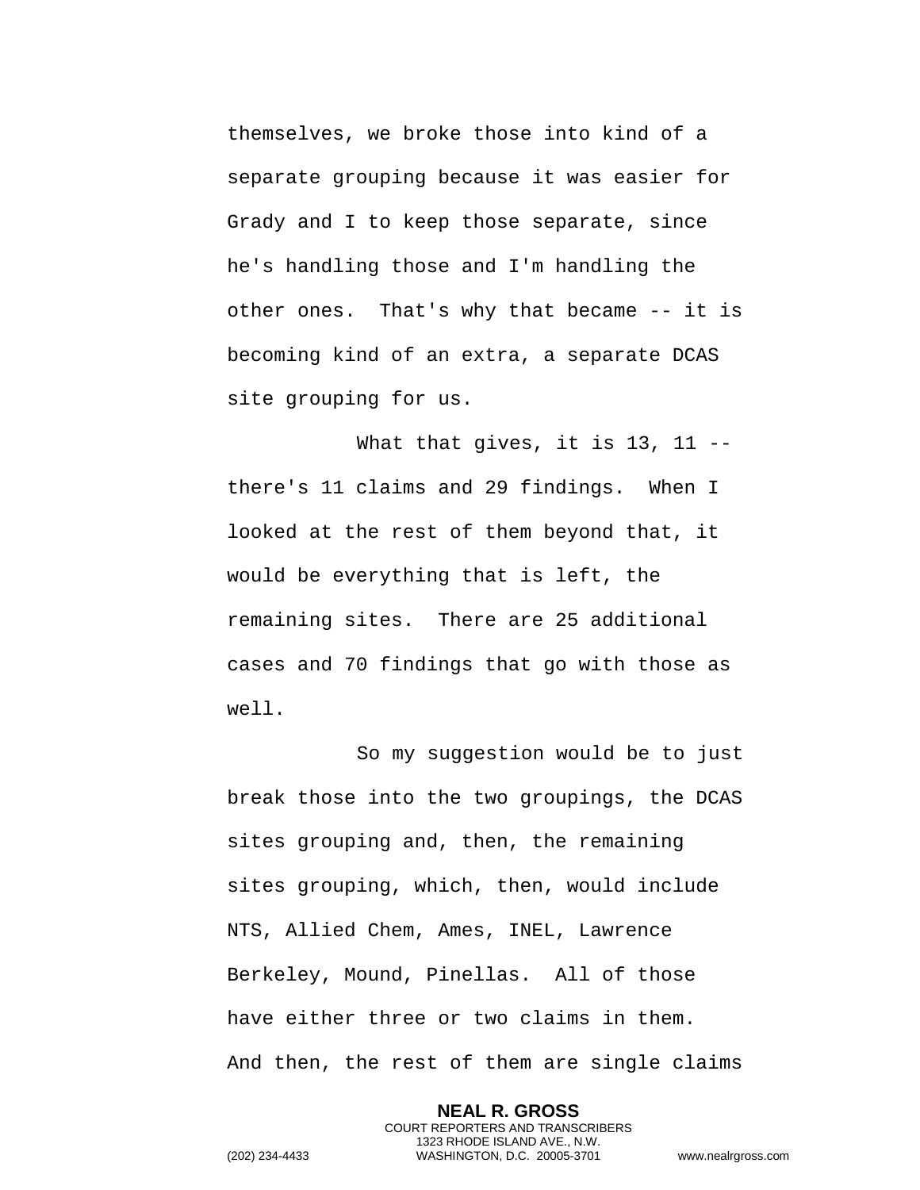themselves, we broke those into kind of a separate grouping because it was easier for Grady and I to keep those separate, since he's handling those and I'm handling the other ones. That's why that became -- it is becoming kind of an extra, a separate DCAS site grouping for us.

What that gives, it is 13, 11 -- there's 11 claims and 29 findings. When I looked at the rest of them beyond that, it would be everything that is left, the remaining sites. There are 25 additional cases and 70 findings that go with those as well.

So my suggestion would be to just break those into the two groupings, the DCAS sites grouping and, then, the remaining sites grouping, which, then, would include NTS, Allied Chem, Ames, INEL, Lawrence Berkeley, Mound, Pinellas. All of those have either three or two claims in them. And then, the rest of them are single claims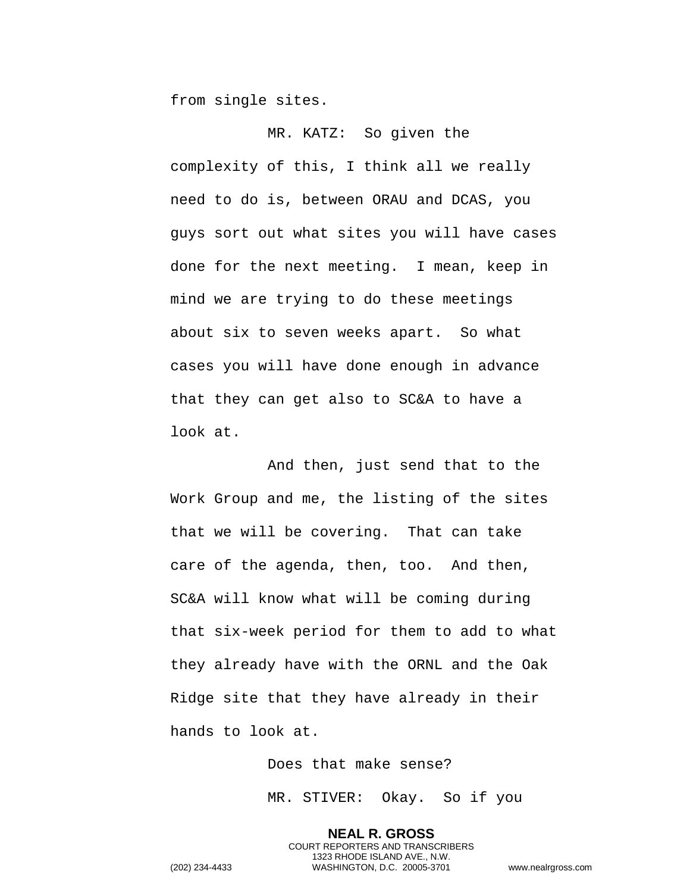from single sites.

MR. KATZ: So given the complexity of this, I think all we really need to do is, between ORAU and DCAS, you guys sort out what sites you will have cases done for the next meeting. I mean, keep in mind we are trying to do these meetings about six to seven weeks apart. So what cases you will have done enough in advance that they can get also to SC&A to have a look at.

And then, just send that to the Work Group and me, the listing of the sites that we will be covering. That can take care of the agenda, then, too. And then, SC&A will know what will be coming during that six-week period for them to add to what they already have with the ORNL and the Oak Ridge site that they have already in their hands to look at.

Does that make sense?

MR. STIVER: Okay. So if you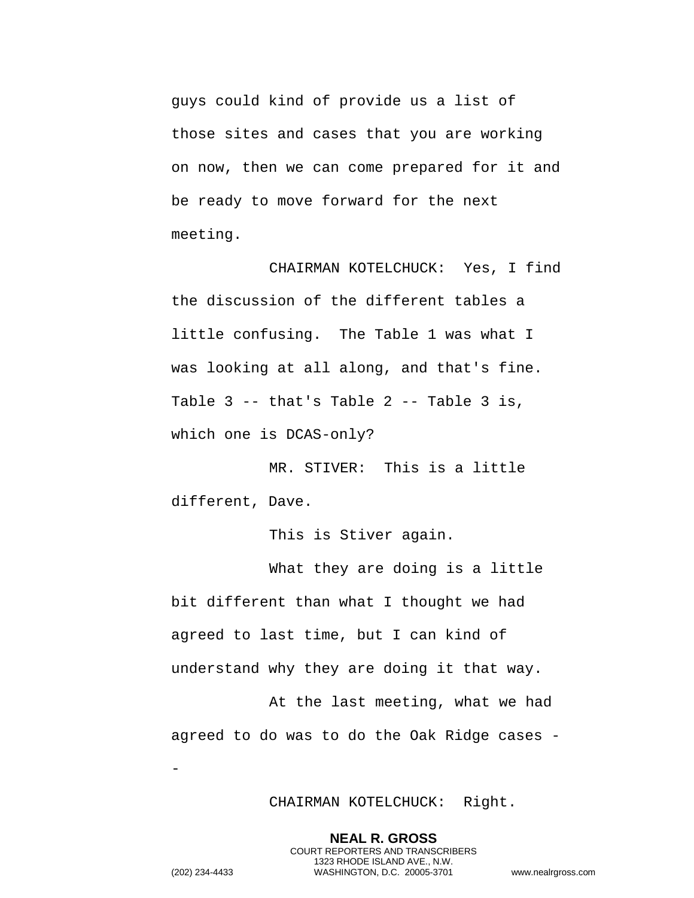guys could kind of provide us a list of those sites and cases that you are working on now, then we can come prepared for it and be ready to move forward for the next meeting.

CHAIRMAN KOTELCHUCK: Yes, I find the discussion of the different tables a little confusing. The Table 1 was what I was looking at all along, and that's fine. Table 3 -- that's Table 2 -- Table 3 is, which one is DCAS-only?

MR. STIVER: This is a little different, Dave.

This is Stiver again.

What they are doing is a little bit different than what I thought we had agreed to last time, but I can kind of understand why they are doing it that way.

At the last meeting, what we had agreed to do was to do the Oak Ridge cases --

CHAIRMAN KOTELCHUCK: Right.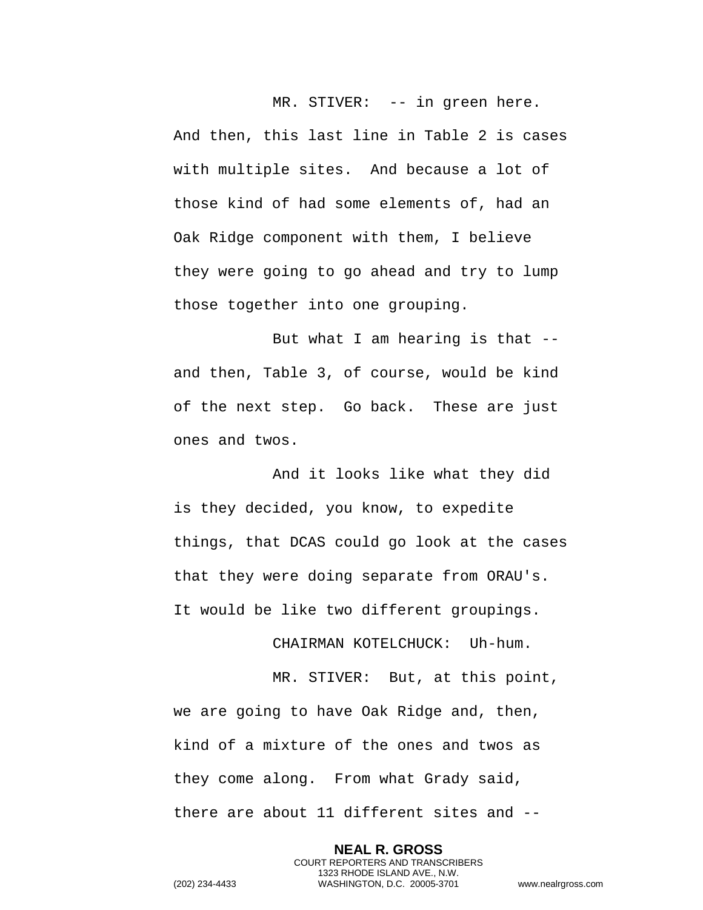MR. STIVER: -- in green here. And then, this last line in Table 2 is cases with multiple sites. And because a lot of those kind of had some elements of, had an Oak Ridge component with them, I believe they were going to go ahead and try to lump those together into one grouping.

But what I am hearing is that -- and then, Table 3, of course, would be kind of the next step. Go back. These are just ones and twos.

And it looks like what they did is they decided, you know, to expedite things, that DCAS could go look at the cases that they were doing separate from ORAU's. It would be like two different groupings.

CHAIRMAN KOTELCHUCK: Uh-hum.

MR. STIVER: But, at this point, we are going to have Oak Ridge and, then, kind of a mixture of the ones and twos as they come along. From what Grady said, there are about 11 different sites and --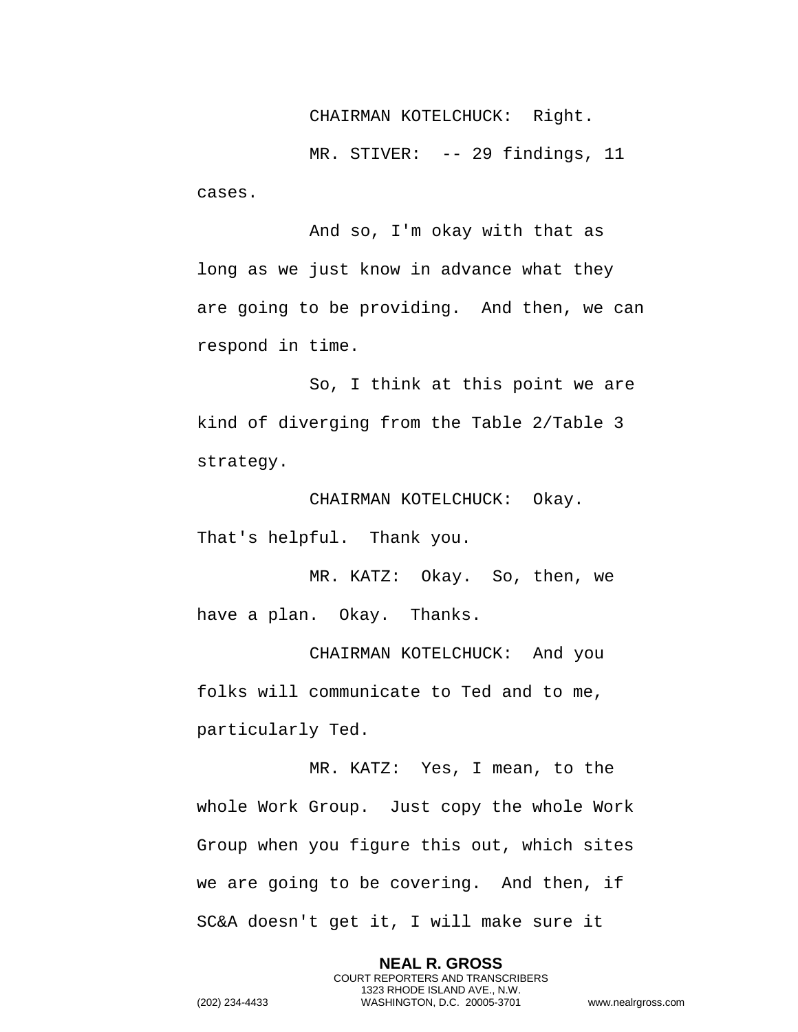CHAIRMAN KOTELCHUCK: Right.

MR. STIVER: -- 29 findings, 11 cases.

And so, I'm okay with that as long as we just know in advance what they are going to be providing. And then, we can respond in time.

So, I think at this point we are kind of diverging from the Table 2/Table 3 strategy.

CHAIRMAN KOTELCHUCK: Okay. That's helpful. Thank you.

MR. KATZ: Okay. So, then, we have a plan. Okay. Thanks.

CHAIRMAN KOTELCHUCK: And you folks will communicate to Ted and to me, particularly Ted.

MR. KATZ: Yes, I mean, to the whole Work Group. Just copy the whole Work Group when you figure this out, which sites we are going to be covering. And then, if SC&A doesn't get it, I will make sure it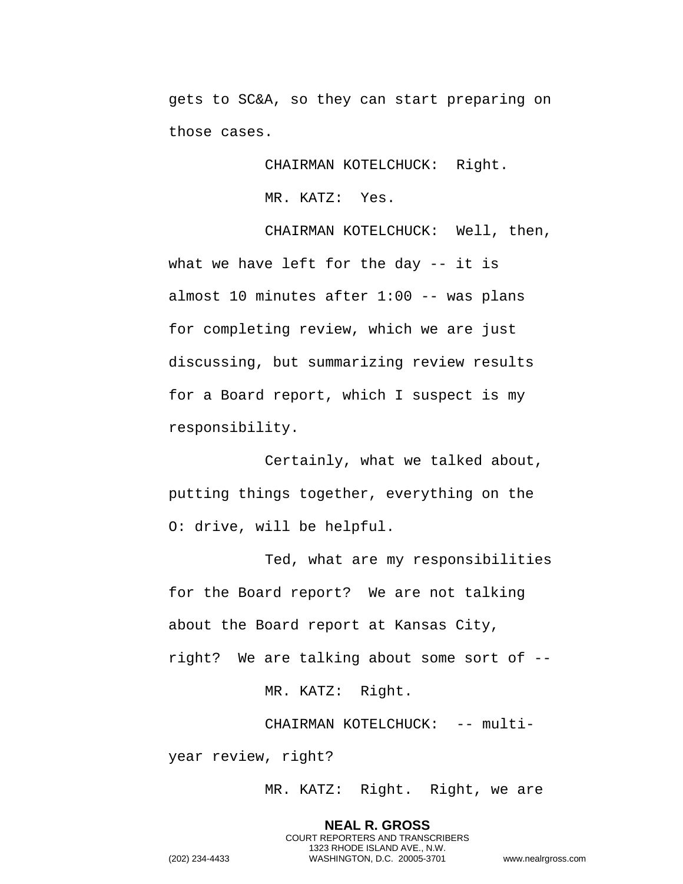gets to SC&A, so they can start preparing on those cases.

CHAIRMAN KOTELCHUCK: Right.

MR. KATZ: Yes.

CHAIRMAN KOTELCHUCK: Well, then, what we have left for the day -- it is almost 10 minutes after 1:00 -- was plans for completing review, which we are just discussing, but summarizing review results for a Board report, which I suspect is my responsibility.

Certainly, what we talked about, putting things together, everything on the O: drive, will be helpful.

Ted, what are my responsibilities for the Board report? We are not talking about the Board report at Kansas City, right? We are talking about some sort of --

MR. KATZ: Right.

CHAIRMAN KOTELCHUCK: -- multi-year review, right?

MR. KATZ: Right. Right, we are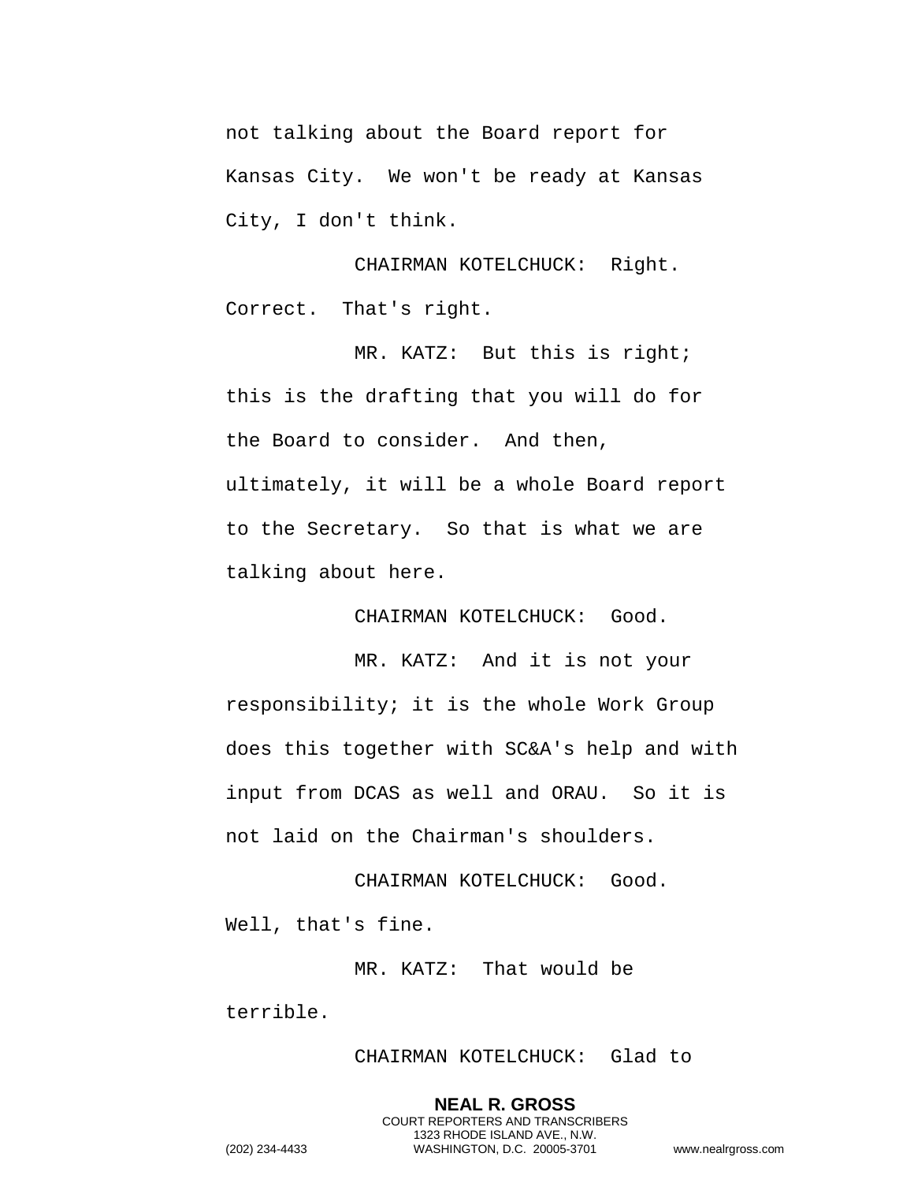not talking about the Board report for Kansas City. We won't be ready at Kansas City, I don't think.

CHAIRMAN KOTELCHUCK: Right. Correct. That's right.

MR. KATZ: But this is right; this is the drafting that you will do for the Board to consider. And then, ultimately, it will be a whole Board report to the Secretary. So that is what we are talking about here.

CHAIRMAN KOTELCHUCK: Good.

MR. KATZ: And it is not your responsibility; it is the whole Work Group does this together with SC&A's help and with input from DCAS as well and ORAU. So it is not laid on the Chairman's shoulders.

CHAIRMAN KOTELCHUCK: Good. Well, that's fine.

MR. KATZ: That would be terrible.

CHAIRMAN KOTELCHUCK: Glad to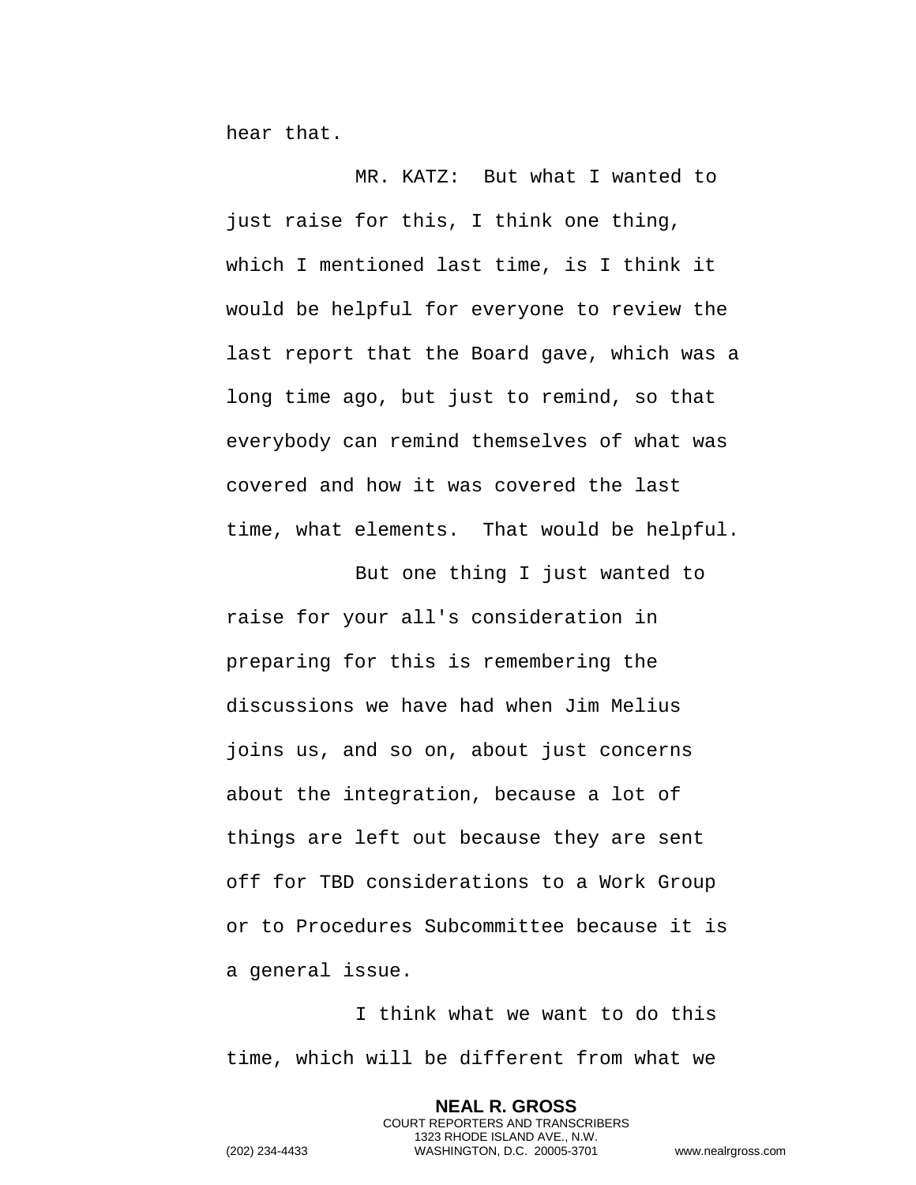hear that.

MR. KATZ: But what I wanted to just raise for this, I think one thing, which I mentioned last time, is I think it would be helpful for everyone to review the last report that the Board gave, which was a long time ago, but just to remind, so that everybody can remind themselves of what was covered and how it was covered the last time, what elements. That would be helpful.

But one thing I just wanted to raise for your all's consideration in preparing for this is remembering the discussions we have had when Jim Melius joins us, and so on, about just concerns about the integration, because a lot of things are left out because they are sent off for TBD considerations to a Work Group or to Procedures Subcommittee because it is a general issue.

I think what we want to do this time, which will be different from what we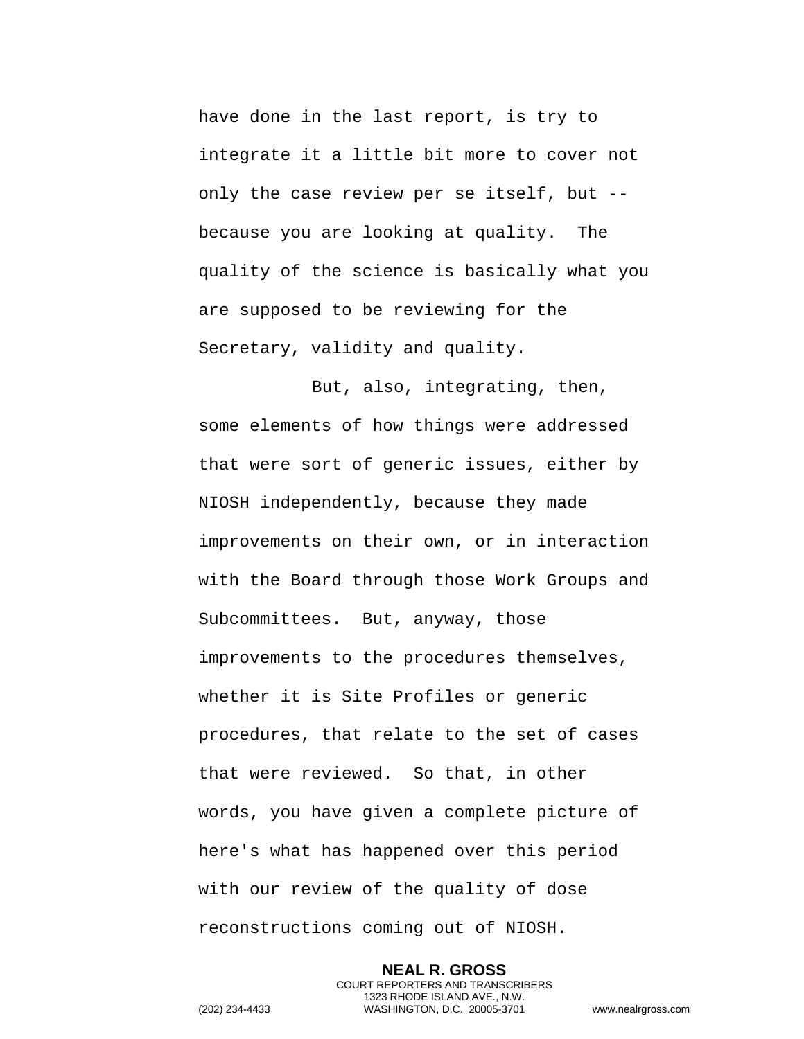have done in the last report, is try to integrate it a little bit more to cover not only the case review per se itself, but -- because you are looking at quality. The quality of the science is basically what you are supposed to be reviewing for the Secretary, validity and quality.

But, also, integrating, then, some elements of how things were addressed that were sort of generic issues, either by NIOSH independently, because they made improvements on their own, or in interaction with the Board through those Work Groups and Subcommittees. But, anyway, those improvements to the procedures themselves, whether it is Site Profiles or generic procedures, that relate to the set of cases that were reviewed. So that, in other words, you have given a complete picture of here's what has happened over this period with our review of the quality of dose reconstructions coming out of NIOSH.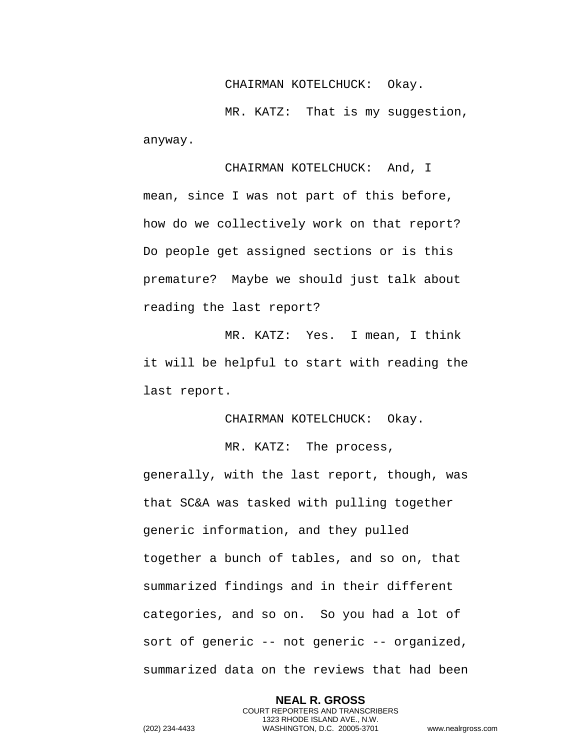CHAIRMAN KOTELCHUCK: Okay.

MR. KATZ: That is my suggestion, anyway.

CHAIRMAN KOTELCHUCK: And, I mean, since I was not part of this before, how do we collectively work on that report? Do people get assigned sections or is this premature? Maybe we should just talk about reading the last report?

MR. KATZ: Yes. I mean, I think it will be helpful to start with reading the last report.

CHAIRMAN KOTELCHUCK: Okay.

MR. KATZ: The process, generally, with the last report, though, was that SC&A was tasked with pulling together generic information, and they pulled together a bunch of tables, and so on, that summarized findings and in their different categories, and so on. So you had a lot of sort of generic -- not generic -- organized, summarized data on the reviews that had been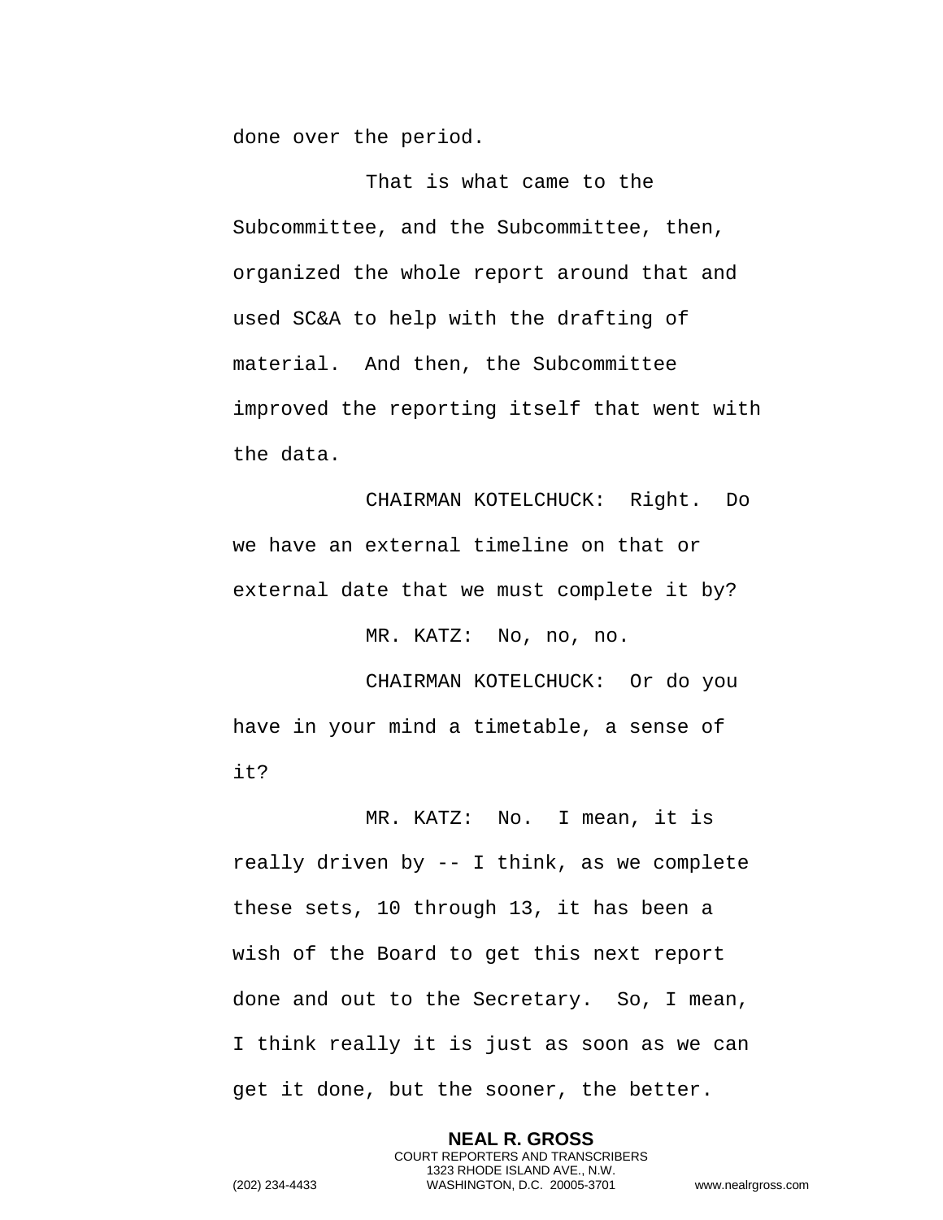done over the period.

That is what came to the Subcommittee, and the Subcommittee, then, organized the whole report around that and used SC&A to help with the drafting of material.  And then, the Subcommittee improved the reporting itself that went with the data.

CHAIRMAN KOTELCHUCK:  Right.  Do we have an external timeline on that or external date that we must complete it by?

MR. KATZ:  No, no, no.

CHAIRMAN KOTELCHUCK:  Or do you have in your mind a timetable, a sense of it?

MR. KATZ:  No.  I mean, it is really driven by -- I think, as we complete these sets, 10 through 13, it has been a wish of the Board to get this next report done and out to the Secretary.  So, I mean, I think really it is just as soon as we can get it done, but the sooner, the better.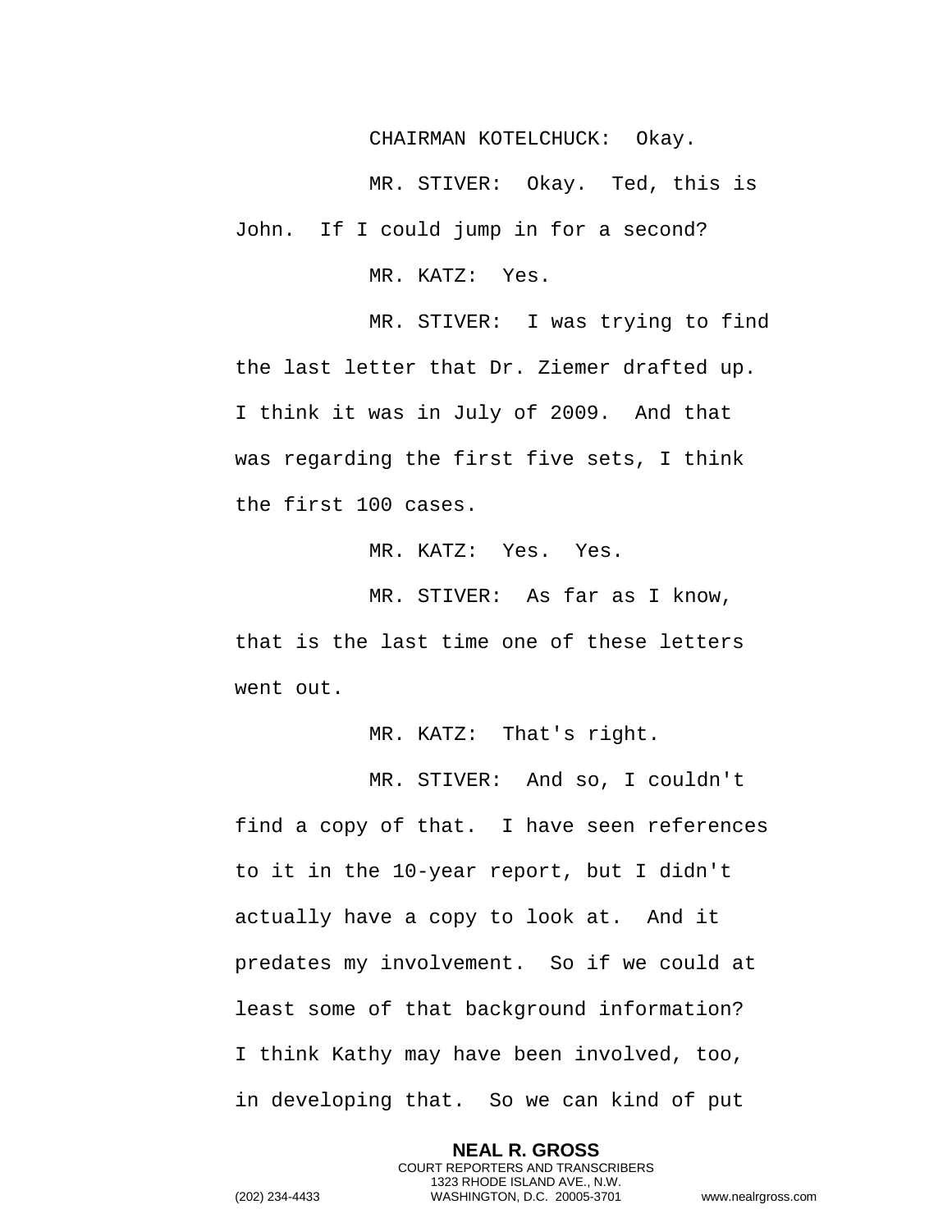CHAIRMAN KOTELCHUCK: Okay.

MR. STIVER: Okay. Ted, this is John. If I could jump in for a second?

MR. KATZ: Yes.

MR. STIVER: I was trying to find the last letter that Dr. Ziemer drafted up. I think it was in July of 2009. And that was regarding the first five sets, I think the first 100 cases.

MR. KATZ: Yes. Yes.

MR. STIVER: As far as I know, that is the last time one of these letters went out.

MR. KATZ: That's right.

MR. STIVER: And so, I couldn't find a copy of that. I have seen references to it in the 10-year report, but I didn't actually have a copy to look at. And it predates my involvement. So if we could at least some of that background information? I think Kathy may have been involved, too, in developing that. So we can kind of put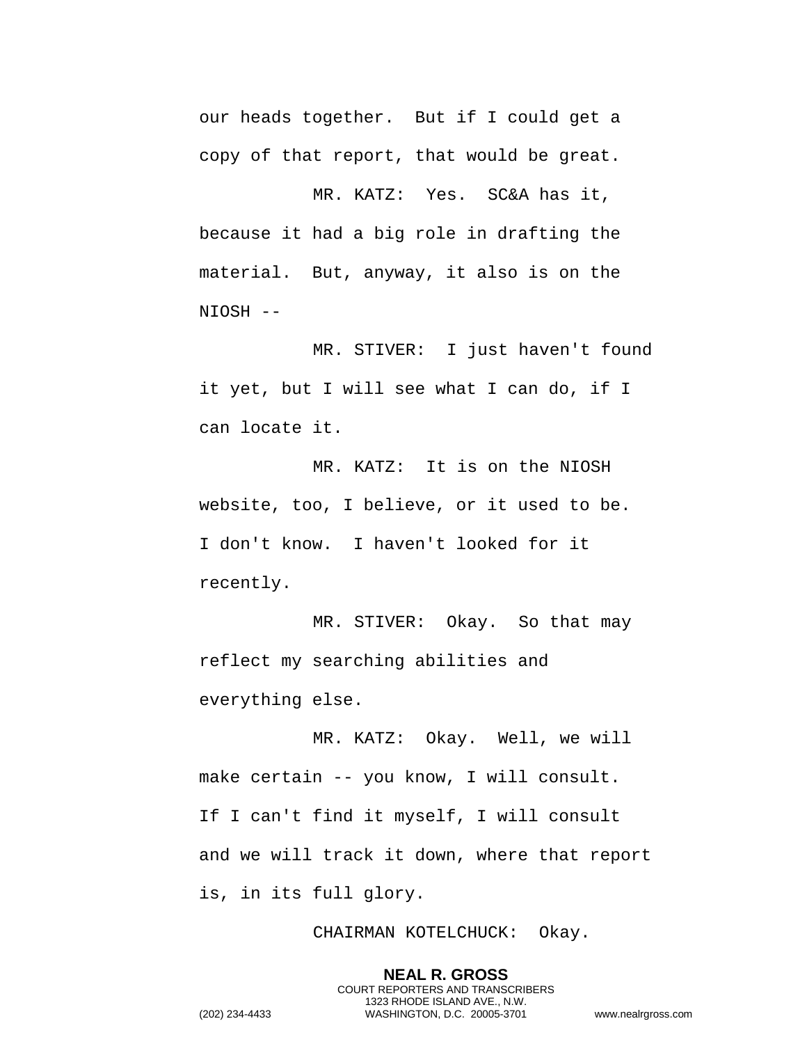our heads together. But if I could get a copy of that report, that would be great.

MR. KATZ: Yes. SC&A has it, because it had a big role in drafting the material. But, anyway, it also is on the NIOSH --

MR. STIVER: I just haven't found it yet, but I will see what I can do, if I can locate it.

MR. KATZ: It is on the NIOSH website, too, I believe, or it used to be. I don't know. I haven't looked for it recently.

MR. STIVER: Okay. So that may reflect my searching abilities and everything else.

MR. KATZ: Okay. Well, we will make certain -- you know, I will consult. If I can't find it myself, I will consult and we will track it down, where that report is, in its full glory.

CHAIRMAN KOTELCHUCK: Okay.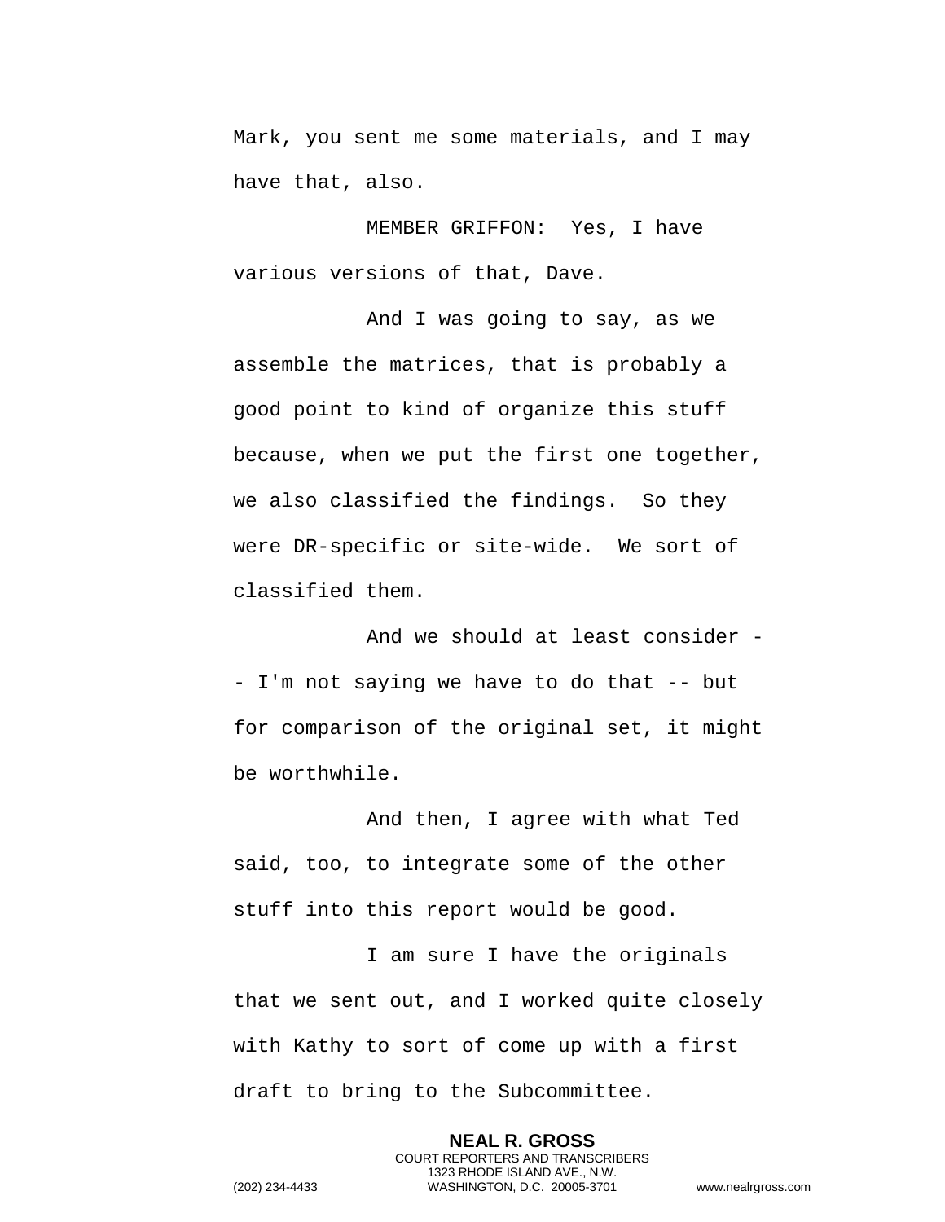Mark, you sent me some materials, and I may have that, also.

MEMBER GRIFFON: Yes, I have various versions of that, Dave.

And I was going to say, as we assemble the matrices, that is probably a good point to kind of organize this stuff because, when we put the first one together, we also classified the findings. So they were DR-specific or site-wide. We sort of classified them.

And we should at least consider -- I'm not saying we have to do that -- but for comparison of the original set, it might be worthwhile.

And then, I agree with what Ted said, too, to integrate some of the other stuff into this report would be good.

I am sure I have the originals that we sent out, and I worked quite closely with Kathy to sort of come up with a first draft to bring to the Subcommittee.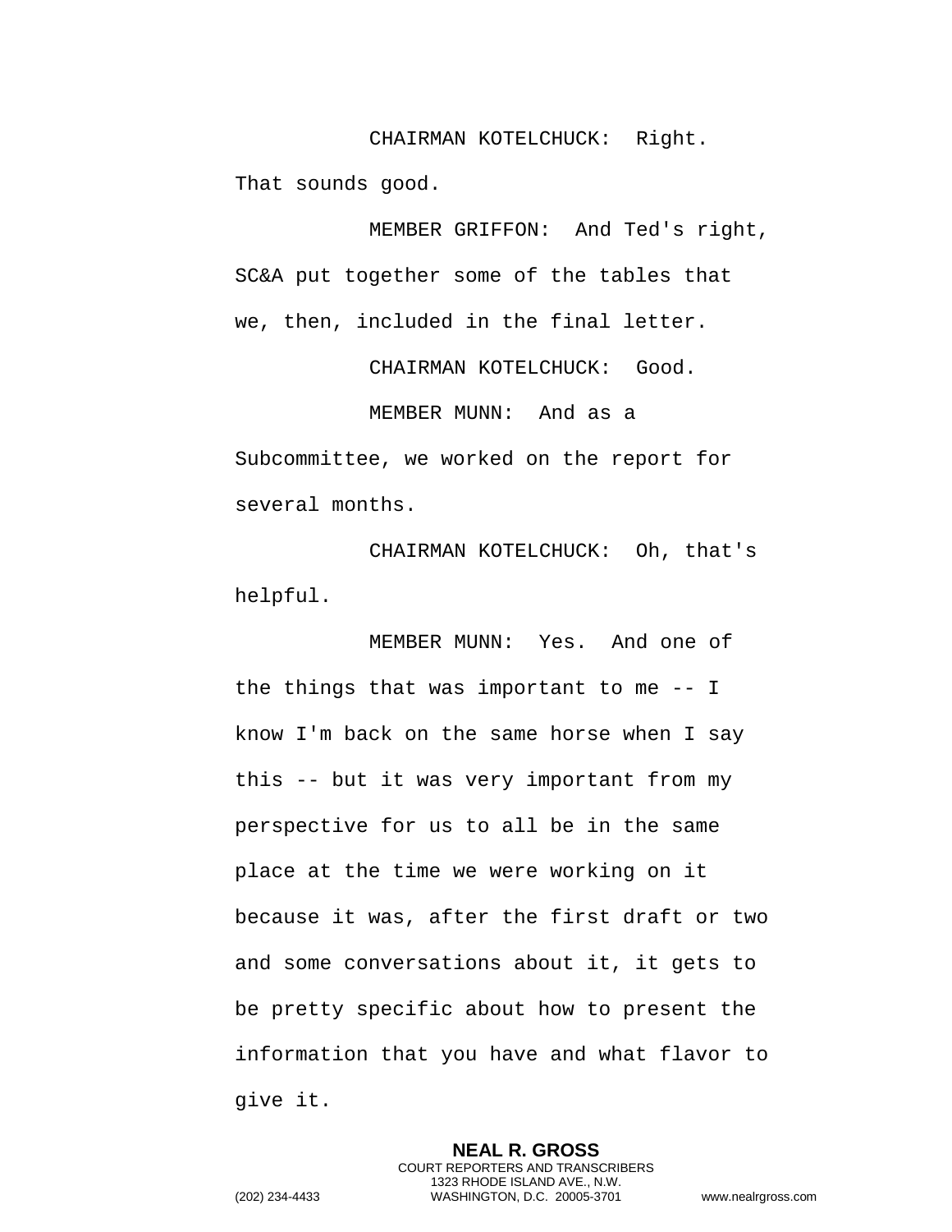CHAIRMAN KOTELCHUCK: Right. That sounds good.

MEMBER GRIFFON: And Ted's right, SC&A put together some of the tables that we, then, included in the final letter.

CHAIRMAN KOTELCHUCK: Good.

MEMBER MUNN: And as a Subcommittee, we worked on the report for several months.

CHAIRMAN KOTELCHUCK: Oh, that's helpful.

MEMBER MUNN: Yes. And one of the things that was important to me -- I know I'm back on the same horse when I say this -- but it was very important from my perspective for us to all be in the same place at the time we were working on it because it was, after the first draft or two and some conversations about it, it gets to be pretty specific about how to present the information that you have and what flavor to give it.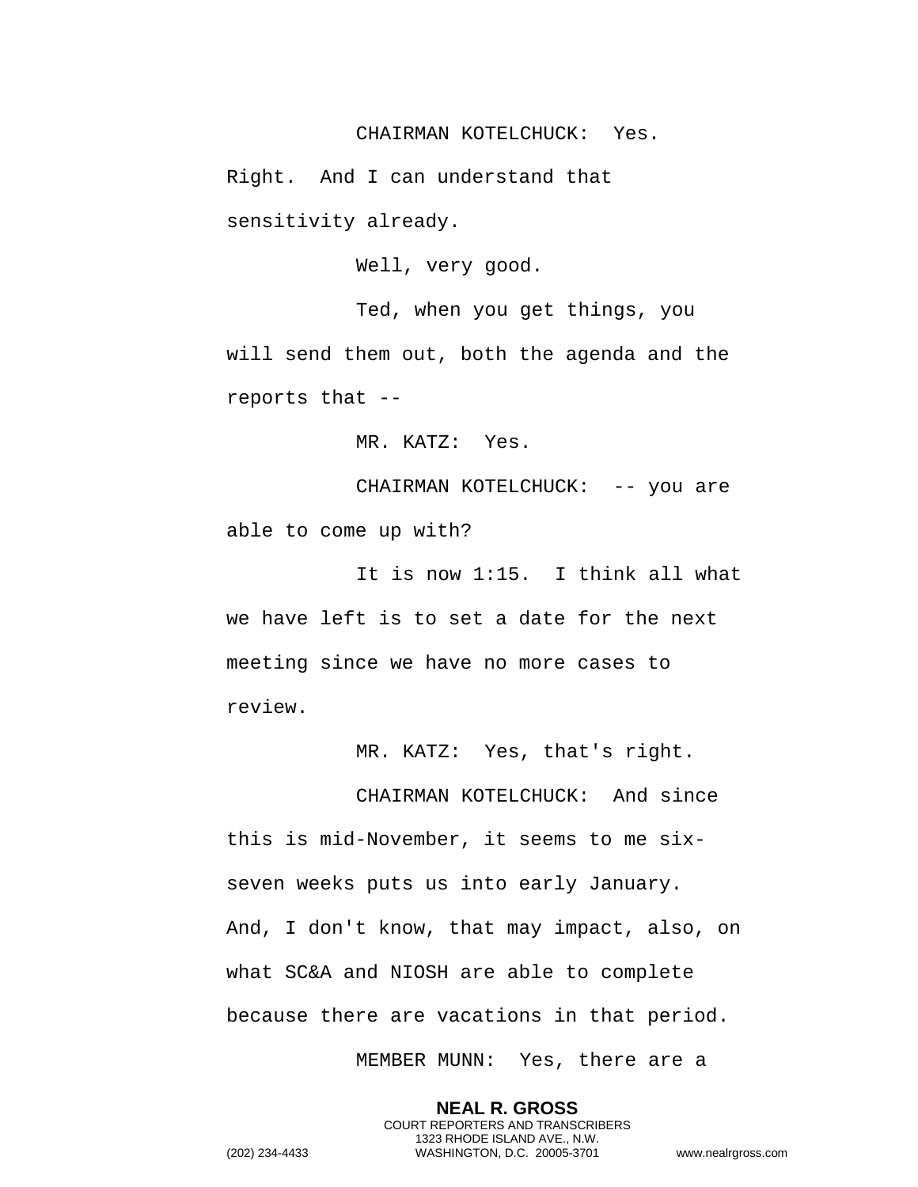CHAIRMAN KOTELCHUCK: Yes. Right. And I can understand that sensitivity already.

Well, very good.

Ted, when you get things, you will send them out, both the agenda and the reports that --

MR. KATZ: Yes.

CHAIRMAN KOTELCHUCK: -- you are able to come up with?

It is now 1:15. I think all what we have left is to set a date for the next meeting since we have no more cases to review.

MR. KATZ: Yes, that's right.

CHAIRMAN KOTELCHUCK: And since this is mid-November, it seems to me six-seven weeks puts us into early January. And, I don't know, that may impact, also, on what SC&A and NIOSH are able to complete because there are vacations in that period.

MEMBER MUNN: Yes, there are a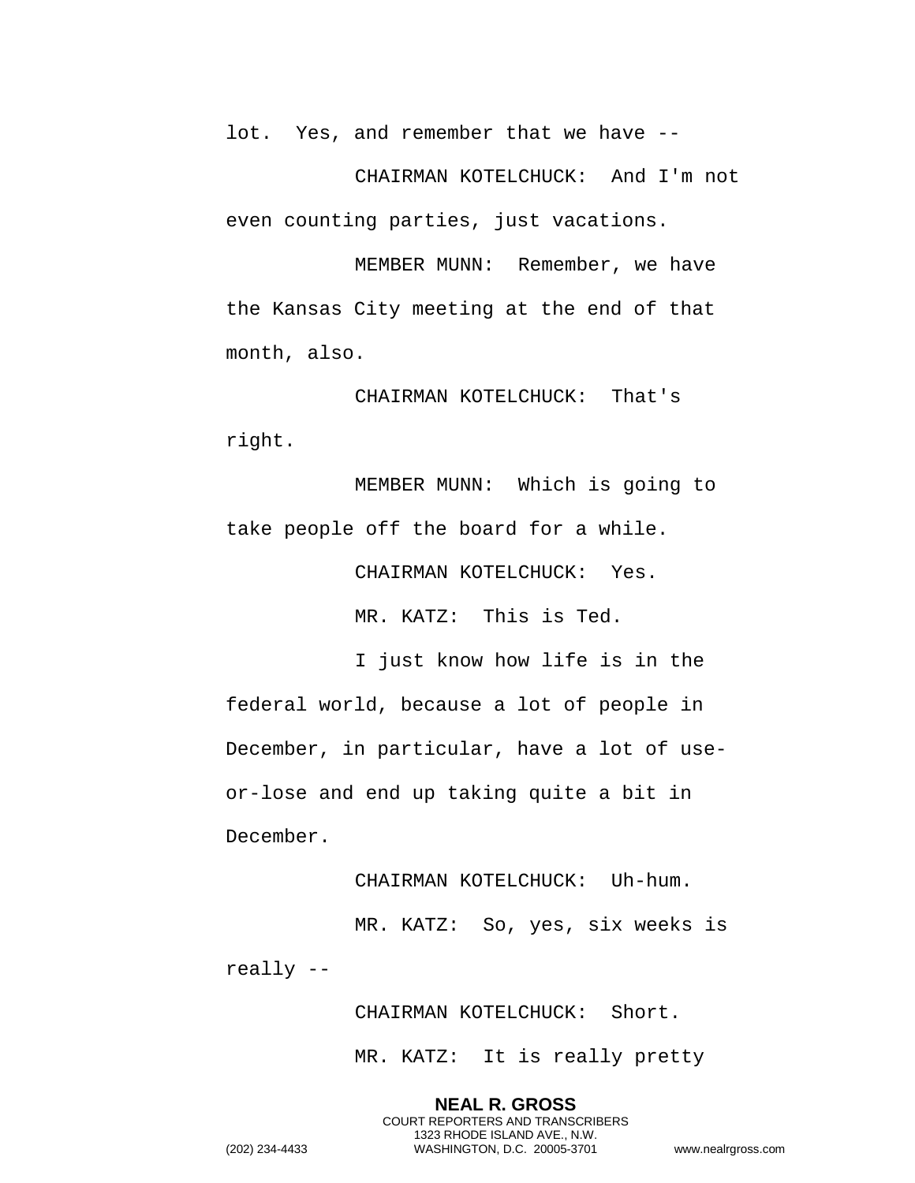lot. Yes, and remember that we have --

CHAIRMAN KOTELCHUCK: And I'm not even counting parties, just vacations.

MEMBER MUNN: Remember, we have the Kansas City meeting at the end of that month, also.

CHAIRMAN KOTELCHUCK: That's right.

MEMBER MUNN: Which is going to take people off the board for a while.

CHAIRMAN KOTELCHUCK: Yes.

MR. KATZ: This is Ted.

I just know how life is in the federal world, because a lot of people in December, in particular, have a lot of use-or-lose and end up taking quite a bit in December.

CHAIRMAN KOTELCHUCK: Uh-hum.

MR. KATZ: So, yes, six weeks is really --

CHAIRMAN KOTELCHUCK: Short.

MR. KATZ: It is really pretty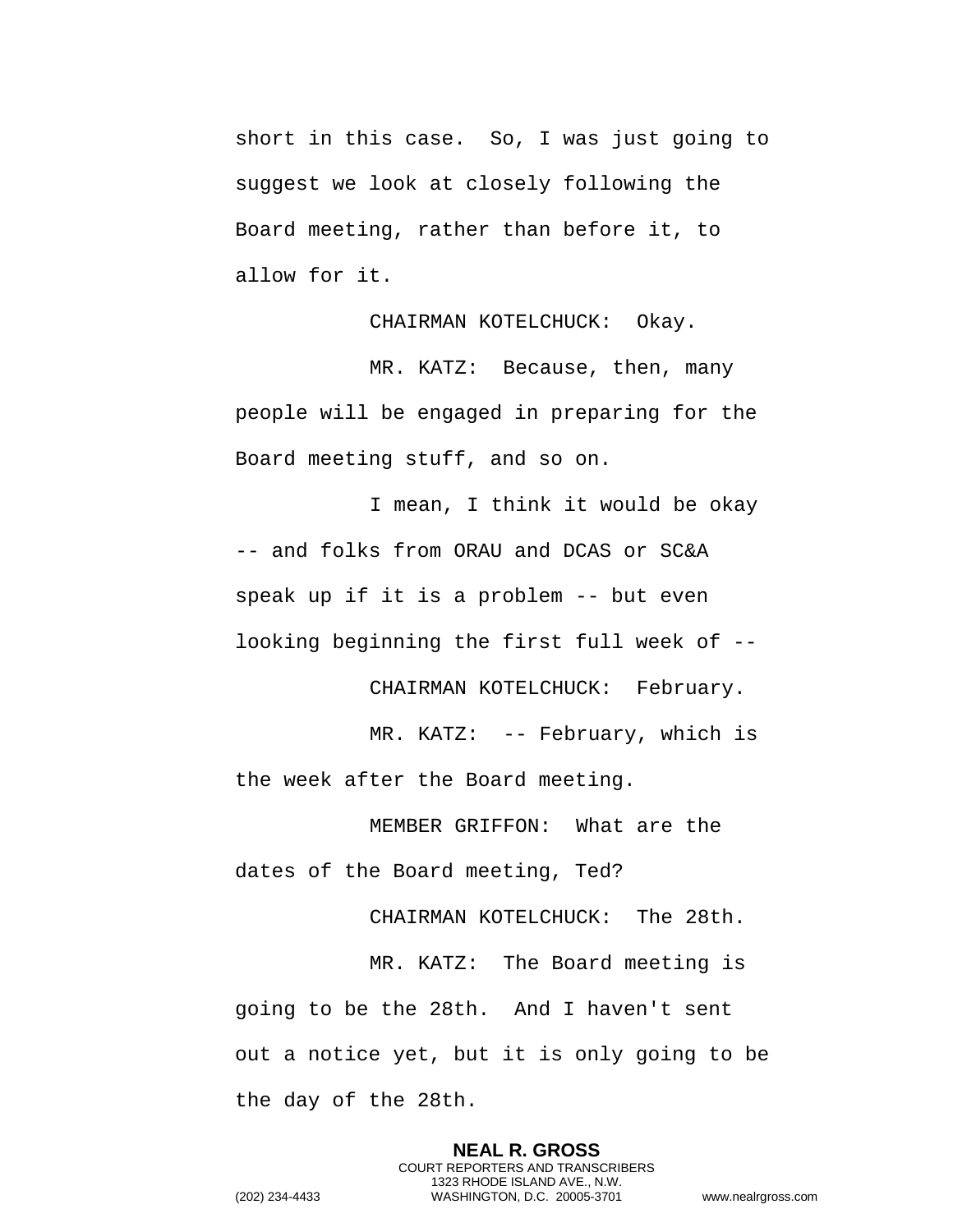short in this case. So, I was just going to suggest we look at closely following the Board meeting, rather than before it, to allow for it.

CHAIRMAN KOTELCHUCK: Okay.

MR. KATZ: Because, then, many people will be engaged in preparing for the Board meeting stuff, and so on.

I mean, I think it would be okay -- and folks from ORAU and DCAS or SC&A speak up if it is a problem -- but even looking beginning the first full week of --

CHAIRMAN KOTELCHUCK: February.

MR. KATZ: -- February, which is the week after the Board meeting.

MEMBER GRIFFON: What are the dates of the Board meeting, Ted?

CHAIRMAN KOTELCHUCK: The 28th.

MR. KATZ: The Board meeting is going to be the 28th. And I haven't sent out a notice yet, but it is only going to be the day of the 28th.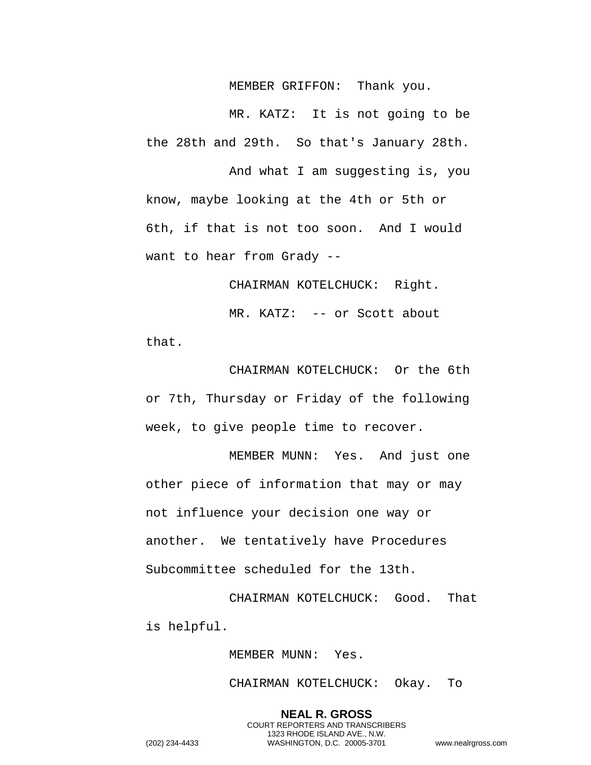MEMBER GRIFFON: Thank you.

MR. KATZ: It is not going to be the 28th and 29th. So that's January 28th.

And what I am suggesting is, you know, maybe looking at the 4th or 5th or 6th, if that is not too soon. And I would want to hear from Grady --

CHAIRMAN KOTELCHUCK: Right.

MR. KATZ: -- or Scott about that.

CHAIRMAN KOTELCHUCK: Or the 6th or 7th, Thursday or Friday of the following week, to give people time to recover.

MEMBER MUNN: Yes. And just one other piece of information that may or may not influence your decision one way or another. We tentatively have Procedures Subcommittee scheduled for the 13th.

CHAIRMAN KOTELCHUCK: Good. That is helpful.

MEMBER MUNN: Yes.

CHAIRMAN KOTELCHUCK: Okay. To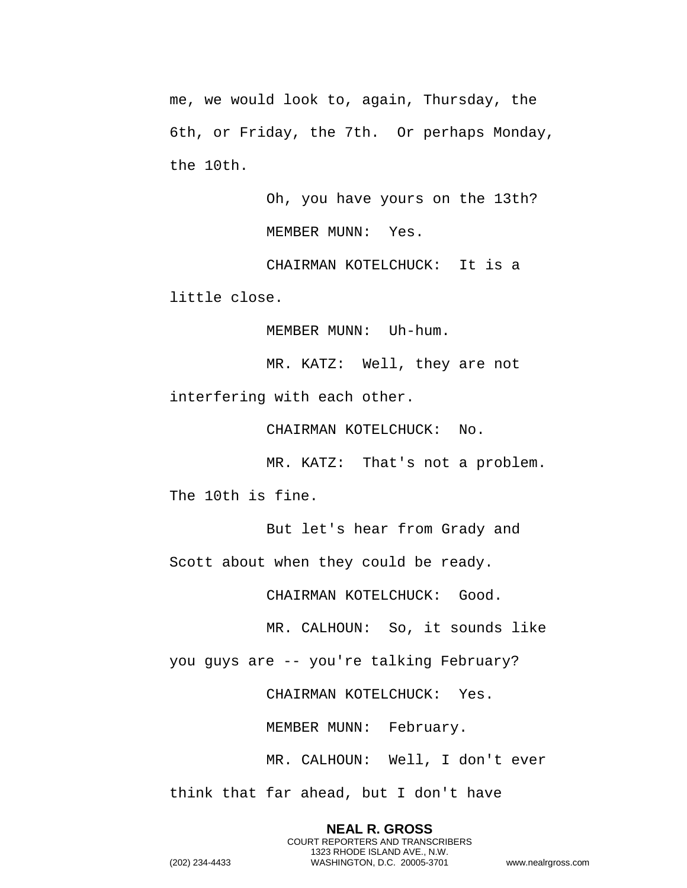me, we would look to, again, Thursday, the 6th, or Friday, the 7th.  Or perhaps Monday, the 10th.

Oh, you have yours on the 13th?

MEMBER MUNN:  Yes.

CHAIRMAN KOTELCHUCK:  It is a little close.

MEMBER MUNN:  Uh-hum.

MR. KATZ:  Well, they are not interfering with each other.

CHAIRMAN KOTELCHUCK:  No.

MR. KATZ:  That's not a problem. The 10th is fine.

But let's hear from Grady and Scott about when they could be ready.

CHAIRMAN KOTELCHUCK:  Good.

MR. CALHOUN:  So, it sounds like you guys are -- you're talking February?

CHAIRMAN KOTELCHUCK:  Yes.

MEMBER MUNN:  February.

MR. CALHOUN:  Well, I don't ever think that far ahead, but I don't have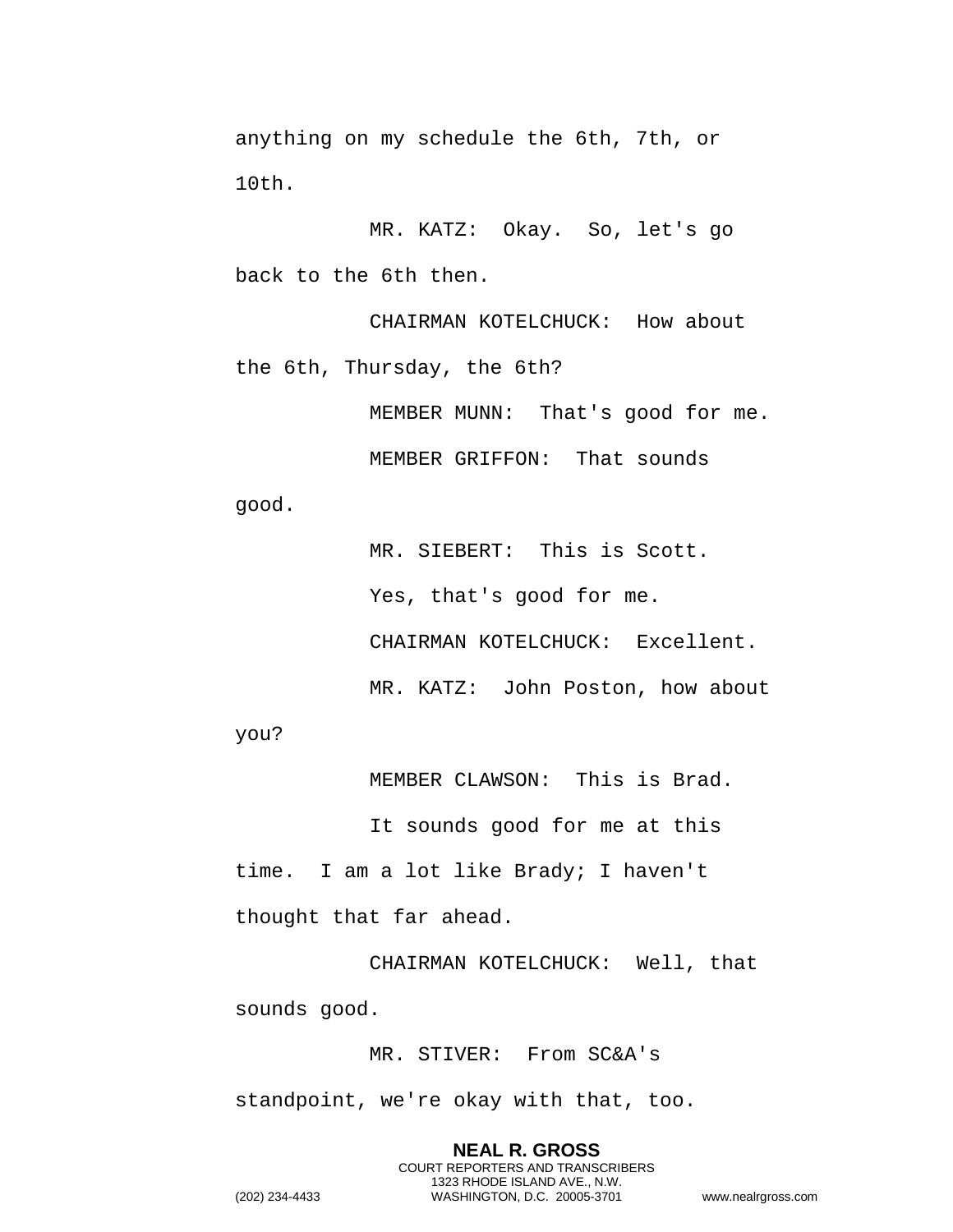anything on my schedule the 6th, 7th, or 10th.

MR. KATZ: Okay. So, let's go back to the 6th then.

CHAIRMAN KOTELCHUCK: How about the 6th, Thursday, the 6th?

MEMBER MUNN: That's good for me.

MEMBER GRIFFON: That sounds good.

MR. SIEBERT: This is Scott.

Yes, that's good for me.

CHAIRMAN KOTELCHUCK: Excellent.

MR. KATZ: John Poston, how about you?

MEMBER CLAWSON: This is Brad.

It sounds good for me at this time. I am a lot like Brady; I haven't thought that far ahead.

CHAIRMAN KOTELCHUCK: Well, that sounds good.

MR. STIVER: From SC&A's standpoint, we're okay with that, too.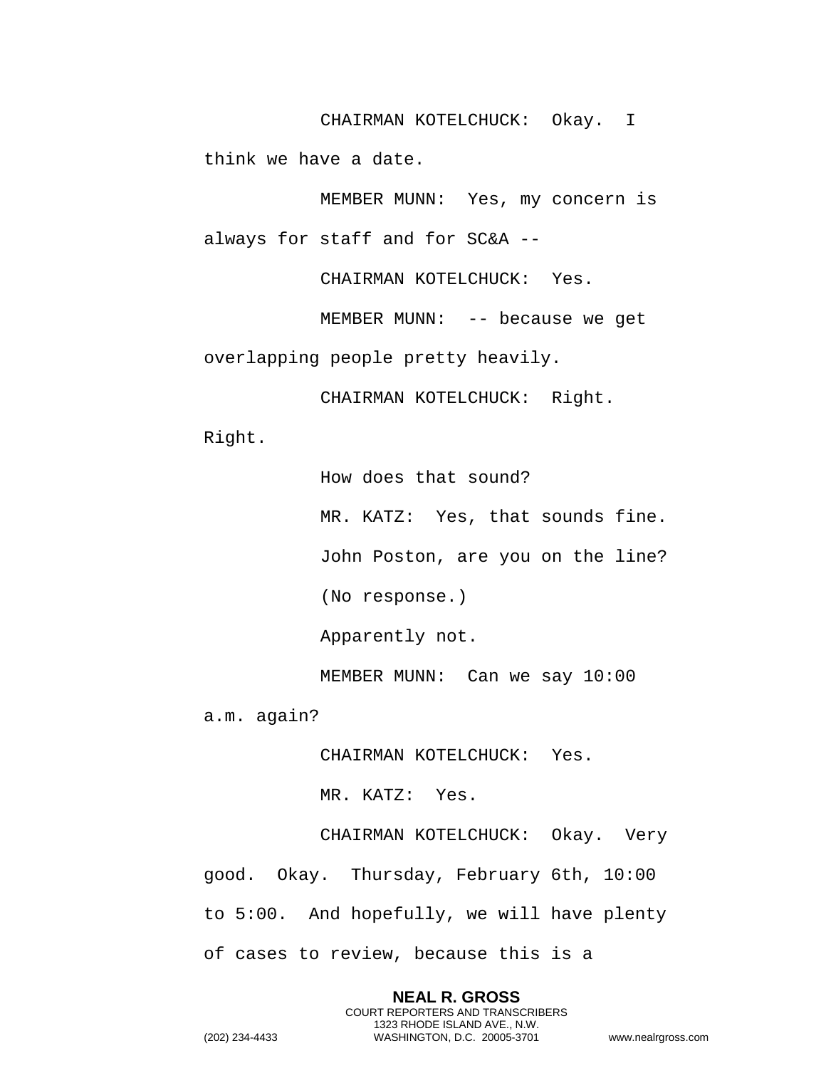CHAIRMAN KOTELCHUCK: Okay. I think we have a date.

MEMBER MUNN: Yes, my concern is always for staff and for SC&A --

CHAIRMAN KOTELCHUCK: Yes.

MEMBER MUNN: -- because we get overlapping people pretty heavily.

CHAIRMAN KOTELCHUCK: Right. Right.

How does that sound?

MR. KATZ: Yes, that sounds fine.

John Poston, are you on the line?

(No response.)

Apparently not.

MEMBER MUNN: Can we say 10:00 a.m. again?

CHAIRMAN KOTELCHUCK: Yes.

MR. KATZ: Yes.

CHAIRMAN KOTELCHUCK: Okay. Very good. Okay. Thursday, February 6th, 10:00 to 5:00. And hopefully, we will have plenty of cases to review, because this is a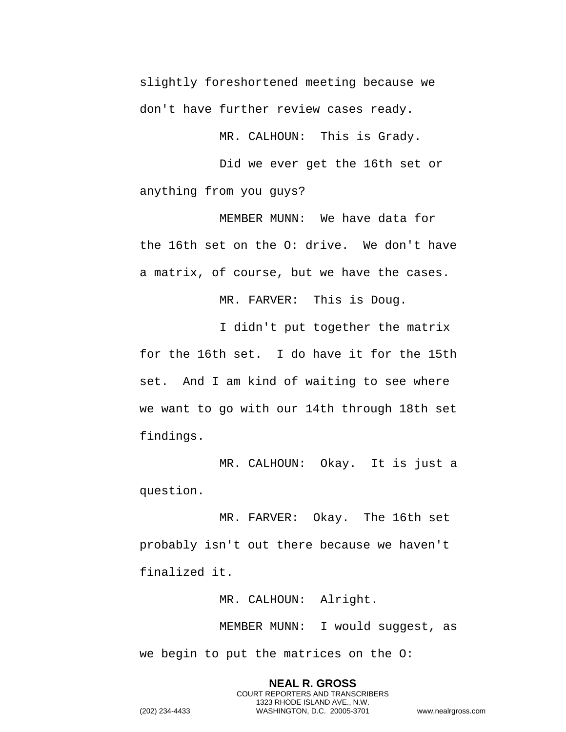slightly foreshortened meeting because we don't have further review cases ready.

MR. CALHOUN: This is Grady.

Did we ever get the 16th set or anything from you guys?

MEMBER MUNN: We have data for the 16th set on the O: drive. We don't have a matrix, of course, but we have the cases.

MR. FARVER: This is Doug.

I didn't put together the matrix for the 16th set. I do have it for the 15th set. And I am kind of waiting to see where we want to go with our 14th through 18th set findings.

MR. CALHOUN: Okay. It is just a question.

MR. FARVER: Okay. The 16th set probably isn't out there because we haven't finalized it.

MR. CALHOUN: Alright.

MEMBER MUNN: I would suggest, as we begin to put the matrices on the O: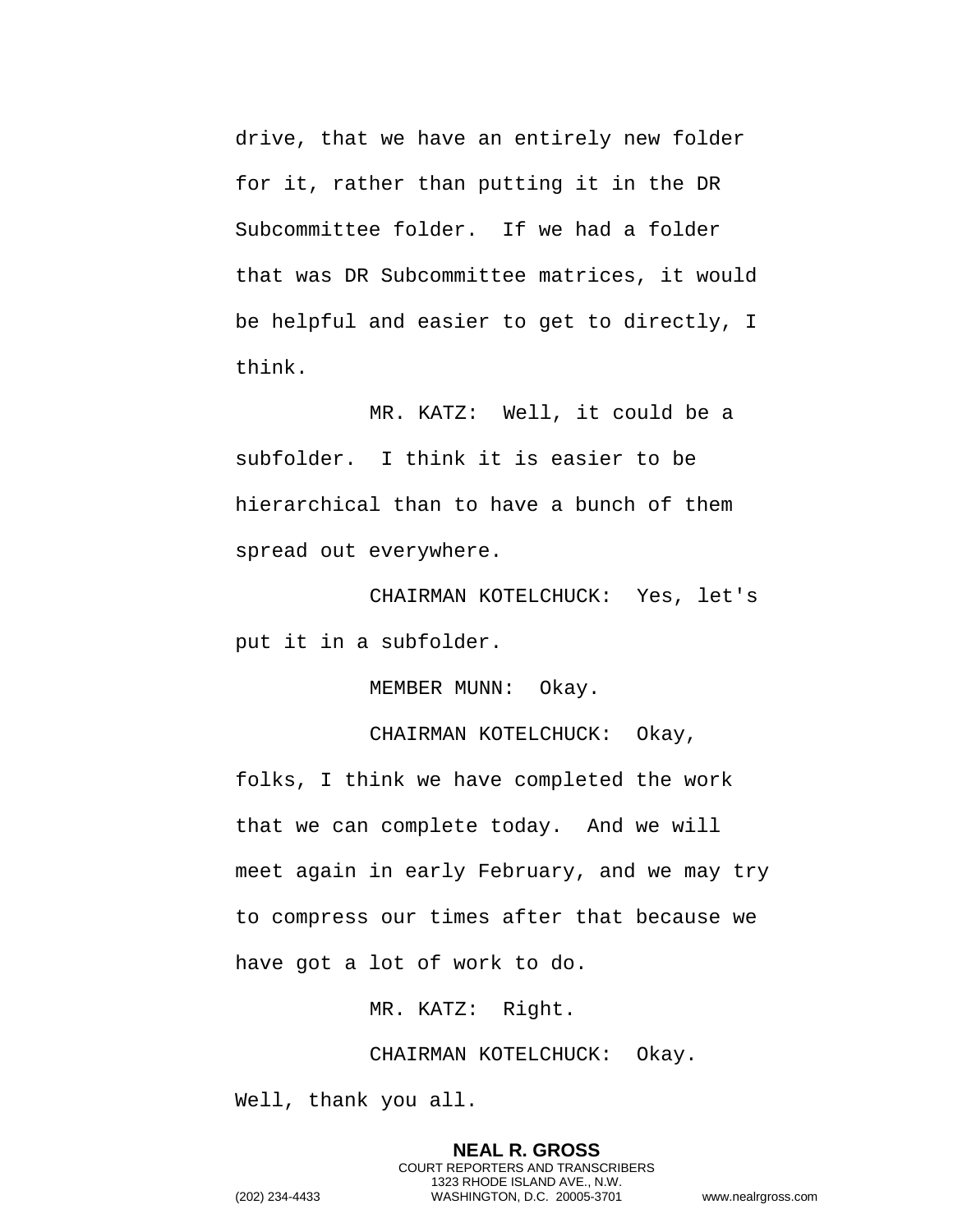drive, that we have an entirely new folder for it, rather than putting it in the DR Subcommittee folder.  If we had a folder that was DR Subcommittee matrices, it would be helpful and easier to get to directly, I think.

MR. KATZ:  Well, it could be a subfolder.  I think it is easier to be hierarchical than to have a bunch of them spread out everywhere.

CHAIRMAN KOTELCHUCK:  Yes, let's put it in a subfolder.

MEMBER MUNN:  Okay.

CHAIRMAN KOTELCHUCK:  Okay, folks, I think we have completed the work that we can complete today.  And we will meet again in early February, and we may try to compress our times after that because we have got a lot of work to do.

MR. KATZ:  Right.

CHAIRMAN KOTELCHUCK:  Okay. Well, thank you all.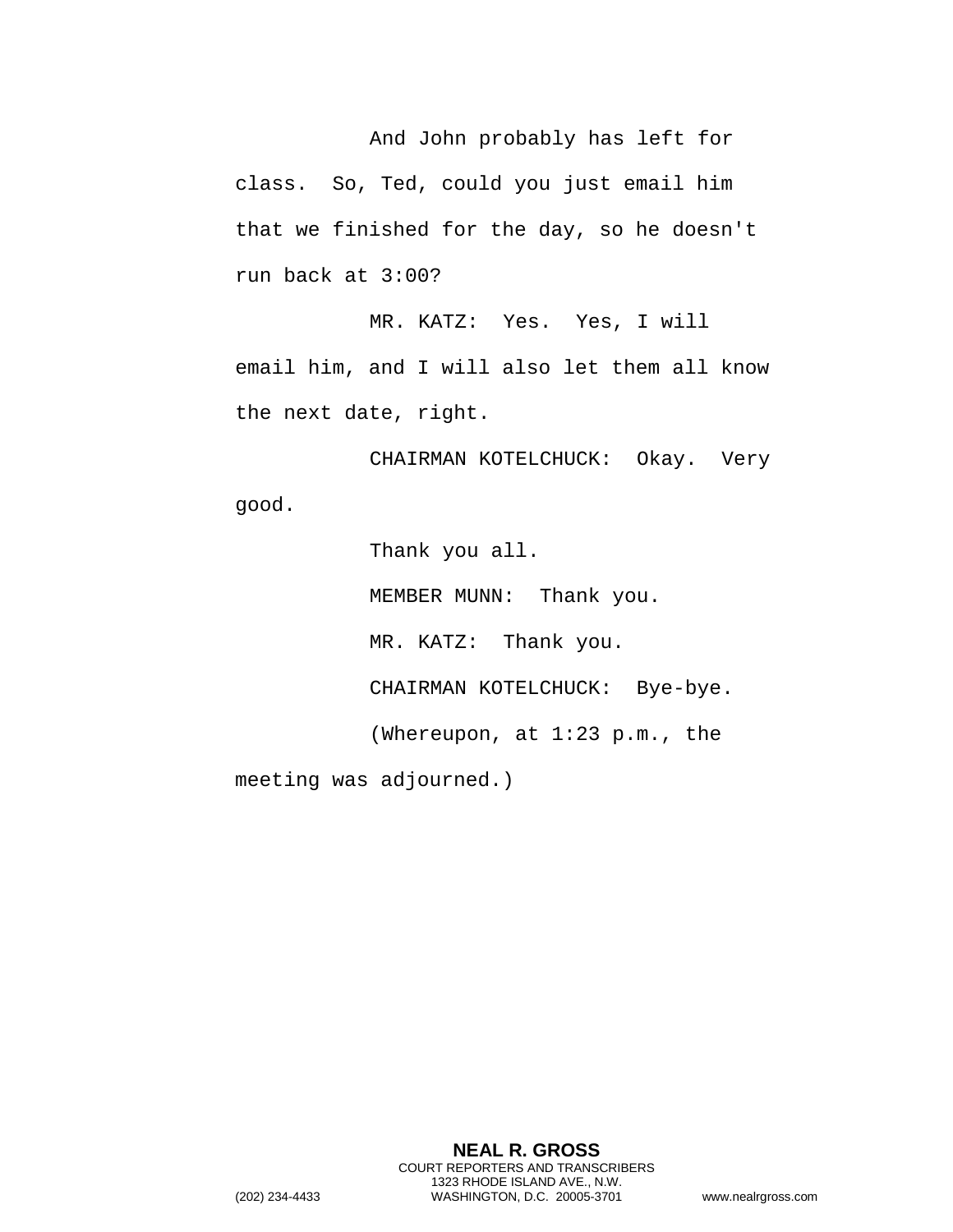And John probably has left for class. So, Ted, could you just email him that we finished for the day, so he doesn't run back at 3:00?

MR. KATZ: Yes. Yes, I will email him, and I will also let them all know the next date, right.

CHAIRMAN KOTELCHUCK: Okay. Very good.

Thank you all.

MEMBER MUNN: Thank you.

MR. KATZ: Thank you.

CHAIRMAN KOTELCHUCK: Bye-bye.

(Whereupon, at 1:23 p.m., the meeting was adjourned.)